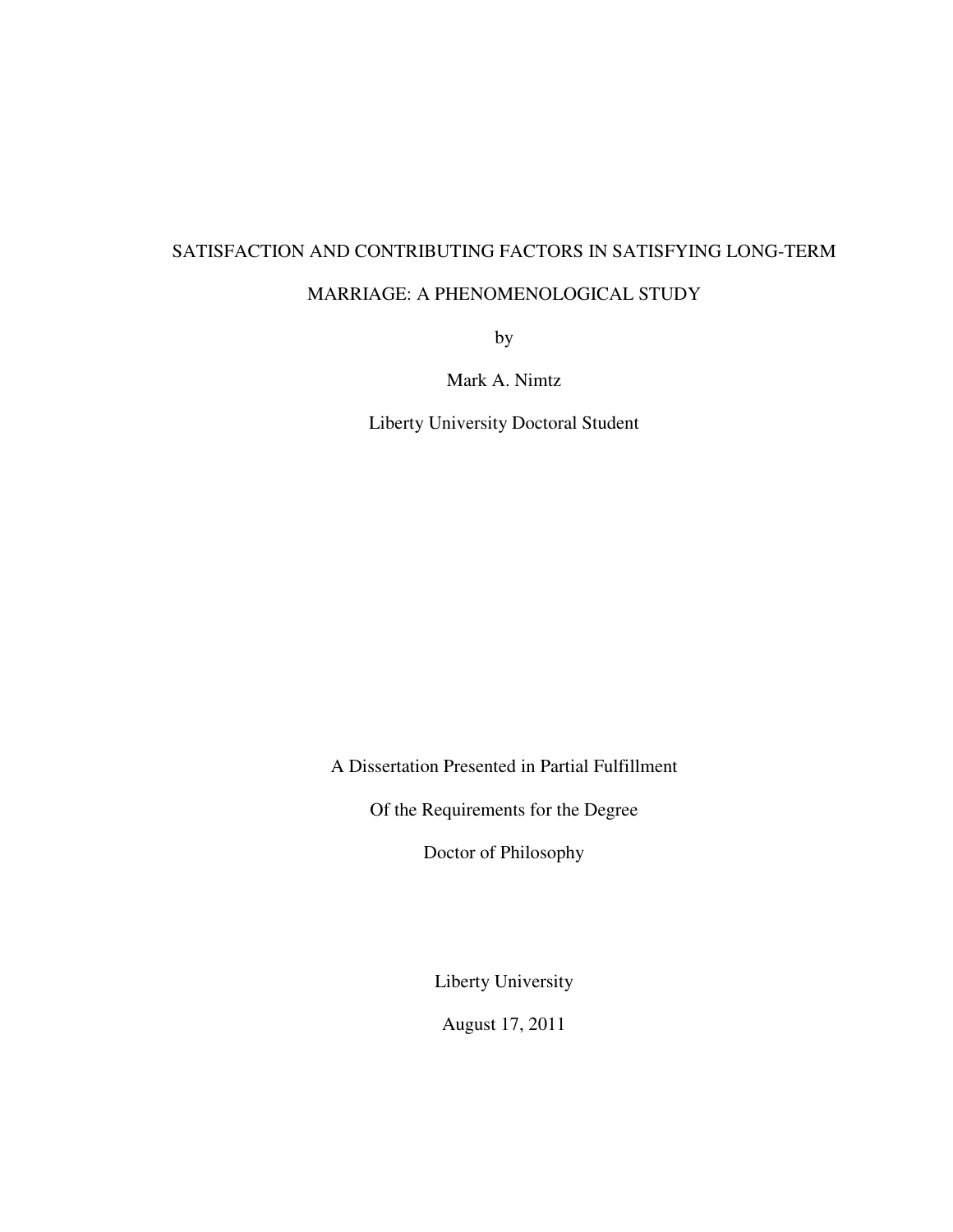# SATISFACTION AND CONTRIBUTING FACTORS IN SATISFYING LONG-TERM MARRIAGE: A PHENOMENOLOGICAL STUDY

by

Mark A. Nimtz

Liberty University Doctoral Student

A Dissertation Presented in Partial Fulfillment

Of the Requirements for the Degree

Doctor of Philosophy

Liberty University

August 17, 2011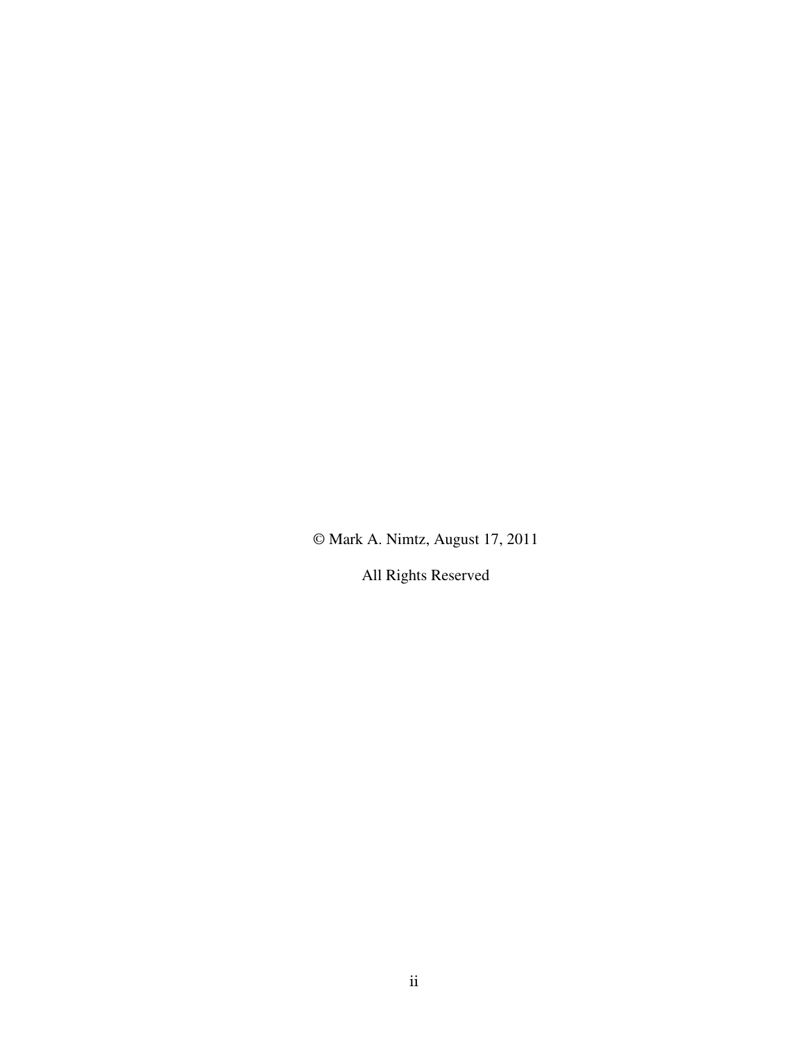© Mark A. Nimtz, August 17, 2011

All Rights Reserved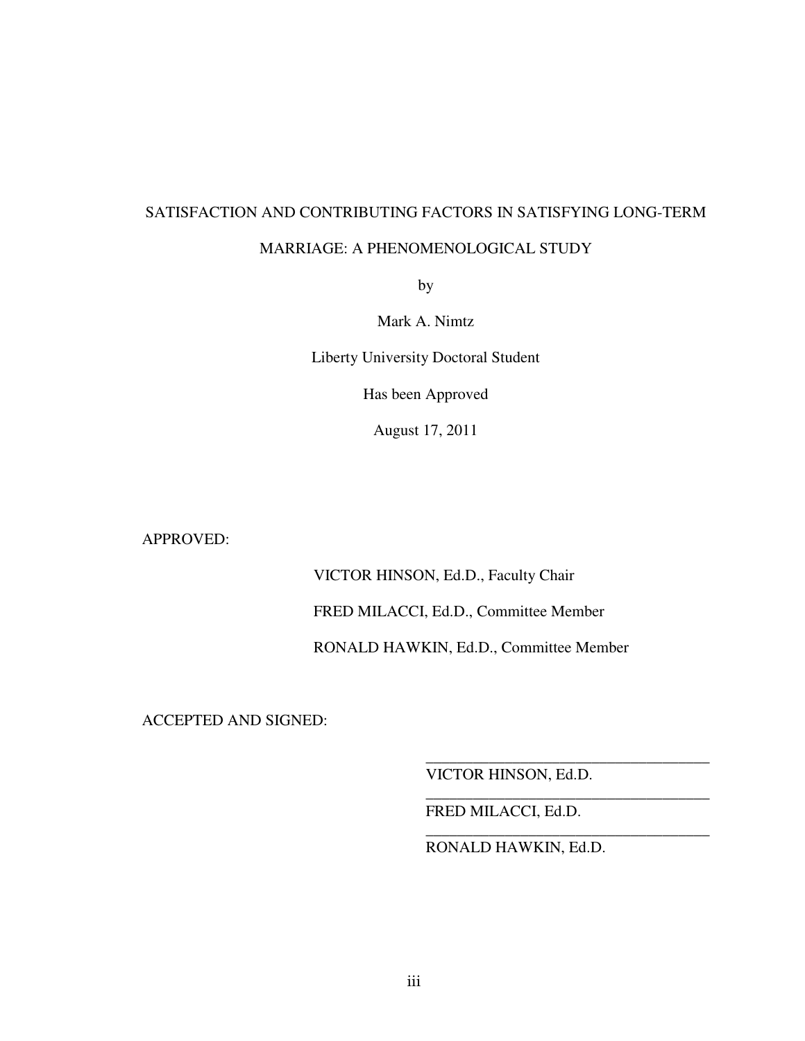SATISFACTION AND CONTRIBUTING FACTORS IN SATISFYING LONG-TERM MARRIAGE: A PHENOMENOLOGICAL STUDY

by

Mark A. Nimtz

Liberty University Doctoral Student

Has been Approved

August 17, 2011

APPROVED:

VICTOR HINSON, Ed.D., Faculty Chair

FRED MILACCI, Ed.D., Committee Member

RONALD HAWKIN, Ed.D., Committee Member

ACCEPTED AND SIGNED:

_____________________________________
VICTOR HINSON, Ed.D.

_____________________________________
FRED MILACCI, Ed.D.

_____________________________________
RONALD HAWKIN, Ed.D.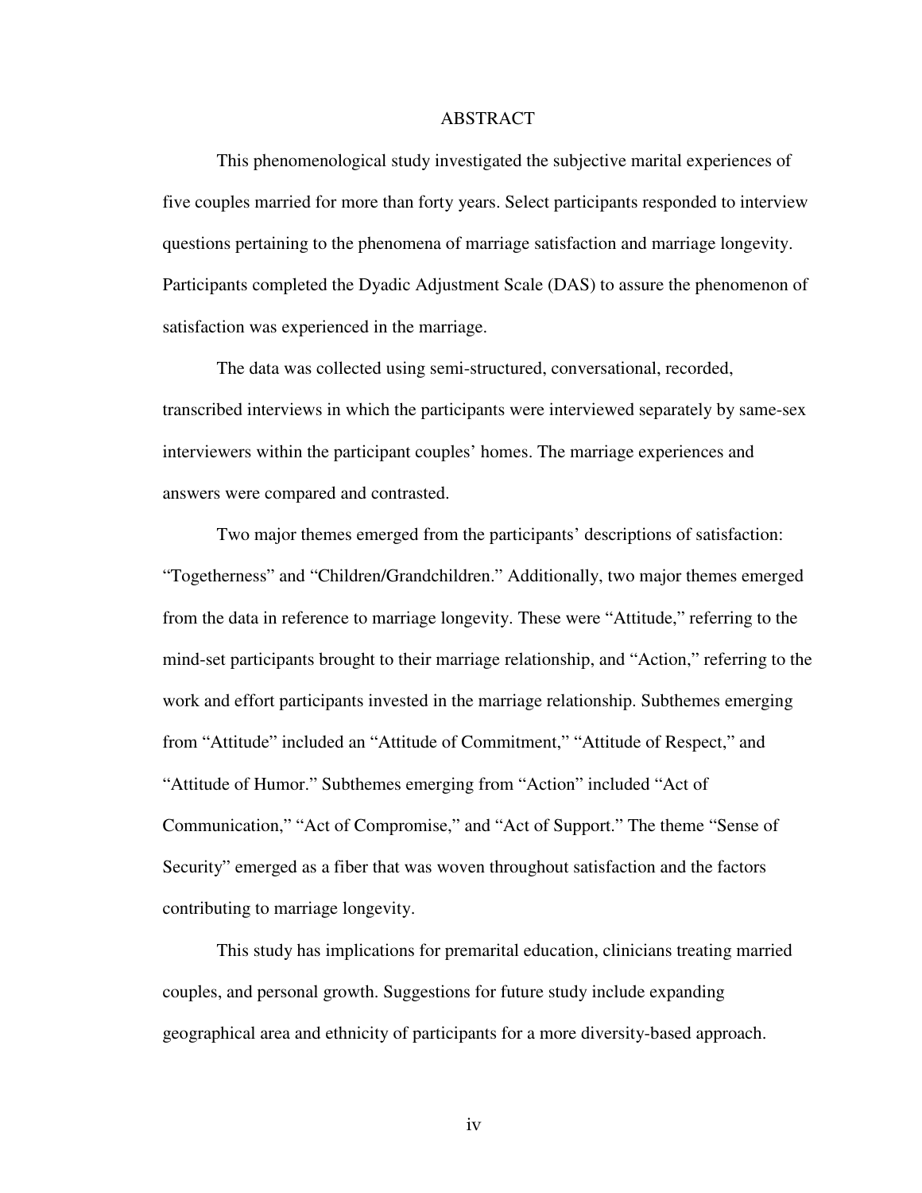# ABSTRACT

This phenomenological study investigated the subjective marital experiences of five couples married for more than forty years. Select participants responded to interview questions pertaining to the phenomena of marriage satisfaction and marriage longevity. Participants completed the Dyadic Adjustment Scale (DAS) to assure the phenomenon of satisfaction was experienced in the marriage.

The data was collected using semi-structured, conversational, recorded, transcribed interviews in which the participants were interviewed separately by same-sex interviewers within the participant couples' homes. The marriage experiences and answers were compared and contrasted.

Two major themes emerged from the participants' descriptions of satisfaction: "Togetherness" and "Children/Grandchildren." Additionally, two major themes emerged from the data in reference to marriage longevity. These were "Attitude," referring to the mind-set participants brought to their marriage relationship, and "Action," referring to the work and effort participants invested in the marriage relationship. Subthemes emerging from "Attitude" included an "Attitude of Commitment," "Attitude of Respect," and "Attitude of Humor." Subthemes emerging from "Action" included "Act of Communication," "Act of Compromise," and "Act of Support." The theme "Sense of Security" emerged as a fiber that was woven throughout satisfaction and the factors contributing to marriage longevity.

This study has implications for premarital education, clinicians treating married couples, and personal growth. Suggestions for future study include expanding geographical area and ethnicity of participants for a more diversity-based approach.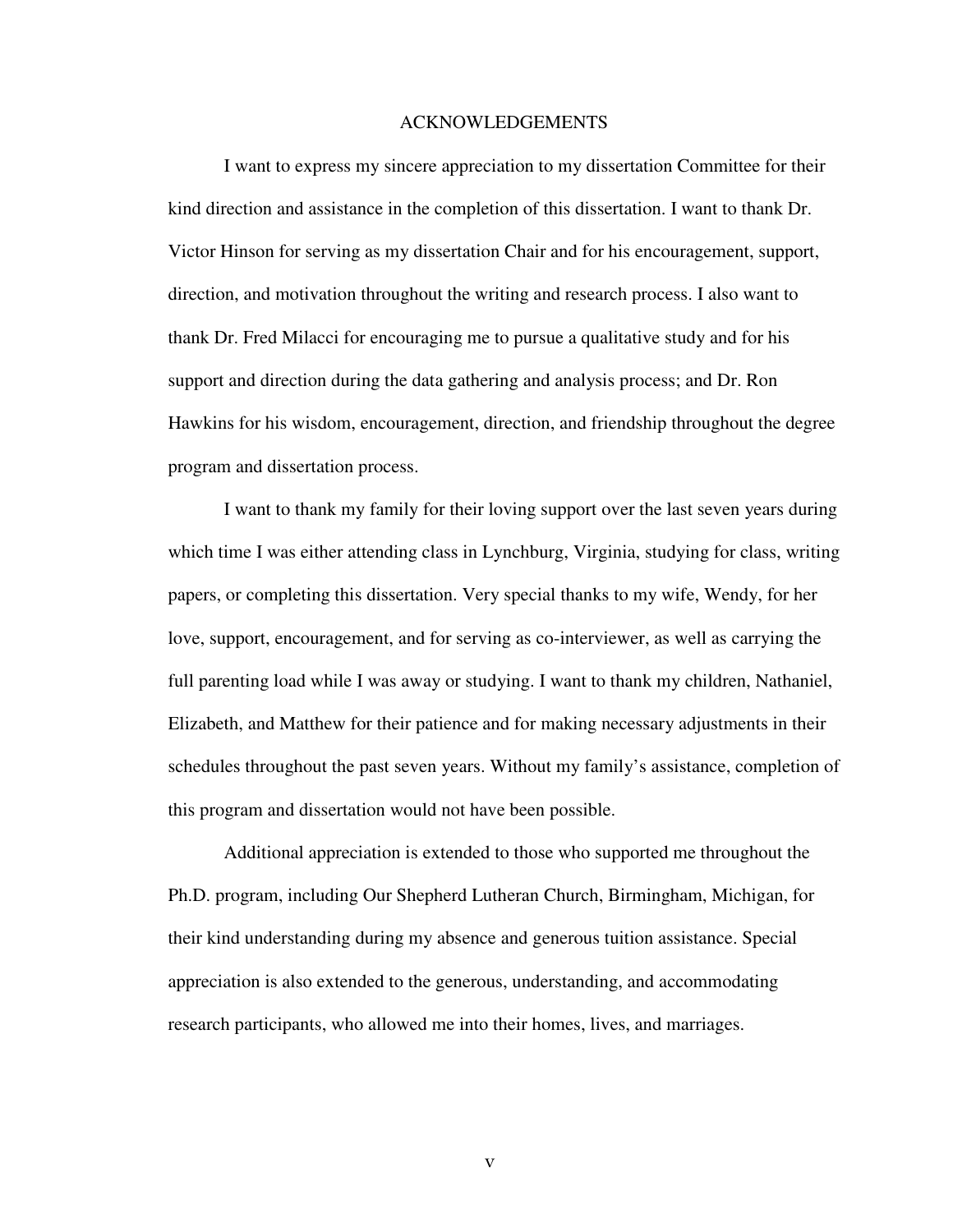# ACKNOWLEDGEMENTS

I want to express my sincere appreciation to my dissertation Committee for their kind direction and assistance in the completion of this dissertation. I want to thank Dr. Victor Hinson for serving as my dissertation Chair and for his encouragement, support, direction, and motivation throughout the writing and research process. I also want to thank Dr. Fred Milacci for encouraging me to pursue a qualitative study and for his support and direction during the data gathering and analysis process; and Dr. Ron Hawkins for his wisdom, encouragement, direction, and friendship throughout the degree program and dissertation process.

I want to thank my family for their loving support over the last seven years during which time I was either attending class in Lynchburg, Virginia, studying for class, writing papers, or completing this dissertation. Very special thanks to my wife, Wendy, for her love, support, encouragement, and for serving as co-interviewer, as well as carrying the full parenting load while I was away or studying. I want to thank my children, Nathaniel, Elizabeth, and Matthew for their patience and for making necessary adjustments in their schedules throughout the past seven years. Without my family's assistance, completion of this program and dissertation would not have been possible.

Additional appreciation is extended to those who supported me throughout the Ph.D. program, including Our Shepherd Lutheran Church, Birmingham, Michigan, for their kind understanding during my absence and generous tuition assistance. Special appreciation is also extended to the generous, understanding, and accommodating research participants, who allowed me into their homes, lives, and marriages.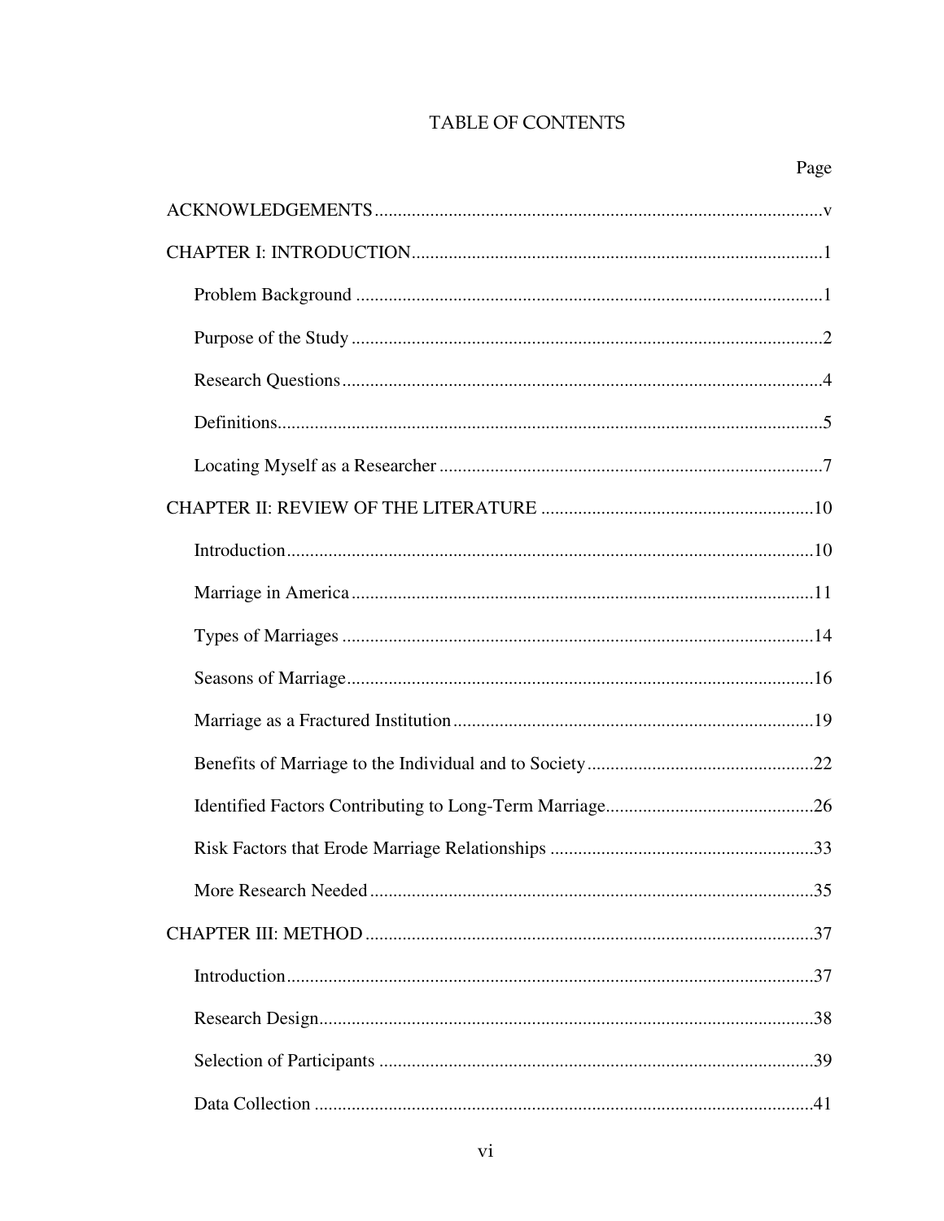# TABLE OF CONTENTS

| | Page |
|---|---|
| ACKNOWLEDGEMENTS | v |
| CHAPTER I: INTRODUCTION | 1 |
| Problem Background | 1 |
| Purpose of the Study | 2 |
| Research Questions | 4 |
| Definitions | 5 |
| Locating Myself as a Researcher | 7 |
| CHAPTER II: REVIEW OF THE LITERATURE | 10 |
| Introduction | 10 |
| Marriage in America | 11 |
| Types of Marriages | 14 |
| Seasons of Marriage | 16 |
| Marriage as a Fractured Institution | 19 |
| Benefits of Marriage to the Individual and to Society | 22 |
| Identified Factors Contributing to Long-Term Marriage | 26 |
| Risk Factors that Erode Marriage Relationships | 33 |
| More Research Needed | 35 |
| CHAPTER III: METHOD | 37 |
| Introduction | 37 |
| Research Design | 38 |
| Selection of Participants | 39 |
| Data Collection | 41 |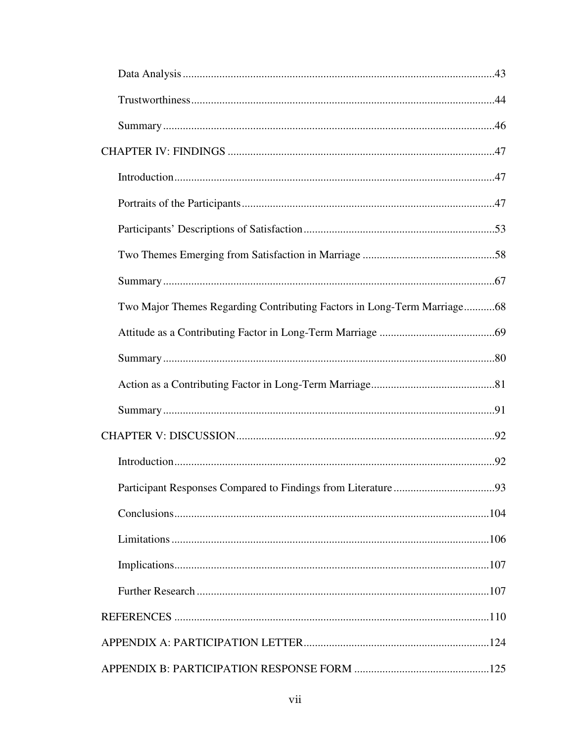Data Analysis .....43

Trustworthiness .....44

Summary .....46

CHAPTER IV: FINDINGS .....47

Introduction .....47

Portraits of the Participants .....47

Participants' Descriptions of Satisfaction .....53

Two Themes Emerging from Satisfaction in Marriage .....58

Summary .....67

Two Major Themes Regarding Contributing Factors in Long-Term Marriage .....68

Attitude as a Contributing Factor in Long-Term Marriage .....69

Summary .....80

Action as a Contributing Factor in Long-Term Marriage .....81

Summary .....91

CHAPTER V: DISCUSSION .....92

Introduction .....92

Participant Responses Compared to Findings from Literature .....93

Conclusions .....104

Limitations .....106

Implications .....107

Further Research .....107

REFERENCES .....110

APPENDIX A: PARTICIPATION LETTER .....124

APPENDIX B: PARTICIPATION RESPONSE FORM .....125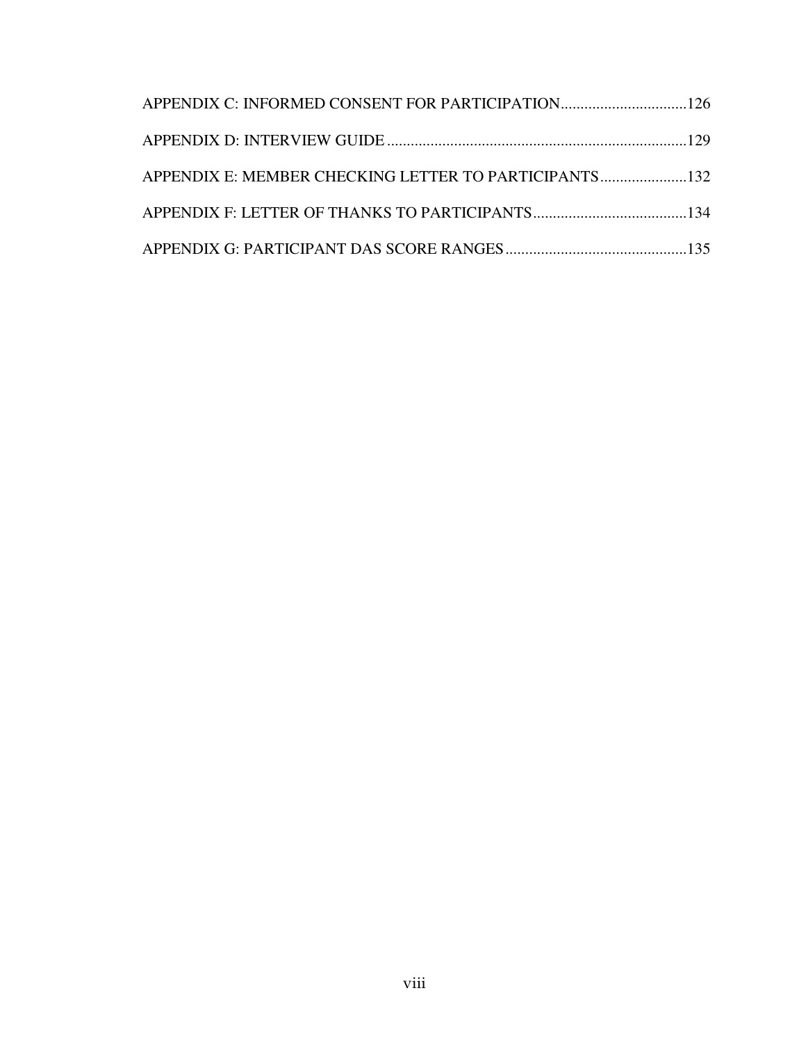APPENDIX C: INFORMED CONSENT FOR PARTICIPATION................................126

APPENDIX D: INTERVIEW GUIDE...........................................................................129

APPENDIX E: MEMBER CHECKING LETTER TO PARTICIPANTS......................132

APPENDIX F: LETTER OF THANKS TO PARTICIPANTS.......................................134

APPENDIX G: PARTICIPANT DAS SCORE RANGES..............................................135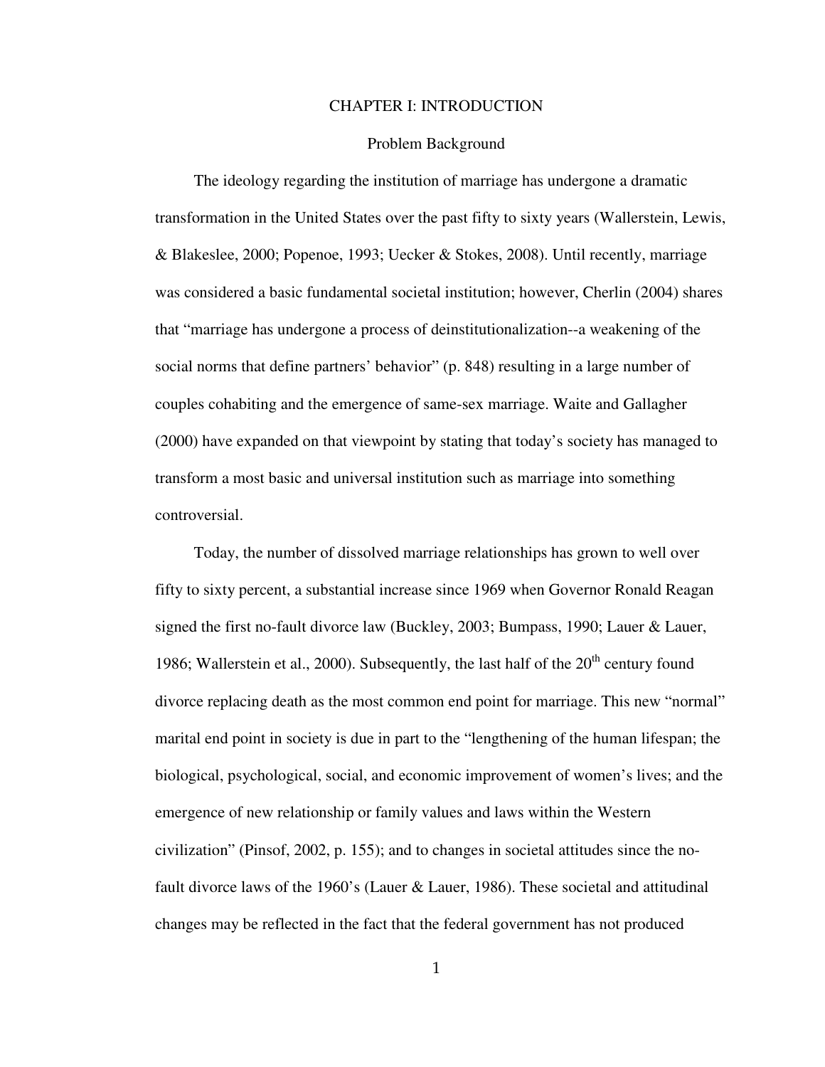# CHAPTER I: INTRODUCTION

## Problem Background

The ideology regarding the institution of marriage has undergone a dramatic transformation in the United States over the past fifty to sixty years (Wallerstein, Lewis, & Blakeslee, 2000; Popenoe, 1993; Uecker & Stokes, 2008). Until recently, marriage was considered a basic fundamental societal institution; however, Cherlin (2004) shares that "marriage has undergone a process of deinstitutionalization--a weakening of the social norms that define partners' behavior" (p. 848) resulting in a large number of couples cohabiting and the emergence of same-sex marriage. Waite and Gallagher (2000) have expanded on that viewpoint by stating that today's society has managed to transform a most basic and universal institution such as marriage into something controversial.

Today, the number of dissolved marriage relationships has grown to well over fifty to sixty percent, a substantial increase since 1969 when Governor Ronald Reagan signed the first no-fault divorce law (Buckley, 2003; Bumpass, 1990; Lauer & Lauer, 1986; Wallerstein et al., 2000). Subsequently, the last half of the 20th century found divorce replacing death as the most common end point for marriage. This new "normal" marital end point in society is due in part to the "lengthening of the human lifespan; the biological, psychological, social, and economic improvement of women's lives; and the emergence of new relationship or family values and laws within the Western civilization" (Pinsof, 2002, p. 155); and to changes in societal attitudes since the no-fault divorce laws of the 1960's (Lauer & Lauer, 1986). These societal and attitudinal changes may be reflected in the fact that the federal government has not produced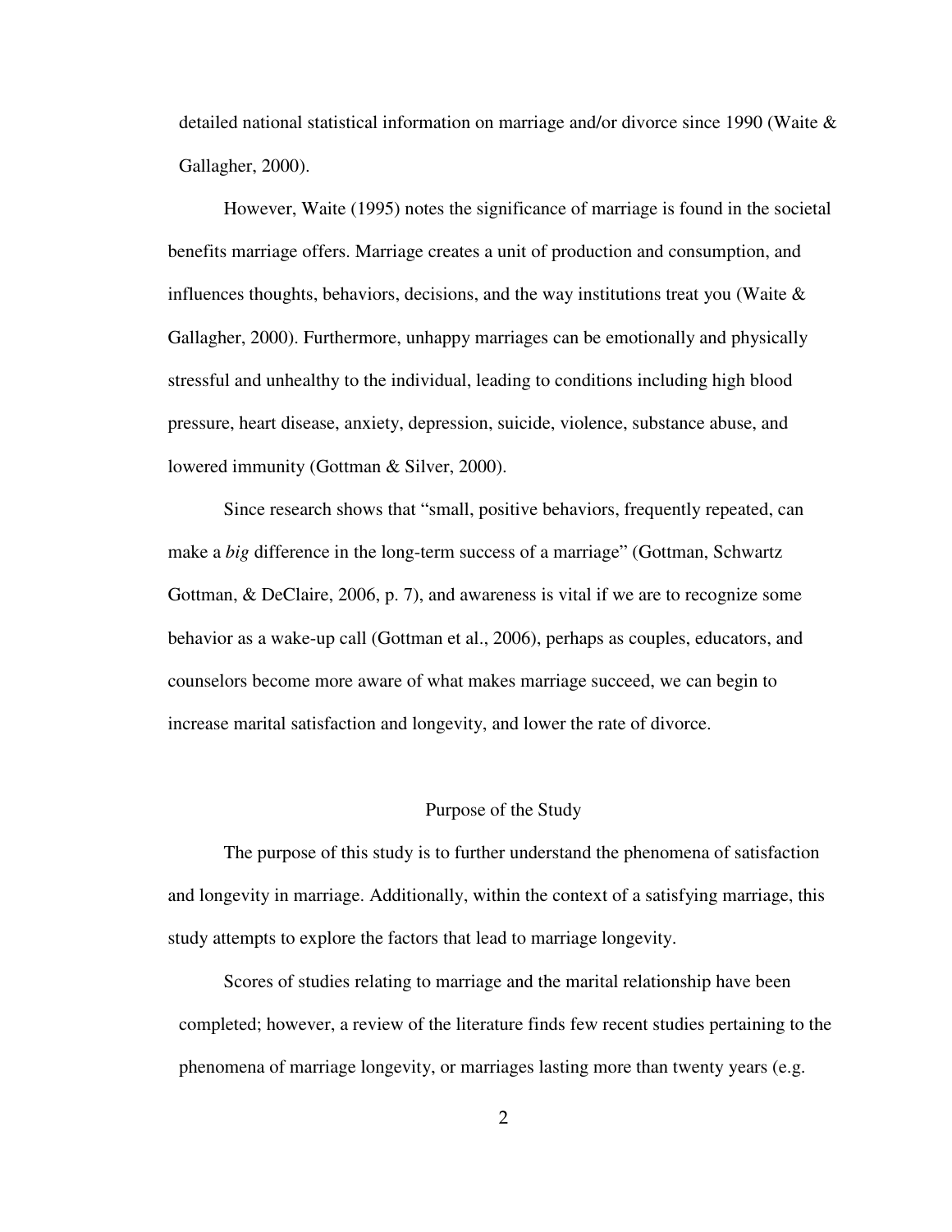detailed national statistical information on marriage and/or divorce since 1990 (Waite & Gallagher, 2000).

However, Waite (1995) notes the significance of marriage is found in the societal benefits marriage offers. Marriage creates a unit of production and consumption, and influences thoughts, behaviors, decisions, and the way institutions treat you (Waite & Gallagher, 2000). Furthermore, unhappy marriages can be emotionally and physically stressful and unhealthy to the individual, leading to conditions including high blood pressure, heart disease, anxiety, depression, suicide, violence, substance abuse, and lowered immunity (Gottman & Silver, 2000).

Since research shows that "small, positive behaviors, frequently repeated, can make a *big* difference in the long-term success of a marriage" (Gottman, Schwartz Gottman, & DeClaire, 2006, p. 7), and awareness is vital if we are to recognize some behavior as a wake-up call (Gottman et al., 2006), perhaps as couples, educators, and counselors become more aware of what makes marriage succeed, we can begin to increase marital satisfaction and longevity, and lower the rate of divorce.

## Purpose of the Study

The purpose of this study is to further understand the phenomena of satisfaction and longevity in marriage. Additionally, within the context of a satisfying marriage, this study attempts to explore the factors that lead to marriage longevity.

Scores of studies relating to marriage and the marital relationship have been completed; however, a review of the literature finds few recent studies pertaining to the phenomena of marriage longevity, or marriages lasting more than twenty years (e.g.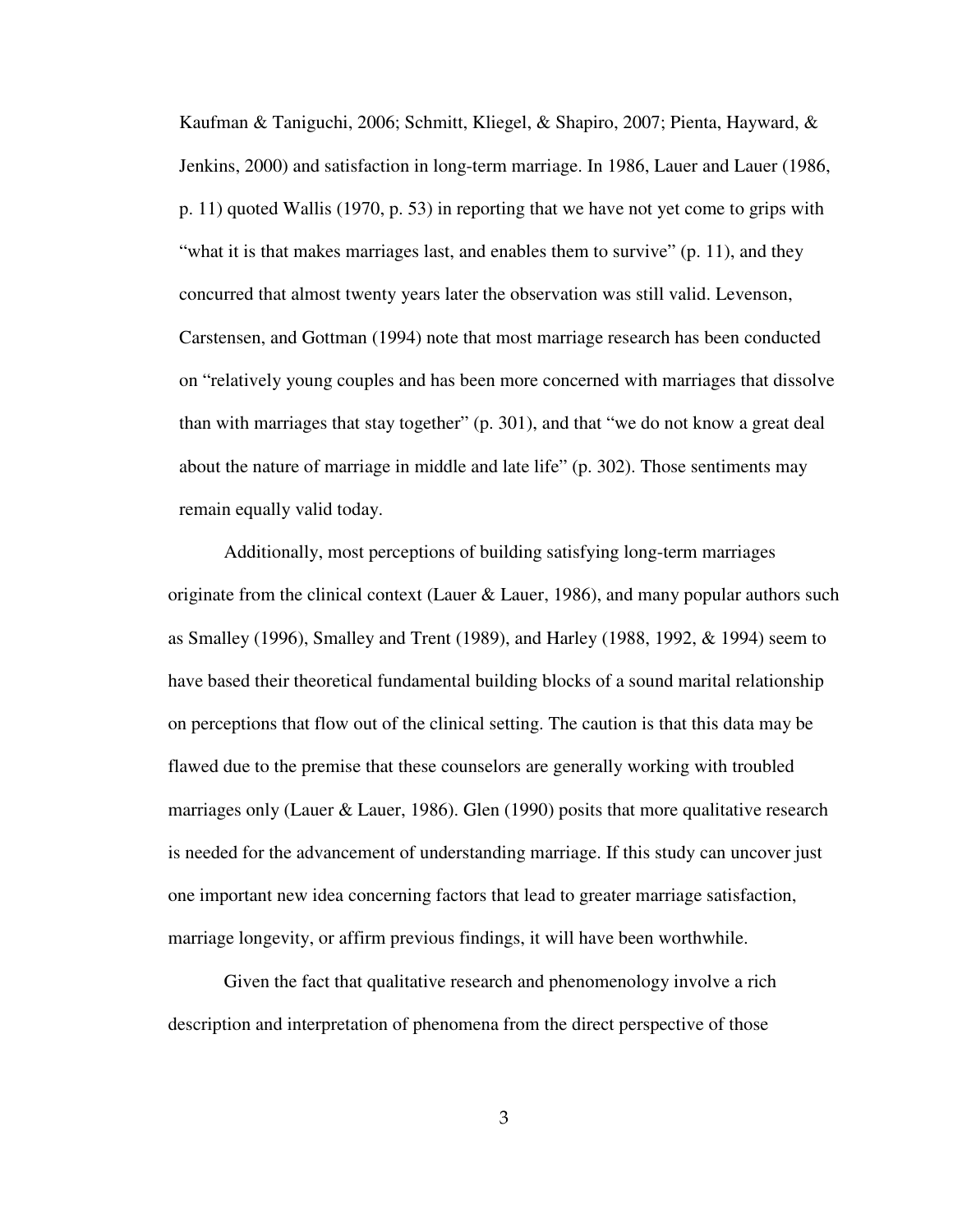Kaufman & Taniguchi, 2006; Schmitt, Kliegel, & Shapiro, 2007; Pienta, Hayward, & Jenkins, 2000) and satisfaction in long-term marriage. In 1986, Lauer and Lauer (1986, p. 11) quoted Wallis (1970, p. 53) in reporting that we have not yet come to grips with "what it is that makes marriages last, and enables them to survive" (p. 11), and they concurred that almost twenty years later the observation was still valid. Levenson, Carstensen, and Gottman (1994) note that most marriage research has been conducted on "relatively young couples and has been more concerned with marriages that dissolve than with marriages that stay together" (p. 301), and that "we do not know a great deal about the nature of marriage in middle and late life" (p. 302). Those sentiments may remain equally valid today.

Additionally, most perceptions of building satisfying long-term marriages originate from the clinical context (Lauer & Lauer, 1986), and many popular authors such as Smalley (1996), Smalley and Trent (1989), and Harley (1988, 1992, & 1994) seem to have based their theoretical fundamental building blocks of a sound marital relationship on perceptions that flow out of the clinical setting. The caution is that this data may be flawed due to the premise that these counselors are generally working with troubled marriages only (Lauer & Lauer, 1986). Glen (1990) posits that more qualitative research is needed for the advancement of understanding marriage. If this study can uncover just one important new idea concerning factors that lead to greater marriage satisfaction, marriage longevity, or affirm previous findings, it will have been worthwhile.

Given the fact that qualitative research and phenomenology involve a rich description and interpretation of phenomena from the direct perspective of those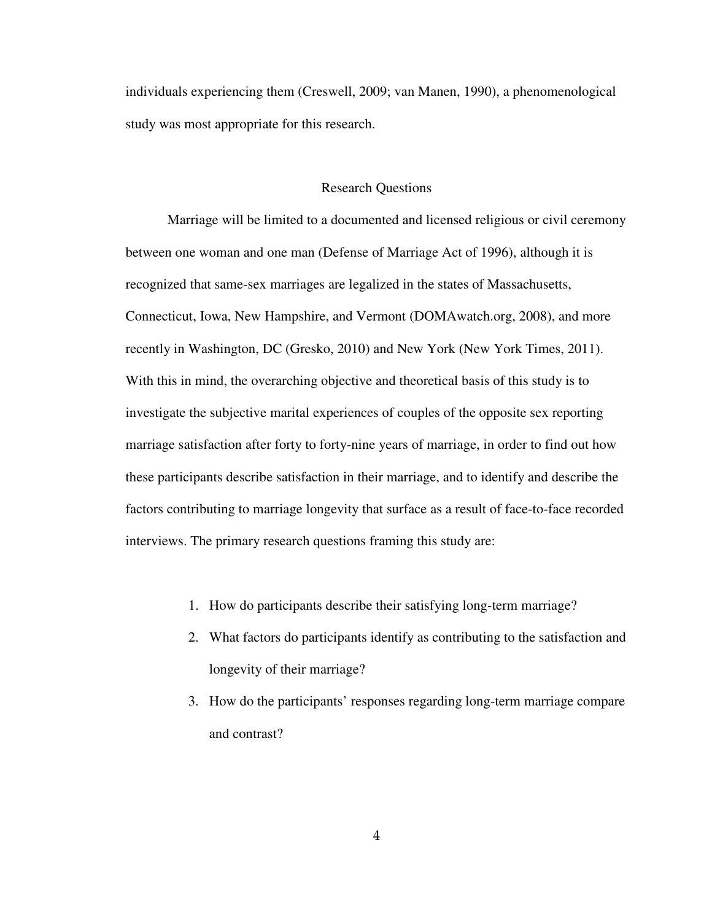individuals experiencing them (Creswell, 2009; van Manen, 1990), a phenomenological study was most appropriate for this research.

## Research Questions

Marriage will be limited to a documented and licensed religious or civil ceremony between one woman and one man (Defense of Marriage Act of 1996), although it is recognized that same-sex marriages are legalized in the states of Massachusetts, Connecticut, Iowa, New Hampshire, and Vermont (DOMAwatch.org, 2008), and more recently in Washington, DC (Gresko, 2010) and New York (New York Times, 2011). With this in mind, the overarching objective and theoretical basis of this study is to investigate the subjective marital experiences of couples of the opposite sex reporting marriage satisfaction after forty to forty-nine years of marriage, in order to find out how these participants describe satisfaction in their marriage, and to identify and describe the factors contributing to marriage longevity that surface as a result of face-to-face recorded interviews. The primary research questions framing this study are:

1. How do participants describe their satisfying long-term marriage?
2. What factors do participants identify as contributing to the satisfaction and longevity of their marriage?
3. How do the participants' responses regarding long-term marriage compare and contrast?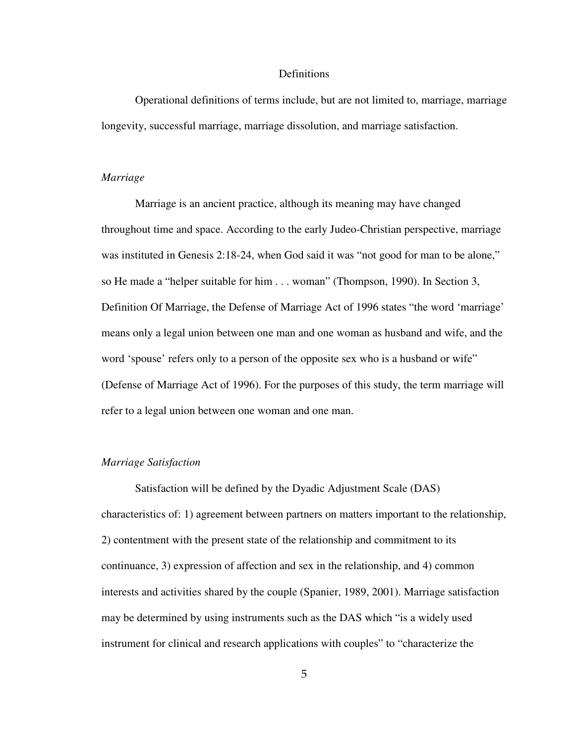## Definitions

Operational definitions of terms include, but are not limited to, marriage, marriage longevity, successful marriage, marriage dissolution, and marriage satisfaction.

### *Marriage*

Marriage is an ancient practice, although its meaning may have changed throughout time and space. According to the early Judeo-Christian perspective, marriage was instituted in Genesis 2:18-24, when God said it was "not good for man to be alone," so He made a "helper suitable for him . . . woman" (Thompson, 1990). In Section 3, Definition Of Marriage, the Defense of Marriage Act of 1996 states "the word 'marriage' means only a legal union between one man and one woman as husband and wife, and the word 'spouse' refers only to a person of the opposite sex who is a husband or wife" (Defense of Marriage Act of 1996). For the purposes of this study, the term marriage will refer to a legal union between one woman and one man.

### *Marriage Satisfaction*

Satisfaction will be defined by the Dyadic Adjustment Scale (DAS) characteristics of: 1) agreement between partners on matters important to the relationship, 2) contentment with the present state of the relationship and commitment to its continuance, 3) expression of affection and sex in the relationship, and 4) common interests and activities shared by the couple (Spanier, 1989, 2001). Marriage satisfaction may be determined by using instruments such as the DAS which "is a widely used instrument for clinical and research applications with couples" to "characterize the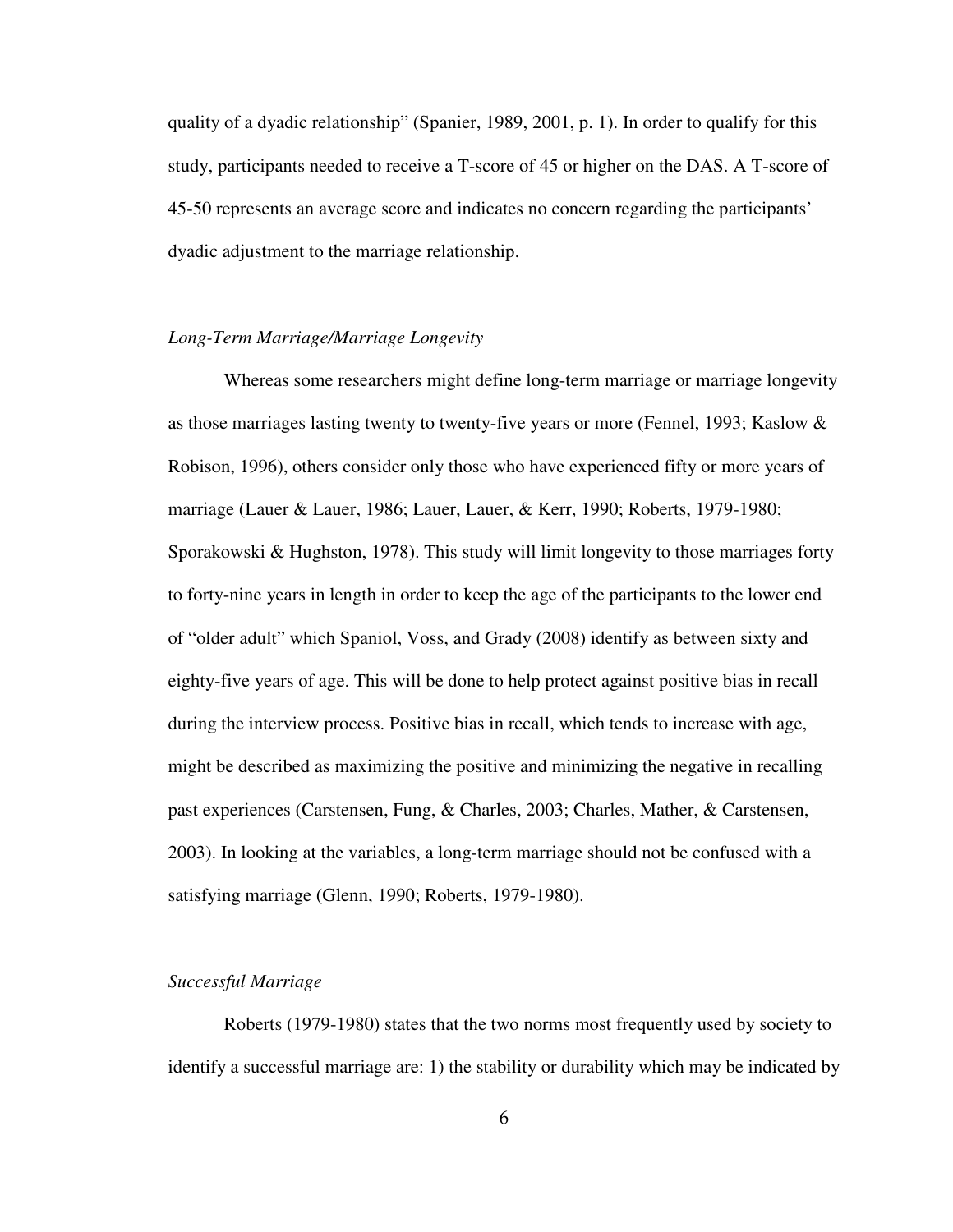quality of a dyadic relationship" (Spanier, 1989, 2001, p. 1). In order to qualify for this study, participants needed to receive a T-score of 45 or higher on the DAS. A T-score of 45-50 represents an average score and indicates no concern regarding the participants' dyadic adjustment to the marriage relationship.

### *Long-Term Marriage/Marriage Longevity*

Whereas some researchers might define long-term marriage or marriage longevity as those marriages lasting twenty to twenty-five years or more (Fennel, 1993; Kaslow & Robison, 1996), others consider only those who have experienced fifty or more years of marriage (Lauer & Lauer, 1986; Lauer, Lauer, & Kerr, 1990; Roberts, 1979-1980; Sporakowski & Hughston, 1978). This study will limit longevity to those marriages forty to forty-nine years in length in order to keep the age of the participants to the lower end of "older adult" which Spaniol, Voss, and Grady (2008) identify as between sixty and eighty-five years of age. This will be done to help protect against positive bias in recall during the interview process. Positive bias in recall, which tends to increase with age, might be described as maximizing the positive and minimizing the negative in recalling past experiences (Carstensen, Fung, & Charles, 2003; Charles, Mather, & Carstensen, 2003). In looking at the variables, a long-term marriage should not be confused with a satisfying marriage (Glenn, 1990; Roberts, 1979-1980).

### *Successful Marriage*

Roberts (1979-1980) states that the two norms most frequently used by society to identify a successful marriage are: 1) the stability or durability which may be indicated by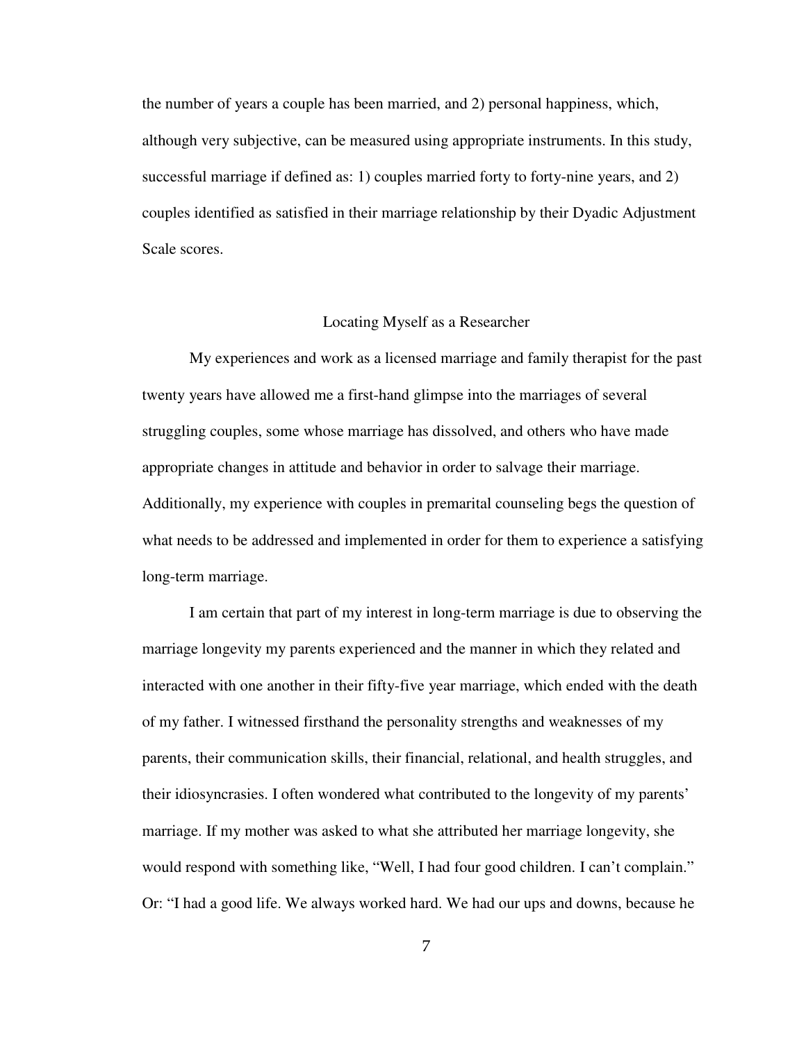the number of years a couple has been married, and 2) personal happiness, which, although very subjective, can be measured using appropriate instruments. In this study, successful marriage if defined as: 1) couples married forty to forty-nine years, and 2) couples identified as satisfied in their marriage relationship by their Dyadic Adjustment Scale scores.

## Locating Myself as a Researcher

My experiences and work as a licensed marriage and family therapist for the past twenty years have allowed me a first-hand glimpse into the marriages of several struggling couples, some whose marriage has dissolved, and others who have made appropriate changes in attitude and behavior in order to salvage their marriage. Additionally, my experience with couples in premarital counseling begs the question of what needs to be addressed and implemented in order for them to experience a satisfying long-term marriage.

I am certain that part of my interest in long-term marriage is due to observing the marriage longevity my parents experienced and the manner in which they related and interacted with one another in their fifty-five year marriage, which ended with the death of my father. I witnessed firsthand the personality strengths and weaknesses of my parents, their communication skills, their financial, relational, and health struggles, and their idiosyncrasies. I often wondered what contributed to the longevity of my parents' marriage. If my mother was asked to what she attributed her marriage longevity, she would respond with something like, "Well, I had four good children. I can't complain." Or: "I had a good life. We always worked hard. We had our ups and downs, because he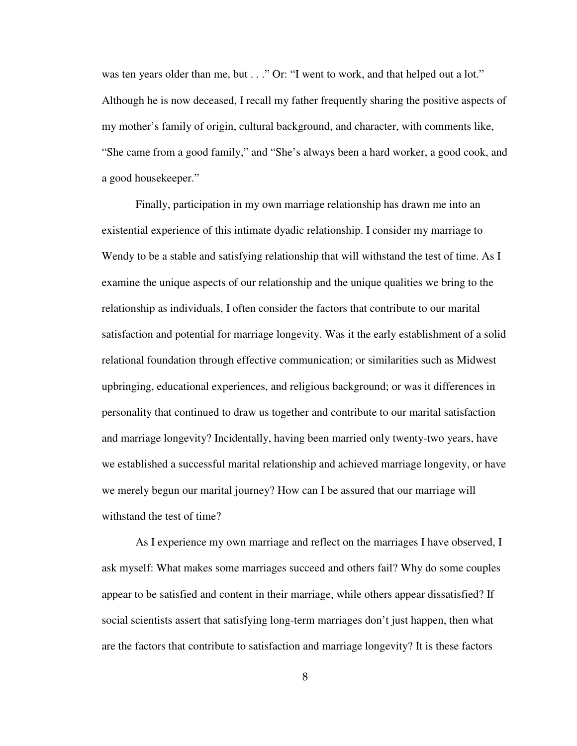was ten years older than me, but . . ." Or: "I went to work, and that helped out a lot." Although he is now deceased, I recall my father frequently sharing the positive aspects of my mother's family of origin, cultural background, and character, with comments like, "She came from a good family," and "She's always been a hard worker, a good cook, and a good housekeeper."

Finally, participation in my own marriage relationship has drawn me into an existential experience of this intimate dyadic relationship. I consider my marriage to Wendy to be a stable and satisfying relationship that will withstand the test of time. As I examine the unique aspects of our relationship and the unique qualities we bring to the relationship as individuals, I often consider the factors that contribute to our marital satisfaction and potential for marriage longevity. Was it the early establishment of a solid relational foundation through effective communication; or similarities such as Midwest upbringing, educational experiences, and religious background; or was it differences in personality that continued to draw us together and contribute to our marital satisfaction and marriage longevity? Incidentally, having been married only twenty-two years, have we established a successful marital relationship and achieved marriage longevity, or have we merely begun our marital journey? How can I be assured that our marriage will withstand the test of time?

As I experience my own marriage and reflect on the marriages I have observed, I ask myself: What makes some marriages succeed and others fail? Why do some couples appear to be satisfied and content in their marriage, while others appear dissatisfied? If social scientists assert that satisfying long-term marriages don't just happen, then what are the factors that contribute to satisfaction and marriage longevity? It is these factors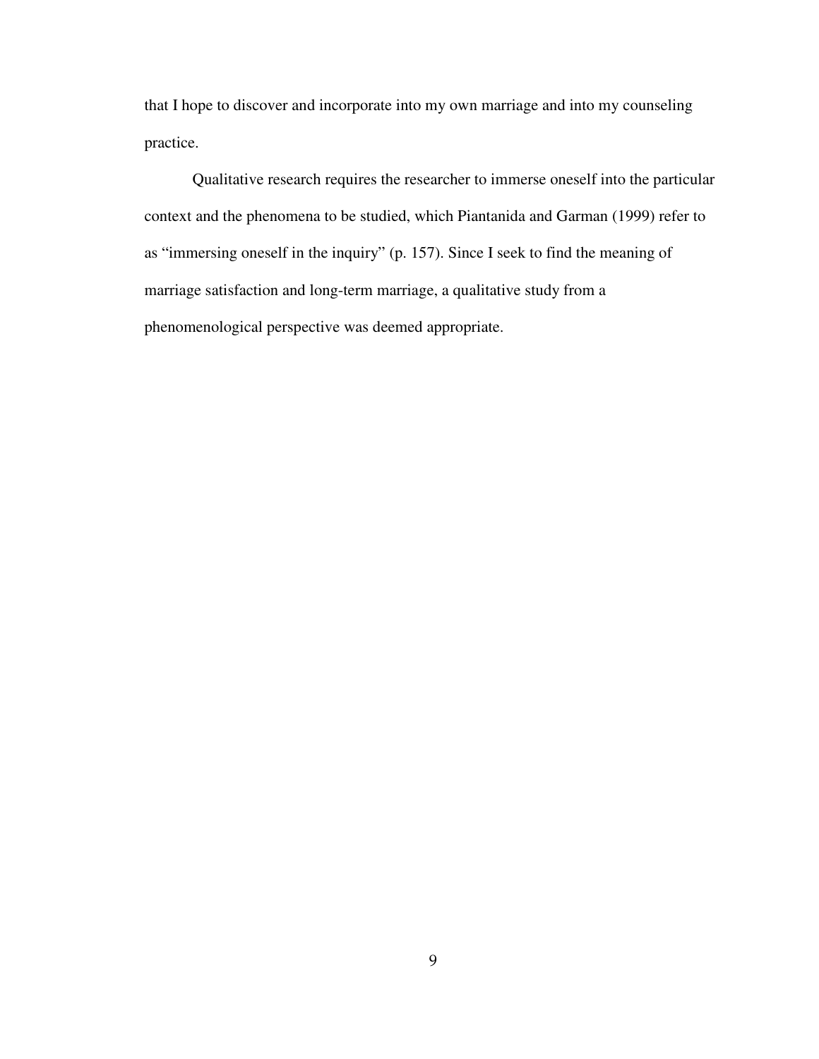that I hope to discover and incorporate into my own marriage and into my counseling practice.

Qualitative research requires the researcher to immerse oneself into the particular context and the phenomena to be studied, which Piantanida and Garman (1999) refer to as "immersing oneself in the inquiry" (p. 157). Since I seek to find the meaning of marriage satisfaction and long-term marriage, a qualitative study from a phenomenological perspective was deemed appropriate.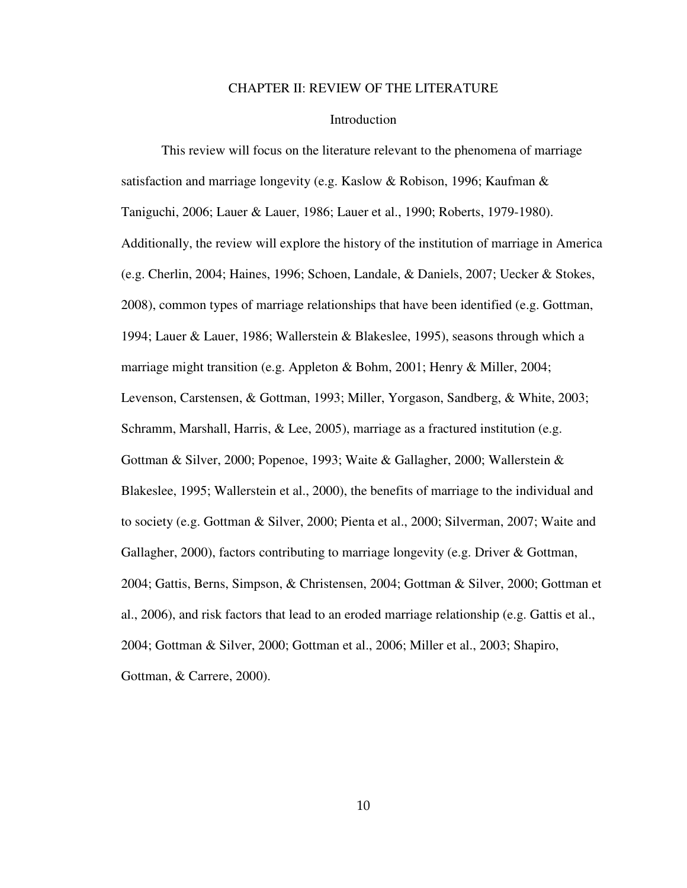# CHAPTER II: REVIEW OF THE LITERATURE

## Introduction

This review will focus on the literature relevant to the phenomena of marriage satisfaction and marriage longevity (e.g. Kaslow & Robison, 1996; Kaufman & Taniguchi, 2006; Lauer & Lauer, 1986; Lauer et al., 1990; Roberts, 1979-1980). Additionally, the review will explore the history of the institution of marriage in America (e.g. Cherlin, 2004; Haines, 1996; Schoen, Landale, & Daniels, 2007; Uecker & Stokes, 2008), common types of marriage relationships that have been identified (e.g. Gottman, 1994; Lauer & Lauer, 1986; Wallerstein & Blakeslee, 1995), seasons through which a marriage might transition (e.g. Appleton & Bohm, 2001; Henry & Miller, 2004; Levenson, Carstensen, & Gottman, 1993; Miller, Yorgason, Sandberg, & White, 2003; Schramm, Marshall, Harris, & Lee, 2005), marriage as a fractured institution (e.g. Gottman & Silver, 2000; Popenoe, 1993; Waite & Gallagher, 2000; Wallerstein & Blakeslee, 1995; Wallerstein et al., 2000), the benefits of marriage to the individual and to society (e.g. Gottman & Silver, 2000; Pienta et al., 2000; Silverman, 2007; Waite and Gallagher, 2000), factors contributing to marriage longevity (e.g. Driver & Gottman, 2004; Gattis, Berns, Simpson, & Christensen, 2004; Gottman & Silver, 2000; Gottman et al., 2006), and risk factors that lead to an eroded marriage relationship (e.g. Gattis et al., 2004; Gottman & Silver, 2000; Gottman et al., 2006; Miller et al., 2003; Shapiro, Gottman, & Carrere, 2000).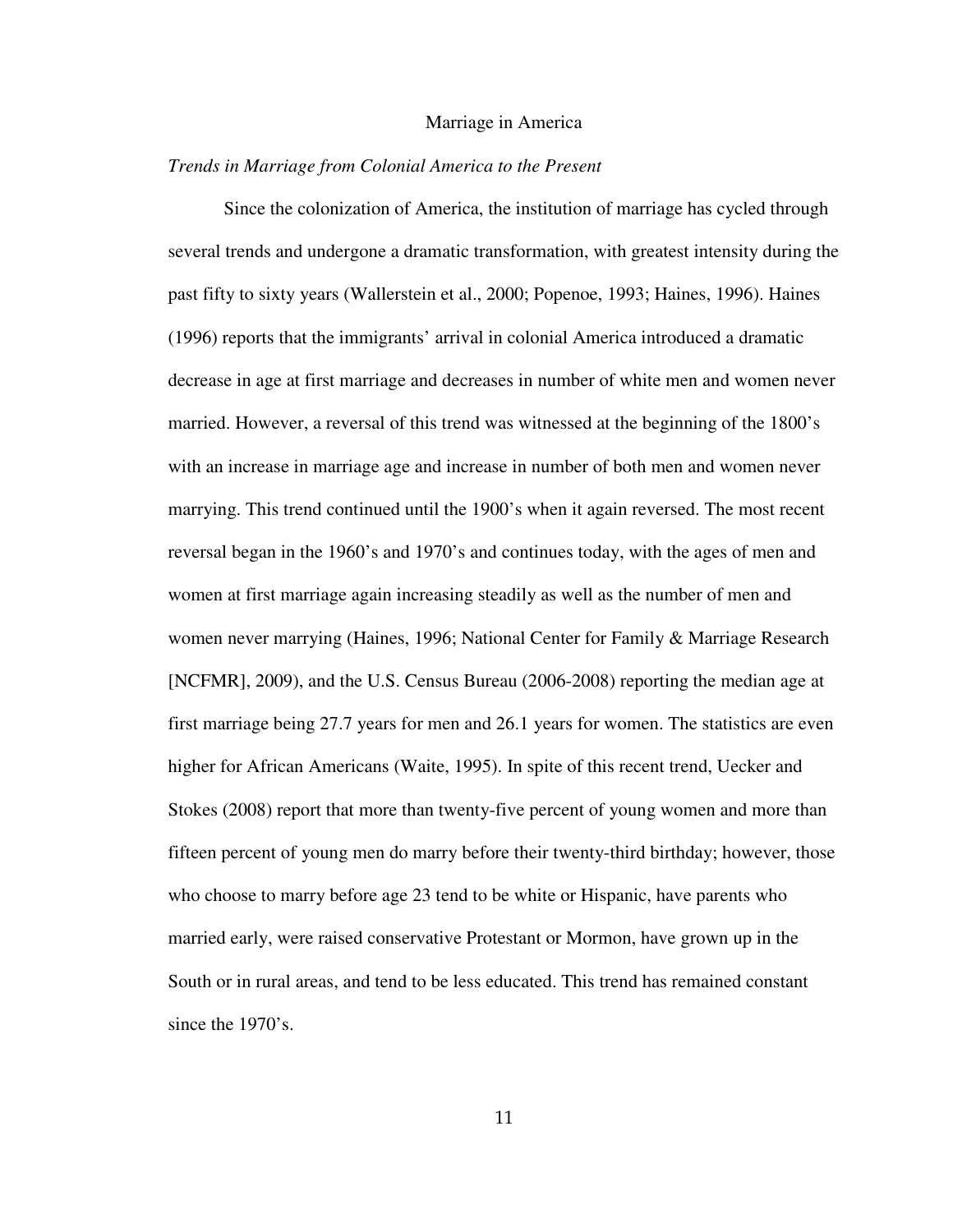# Marriage in America

*Trends in Marriage from Colonial America to the Present*

Since the colonization of America, the institution of marriage has cycled through several trends and undergone a dramatic transformation, with greatest intensity during the past fifty to sixty years (Wallerstein et al., 2000; Popenoe, 1993; Haines, 1996). Haines (1996) reports that the immigrants' arrival in colonial America introduced a dramatic decrease in age at first marriage and decreases in number of white men and women never married. However, a reversal of this trend was witnessed at the beginning of the 1800's with an increase in marriage age and increase in number of both men and women never marrying. This trend continued until the 1900's when it again reversed. The most recent reversal began in the 1960's and 1970's and continues today, with the ages of men and women at first marriage again increasing steadily as well as the number of men and women never marrying (Haines, 1996; National Center for Family & Marriage Research [NCFMR], 2009), and the U.S. Census Bureau (2006-2008) reporting the median age at first marriage being 27.7 years for men and 26.1 years for women. The statistics are even higher for African Americans (Waite, 1995). In spite of this recent trend, Uecker and Stokes (2008) report that more than twenty-five percent of young women and more than fifteen percent of young men do marry before their twenty-third birthday; however, those who choose to marry before age 23 tend to be white or Hispanic, have parents who married early, were raised conservative Protestant or Mormon, have grown up in the South or in rural areas, and tend to be less educated. This trend has remained constant since the 1970's.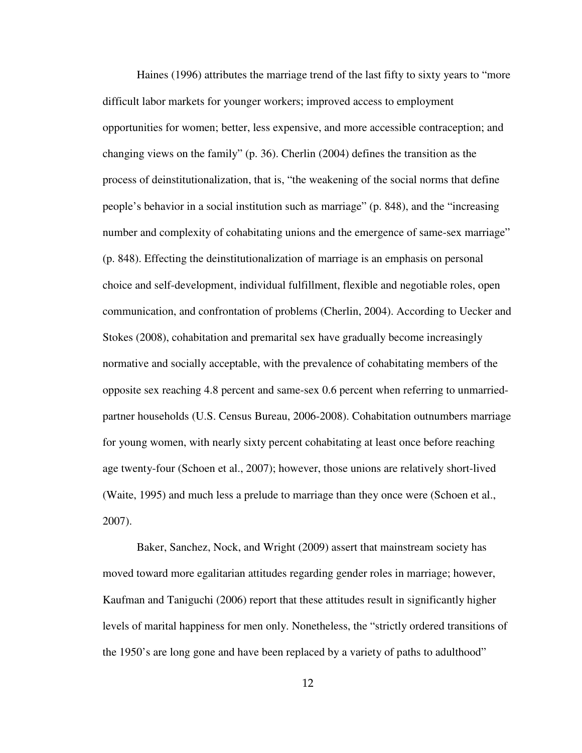Haines (1996) attributes the marriage trend of the last fifty to sixty years to "more difficult labor markets for younger workers; improved access to employment opportunities for women; better, less expensive, and more accessible contraception; and changing views on the family" (p. 36). Cherlin (2004) defines the transition as the process of deinstitutionalization, that is, "the weakening of the social norms that define people's behavior in a social institution such as marriage" (p. 848), and the "increasing number and complexity of cohabitating unions and the emergence of same-sex marriage" (p. 848). Effecting the deinstitutionalization of marriage is an emphasis on personal choice and self-development, individual fulfillment, flexible and negotiable roles, open communication, and confrontation of problems (Cherlin, 2004). According to Uecker and Stokes (2008), cohabitation and premarital sex have gradually become increasingly normative and socially acceptable, with the prevalence of cohabitating members of the opposite sex reaching 4.8 percent and same-sex 0.6 percent when referring to unmarried-partner households (U.S. Census Bureau, 2006-2008). Cohabitation outnumbers marriage for young women, with nearly sixty percent cohabitating at least once before reaching age twenty-four (Schoen et al., 2007); however, those unions are relatively short-lived (Waite, 1995) and much less a prelude to marriage than they once were (Schoen et al., 2007).

Baker, Sanchez, Nock, and Wright (2009) assert that mainstream society has moved toward more egalitarian attitudes regarding gender roles in marriage; however, Kaufman and Taniguchi (2006) report that these attitudes result in significantly higher levels of marital happiness for men only. Nonetheless, the "strictly ordered transitions of the 1950's are long gone and have been replaced by a variety of paths to adulthood"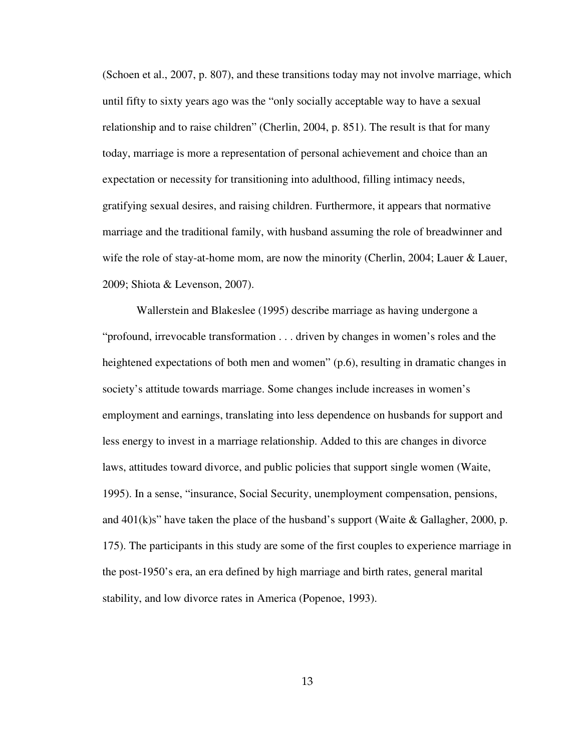(Schoen et al., 2007, p. 807), and these transitions today may not involve marriage, which until fifty to sixty years ago was the "only socially acceptable way to have a sexual relationship and to raise children" (Cherlin, 2004, p. 851). The result is that for many today, marriage is more a representation of personal achievement and choice than an expectation or necessity for transitioning into adulthood, filling intimacy needs, gratifying sexual desires, and raising children. Furthermore, it appears that normative marriage and the traditional family, with husband assuming the role of breadwinner and wife the role of stay-at-home mom, are now the minority (Cherlin, 2004; Lauer & Lauer, 2009; Shiota & Levenson, 2007).

Wallerstein and Blakeslee (1995) describe marriage as having undergone a "profound, irrevocable transformation . . . driven by changes in women's roles and the heightened expectations of both men and women" (p.6), resulting in dramatic changes in society's attitude towards marriage. Some changes include increases in women's employment and earnings, translating into less dependence on husbands for support and less energy to invest in a marriage relationship. Added to this are changes in divorce laws, attitudes toward divorce, and public policies that support single women (Waite, 1995). In a sense, "insurance, Social Security, unemployment compensation, pensions, and 401(k)s" have taken the place of the husband's support (Waite & Gallagher, 2000, p. 175). The participants in this study are some of the first couples to experience marriage in the post-1950's era, an era defined by high marriage and birth rates, general marital stability, and low divorce rates in America (Popenoe, 1993).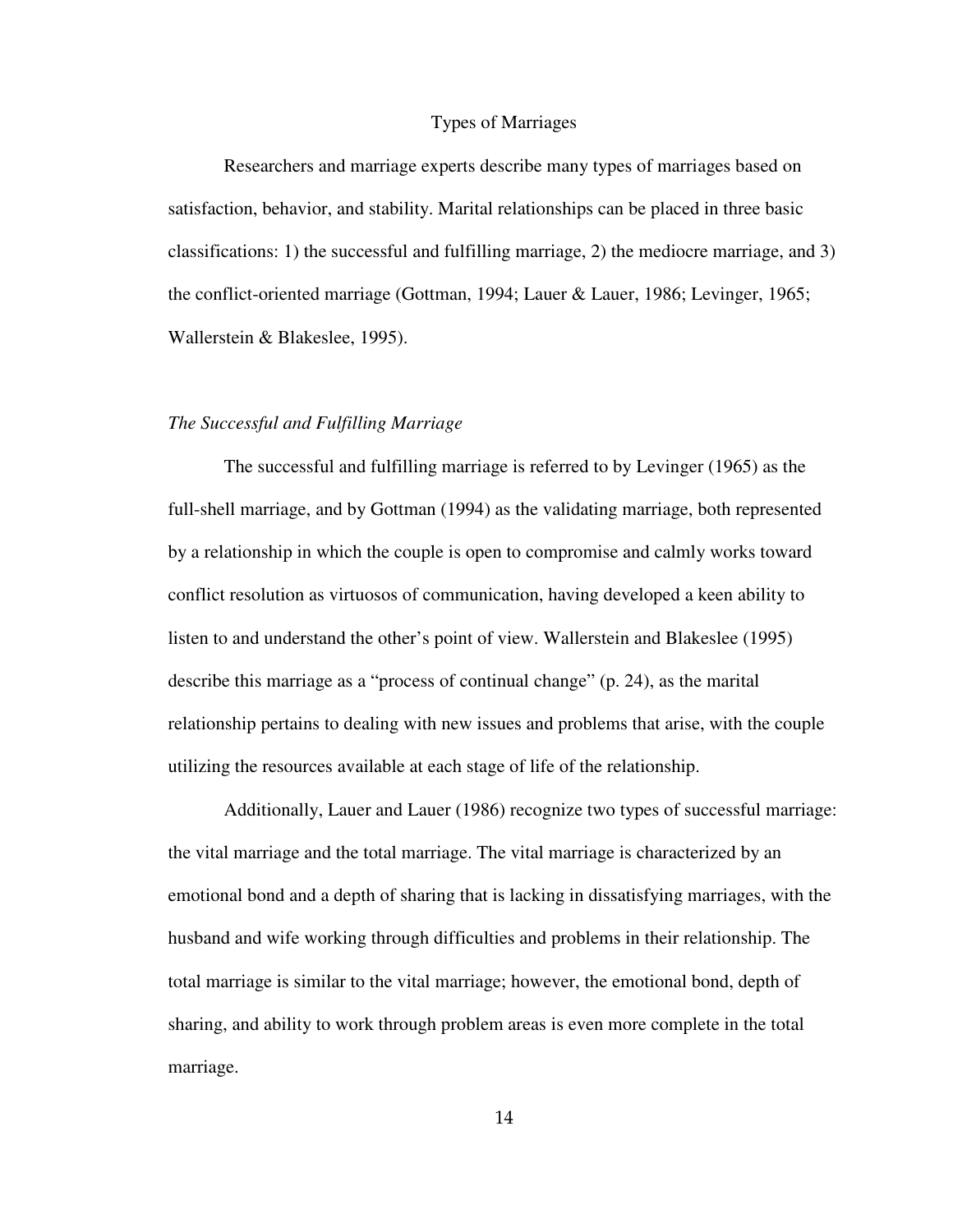## Types of Marriages

Researchers and marriage experts describe many types of marriages based on satisfaction, behavior, and stability. Marital relationships can be placed in three basic classifications: 1) the successful and fulfilling marriage, 2) the mediocre marriage, and 3) the conflict-oriented marriage (Gottman, 1994; Lauer & Lauer, 1986; Levinger, 1965; Wallerstein & Blakeslee, 1995).

### *The Successful and Fulfilling Marriage*

The successful and fulfilling marriage is referred to by Levinger (1965) as the full-shell marriage, and by Gottman (1994) as the validating marriage, both represented by a relationship in which the couple is open to compromise and calmly works toward conflict resolution as virtuosos of communication, having developed a keen ability to listen to and understand the other's point of view. Wallerstein and Blakeslee (1995) describe this marriage as a "process of continual change" (p. 24), as the marital relationship pertains to dealing with new issues and problems that arise, with the couple utilizing the resources available at each stage of life of the relationship.

Additionally, Lauer and Lauer (1986) recognize two types of successful marriage: the vital marriage and the total marriage. The vital marriage is characterized by an emotional bond and a depth of sharing that is lacking in dissatisfying marriages, with the husband and wife working through difficulties and problems in their relationship. The total marriage is similar to the vital marriage; however, the emotional bond, depth of sharing, and ability to work through problem areas is even more complete in the total marriage.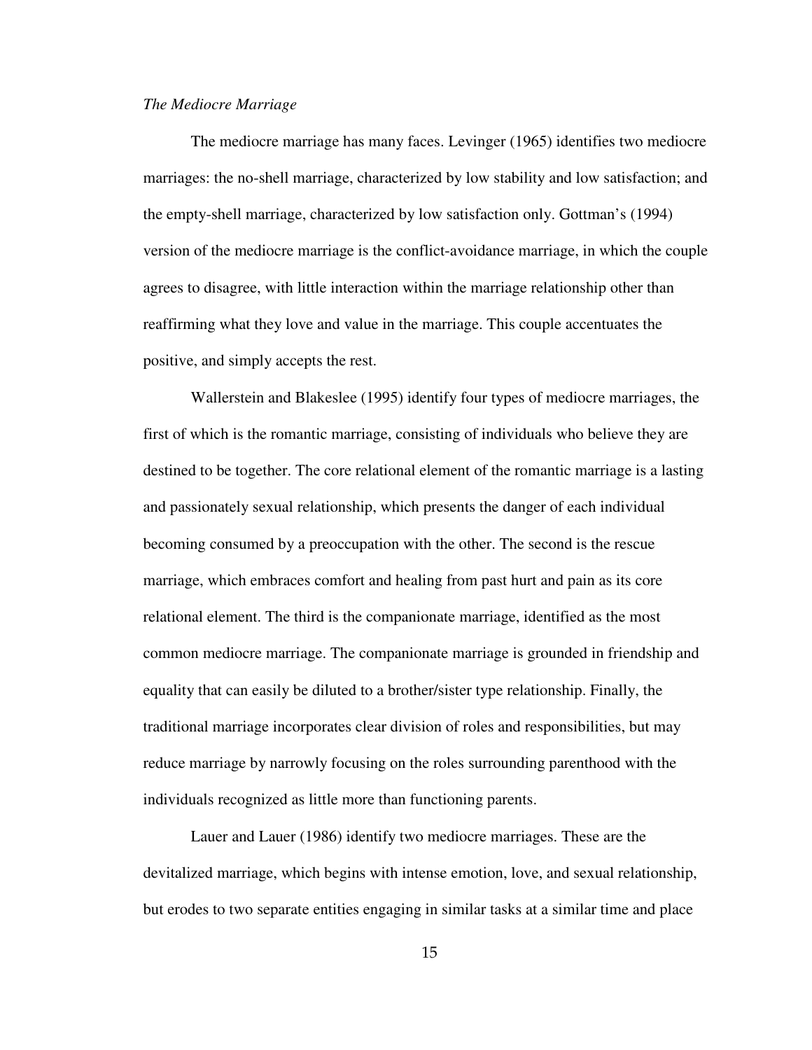*The Mediocre Marriage*

The mediocre marriage has many faces. Levinger (1965) identifies two mediocre marriages: the no-shell marriage, characterized by low stability and low satisfaction; and the empty-shell marriage, characterized by low satisfaction only. Gottman's (1994) version of the mediocre marriage is the conflict-avoidance marriage, in which the couple agrees to disagree, with little interaction within the marriage relationship other than reaffirming what they love and value in the marriage. This couple accentuates the positive, and simply accepts the rest.

Wallerstein and Blakeslee (1995) identify four types of mediocre marriages, the first of which is the romantic marriage, consisting of individuals who believe they are destined to be together. The core relational element of the romantic marriage is a lasting and passionately sexual relationship, which presents the danger of each individual becoming consumed by a preoccupation with the other. The second is the rescue marriage, which embraces comfort and healing from past hurt and pain as its core relational element. The third is the companionate marriage, identified as the most common mediocre marriage. The companionate marriage is grounded in friendship and equality that can easily be diluted to a brother/sister type relationship. Finally, the traditional marriage incorporates clear division of roles and responsibilities, but may reduce marriage by narrowly focusing on the roles surrounding parenthood with the individuals recognized as little more than functioning parents.

Lauer and Lauer (1986) identify two mediocre marriages. These are the devitalized marriage, which begins with intense emotion, love, and sexual relationship, but erodes to two separate entities engaging in similar tasks at a similar time and place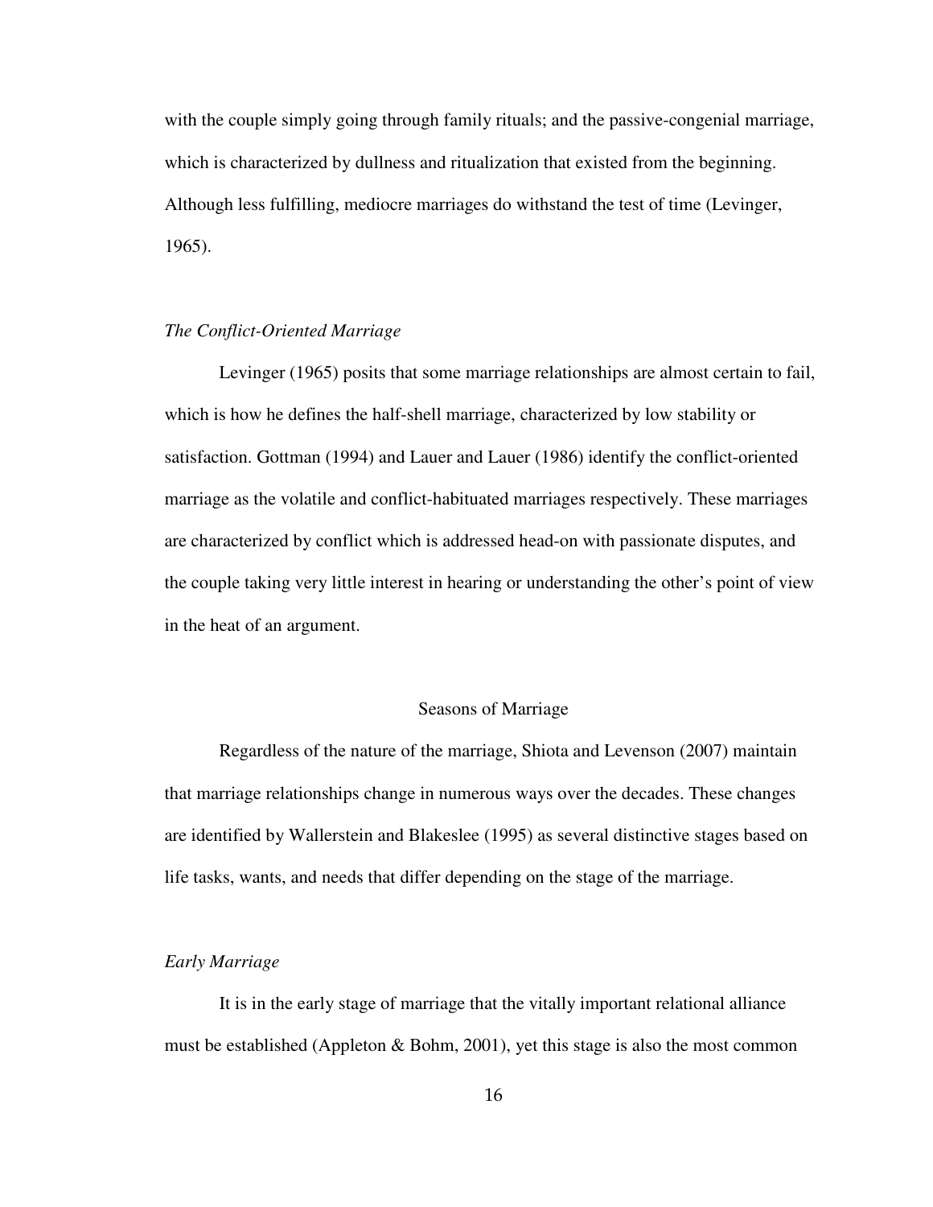with the couple simply going through family rituals; and the passive-congenial marriage, which is characterized by dullness and ritualization that existed from the beginning. Although less fulfilling, mediocre marriages do withstand the test of time (Levinger, 1965).

### *The Conflict-Oriented Marriage*

Levinger (1965) posits that some marriage relationships are almost certain to fail, which is how he defines the half-shell marriage, characterized by low stability or satisfaction. Gottman (1994) and Lauer and Lauer (1986) identify the conflict-oriented marriage as the volatile and conflict-habituated marriages respectively. These marriages are characterized by conflict which is addressed head-on with passionate disputes, and the couple taking very little interest in hearing or understanding the other's point of view in the heat of an argument.

## Seasons of Marriage

Regardless of the nature of the marriage, Shiota and Levenson (2007) maintain that marriage relationships change in numerous ways over the decades. These changes are identified by Wallerstein and Blakeslee (1995) as several distinctive stages based on life tasks, wants, and needs that differ depending on the stage of the marriage.

### *Early Marriage*

It is in the early stage of marriage that the vitally important relational alliance must be established (Appleton & Bohm, 2001), yet this stage is also the most common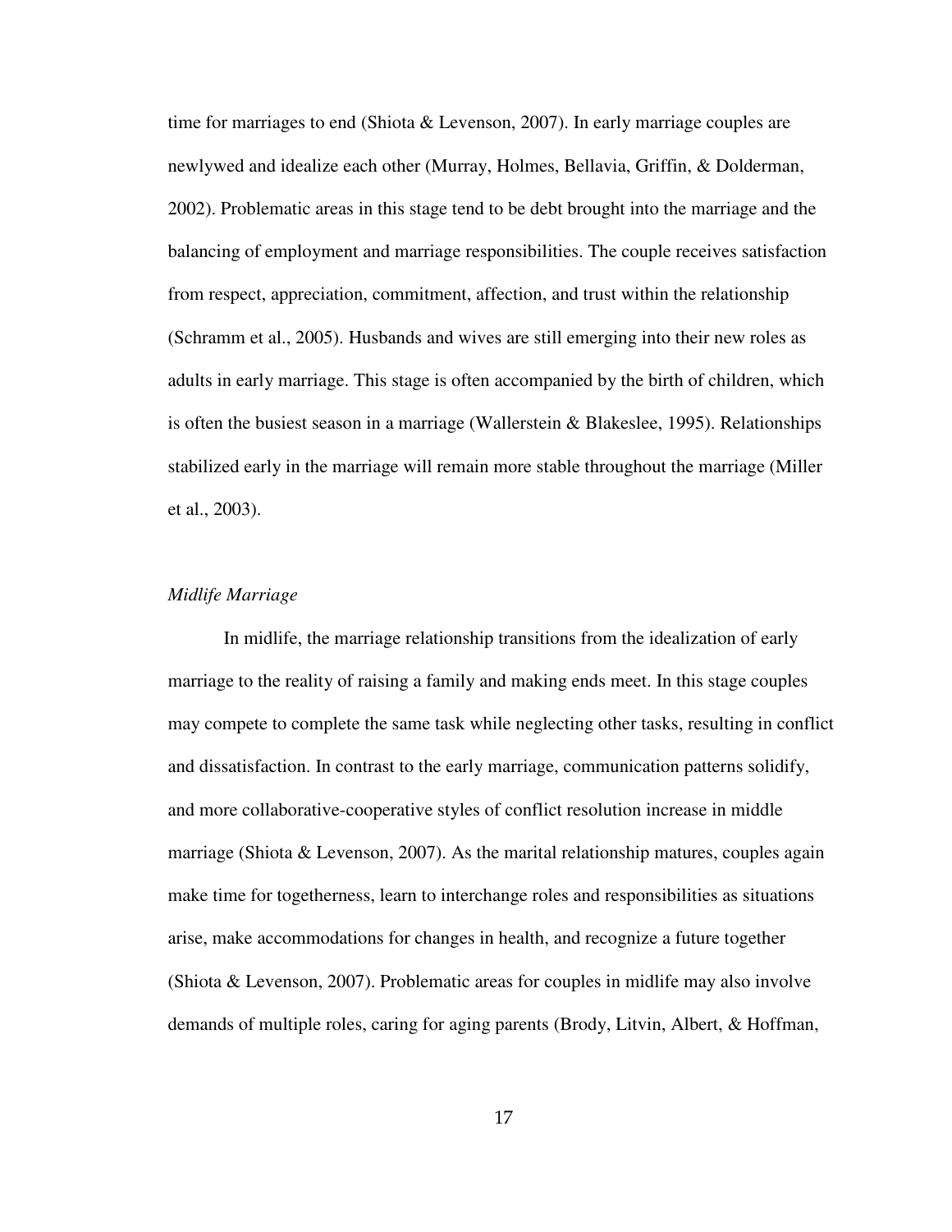time for marriages to end (Shiota & Levenson, 2007). In early marriage couples are newlywed and idealize each other (Murray, Holmes, Bellavia, Griffin, & Dolderman, 2002). Problematic areas in this stage tend to be debt brought into the marriage and the balancing of employment and marriage responsibilities. The couple receives satisfaction from respect, appreciation, commitment, affection, and trust within the relationship (Schramm et al., 2005). Husbands and wives are still emerging into their new roles as adults in early marriage. This stage is often accompanied by the birth of children, which is often the busiest season in a marriage (Wallerstein & Blakeslee, 1995). Relationships stabilized early in the marriage will remain more stable throughout the marriage (Miller et al., 2003).

*Midlife Marriage*

In midlife, the marriage relationship transitions from the idealization of early marriage to the reality of raising a family and making ends meet. In this stage couples may compete to complete the same task while neglecting other tasks, resulting in conflict and dissatisfaction. In contrast to the early marriage, communication patterns solidify, and more collaborative-cooperative styles of conflict resolution increase in middle marriage (Shiota & Levenson, 2007). As the marital relationship matures, couples again make time for togetherness, learn to interchange roles and responsibilities as situations arise, make accommodations for changes in health, and recognize a future together (Shiota & Levenson, 2007). Problematic areas for couples in midlife may also involve demands of multiple roles, caring for aging parents (Brody, Litvin, Albert, & Hoffman,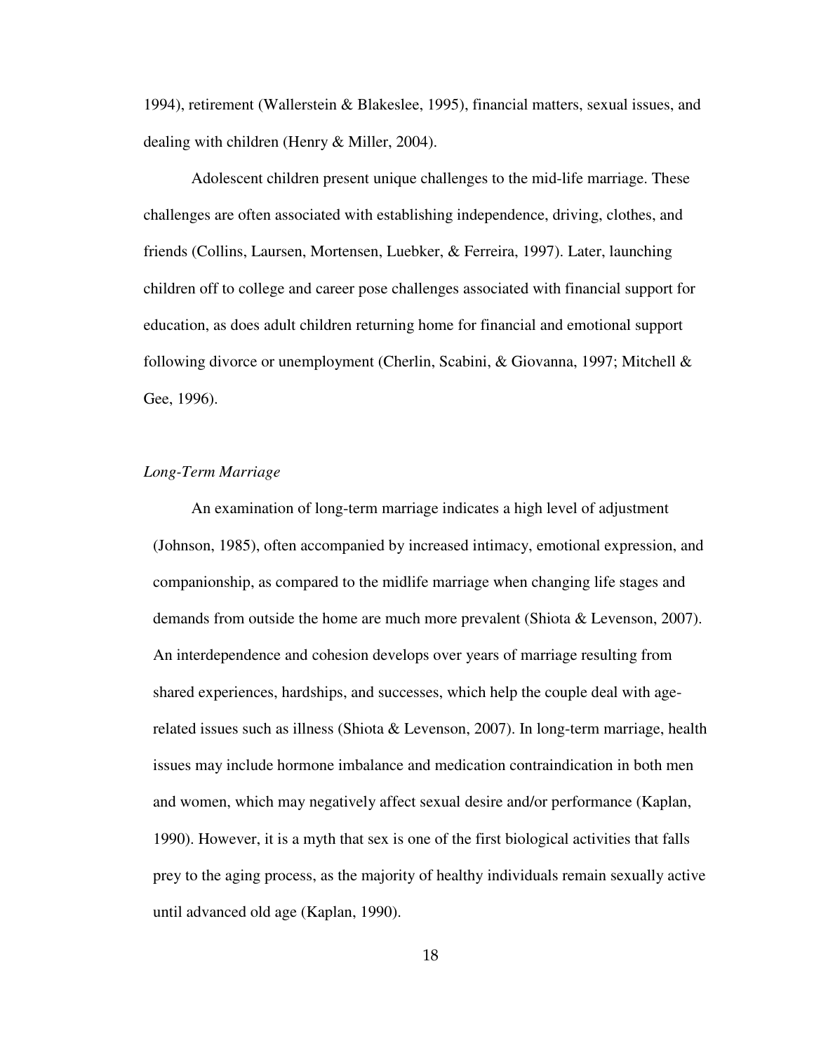1994), retirement (Wallerstein & Blakeslee, 1995), financial matters, sexual issues, and dealing with children (Henry & Miller, 2004).

Adolescent children present unique challenges to the mid-life marriage. These challenges are often associated with establishing independence, driving, clothes, and friends (Collins, Laursen, Mortensen, Luebker, & Ferreira, 1997). Later, launching children off to college and career pose challenges associated with financial support for education, as does adult children returning home for financial and emotional support following divorce or unemployment (Cherlin, Scabini, & Giovanna, 1997; Mitchell & Gee, 1996).

### *Long-Term Marriage*

An examination of long-term marriage indicates a high level of adjustment (Johnson, 1985), often accompanied by increased intimacy, emotional expression, and companionship, as compared to the midlife marriage when changing life stages and demands from outside the home are much more prevalent (Shiota & Levenson, 2007). An interdependence and cohesion develops over years of marriage resulting from shared experiences, hardships, and successes, which help the couple deal with age-related issues such as illness (Shiota & Levenson, 2007). In long-term marriage, health issues may include hormone imbalance and medication contraindication in both men and women, which may negatively affect sexual desire and/or performance (Kaplan, 1990). However, it is a myth that sex is one of the first biological activities that falls prey to the aging process, as the majority of healthy individuals remain sexually active until advanced old age (Kaplan, 1990).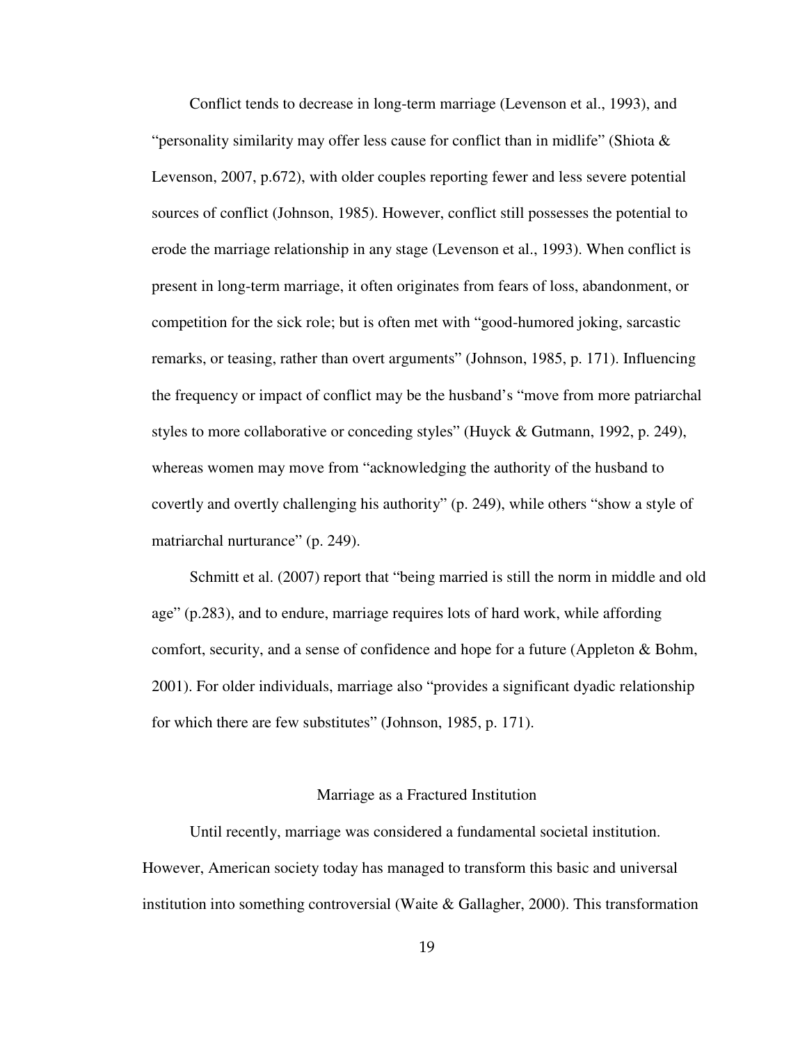Conflict tends to decrease in long-term marriage (Levenson et al., 1993), and "personality similarity may offer less cause for conflict than in midlife" (Shiota & Levenson, 2007, p.672), with older couples reporting fewer and less severe potential sources of conflict (Johnson, 1985). However, conflict still possesses the potential to erode the marriage relationship in any stage (Levenson et al., 1993). When conflict is present in long-term marriage, it often originates from fears of loss, abandonment, or competition for the sick role; but is often met with "good-humored joking, sarcastic remarks, or teasing, rather than overt arguments" (Johnson, 1985, p. 171). Influencing the frequency or impact of conflict may be the husband's "move from more patriarchal styles to more collaborative or conceding styles" (Huyck & Gutmann, 1992, p. 249), whereas women may move from "acknowledging the authority of the husband to covertly and overtly challenging his authority" (p. 249), while others "show a style of matriarchal nurturance" (p. 249).

Schmitt et al. (2007) report that "being married is still the norm in middle and old age" (p.283), and to endure, marriage requires lots of hard work, while affording comfort, security, and a sense of confidence and hope for a future (Appleton & Bohm, 2001). For older individuals, marriage also "provides a significant dyadic relationship for which there are few substitutes" (Johnson, 1985, p. 171).

## Marriage as a Fractured Institution

Until recently, marriage was considered a fundamental societal institution. However, American society today has managed to transform this basic and universal institution into something controversial (Waite & Gallagher, 2000). This transformation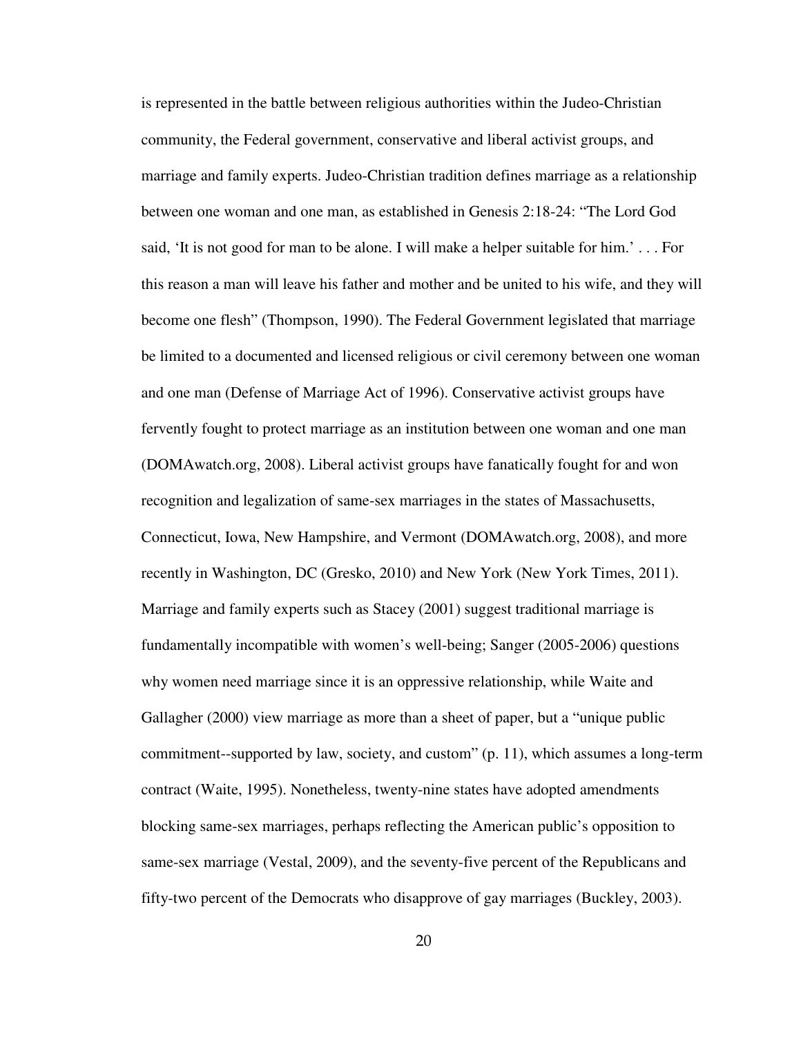is represented in the battle between religious authorities within the Judeo-Christian community, the Federal government, conservative and liberal activist groups, and marriage and family experts. Judeo-Christian tradition defines marriage as a relationship between one woman and one man, as established in Genesis 2:18-24: "The Lord God said, 'It is not good for man to be alone. I will make a helper suitable for him.' . . . For this reason a man will leave his father and mother and be united to his wife, and they will become one flesh" (Thompson, 1990). The Federal Government legislated that marriage be limited to a documented and licensed religious or civil ceremony between one woman and one man (Defense of Marriage Act of 1996). Conservative activist groups have fervently fought to protect marriage as an institution between one woman and one man (DOMAwatch.org, 2008). Liberal activist groups have fanatically fought for and won recognition and legalization of same-sex marriages in the states of Massachusetts, Connecticut, Iowa, New Hampshire, and Vermont (DOMAwatch.org, 2008), and more recently in Washington, DC (Gresko, 2010) and New York (New York Times, 2011). Marriage and family experts such as Stacey (2001) suggest traditional marriage is fundamentally incompatible with women's well-being; Sanger (2005-2006) questions why women need marriage since it is an oppressive relationship, while Waite and Gallagher (2000) view marriage as more than a sheet of paper, but a "unique public commitment--supported by law, society, and custom" (p. 11), which assumes a long-term contract (Waite, 1995). Nonetheless, twenty-nine states have adopted amendments blocking same-sex marriages, perhaps reflecting the American public's opposition to same-sex marriage (Vestal, 2009), and the seventy-five percent of the Republicans and fifty-two percent of the Democrats who disapprove of gay marriages (Buckley, 2003).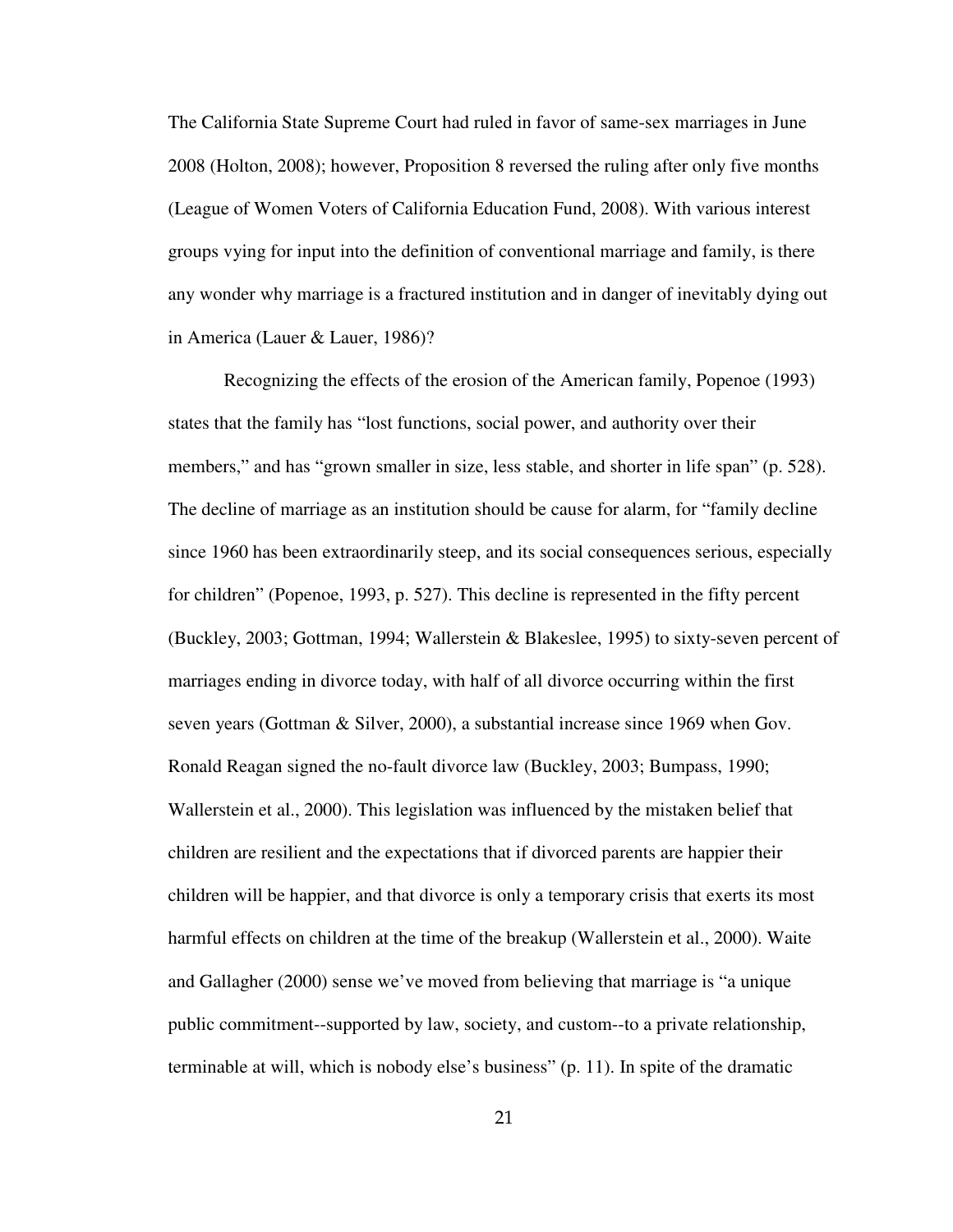The California State Supreme Court had ruled in favor of same-sex marriages in June 2008 (Holton, 2008); however, Proposition 8 reversed the ruling after only five months (League of Women Voters of California Education Fund, 2008). With various interest groups vying for input into the definition of conventional marriage and family, is there any wonder why marriage is a fractured institution and in danger of inevitably dying out in America (Lauer & Lauer, 1986)?

Recognizing the effects of the erosion of the American family, Popenoe (1993) states that the family has "lost functions, social power, and authority over their members," and has "grown smaller in size, less stable, and shorter in life span" (p. 528). The decline of marriage as an institution should be cause for alarm, for "family decline since 1960 has been extraordinarily steep, and its social consequences serious, especially for children" (Popenoe, 1993, p. 527). This decline is represented in the fifty percent (Buckley, 2003; Gottman, 1994; Wallerstein & Blakeslee, 1995) to sixty-seven percent of marriages ending in divorce today, with half of all divorce occurring within the first seven years (Gottman & Silver, 2000), a substantial increase since 1969 when Gov. Ronald Reagan signed the no-fault divorce law (Buckley, 2003; Bumpass, 1990; Wallerstein et al., 2000). This legislation was influenced by the mistaken belief that children are resilient and the expectations that if divorced parents are happier their children will be happier, and that divorce is only a temporary crisis that exerts its most harmful effects on children at the time of the breakup (Wallerstein et al., 2000). Waite and Gallagher (2000) sense we've moved from believing that marriage is "a unique public commitment--supported by law, society, and custom--to a private relationship, terminable at will, which is nobody else's business" (p. 11). In spite of the dramatic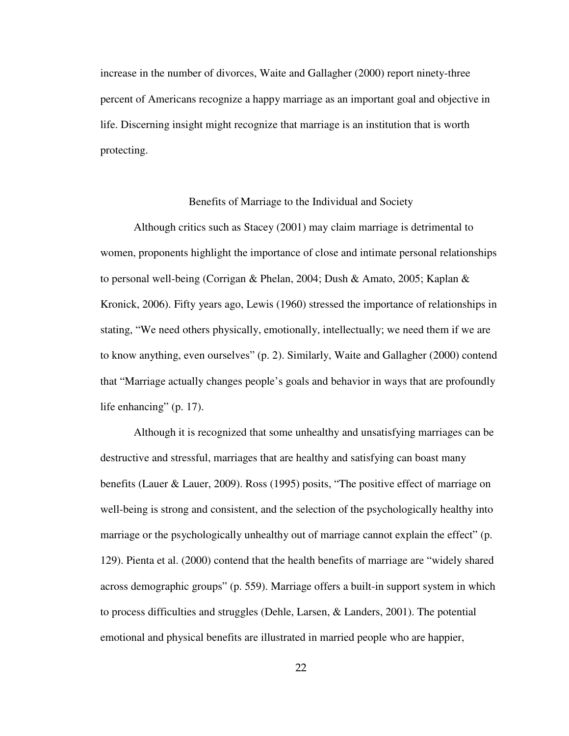increase in the number of divorces, Waite and Gallagher (2000) report ninety-three percent of Americans recognize a happy marriage as an important goal and objective in life. Discerning insight might recognize that marriage is an institution that is worth protecting.

## Benefits of Marriage to the Individual and Society

Although critics such as Stacey (2001) may claim marriage is detrimental to women, proponents highlight the importance of close and intimate personal relationships to personal well-being (Corrigan & Phelan, 2004; Dush & Amato, 2005; Kaplan & Kronick, 2006). Fifty years ago, Lewis (1960) stressed the importance of relationships in stating, "We need others physically, emotionally, intellectually; we need them if we are to know anything, even ourselves" (p. 2). Similarly, Waite and Gallagher (2000) contend that "Marriage actually changes people's goals and behavior in ways that are profoundly life enhancing" (p. 17).

Although it is recognized that some unhealthy and unsatisfying marriages can be destructive and stressful, marriages that are healthy and satisfying can boast many benefits (Lauer & Lauer, 2009). Ross (1995) posits, "The positive effect of marriage on well-being is strong and consistent, and the selection of the psychologically healthy into marriage or the psychologically unhealthy out of marriage cannot explain the effect" (p. 129). Pienta et al. (2000) contend that the health benefits of marriage are "widely shared across demographic groups" (p. 559). Marriage offers a built-in support system in which to process difficulties and struggles (Dehle, Larsen, & Landers, 2001). The potential emotional and physical benefits are illustrated in married people who are happier,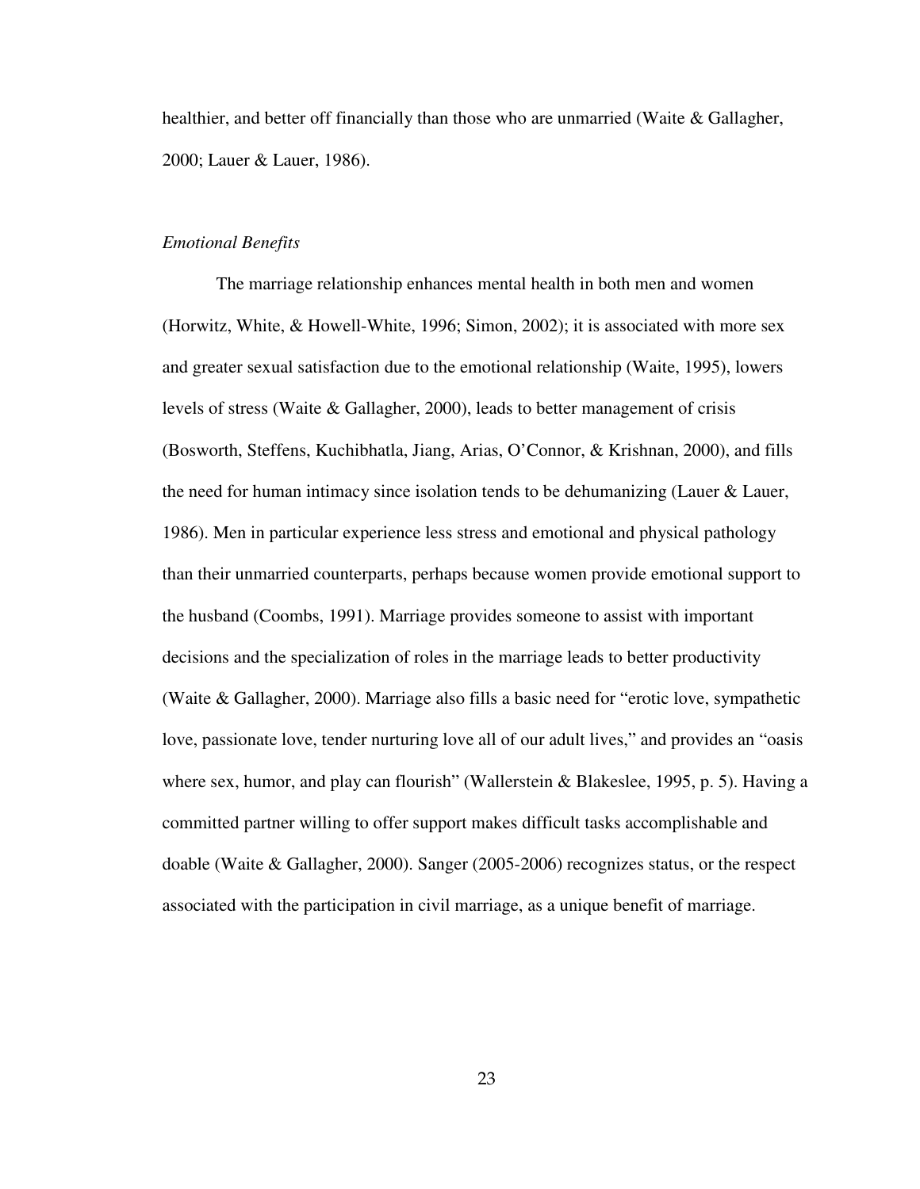healthier, and better off financially than those who are unmarried (Waite & Gallagher, 2000; Lauer & Lauer, 1986).

*Emotional Benefits*

The marriage relationship enhances mental health in both men and women (Horwitz, White, & Howell-White, 1996; Simon, 2002); it is associated with more sex and greater sexual satisfaction due to the emotional relationship (Waite, 1995), lowers levels of stress (Waite & Gallagher, 2000), leads to better management of crisis (Bosworth, Steffens, Kuchibhatla, Jiang, Arias, O'Connor, & Krishnan, 2000), and fills the need for human intimacy since isolation tends to be dehumanizing (Lauer & Lauer, 1986). Men in particular experience less stress and emotional and physical pathology than their unmarried counterparts, perhaps because women provide emotional support to the husband (Coombs, 1991). Marriage provides someone to assist with important decisions and the specialization of roles in the marriage leads to better productivity (Waite & Gallagher, 2000). Marriage also fills a basic need for "erotic love, sympathetic love, passionate love, tender nurturing love all of our adult lives," and provides an "oasis where sex, humor, and play can flourish" (Wallerstein & Blakeslee, 1995, p. 5). Having a committed partner willing to offer support makes difficult tasks accomplishable and doable (Waite & Gallagher, 2000). Sanger (2005-2006) recognizes status, or the respect associated with the participation in civil marriage, as a unique benefit of marriage.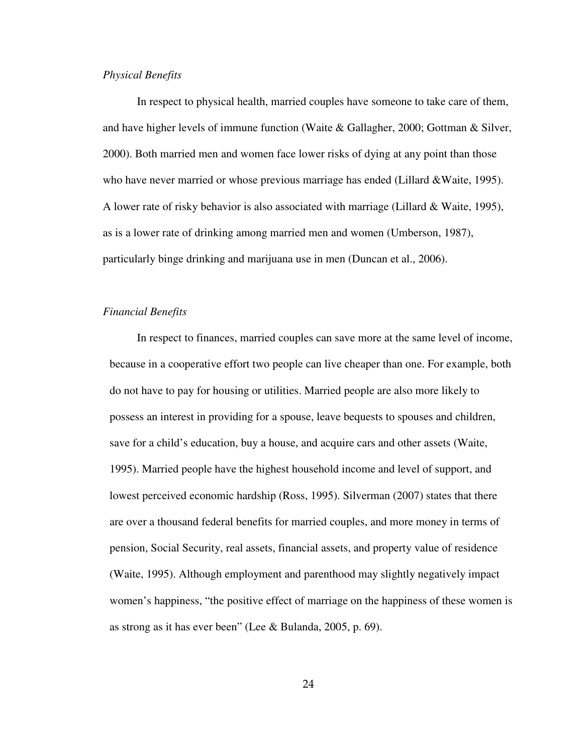*Physical Benefits*

In respect to physical health, married couples have someone to take care of them, and have higher levels of immune function (Waite & Gallagher, 2000; Gottman & Silver, 2000). Both married men and women face lower risks of dying at any point than those who have never married or whose previous marriage has ended (Lillard &Waite, 1995). A lower rate of risky behavior is also associated with marriage (Lillard & Waite, 1995), as is a lower rate of drinking among married men and women (Umberson, 1987), particularly binge drinking and marijuana use in men (Duncan et al., 2006).

*Financial Benefits*

In respect to finances, married couples can save more at the same level of income, because in a cooperative effort two people can live cheaper than one. For example, both do not have to pay for housing or utilities. Married people are also more likely to possess an interest in providing for a spouse, leave bequests to spouses and children, save for a child's education, buy a house, and acquire cars and other assets (Waite, 1995). Married people have the highest household income and level of support, and lowest perceived economic hardship (Ross, 1995). Silverman (2007) states that there are over a thousand federal benefits for married couples, and more money in terms of pension, Social Security, real assets, financial assets, and property value of residence (Waite, 1995). Although employment and parenthood may slightly negatively impact women's happiness, "the positive effect of marriage on the happiness of these women is as strong as it has ever been" (Lee & Bulanda, 2005, p. 69).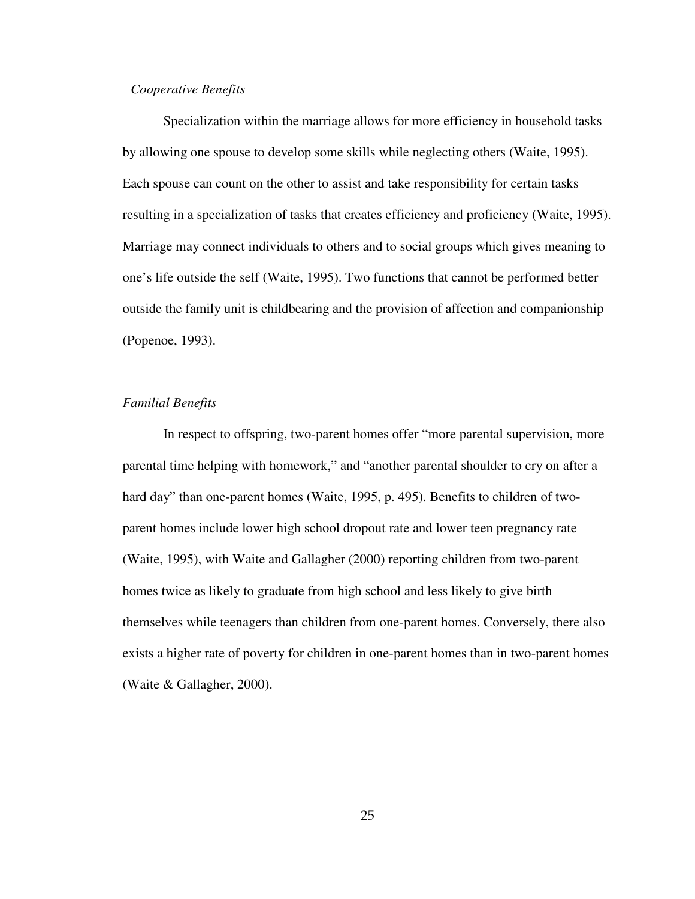*Cooperative Benefits*

Specialization within the marriage allows for more efficiency in household tasks by allowing one spouse to develop some skills while neglecting others (Waite, 1995). Each spouse can count on the other to assist and take responsibility for certain tasks resulting in a specialization of tasks that creates efficiency and proficiency (Waite, 1995). Marriage may connect individuals to others and to social groups which gives meaning to one's life outside the self (Waite, 1995). Two functions that cannot be performed better outside the family unit is childbearing and the provision of affection and companionship (Popenoe, 1993).

*Familial Benefits*

In respect to offspring, two-parent homes offer "more parental supervision, more parental time helping with homework," and "another parental shoulder to cry on after a hard day" than one-parent homes (Waite, 1995, p. 495). Benefits to children of two-parent homes include lower high school dropout rate and lower teen pregnancy rate (Waite, 1995), with Waite and Gallagher (2000) reporting children from two-parent homes twice as likely to graduate from high school and less likely to give birth themselves while teenagers than children from one-parent homes. Conversely, there also exists a higher rate of poverty for children in one-parent homes than in two-parent homes (Waite & Gallagher, 2000).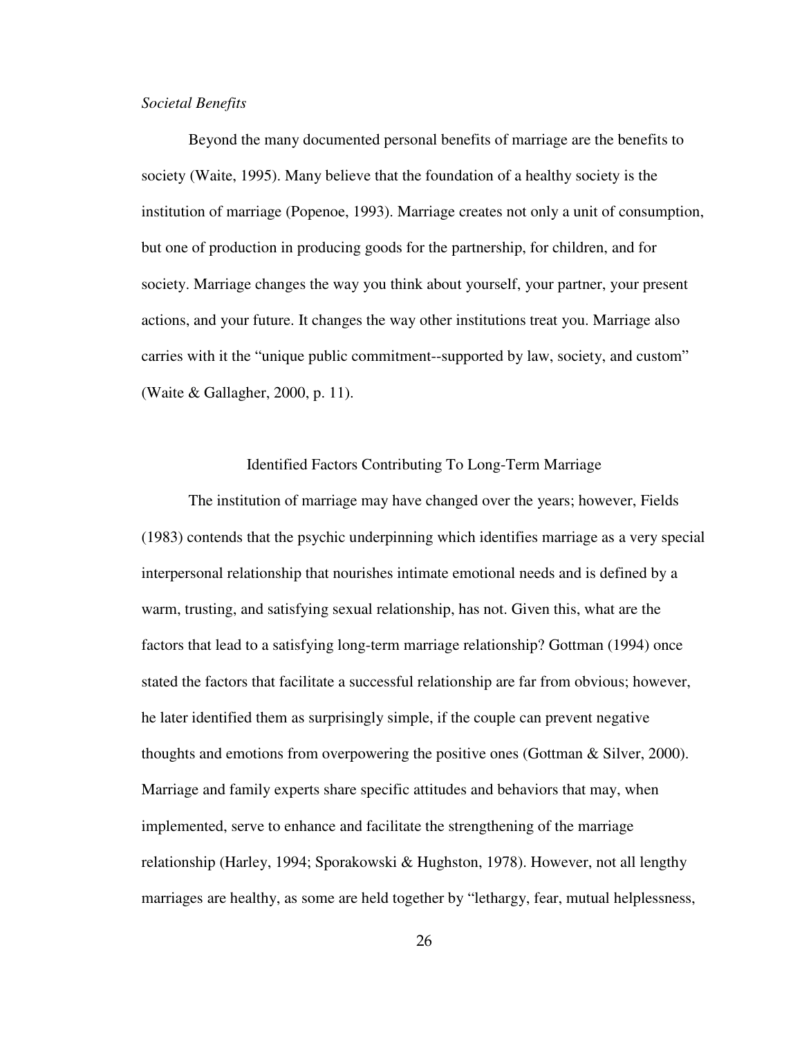### *Societal Benefits*

Beyond the many documented personal benefits of marriage are the benefits to society (Waite, 1995). Many believe that the foundation of a healthy society is the institution of marriage (Popenoe, 1993). Marriage creates not only a unit of consumption, but one of production in producing goods for the partnership, for children, and for society. Marriage changes the way you think about yourself, your partner, your present actions, and your future. It changes the way other institutions treat you. Marriage also carries with it the "unique public commitment--supported by law, society, and custom" (Waite & Gallagher, 2000, p. 11).

## Identified Factors Contributing To Long-Term Marriage

The institution of marriage may have changed over the years; however, Fields (1983) contends that the psychic underpinning which identifies marriage as a very special interpersonal relationship that nourishes intimate emotional needs and is defined by a warm, trusting, and satisfying sexual relationship, has not. Given this, what are the factors that lead to a satisfying long-term marriage relationship? Gottman (1994) once stated the factors that facilitate a successful relationship are far from obvious; however, he later identified them as surprisingly simple, if the couple can prevent negative thoughts and emotions from overpowering the positive ones (Gottman & Silver, 2000). Marriage and family experts share specific attitudes and behaviors that may, when implemented, serve to enhance and facilitate the strengthening of the marriage relationship (Harley, 1994; Sporakowski & Hughston, 1978). However, not all lengthy marriages are healthy, as some are held together by "lethargy, fear, mutual helplessness,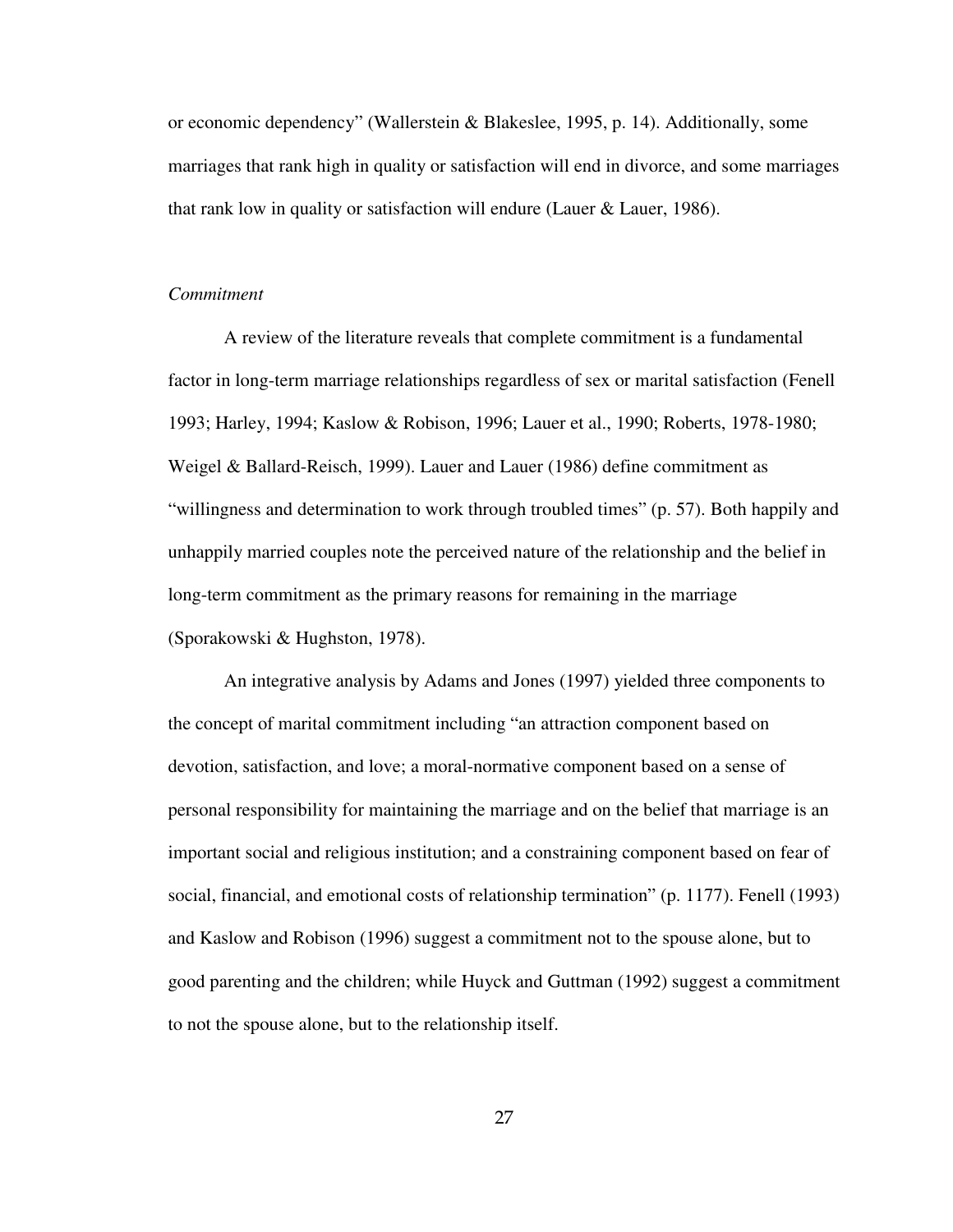or economic dependency" (Wallerstein & Blakeslee, 1995, p. 14). Additionally, some marriages that rank high in quality or satisfaction will end in divorce, and some marriages that rank low in quality or satisfaction will endure (Lauer & Lauer, 1986).

*Commitment*

A review of the literature reveals that complete commitment is a fundamental factor in long-term marriage relationships regardless of sex or marital satisfaction (Fenell 1993; Harley, 1994; Kaslow & Robison, 1996; Lauer et al., 1990; Roberts, 1978-1980; Weigel & Ballard-Reisch, 1999). Lauer and Lauer (1986) define commitment as "willingness and determination to work through troubled times" (p. 57). Both happily and unhappily married couples note the perceived nature of the relationship and the belief in long-term commitment as the primary reasons for remaining in the marriage (Sporakowski & Hughston, 1978).

An integrative analysis by Adams and Jones (1997) yielded three components to the concept of marital commitment including "an attraction component based on devotion, satisfaction, and love; a moral-normative component based on a sense of personal responsibility for maintaining the marriage and on the belief that marriage is an important social and religious institution; and a constraining component based on fear of social, financial, and emotional costs of relationship termination" (p. 1177). Fenell (1993) and Kaslow and Robison (1996) suggest a commitment not to the spouse alone, but to good parenting and the children; while Huyck and Guttman (1992) suggest a commitment to not the spouse alone, but to the relationship itself.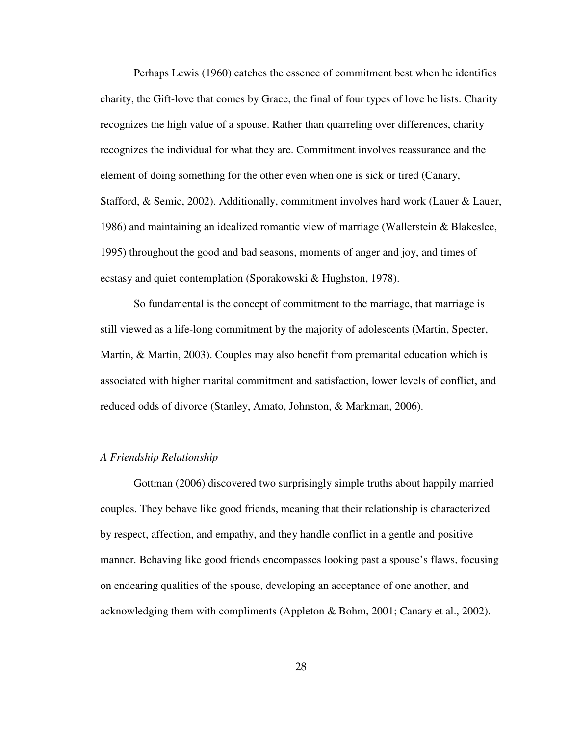Perhaps Lewis (1960) catches the essence of commitment best when he identifies charity, the Gift-love that comes by Grace, the final of four types of love he lists. Charity recognizes the high value of a spouse. Rather than quarreling over differences, charity recognizes the individual for what they are. Commitment involves reassurance and the element of doing something for the other even when one is sick or tired (Canary, Stafford, & Semic, 2002). Additionally, commitment involves hard work (Lauer & Lauer, 1986) and maintaining an idealized romantic view of marriage (Wallerstein & Blakeslee, 1995) throughout the good and bad seasons, moments of anger and joy, and times of ecstasy and quiet contemplation (Sporakowski & Hughston, 1978).

So fundamental is the concept of commitment to the marriage, that marriage is still viewed as a life-long commitment by the majority of adolescents (Martin, Specter, Martin, & Martin, 2003). Couples may also benefit from premarital education which is associated with higher marital commitment and satisfaction, lower levels of conflict, and reduced odds of divorce (Stanley, Amato, Johnston, & Markman, 2006).

### *A Friendship Relationship*

Gottman (2006) discovered two surprisingly simple truths about happily married couples. They behave like good friends, meaning that their relationship is characterized by respect, affection, and empathy, and they handle conflict in a gentle and positive manner. Behaving like good friends encompasses looking past a spouse's flaws, focusing on endearing qualities of the spouse, developing an acceptance of one another, and acknowledging them with compliments (Appleton & Bohm, 2001; Canary et al., 2002).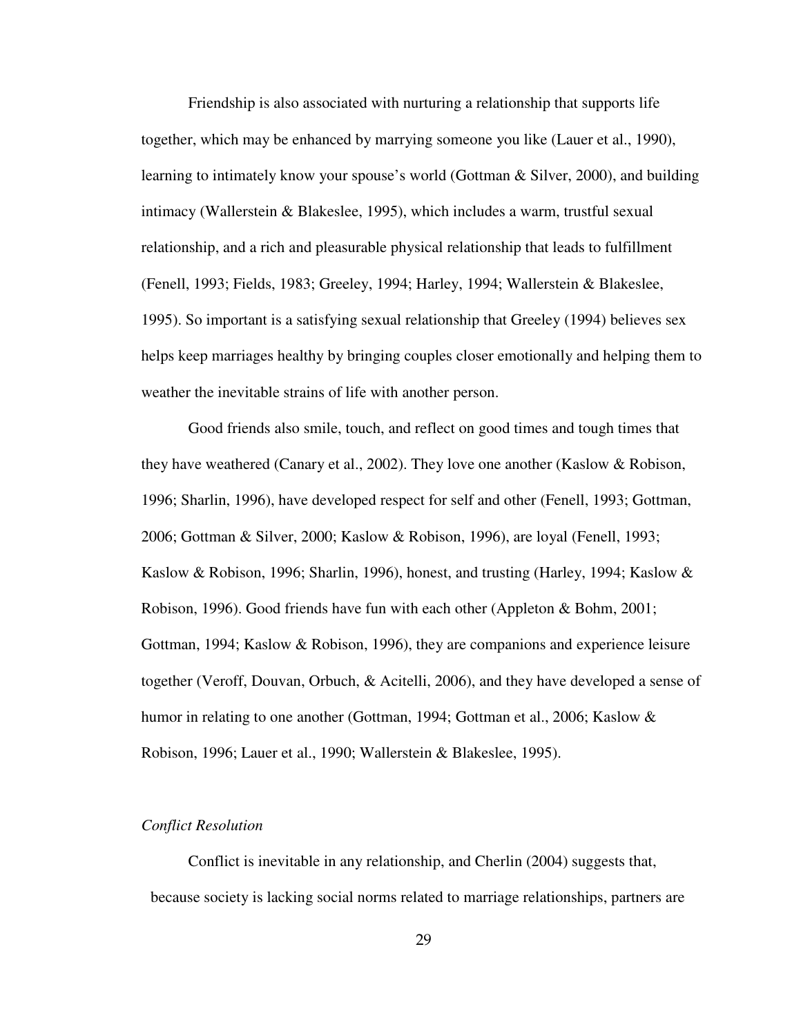Friendship is also associated with nurturing a relationship that supports life together, which may be enhanced by marrying someone you like (Lauer et al., 1990), learning to intimately know your spouse's world (Gottman & Silver, 2000), and building intimacy (Wallerstein & Blakeslee, 1995), which includes a warm, trustful sexual relationship, and a rich and pleasurable physical relationship that leads to fulfillment (Fenell, 1993; Fields, 1983; Greeley, 1994; Harley, 1994; Wallerstein & Blakeslee, 1995). So important is a satisfying sexual relationship that Greeley (1994) believes sex helps keep marriages healthy by bringing couples closer emotionally and helping them to weather the inevitable strains of life with another person.

Good friends also smile, touch, and reflect on good times and tough times that they have weathered (Canary et al., 2002). They love one another (Kaslow & Robison, 1996; Sharlin, 1996), have developed respect for self and other (Fenell, 1993; Gottman, 2006; Gottman & Silver, 2000; Kaslow & Robison, 1996), are loyal (Fenell, 1993; Kaslow & Robison, 1996; Sharlin, 1996), honest, and trusting (Harley, 1994; Kaslow & Robison, 1996). Good friends have fun with each other (Appleton & Bohm, 2001; Gottman, 1994; Kaslow & Robison, 1996), they are companions and experience leisure together (Veroff, Douvan, Orbuch, & Acitelli, 2006), and they have developed a sense of humor in relating to one another (Gottman, 1994; Gottman et al., 2006; Kaslow & Robison, 1996; Lauer et al., 1990; Wallerstein & Blakeslee, 1995).

### *Conflict Resolution*

Conflict is inevitable in any relationship, and Cherlin (2004) suggests that, because society is lacking social norms related to marriage relationships, partners are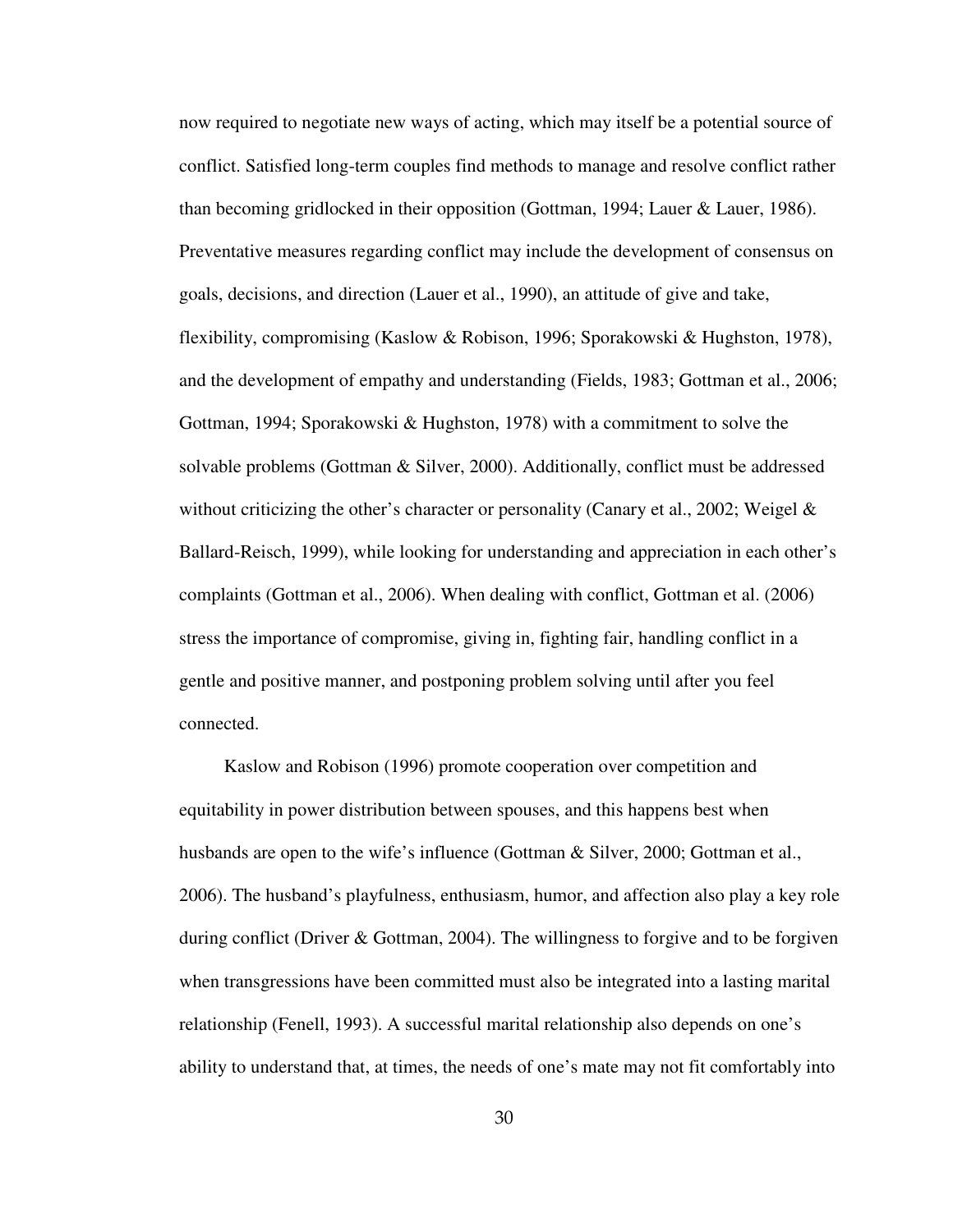now required to negotiate new ways of acting, which may itself be a potential source of conflict. Satisfied long-term couples find methods to manage and resolve conflict rather than becoming gridlocked in their opposition (Gottman, 1994; Lauer & Lauer, 1986). Preventative measures regarding conflict may include the development of consensus on goals, decisions, and direction (Lauer et al., 1990), an attitude of give and take, flexibility, compromising (Kaslow & Robison, 1996; Sporakowski & Hughston, 1978), and the development of empathy and understanding (Fields, 1983; Gottman et al., 2006; Gottman, 1994; Sporakowski & Hughston, 1978) with a commitment to solve the solvable problems (Gottman & Silver, 2000). Additionally, conflict must be addressed without criticizing the other's character or personality (Canary et al., 2002; Weigel & Ballard-Reisch, 1999), while looking for understanding and appreciation in each other's complaints (Gottman et al., 2006). When dealing with conflict, Gottman et al. (2006) stress the importance of compromise, giving in, fighting fair, handling conflict in a gentle and positive manner, and postponing problem solving until after you feel connected.

Kaslow and Robison (1996) promote cooperation over competition and equitability in power distribution between spouses, and this happens best when husbands are open to the wife's influence (Gottman & Silver, 2000; Gottman et al., 2006). The husband's playfulness, enthusiasm, humor, and affection also play a key role during conflict (Driver & Gottman, 2004). The willingness to forgive and to be forgiven when transgressions have been committed must also be integrated into a lasting marital relationship (Fenell, 1993). A successful marital relationship also depends on one's ability to understand that, at times, the needs of one's mate may not fit comfortably into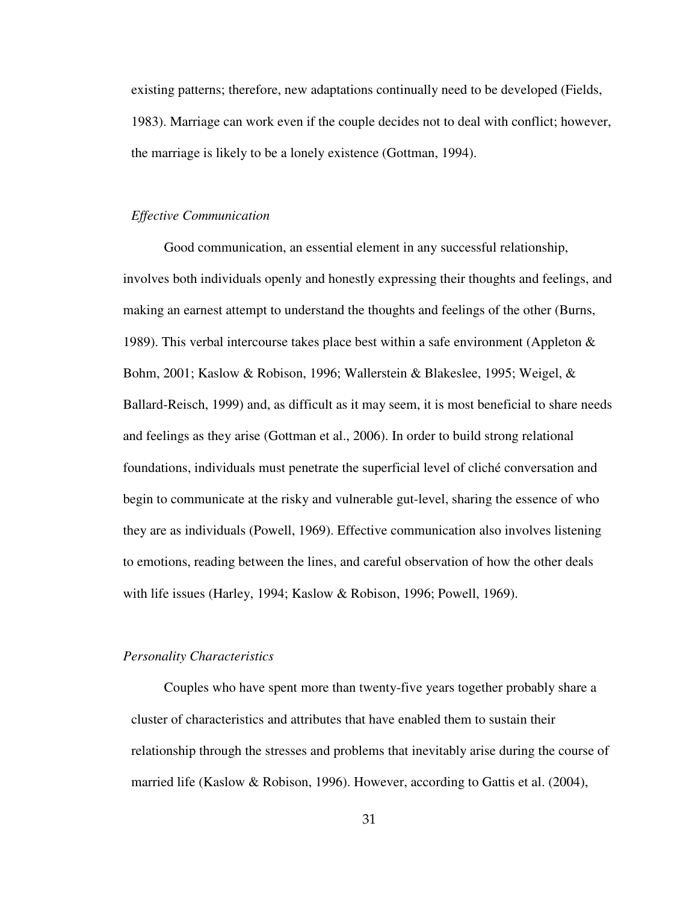existing patterns; therefore, new adaptations continually need to be developed (Fields, 1983). Marriage can work even if the couple decides not to deal with conflict; however, the marriage is likely to be a lonely existence (Gottman, 1994).

### *Effective Communication*

Good communication, an essential element in any successful relationship, involves both individuals openly and honestly expressing their thoughts and feelings, and making an earnest attempt to understand the thoughts and feelings of the other (Burns, 1989). This verbal intercourse takes place best within a safe environment (Appleton & Bohm, 2001; Kaslow & Robison, 1996; Wallerstein & Blakeslee, 1995; Weigel, & Ballard-Reisch, 1999) and, as difficult as it may seem, it is most beneficial to share needs and feelings as they arise (Gottman et al., 2006). In order to build strong relational foundations, individuals must penetrate the superficial level of cliché conversation and begin to communicate at the risky and vulnerable gut-level, sharing the essence of who they are as individuals (Powell, 1969). Effective communication also involves listening to emotions, reading between the lines, and careful observation of how the other deals with life issues (Harley, 1994; Kaslow & Robison, 1996; Powell, 1969).

### *Personality Characteristics*

Couples who have spent more than twenty-five years together probably share a cluster of characteristics and attributes that have enabled them to sustain their relationship through the stresses and problems that inevitably arise during the course of married life (Kaslow & Robison, 1996). However, according to Gattis et al. (2004),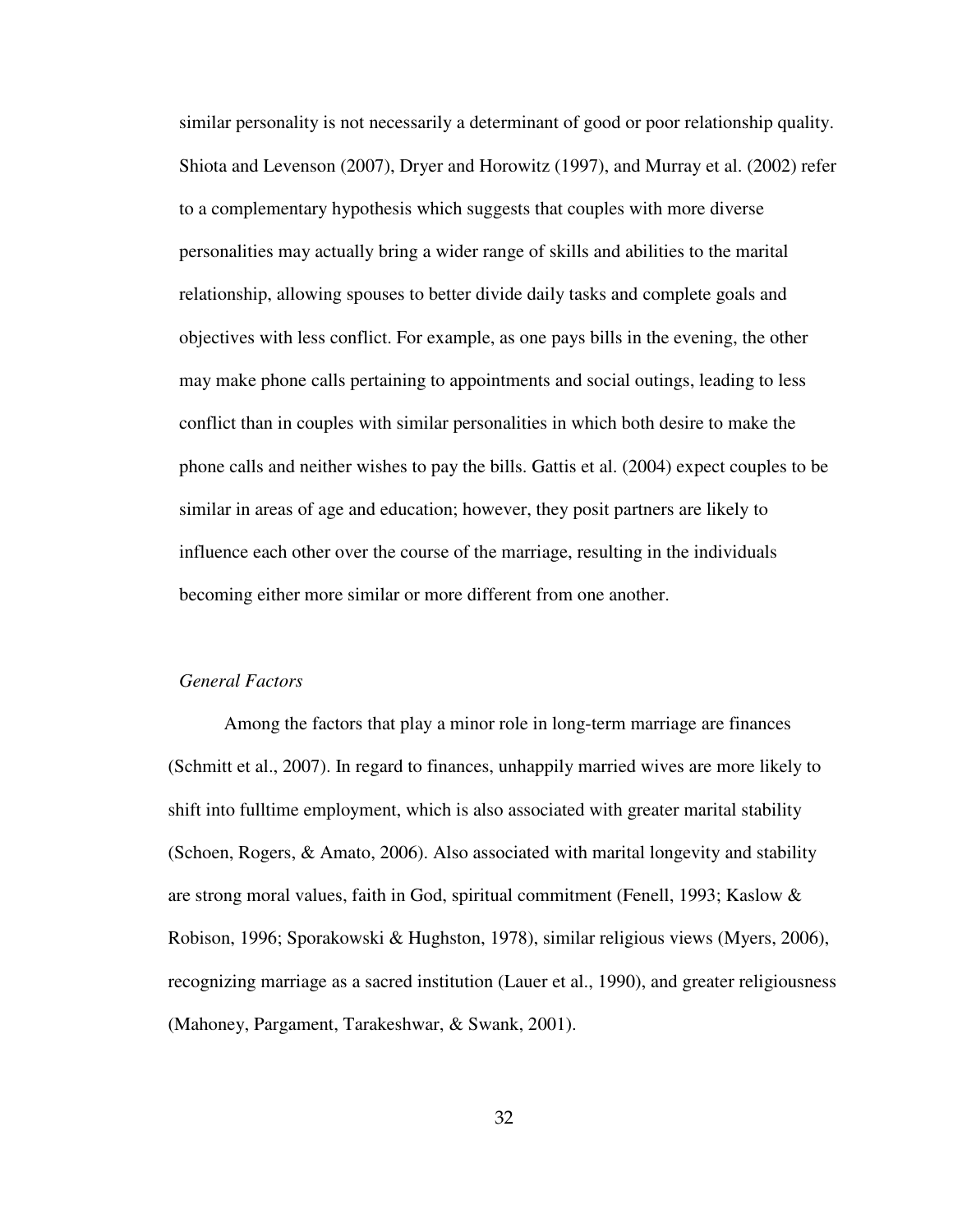similar personality is not necessarily a determinant of good or poor relationship quality. Shiota and Levenson (2007), Dryer and Horowitz (1997), and Murray et al. (2002) refer to a complementary hypothesis which suggests that couples with more diverse personalities may actually bring a wider range of skills and abilities to the marital relationship, allowing spouses to better divide daily tasks and complete goals and objectives with less conflict. For example, as one pays bills in the evening, the other may make phone calls pertaining to appointments and social outings, leading to less conflict than in couples with similar personalities in which both desire to make the phone calls and neither wishes to pay the bills. Gattis et al. (2004) expect couples to be similar in areas of age and education; however, they posit partners are likely to influence each other over the course of the marriage, resulting in the individuals becoming either more similar or more different from one another.

### *General Factors*

Among the factors that play a minor role in long-term marriage are finances (Schmitt et al., 2007). In regard to finances, unhappily married wives are more likely to shift into fulltime employment, which is also associated with greater marital stability (Schoen, Rogers, & Amato, 2006). Also associated with marital longevity and stability are strong moral values, faith in God, spiritual commitment (Fenell, 1993; Kaslow & Robison, 1996; Sporakowski & Hughston, 1978), similar religious views (Myers, 2006), recognizing marriage as a sacred institution (Lauer et al., 1990), and greater religiousness (Mahoney, Pargament, Tarakeshwar, & Swank, 2001).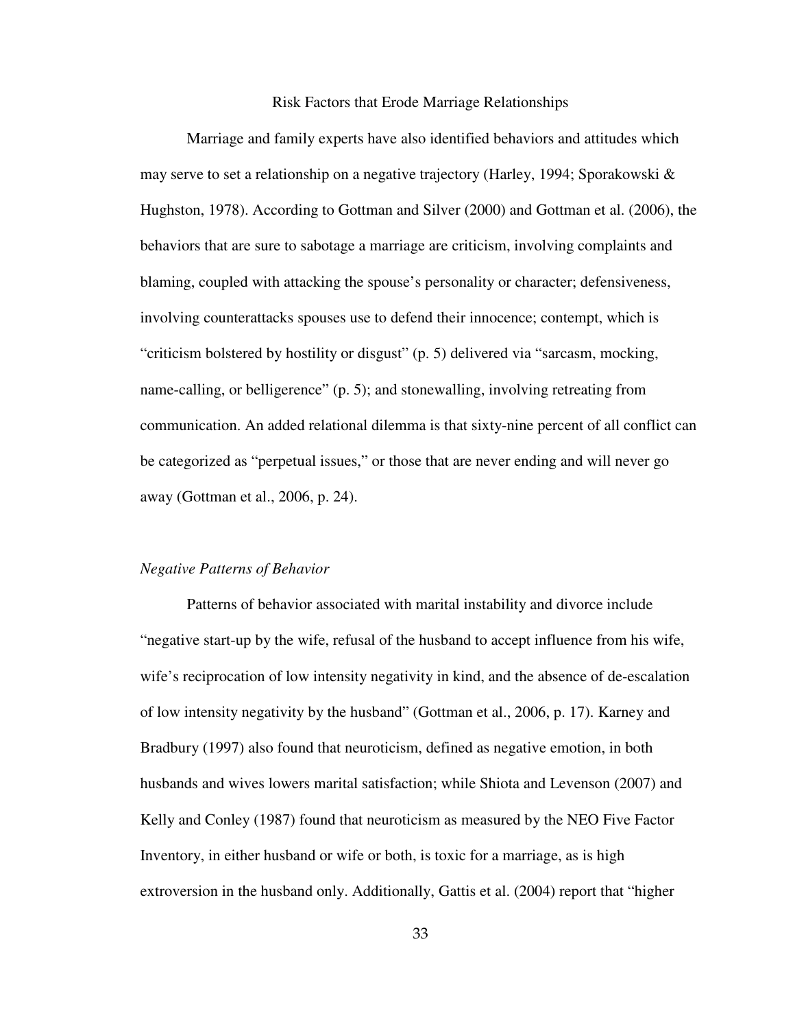## Risk Factors that Erode Marriage Relationships

Marriage and family experts have also identified behaviors and attitudes which may serve to set a relationship on a negative trajectory (Harley, 1994; Sporakowski & Hughston, 1978). According to Gottman and Silver (2000) and Gottman et al. (2006), the behaviors that are sure to sabotage a marriage are criticism, involving complaints and blaming, coupled with attacking the spouse's personality or character; defensiveness, involving counterattacks spouses use to defend their innocence; contempt, which is "criticism bolstered by hostility or disgust" (p. 5) delivered via "sarcasm, mocking, name-calling, or belligerence" (p. 5); and stonewalling, involving retreating from communication. An added relational dilemma is that sixty-nine percent of all conflict can be categorized as "perpetual issues," or those that are never ending and will never go away (Gottman et al., 2006, p. 24).

### *Negative Patterns of Behavior*

Patterns of behavior associated with marital instability and divorce include "negative start-up by the wife, refusal of the husband to accept influence from his wife, wife's reciprocation of low intensity negativity in kind, and the absence of de-escalation of low intensity negativity by the husband" (Gottman et al., 2006, p. 17). Karney and Bradbury (1997) also found that neuroticism, defined as negative emotion, in both husbands and wives lowers marital satisfaction; while Shiota and Levenson (2007) and Kelly and Conley (1987) found that neuroticism as measured by the NEO Five Factor Inventory, in either husband or wife or both, is toxic for a marriage, as is high extroversion in the husband only. Additionally, Gattis et al. (2004) report that "higher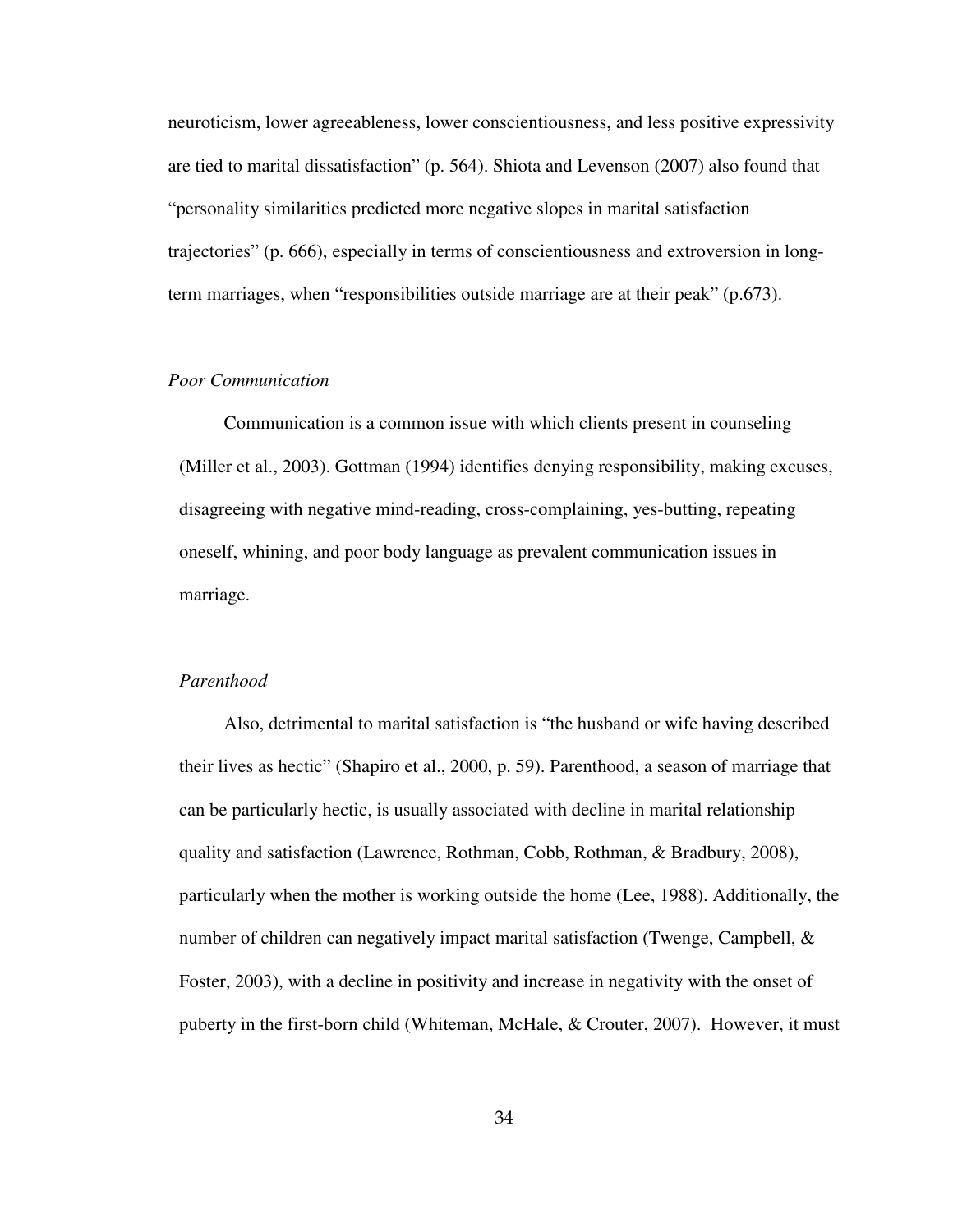neuroticism, lower agreeableness, lower conscientiousness, and less positive expressivity are tied to marital dissatisfaction" (p. 564). Shiota and Levenson (2007) also found that "personality similarities predicted more negative slopes in marital satisfaction trajectories" (p. 666), especially in terms of conscientiousness and extroversion in long-term marriages, when "responsibilities outside marriage are at their peak" (p.673).

*Poor Communication*

Communication is a common issue with which clients present in counseling (Miller et al., 2003). Gottman (1994) identifies denying responsibility, making excuses, disagreeing with negative mind-reading, cross-complaining, yes-butting, repeating oneself, whining, and poor body language as prevalent communication issues in marriage.

*Parenthood*

Also, detrimental to marital satisfaction is "the husband or wife having described their lives as hectic" (Shapiro et al., 2000, p. 59). Parenthood, a season of marriage that can be particularly hectic, is usually associated with decline in marital relationship quality and satisfaction (Lawrence, Rothman, Cobb, Rothman, & Bradbury, 2008), particularly when the mother is working outside the home (Lee, 1988). Additionally, the number of children can negatively impact marital satisfaction (Twenge, Campbell, & Foster, 2003), with a decline in positivity and increase in negativity with the onset of puberty in the first-born child (Whiteman, McHale, & Crouter, 2007). However, it must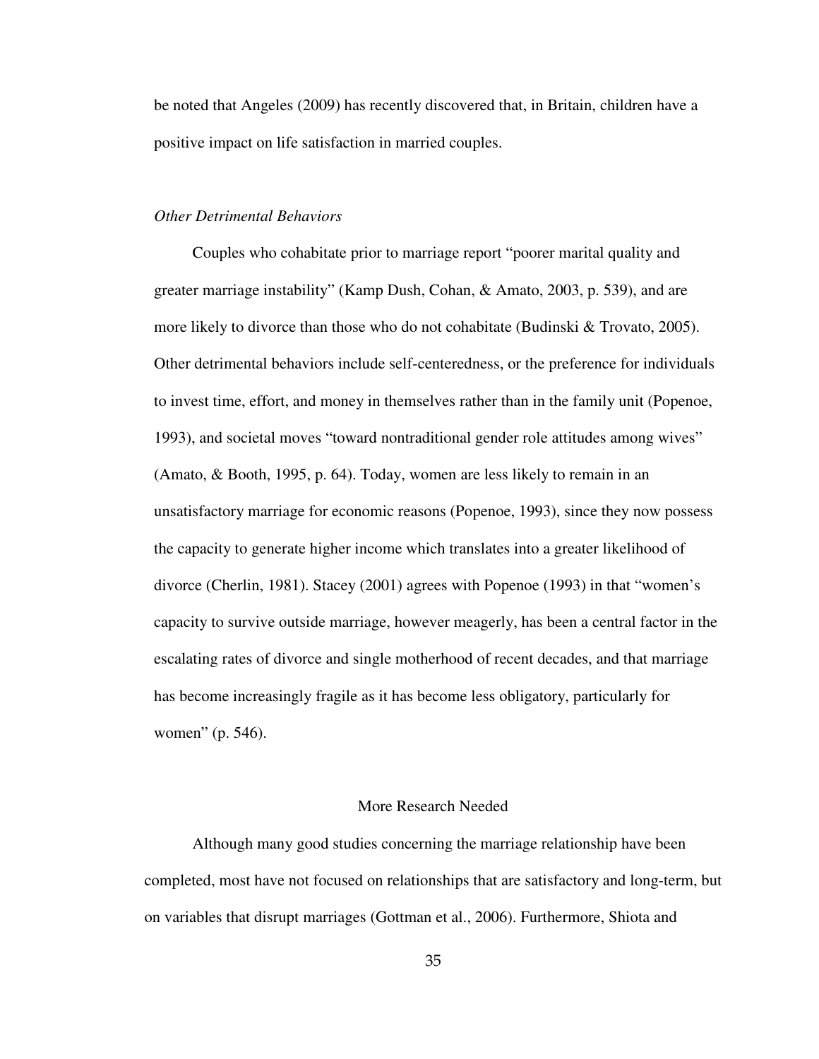be noted that Angeles (2009) has recently discovered that, in Britain, children have a positive impact on life satisfaction in married couples.

### *Other Detrimental Behaviors*

Couples who cohabitate prior to marriage report "poorer marital quality and greater marriage instability" (Kamp Dush, Cohan, & Amato, 2003, p. 539), and are more likely to divorce than those who do not cohabitate (Budinski & Trovato, 2005). Other detrimental behaviors include self-centeredness, or the preference for individuals to invest time, effort, and money in themselves rather than in the family unit (Popenoe, 1993), and societal moves "toward nontraditional gender role attitudes among wives" (Amato, & Booth, 1995, p. 64). Today, women are less likely to remain in an unsatisfactory marriage for economic reasons (Popenoe, 1993), since they now possess the capacity to generate higher income which translates into a greater likelihood of divorce (Cherlin, 1981). Stacey (2001) agrees with Popenoe (1993) in that "women's capacity to survive outside marriage, however meagerly, has been a central factor in the escalating rates of divorce and single motherhood of recent decades, and that marriage has become increasingly fragile as it has become less obligatory, particularly for women" (p. 546).

## More Research Needed

Although many good studies concerning the marriage relationship have been completed, most have not focused on relationships that are satisfactory and long-term, but on variables that disrupt marriages (Gottman et al., 2006). Furthermore, Shiota and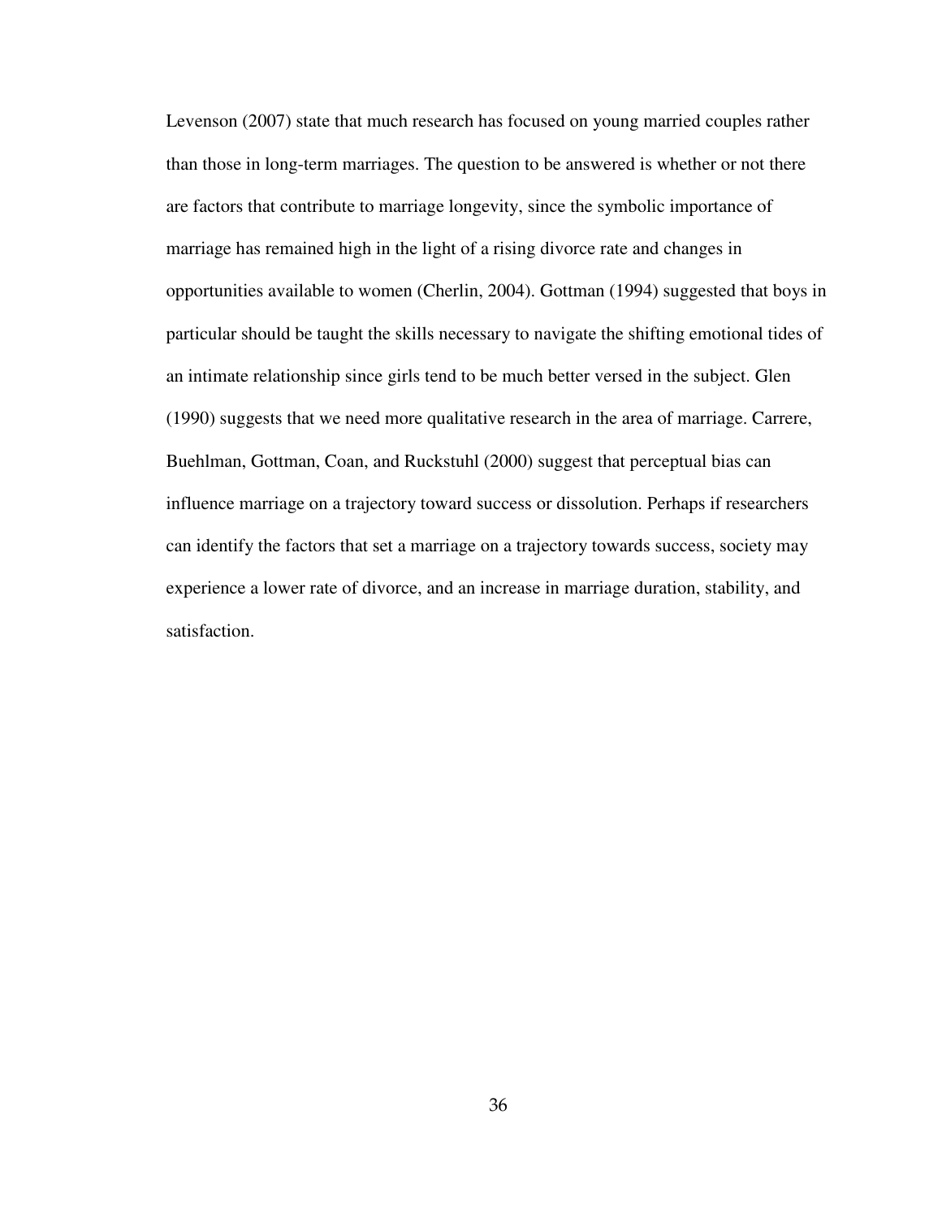Levenson (2007) state that much research has focused on young married couples rather than those in long-term marriages. The question to be answered is whether or not there are factors that contribute to marriage longevity, since the symbolic importance of marriage has remained high in the light of a rising divorce rate and changes in opportunities available to women (Cherlin, 2004). Gottman (1994) suggested that boys in particular should be taught the skills necessary to navigate the shifting emotional tides of an intimate relationship since girls tend to be much better versed in the subject. Glen (1990) suggests that we need more qualitative research in the area of marriage. Carrere, Buehlman, Gottman, Coan, and Ruckstuhl (2000) suggest that perceptual bias can influence marriage on a trajectory toward success or dissolution. Perhaps if researchers can identify the factors that set a marriage on a trajectory towards success, society may experience a lower rate of divorce, and an increase in marriage duration, stability, and satisfaction.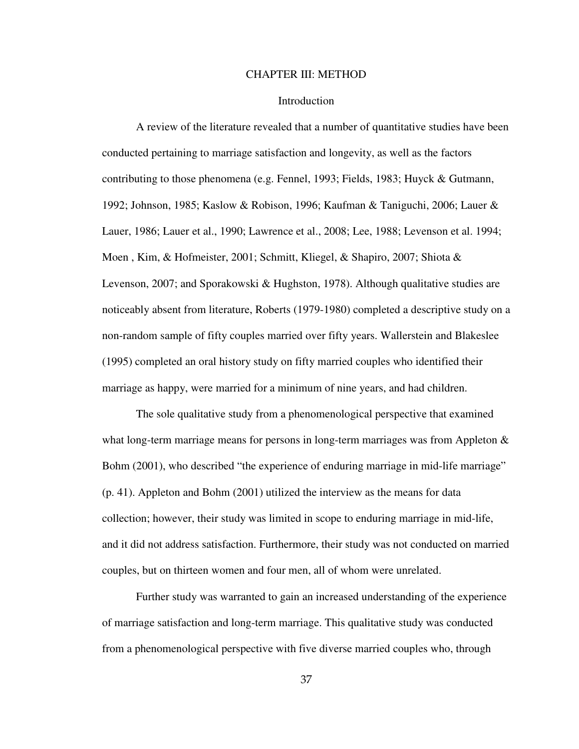# CHAPTER III: METHOD

## Introduction

A review of the literature revealed that a number of quantitative studies have been conducted pertaining to marriage satisfaction and longevity, as well as the factors contributing to those phenomena (e.g. Fennel, 1993; Fields, 1983; Huyck & Gutmann, 1992; Johnson, 1985; Kaslow & Robison, 1996; Kaufman & Taniguchi, 2006; Lauer & Lauer, 1986; Lauer et al., 1990; Lawrence et al., 2008; Lee, 1988; Levenson et al. 1994; Moen , Kim, & Hofmeister, 2001; Schmitt, Kliegel, & Shapiro, 2007; Shiota & Levenson, 2007; and Sporakowski & Hughston, 1978). Although qualitative studies are noticeably absent from literature, Roberts (1979-1980) completed a descriptive study on a non-random sample of fifty couples married over fifty years. Wallerstein and Blakeslee (1995) completed an oral history study on fifty married couples who identified their marriage as happy, were married for a minimum of nine years, and had children.

The sole qualitative study from a phenomenological perspective that examined what long-term marriage means for persons in long-term marriages was from Appleton & Bohm (2001), who described "the experience of enduring marriage in mid-life marriage" (p. 41). Appleton and Bohm (2001) utilized the interview as the means for data collection; however, their study was limited in scope to enduring marriage in mid-life, and it did not address satisfaction. Furthermore, their study was not conducted on married couples, but on thirteen women and four men, all of whom were unrelated.

Further study was warranted to gain an increased understanding of the experience of marriage satisfaction and long-term marriage. This qualitative study was conducted from a phenomenological perspective with five diverse married couples who, through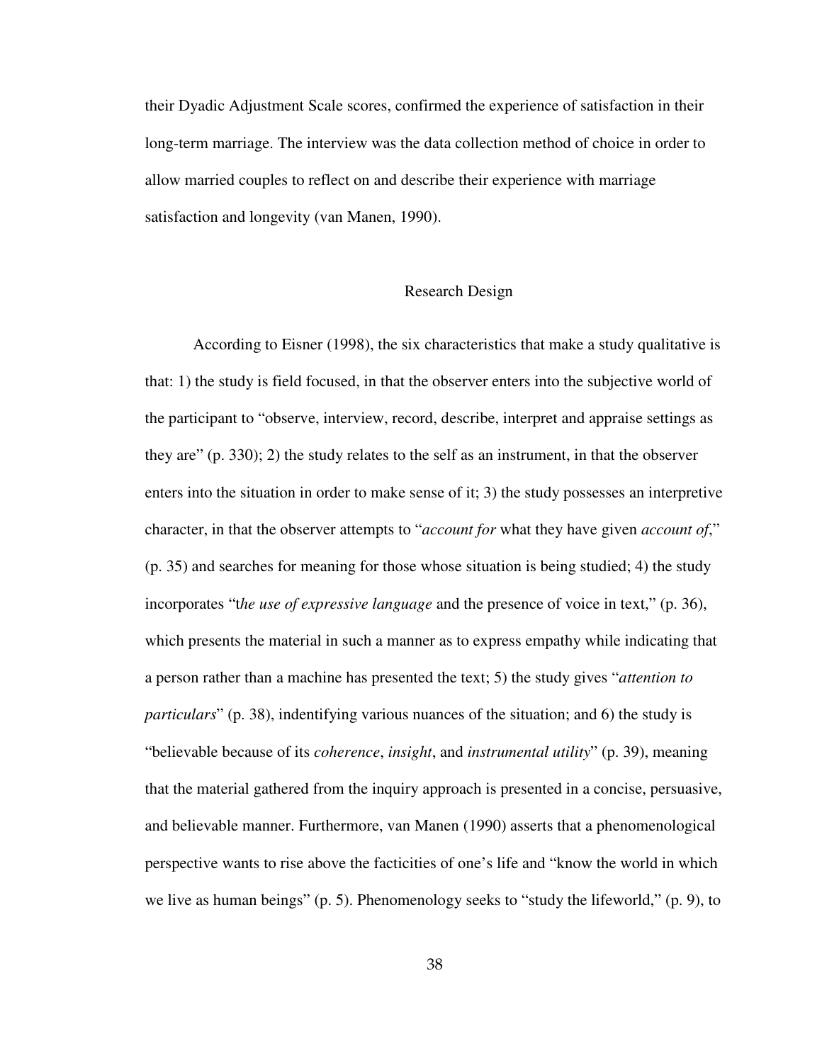their Dyadic Adjustment Scale scores, confirmed the experience of satisfaction in their long-term marriage. The interview was the data collection method of choice in order to allow married couples to reflect on and describe their experience with marriage satisfaction and longevity (van Manen, 1990).

## Research Design

According to Eisner (1998), the six characteristics that make a study qualitative is that: 1) the study is field focused, in that the observer enters into the subjective world of the participant to "observe, interview, record, describe, interpret and appraise settings as they are" (p. 330); 2) the study relates to the self as an instrument, in that the observer enters into the situation in order to make sense of it; 3) the study possesses an interpretive character, in that the observer attempts to "*account for* what they have given *account of*," (p. 35) and searches for meaning for those whose situation is being studied; 4) the study incorporates "t*he use of expressive language* and the presence of voice in text," (p. 36), which presents the material in such a manner as to express empathy while indicating that a person rather than a machine has presented the text; 5) the study gives "*attention to particulars*" (p. 38), indentifying various nuances of the situation; and 6) the study is "believable because of its *coherence*, *insight*, and *instrumental utility*" (p. 39), meaning that the material gathered from the inquiry approach is presented in a concise, persuasive, and believable manner. Furthermore, van Manen (1990) asserts that a phenomenological perspective wants to rise above the facticities of one's life and "know the world in which we live as human beings" (p. 5). Phenomenology seeks to "study the lifeworld," (p. 9), to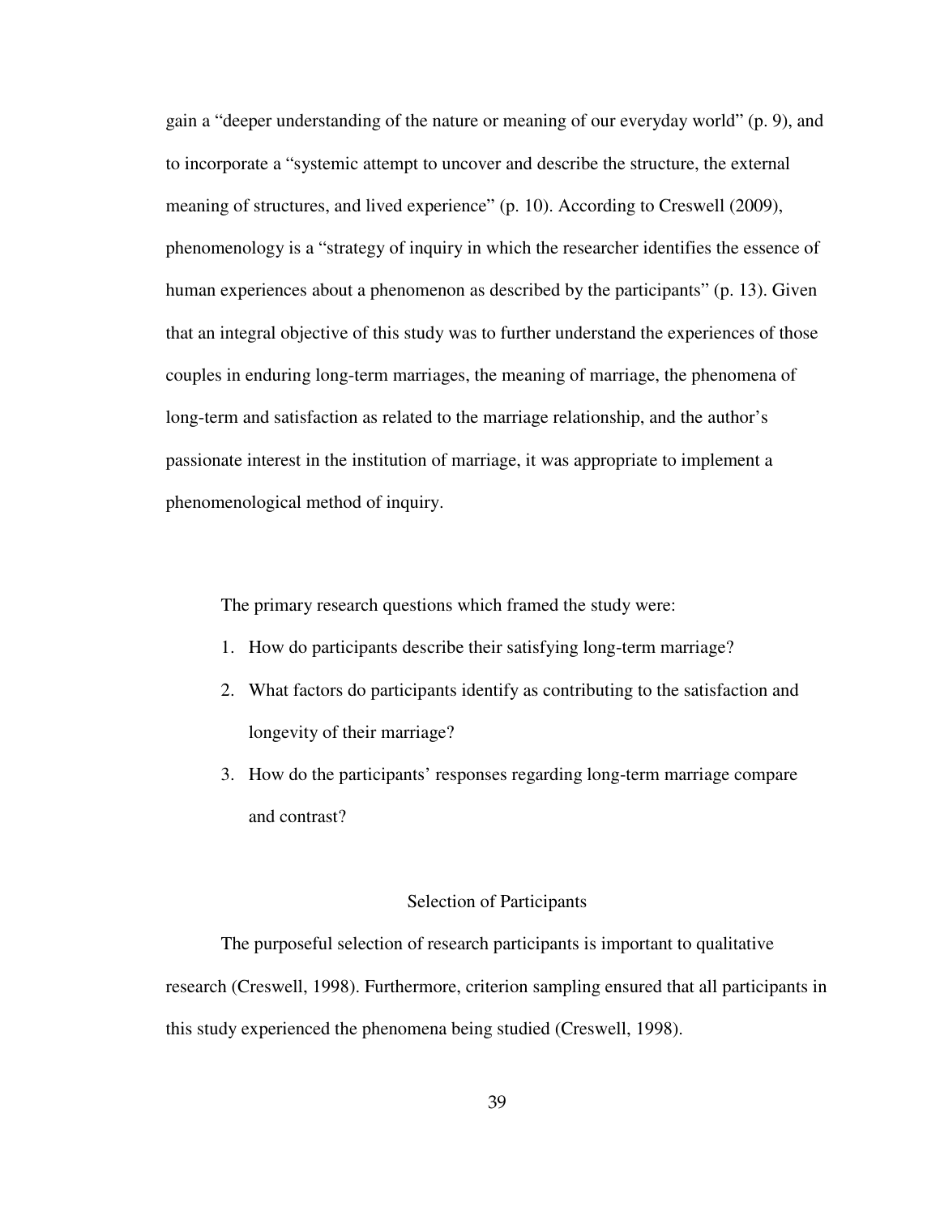gain a "deeper understanding of the nature or meaning of our everyday world" (p. 9), and to incorporate a "systemic attempt to uncover and describe the structure, the external meaning of structures, and lived experience" (p. 10). According to Creswell (2009), phenomenology is a "strategy of inquiry in which the researcher identifies the essence of human experiences about a phenomenon as described by the participants" (p. 13). Given that an integral objective of this study was to further understand the experiences of those couples in enduring long-term marriages, the meaning of marriage, the phenomena of long-term and satisfaction as related to the marriage relationship, and the author's passionate interest in the institution of marriage, it was appropriate to implement a phenomenological method of inquiry.

The primary research questions which framed the study were:

1. How do participants describe their satisfying long-term marriage?
2. What factors do participants identify as contributing to the satisfaction and longevity of their marriage?
3. How do the participants' responses regarding long-term marriage compare and contrast?

## Selection of Participants

The purposeful selection of research participants is important to qualitative research (Creswell, 1998). Furthermore, criterion sampling ensured that all participants in this study experienced the phenomena being studied (Creswell, 1998).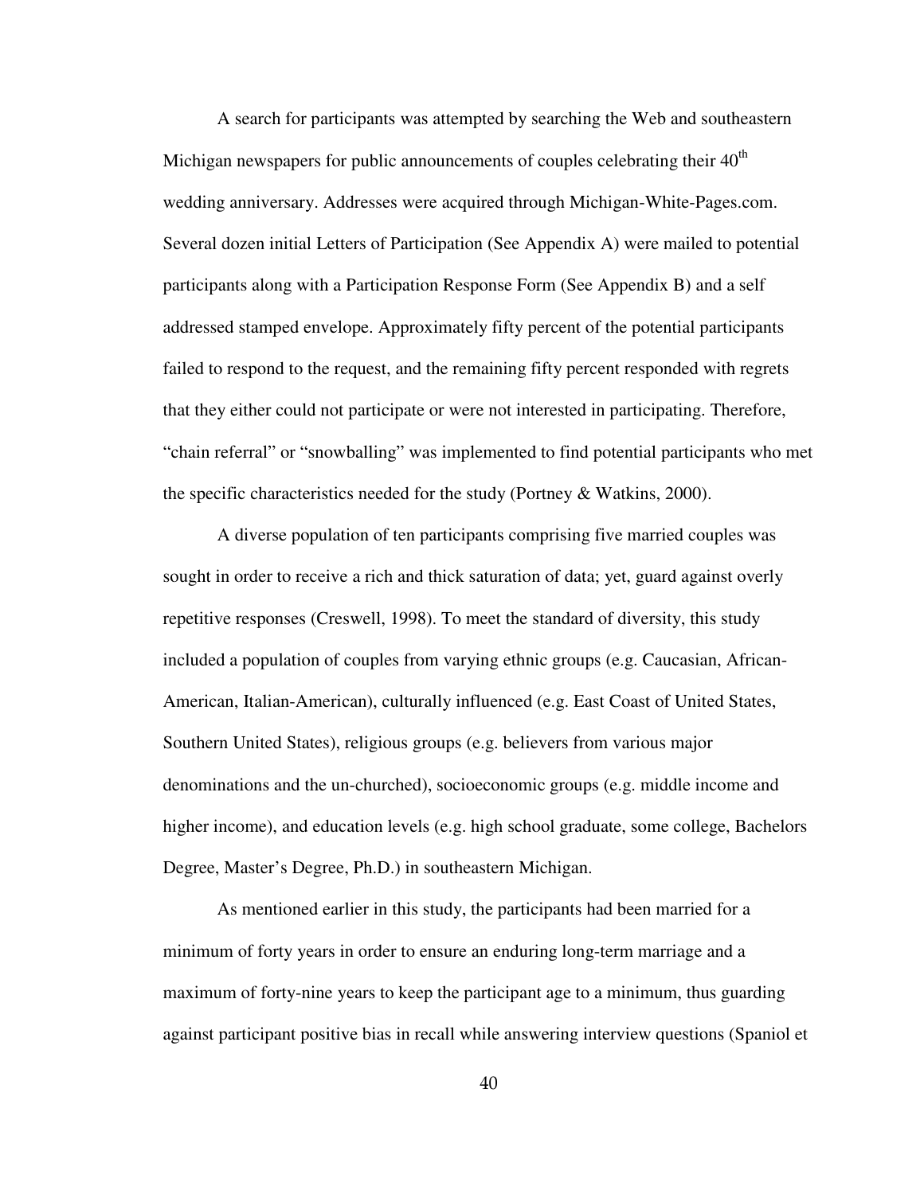A search for participants was attempted by searching the Web and southeastern Michigan newspapers for public announcements of couples celebrating their 40th wedding anniversary. Addresses were acquired through Michigan-White-Pages.com. Several dozen initial Letters of Participation (See Appendix A) were mailed to potential participants along with a Participation Response Form (See Appendix B) and a self addressed stamped envelope. Approximately fifty percent of the potential participants failed to respond to the request, and the remaining fifty percent responded with regrets that they either could not participate or were not interested in participating. Therefore, "chain referral" or "snowballing" was implemented to find potential participants who met the specific characteristics needed for the study (Portney & Watkins, 2000).

A diverse population of ten participants comprising five married couples was sought in order to receive a rich and thick saturation of data; yet, guard against overly repetitive responses (Creswell, 1998). To meet the standard of diversity, this study included a population of couples from varying ethnic groups (e.g. Caucasian, African-American, Italian-American), culturally influenced (e.g. East Coast of United States, Southern United States), religious groups (e.g. believers from various major denominations and the un-churched), socioeconomic groups (e.g. middle income and higher income), and education levels (e.g. high school graduate, some college, Bachelors Degree, Master's Degree, Ph.D.) in southeastern Michigan.

As mentioned earlier in this study, the participants had been married for a minimum of forty years in order to ensure an enduring long-term marriage and a maximum of forty-nine years to keep the participant age to a minimum, thus guarding against participant positive bias in recall while answering interview questions (Spaniol et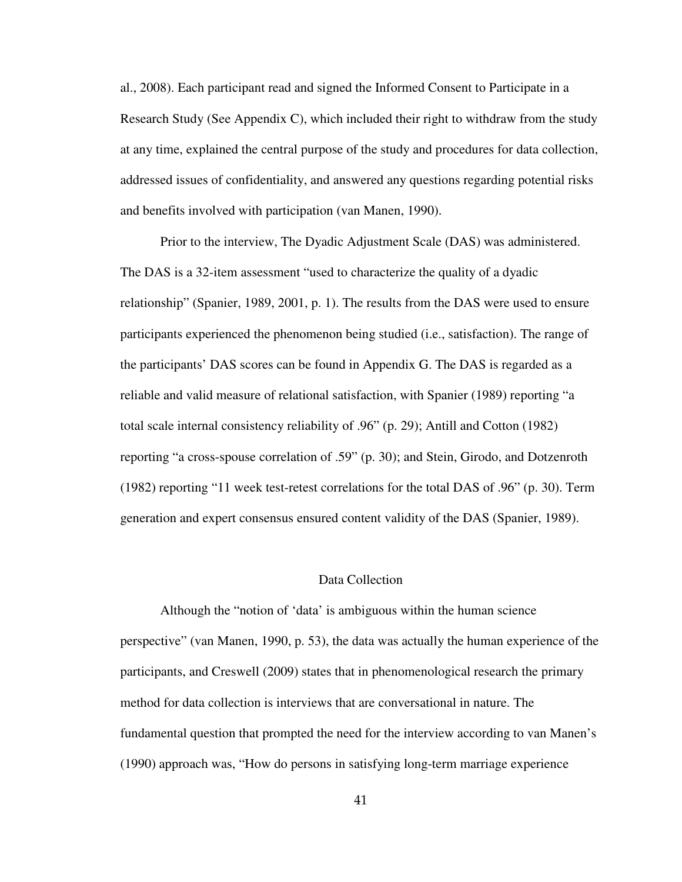al., 2008). Each participant read and signed the Informed Consent to Participate in a Research Study (See Appendix C), which included their right to withdraw from the study at any time, explained the central purpose of the study and procedures for data collection, addressed issues of confidentiality, and answered any questions regarding potential risks and benefits involved with participation (van Manen, 1990).

Prior to the interview, The Dyadic Adjustment Scale (DAS) was administered. The DAS is a 32-item assessment "used to characterize the quality of a dyadic relationship" (Spanier, 1989, 2001, p. 1). The results from the DAS were used to ensure participants experienced the phenomenon being studied (i.e., satisfaction). The range of the participants' DAS scores can be found in Appendix G. The DAS is regarded as a reliable and valid measure of relational satisfaction, with Spanier (1989) reporting "a total scale internal consistency reliability of .96" (p. 29); Antill and Cotton (1982) reporting "a cross-spouse correlation of .59" (p. 30); and Stein, Girodo, and Dotzenroth (1982) reporting "11 week test-retest correlations for the total DAS of .96" (p. 30). Term generation and expert consensus ensured content validity of the DAS (Spanier, 1989).

## Data Collection

Although the "notion of 'data' is ambiguous within the human science perspective" (van Manen, 1990, p. 53), the data was actually the human experience of the participants, and Creswell (2009) states that in phenomenological research the primary method for data collection is interviews that are conversational in nature. The fundamental question that prompted the need for the interview according to van Manen's (1990) approach was, "How do persons in satisfying long-term marriage experience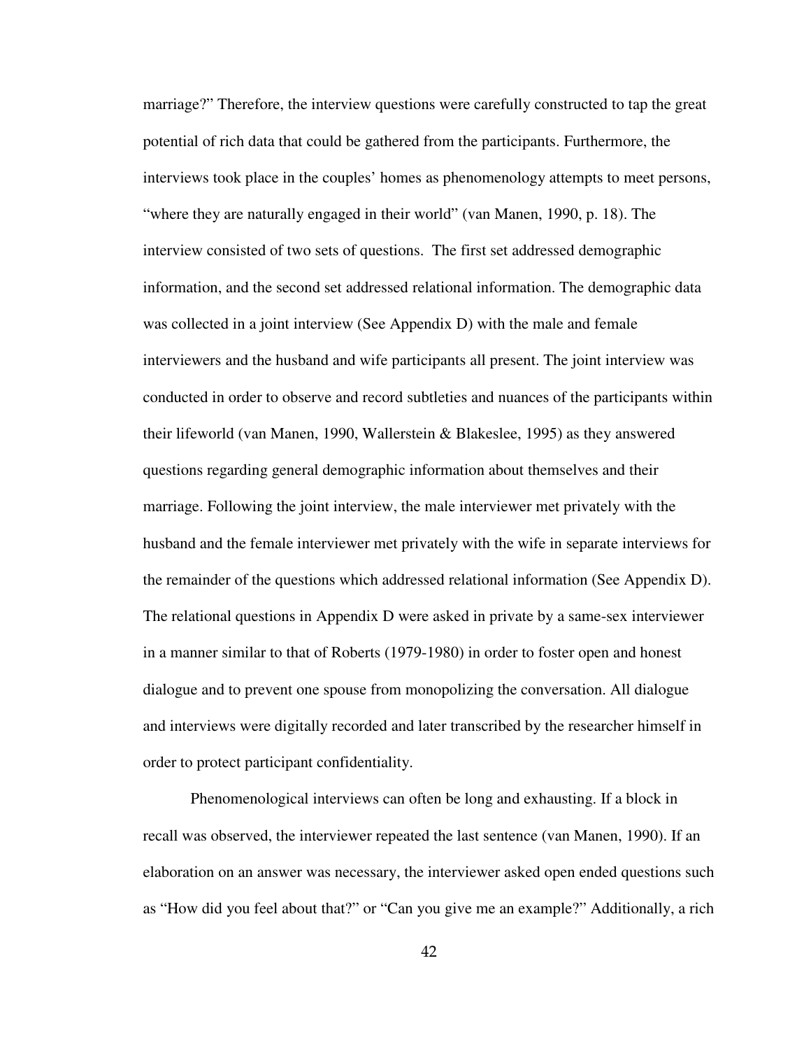marriage?" Therefore, the interview questions were carefully constructed to tap the great potential of rich data that could be gathered from the participants. Furthermore, the interviews took place in the couples' homes as phenomenology attempts to meet persons, "where they are naturally engaged in their world" (van Manen, 1990, p. 18). The interview consisted of two sets of questions. The first set addressed demographic information, and the second set addressed relational information. The demographic data was collected in a joint interview (See Appendix D) with the male and female interviewers and the husband and wife participants all present. The joint interview was conducted in order to observe and record subtleties and nuances of the participants within their lifeworld (van Manen, 1990, Wallerstein & Blakeslee, 1995) as they answered questions regarding general demographic information about themselves and their marriage. Following the joint interview, the male interviewer met privately with the husband and the female interviewer met privately with the wife in separate interviews for the remainder of the questions which addressed relational information (See Appendix D). The relational questions in Appendix D were asked in private by a same-sex interviewer in a manner similar to that of Roberts (1979-1980) in order to foster open and honest dialogue and to prevent one spouse from monopolizing the conversation. All dialogue and interviews were digitally recorded and later transcribed by the researcher himself in order to protect participant confidentiality.

Phenomenological interviews can often be long and exhausting. If a block in recall was observed, the interviewer repeated the last sentence (van Manen, 1990). If an elaboration on an answer was necessary, the interviewer asked open ended questions such as "How did you feel about that?" or "Can you give me an example?" Additionally, a rich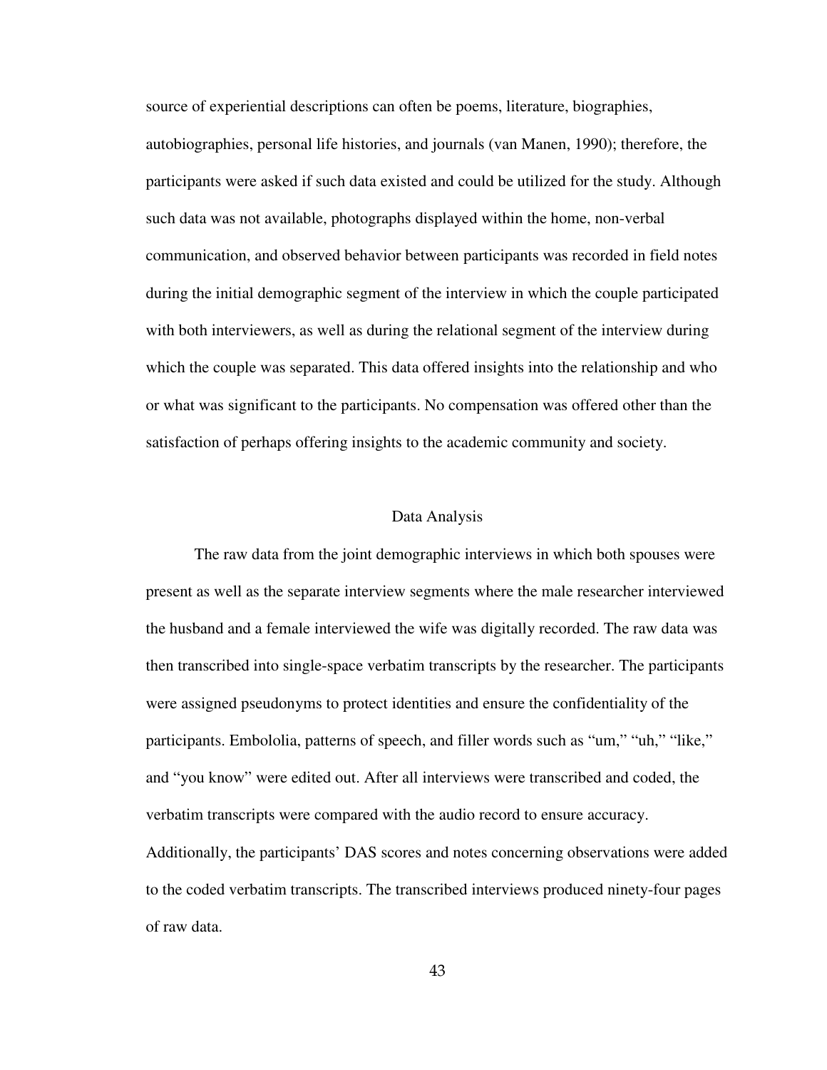source of experiential descriptions can often be poems, literature, biographies, autobiographies, personal life histories, and journals (van Manen, 1990); therefore, the participants were asked if such data existed and could be utilized for the study. Although such data was not available, photographs displayed within the home, non-verbal communication, and observed behavior between participants was recorded in field notes during the initial demographic segment of the interview in which the couple participated with both interviewers, as well as during the relational segment of the interview during which the couple was separated. This data offered insights into the relationship and who or what was significant to the participants. No compensation was offered other than the satisfaction of perhaps offering insights to the academic community and society.

## Data Analysis

The raw data from the joint demographic interviews in which both spouses were present as well as the separate interview segments where the male researcher interviewed the husband and a female interviewed the wife was digitally recorded. The raw data was then transcribed into single-space verbatim transcripts by the researcher. The participants were assigned pseudonyms to protect identities and ensure the confidentiality of the participants. Embololia, patterns of speech, and filler words such as "um," "uh," "like," and "you know" were edited out. After all interviews were transcribed and coded, the verbatim transcripts were compared with the audio record to ensure accuracy. Additionally, the participants' DAS scores and notes concerning observations were added to the coded verbatim transcripts. The transcribed interviews produced ninety-four pages of raw data.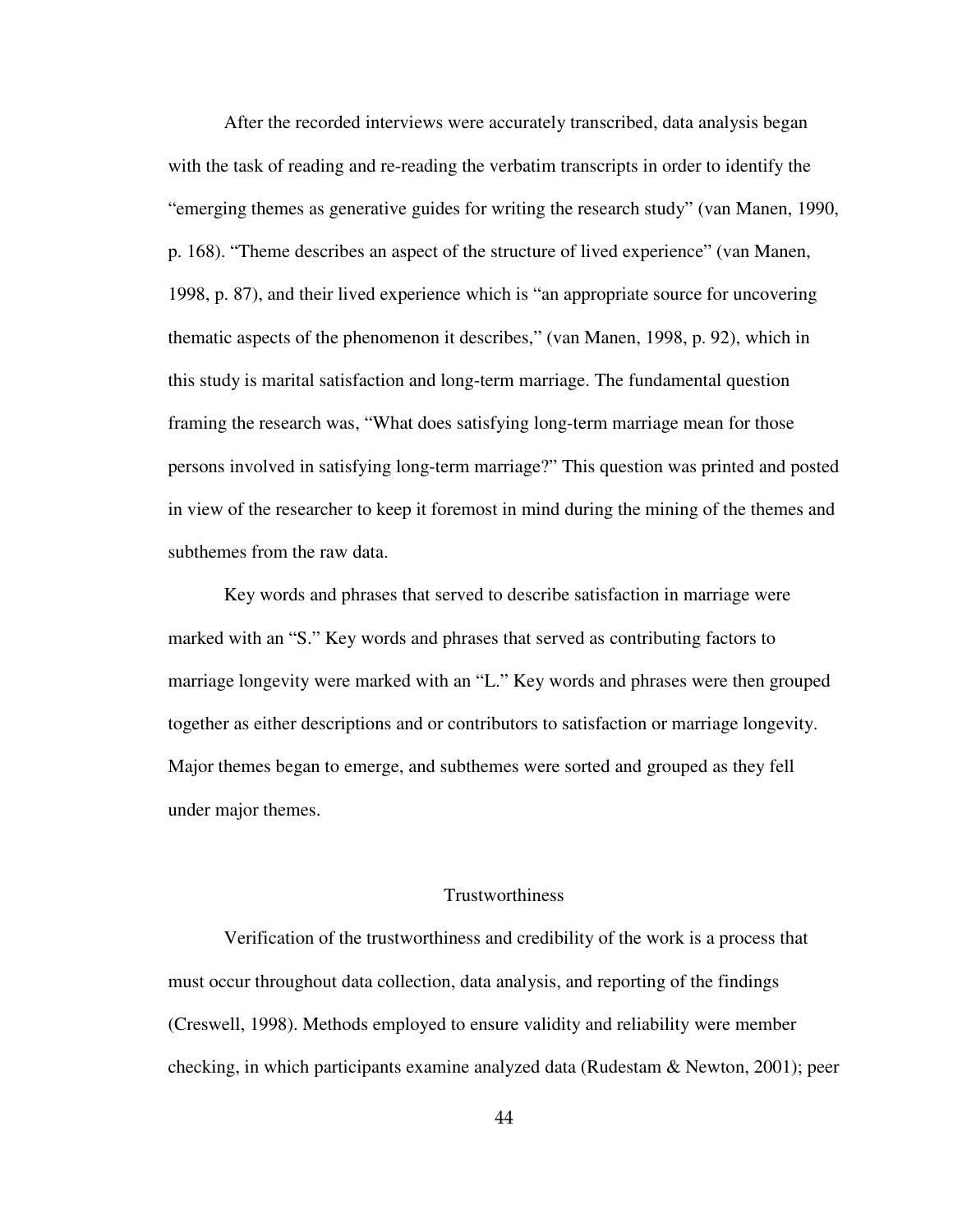After the recorded interviews were accurately transcribed, data analysis began with the task of reading and re-reading the verbatim transcripts in order to identify the "emerging themes as generative guides for writing the research study" (van Manen, 1990, p. 168). "Theme describes an aspect of the structure of lived experience" (van Manen, 1998, p. 87), and their lived experience which is "an appropriate source for uncovering thematic aspects of the phenomenon it describes," (van Manen, 1998, p. 92), which in this study is marital satisfaction and long-term marriage. The fundamental question framing the research was, "What does satisfying long-term marriage mean for those persons involved in satisfying long-term marriage?" This question was printed and posted in view of the researcher to keep it foremost in mind during the mining of the themes and subthemes from the raw data.

Key words and phrases that served to describe satisfaction in marriage were marked with an "S." Key words and phrases that served as contributing factors to marriage longevity were marked with an "L." Key words and phrases were then grouped together as either descriptions and or contributors to satisfaction or marriage longevity. Major themes began to emerge, and subthemes were sorted and grouped as they fell under major themes.

## Trustworthiness

Verification of the trustworthiness and credibility of the work is a process that must occur throughout data collection, data analysis, and reporting of the findings (Creswell, 1998). Methods employed to ensure validity and reliability were member checking, in which participants examine analyzed data (Rudestam & Newton, 2001); peer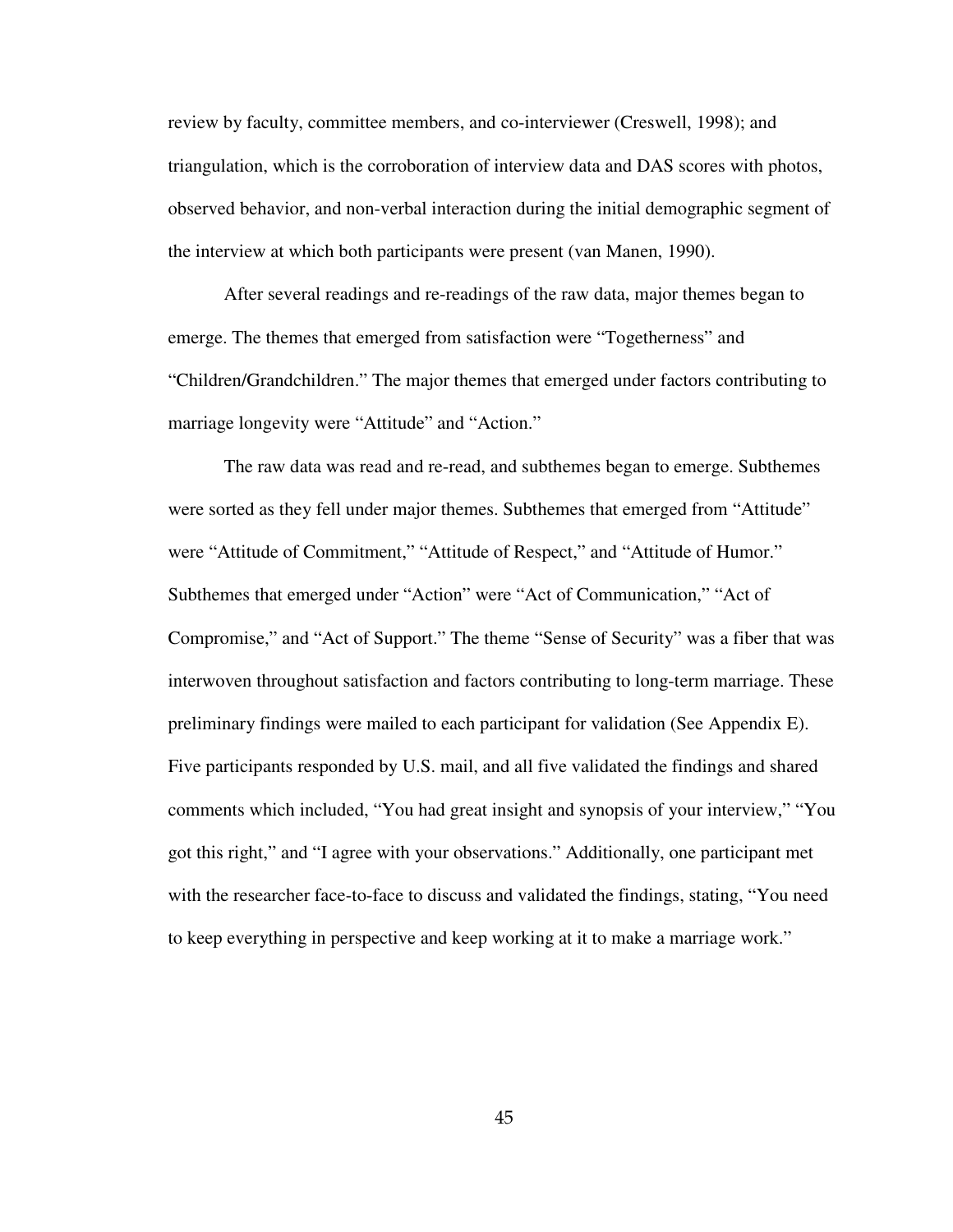review by faculty, committee members, and co-interviewer (Creswell, 1998); and triangulation, which is the corroboration of interview data and DAS scores with photos, observed behavior, and non-verbal interaction during the initial demographic segment of the interview at which both participants were present (van Manen, 1990).

After several readings and re-readings of the raw data, major themes began to emerge. The themes that emerged from satisfaction were "Togetherness" and "Children/Grandchildren." The major themes that emerged under factors contributing to marriage longevity were "Attitude" and "Action."

The raw data was read and re-read, and subthemes began to emerge. Subthemes were sorted as they fell under major themes. Subthemes that emerged from "Attitude" were "Attitude of Commitment," "Attitude of Respect," and "Attitude of Humor." Subthemes that emerged under "Action" were "Act of Communication," "Act of Compromise," and "Act of Support." The theme "Sense of Security" was a fiber that was interwoven throughout satisfaction and factors contributing to long-term marriage. These preliminary findings were mailed to each participant for validation (See Appendix E). Five participants responded by U.S. mail, and all five validated the findings and shared comments which included, "You had great insight and synopsis of your interview," "You got this right," and "I agree with your observations." Additionally, one participant met with the researcher face-to-face to discuss and validated the findings, stating, "You need to keep everything in perspective and keep working at it to make a marriage work."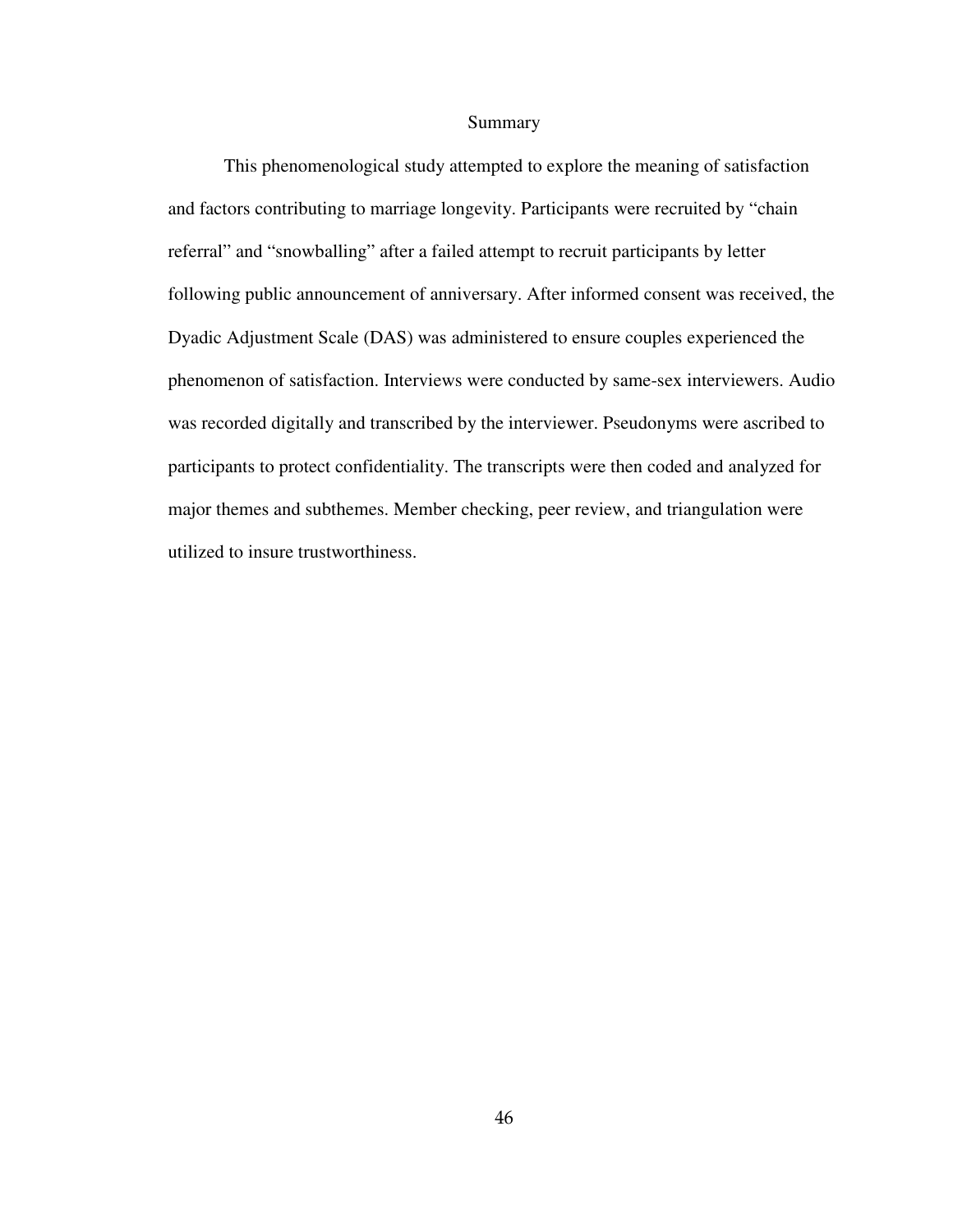## Summary

This phenomenological study attempted to explore the meaning of satisfaction and factors contributing to marriage longevity. Participants were recruited by "chain referral" and "snowballing" after a failed attempt to recruit participants by letter following public announcement of anniversary. After informed consent was received, the Dyadic Adjustment Scale (DAS) was administered to ensure couples experienced the phenomenon of satisfaction. Interviews were conducted by same-sex interviewers. Audio was recorded digitally and transcribed by the interviewer. Pseudonyms were ascribed to participants to protect confidentiality. The transcripts were then coded and analyzed for major themes and subthemes. Member checking, peer review, and triangulation were utilized to insure trustworthiness.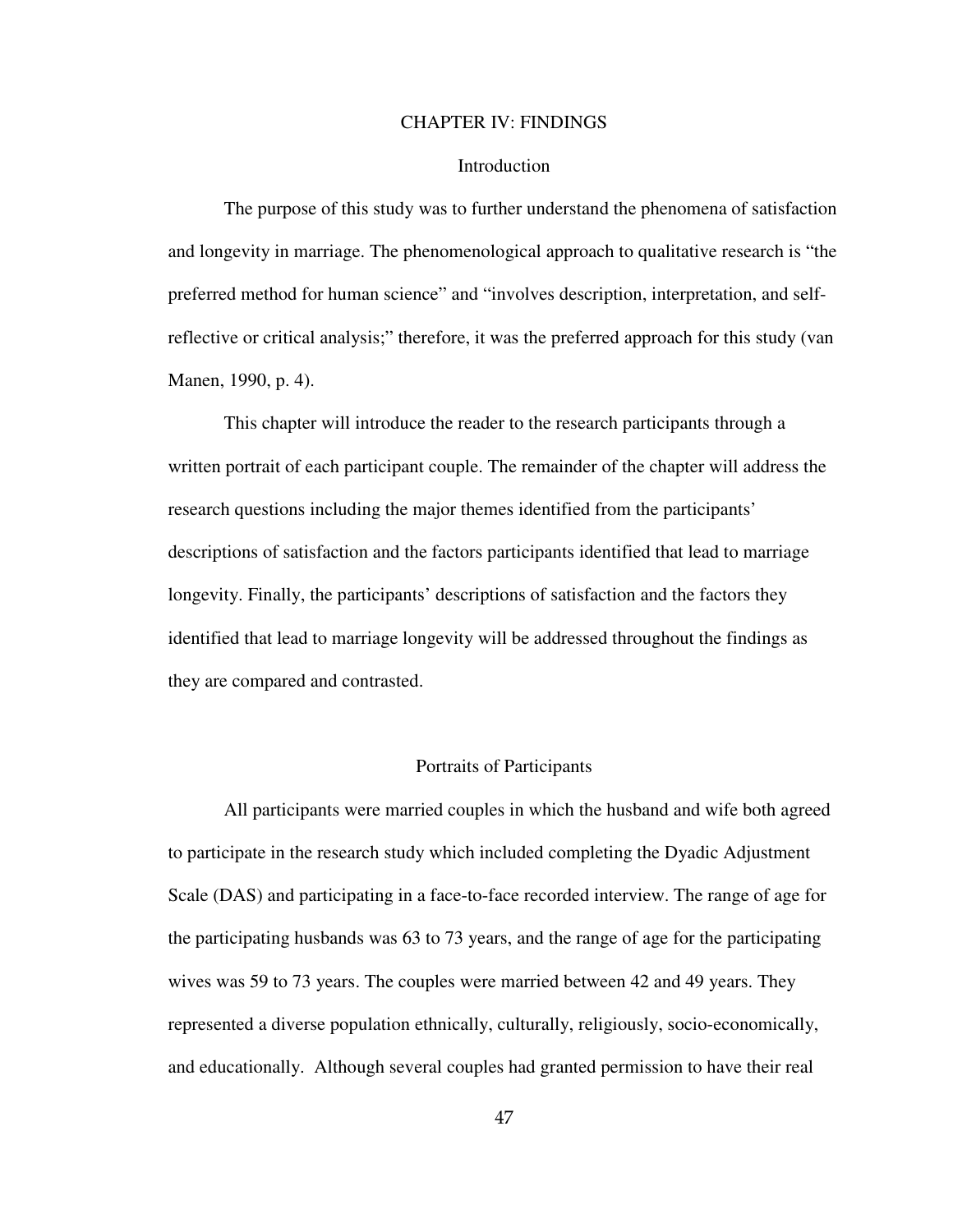# CHAPTER IV: FINDINGS

## Introduction

The purpose of this study was to further understand the phenomena of satisfaction and longevity in marriage. The phenomenological approach to qualitative research is "the preferred method for human science" and "involves description, interpretation, and self-reflective or critical analysis;" therefore, it was the preferred approach for this study (van Manen, 1990, p. 4).

This chapter will introduce the reader to the research participants through a written portrait of each participant couple. The remainder of the chapter will address the research questions including the major themes identified from the participants' descriptions of satisfaction and the factors participants identified that lead to marriage longevity. Finally, the participants' descriptions of satisfaction and the factors they identified that lead to marriage longevity will be addressed throughout the findings as they are compared and contrasted.

## Portraits of Participants

All participants were married couples in which the husband and wife both agreed to participate in the research study which included completing the Dyadic Adjustment Scale (DAS) and participating in a face-to-face recorded interview. The range of age for the participating husbands was 63 to 73 years, and the range of age for the participating wives was 59 to 73 years. The couples were married between 42 and 49 years. They represented a diverse population ethnically, culturally, religiously, socio-economically, and educationally. Although several couples had granted permission to have their real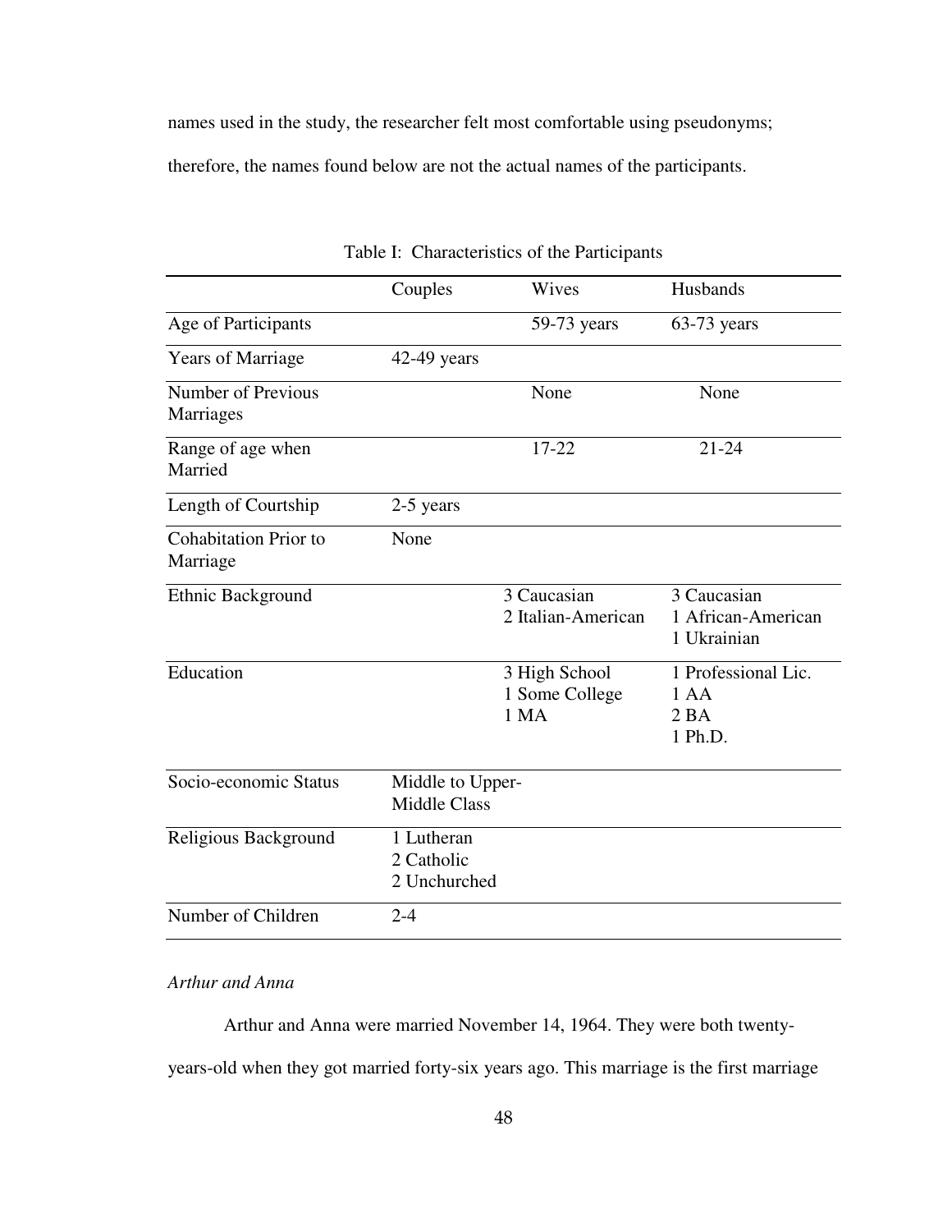names used in the study, the researcher felt most comfortable using pseudonyms; therefore, the names found below are not the actual names of the participants.

Table I: Characteristics of the Participants

| | Couples | Wives | Husbands |
|---|---|---|---|
| Age of Participants | | 59-73 years | 63-73 years |
| Years of Marriage | 42-49 years | | |
| Number of Previous Marriages | | None | None |
| Range of age when Married | | 17-22 | 21-24 |
| Length of Courtship | 2-5 years | | |
| Cohabitation Prior to Marriage | None | | |
| Ethnic Background | | 3 Caucasian<br>2 Italian-American | 3 Caucasian<br>1 African-American<br>1 Ukrainian |
| Education | | 3 High School<br>1 Some College<br>1 MA | 1 Professional Lic.<br>1 AA<br>2 BA<br>1 Ph.D. |
| Socio-economic Status | Middle to Upper-Middle Class | | |
| Religious Background | 1 Lutheran<br>2 Catholic<br>2 Unchurched | | |
| Number of Children | 2-4 | | |

*Arthur and Anna*

Arthur and Anna were married November 14, 1964. They were both twenty-years-old when they got married forty-six years ago. This marriage is the first marriage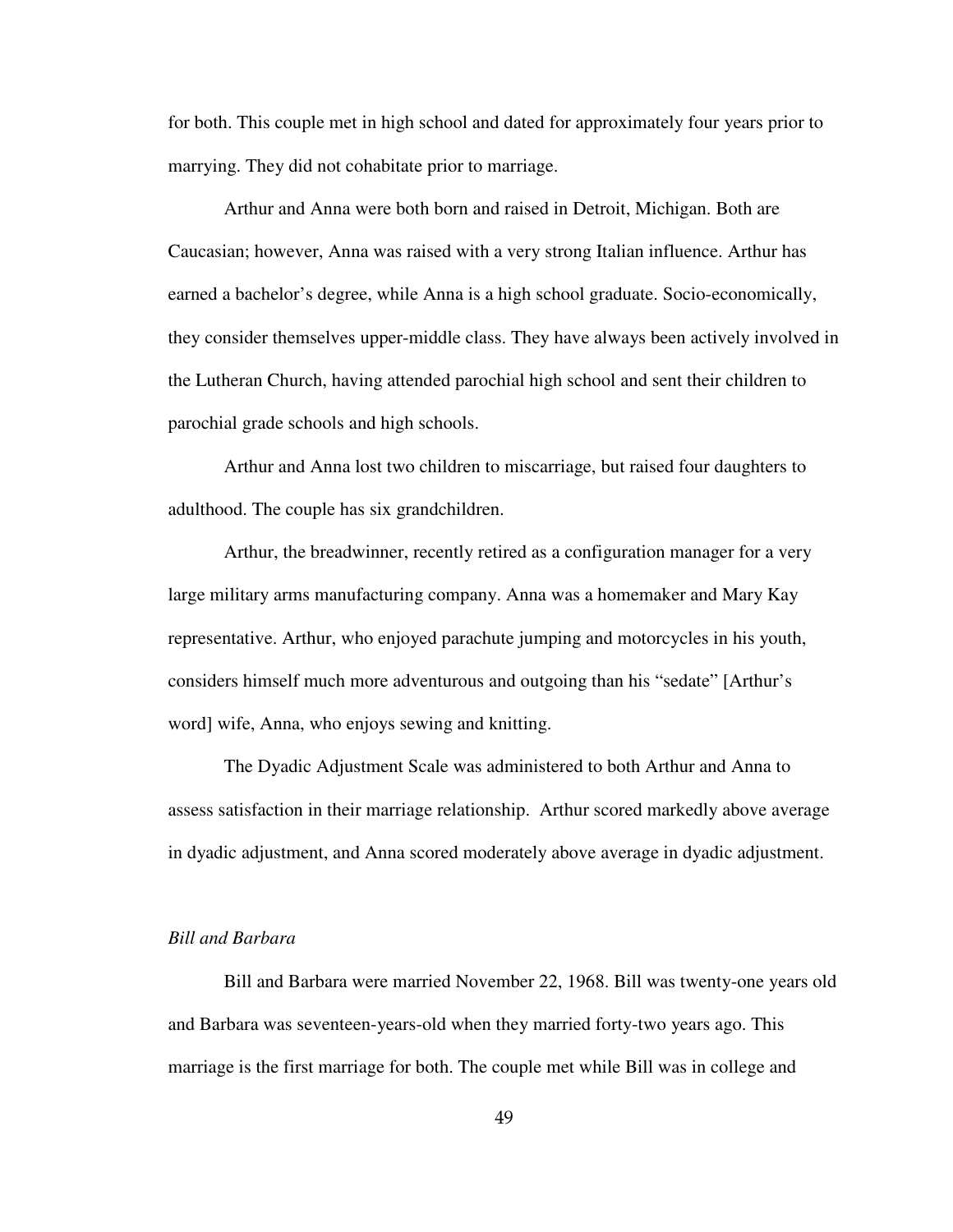for both. This couple met in high school and dated for approximately four years prior to marrying. They did not cohabitate prior to marriage.

Arthur and Anna were both born and raised in Detroit, Michigan. Both are Caucasian; however, Anna was raised with a very strong Italian influence. Arthur has earned a bachelor's degree, while Anna is a high school graduate. Socio-economically, they consider themselves upper-middle class. They have always been actively involved in the Lutheran Church, having attended parochial high school and sent their children to parochial grade schools and high schools.

Arthur and Anna lost two children to miscarriage, but raised four daughters to adulthood. The couple has six grandchildren.

Arthur, the breadwinner, recently retired as a configuration manager for a very large military arms manufacturing company. Anna was a homemaker and Mary Kay representative. Arthur, who enjoyed parachute jumping and motorcycles in his youth, considers himself much more adventurous and outgoing than his "sedate" [Arthur's word] wife, Anna, who enjoys sewing and knitting.

The Dyadic Adjustment Scale was administered to both Arthur and Anna to assess satisfaction in their marriage relationship. Arthur scored markedly above average in dyadic adjustment, and Anna scored moderately above average in dyadic adjustment.

*Bill and Barbara*

Bill and Barbara were married November 22, 1968. Bill was twenty-one years old and Barbara was seventeen-years-old when they married forty-two years ago. This marriage is the first marriage for both. The couple met while Bill was in college and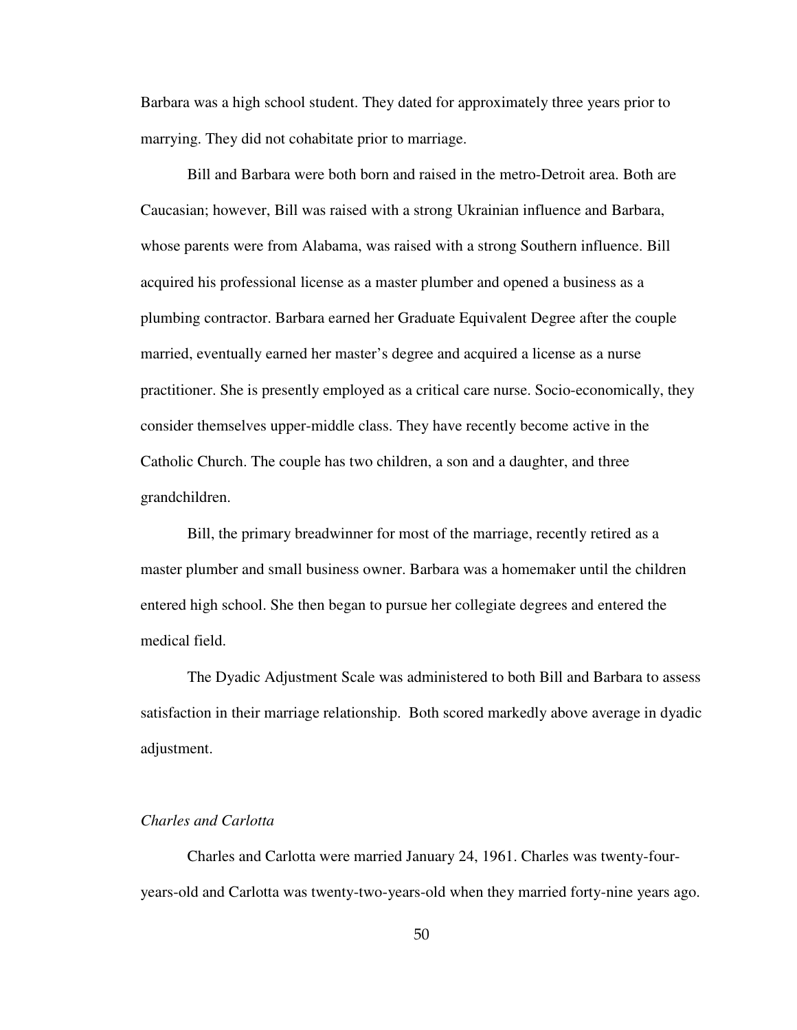Barbara was a high school student. They dated for approximately three years prior to marrying. They did not cohabitate prior to marriage.

Bill and Barbara were both born and raised in the metro-Detroit area. Both are Caucasian; however, Bill was raised with a strong Ukrainian influence and Barbara, whose parents were from Alabama, was raised with a strong Southern influence. Bill acquired his professional license as a master plumber and opened a business as a plumbing contractor. Barbara earned her Graduate Equivalent Degree after the couple married, eventually earned her master's degree and acquired a license as a nurse practitioner. She is presently employed as a critical care nurse. Socio-economically, they consider themselves upper-middle class. They have recently become active in the Catholic Church. The couple has two children, a son and a daughter, and three grandchildren.

Bill, the primary breadwinner for most of the marriage, recently retired as a master plumber and small business owner. Barbara was a homemaker until the children entered high school. She then began to pursue her collegiate degrees and entered the medical field.

The Dyadic Adjustment Scale was administered to both Bill and Barbara to assess satisfaction in their marriage relationship. Both scored markedly above average in dyadic adjustment.

*Charles and Carlotta*

Charles and Carlotta were married January 24, 1961. Charles was twenty-four-years-old and Carlotta was twenty-two-years-old when they married forty-nine years ago.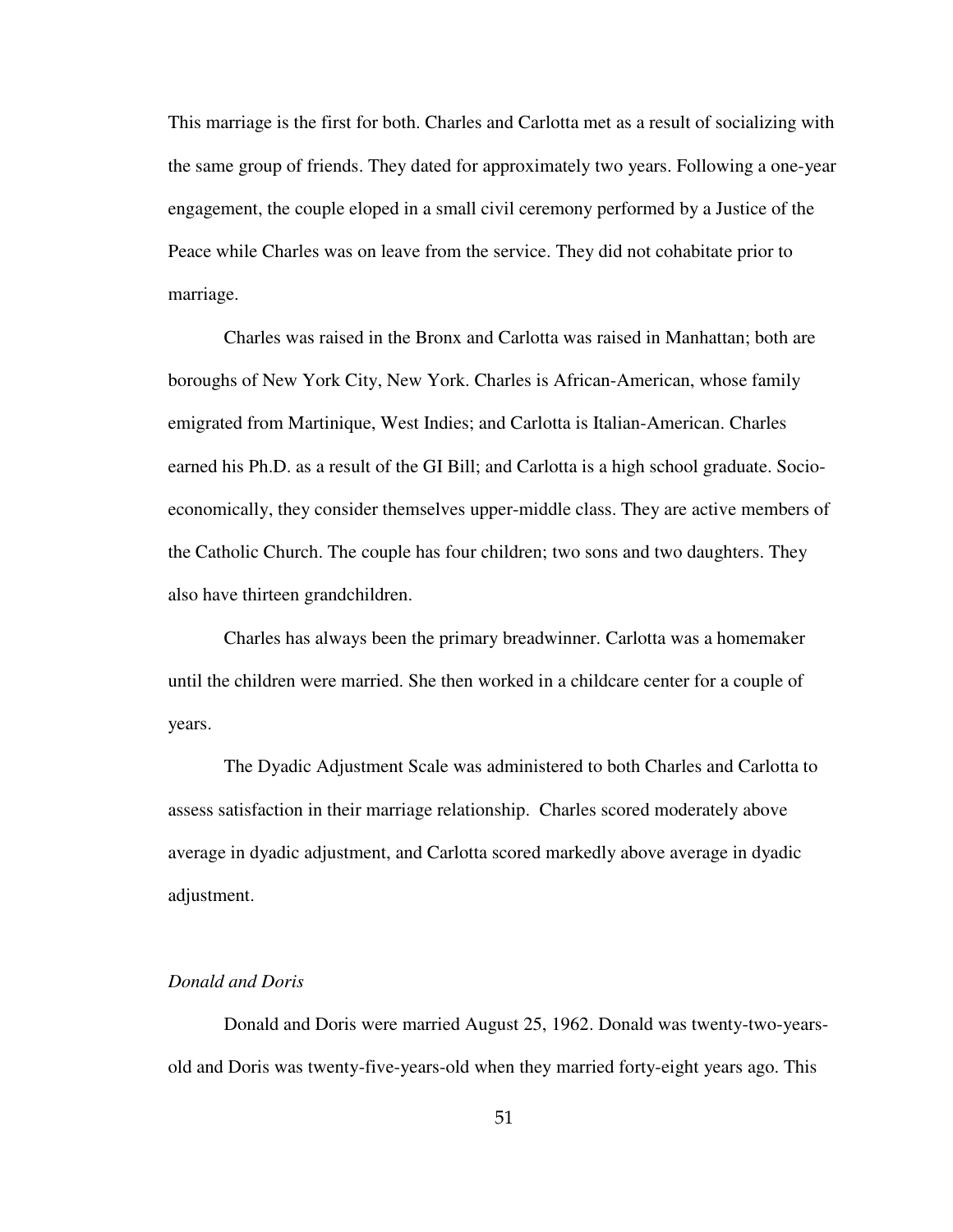This marriage is the first for both. Charles and Carlotta met as a result of socializing with the same group of friends. They dated for approximately two years. Following a one-year engagement, the couple eloped in a small civil ceremony performed by a Justice of the Peace while Charles was on leave from the service. They did not cohabitate prior to marriage.

Charles was raised in the Bronx and Carlotta was raised in Manhattan; both are boroughs of New York City, New York. Charles is African-American, whose family emigrated from Martinique, West Indies; and Carlotta is Italian-American. Charles earned his Ph.D. as a result of the GI Bill; and Carlotta is a high school graduate. Socio-economically, they consider themselves upper-middle class. They are active members of the Catholic Church. The couple has four children; two sons and two daughters. They also have thirteen grandchildren.

Charles has always been the primary breadwinner. Carlotta was a homemaker until the children were married. She then worked in a childcare center for a couple of years.

The Dyadic Adjustment Scale was administered to both Charles and Carlotta to assess satisfaction in their marriage relationship. Charles scored moderately above average in dyadic adjustment, and Carlotta scored markedly above average in dyadic adjustment.

*Donald and Doris*

Donald and Doris were married August 25, 1962. Donald was twenty-two-years-old and Doris was twenty-five-years-old when they married forty-eight years ago. This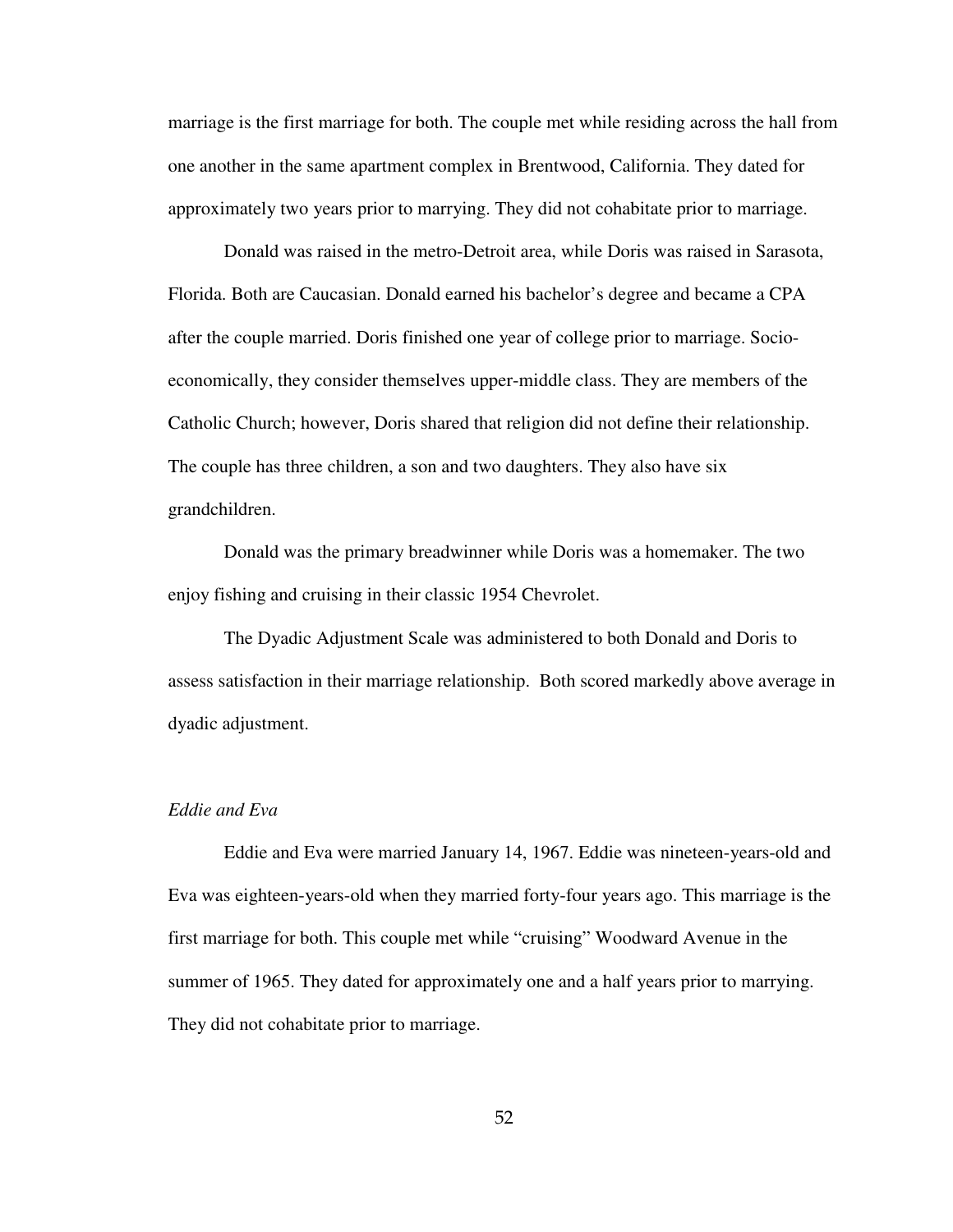marriage is the first marriage for both. The couple met while residing across the hall from one another in the same apartment complex in Brentwood, California. They dated for approximately two years prior to marrying. They did not cohabitate prior to marriage.

Donald was raised in the metro-Detroit area, while Doris was raised in Sarasota, Florida. Both are Caucasian. Donald earned his bachelor's degree and became a CPA after the couple married. Doris finished one year of college prior to marriage. Socio-economically, they consider themselves upper-middle class. They are members of the Catholic Church; however, Doris shared that religion did not define their relationship. The couple has three children, a son and two daughters. They also have six grandchildren.

Donald was the primary breadwinner while Doris was a homemaker. The two enjoy fishing and cruising in their classic 1954 Chevrolet.

The Dyadic Adjustment Scale was administered to both Donald and Doris to assess satisfaction in their marriage relationship. Both scored markedly above average in dyadic adjustment.

*Eddie and Eva*

Eddie and Eva were married January 14, 1967. Eddie was nineteen-years-old and Eva was eighteen-years-old when they married forty-four years ago. This marriage is the first marriage for both. This couple met while "cruising" Woodward Avenue in the summer of 1965. They dated for approximately one and a half years prior to marrying. They did not cohabitate prior to marriage.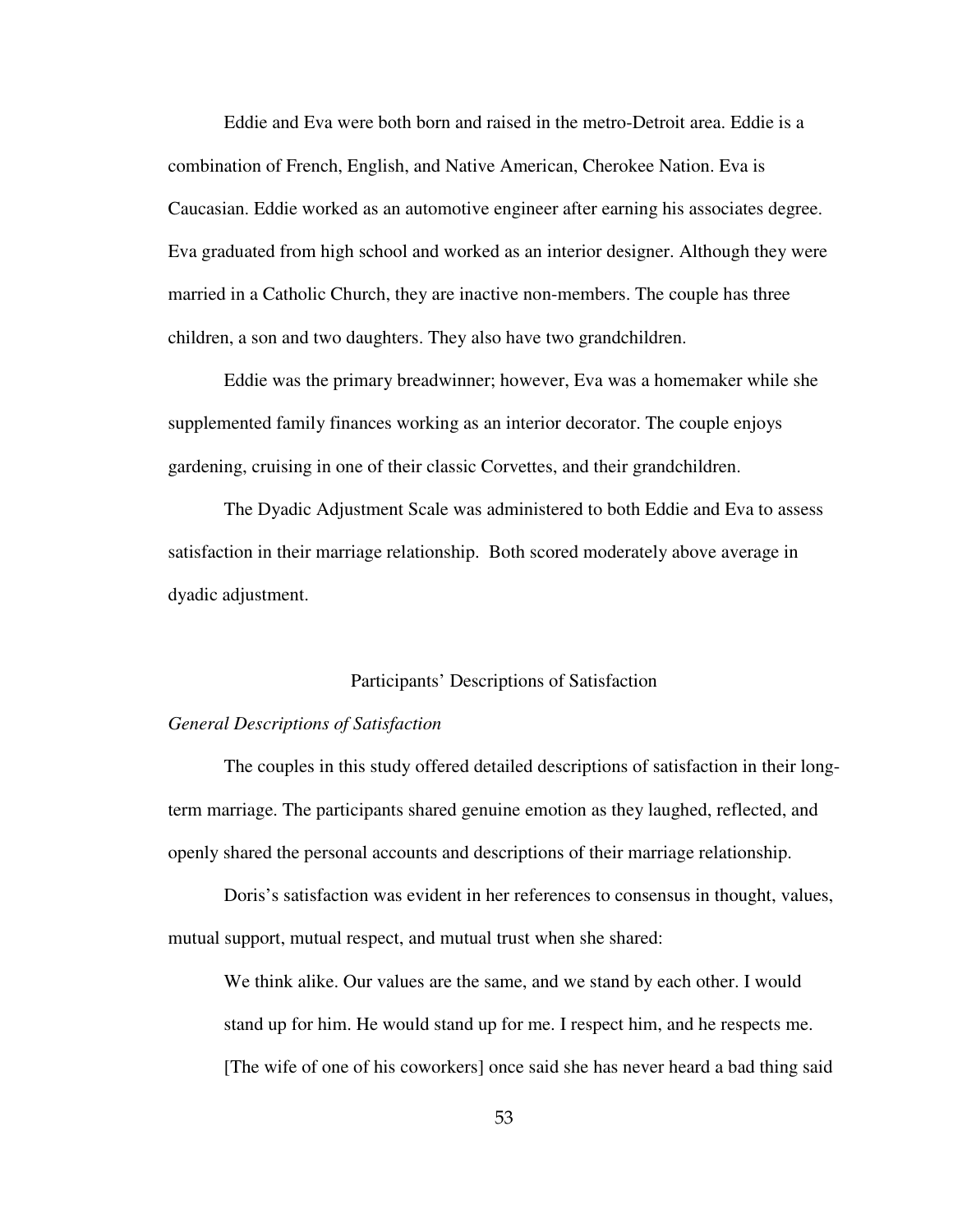Eddie and Eva were both born and raised in the metro-Detroit area. Eddie is a combination of French, English, and Native American, Cherokee Nation. Eva is Caucasian. Eddie worked as an automotive engineer after earning his associates degree. Eva graduated from high school and worked as an interior designer. Although they were married in a Catholic Church, they are inactive non-members. The couple has three children, a son and two daughters. They also have two grandchildren.

Eddie was the primary breadwinner; however, Eva was a homemaker while she supplemented family finances working as an interior decorator. The couple enjoys gardening, cruising in one of their classic Corvettes, and their grandchildren.

The Dyadic Adjustment Scale was administered to both Eddie and Eva to assess satisfaction in their marriage relationship. Both scored moderately above average in dyadic adjustment.

## Participants' Descriptions of Satisfaction

### *General Descriptions of Satisfaction*

The couples in this study offered detailed descriptions of satisfaction in their long-term marriage. The participants shared genuine emotion as they laughed, reflected, and openly shared the personal accounts and descriptions of their marriage relationship.

Doris's satisfaction was evident in her references to consensus in thought, values, mutual support, mutual respect, and mutual trust when she shared:

> We think alike. Our values are the same, and we stand by each other. I would stand up for him. He would stand up for me. I respect him, and he respects me. [The wife of one of his coworkers] once said she has never heard a bad thing said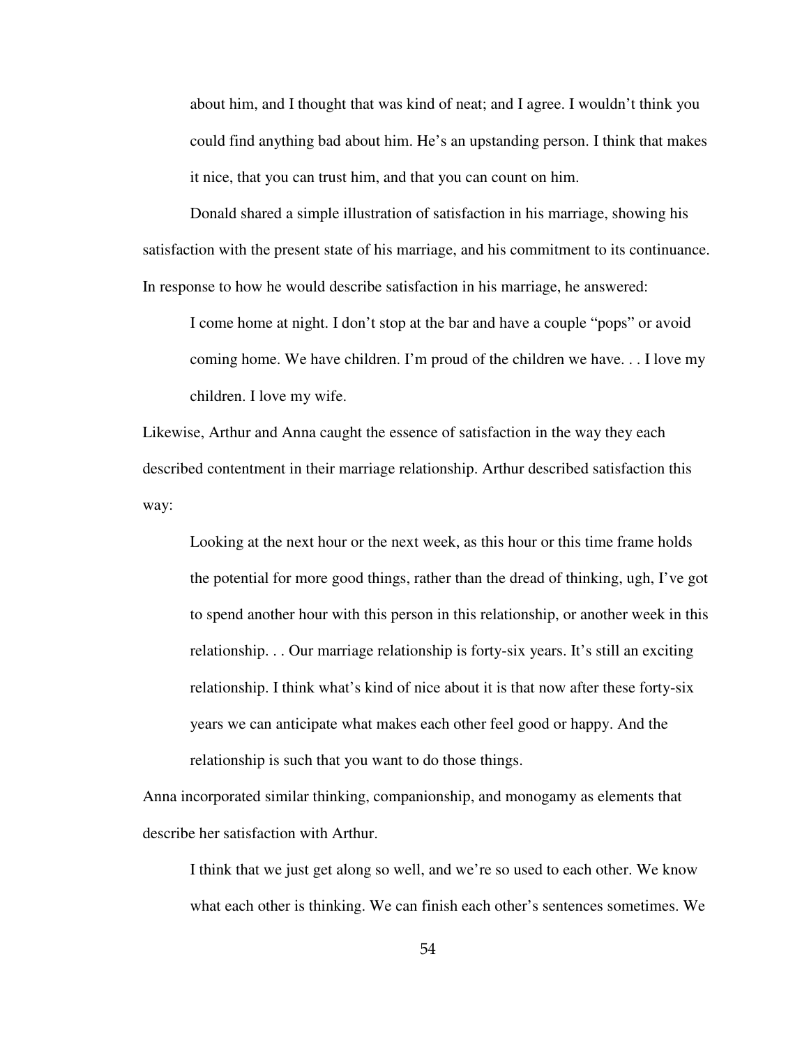> about him, and I thought that was kind of neat; and I agree. I wouldn't think you could find anything bad about him. He's an upstanding person. I think that makes it nice, that you can trust him, and that you can count on him.

Donald shared a simple illustration of satisfaction in his marriage, showing his satisfaction with the present state of his marriage, and his commitment to its continuance. In response to how he would describe satisfaction in his marriage, he answered:

> I come home at night. I don't stop at the bar and have a couple "pops" or avoid coming home. We have children. I'm proud of the children we have. . . I love my children. I love my wife.

Likewise, Arthur and Anna caught the essence of satisfaction in the way they each described contentment in their marriage relationship. Arthur described satisfaction this way:

> Looking at the next hour or the next week, as this hour or this time frame holds the potential for more good things, rather than the dread of thinking, ugh, I've got to spend another hour with this person in this relationship, or another week in this relationship. . . Our marriage relationship is forty-six years. It's still an exciting relationship. I think what's kind of nice about it is that now after these forty-six years we can anticipate what makes each other feel good or happy. And the relationship is such that you want to do those things.

Anna incorporated similar thinking, companionship, and monogamy as elements that describe her satisfaction with Arthur.

> I think that we just get along so well, and we're so used to each other. We know what each other is thinking. We can finish each other's sentences sometimes. We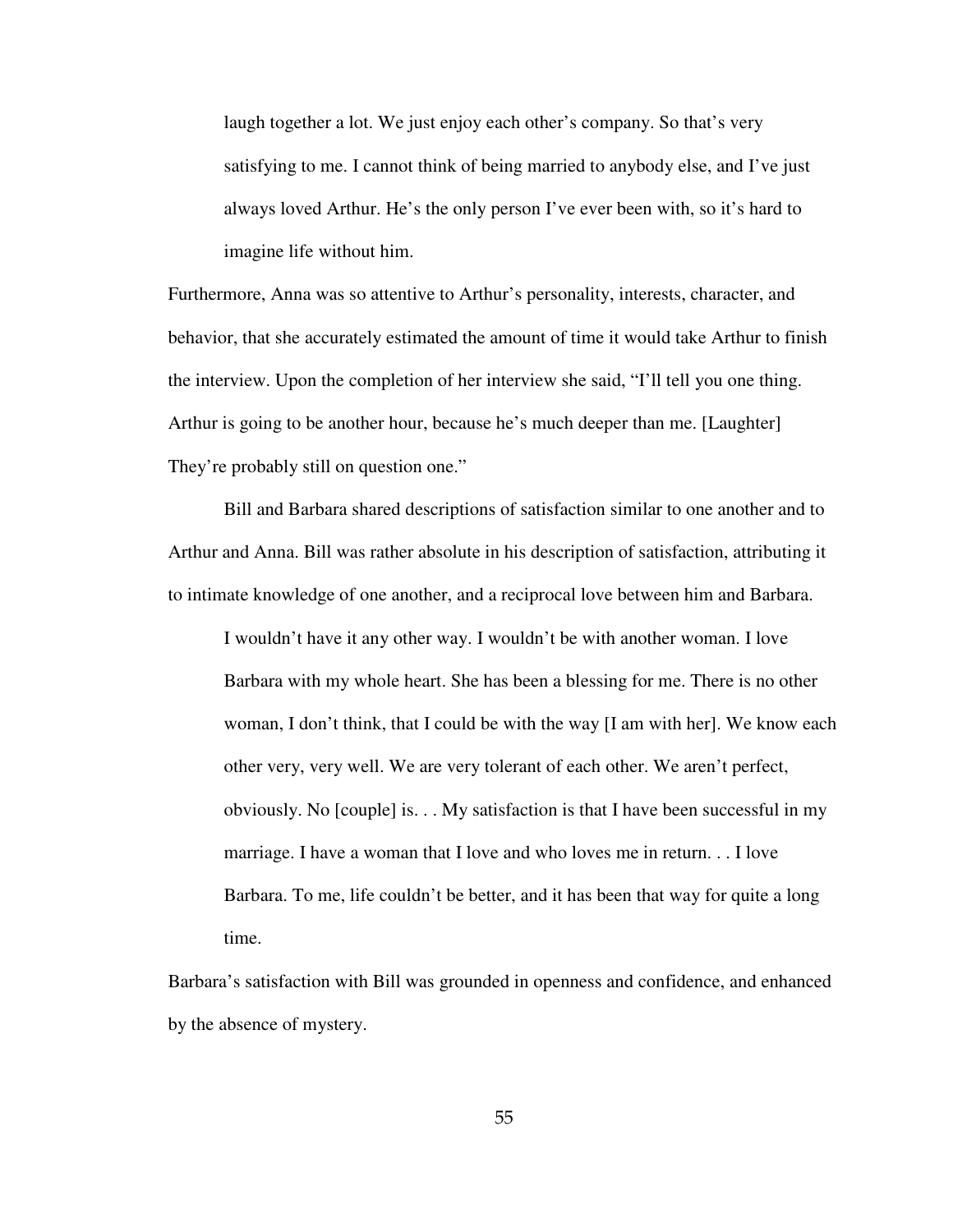> laugh together a lot. We just enjoy each other's company. So that's very satisfying to me. I cannot think of being married to anybody else, and I've just always loved Arthur. He's the only person I've ever been with, so it's hard to imagine life without him.

Furthermore, Anna was so attentive to Arthur's personality, interests, character, and behavior, that she accurately estimated the amount of time it would take Arthur to finish the interview. Upon the completion of her interview she said, "I'll tell you one thing. Arthur is going to be another hour, because he's much deeper than me. [Laughter] They're probably still on question one."

Bill and Barbara shared descriptions of satisfaction similar to one another and to Arthur and Anna. Bill was rather absolute in his description of satisfaction, attributing it to intimate knowledge of one another, and a reciprocal love between him and Barbara.

> I wouldn't have it any other way. I wouldn't be with another woman. I love Barbara with my whole heart. She has been a blessing for me. There is no other woman, I don't think, that I could be with the way [I am with her]. We know each other very, very well. We are very tolerant of each other. We aren't perfect, obviously. No [couple] is. . . My satisfaction is that I have been successful in my marriage. I have a woman that I love and who loves me in return. . . I love Barbara. To me, life couldn't be better, and it has been that way for quite a long time.

Barbara's satisfaction with Bill was grounded in openness and confidence, and enhanced by the absence of mystery.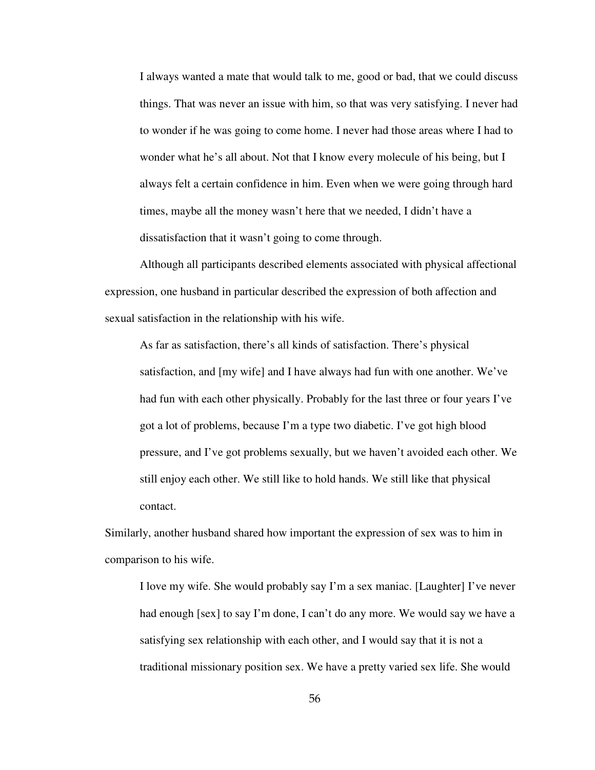> I always wanted a mate that would talk to me, good or bad, that we could discuss things. That was never an issue with him, so that was very satisfying. I never had to wonder if he was going to come home. I never had those areas where I had to wonder what he's all about. Not that I know every molecule of his being, but I always felt a certain confidence in him. Even when we were going through hard times, maybe all the money wasn't here that we needed, I didn't have a dissatisfaction that it wasn't going to come through.

Although all participants described elements associated with physical affectional expression, one husband in particular described the expression of both affection and sexual satisfaction in the relationship with his wife.

> As far as satisfaction, there's all kinds of satisfaction. There's physical satisfaction, and [my wife] and I have always had fun with one another. We've had fun with each other physically. Probably for the last three or four years I've got a lot of problems, because I'm a type two diabetic. I've got high blood pressure, and I've got problems sexually, but we haven't avoided each other. We still enjoy each other. We still like to hold hands. We still like that physical contact.

Similarly, another husband shared how important the expression of sex was to him in comparison to his wife.

> I love my wife. She would probably say I'm a sex maniac. [Laughter] I've never had enough [sex] to say I'm done, I can't do any more. We would say we have a satisfying sex relationship with each other, and I would say that it is not a traditional missionary position sex. We have a pretty varied sex life. She would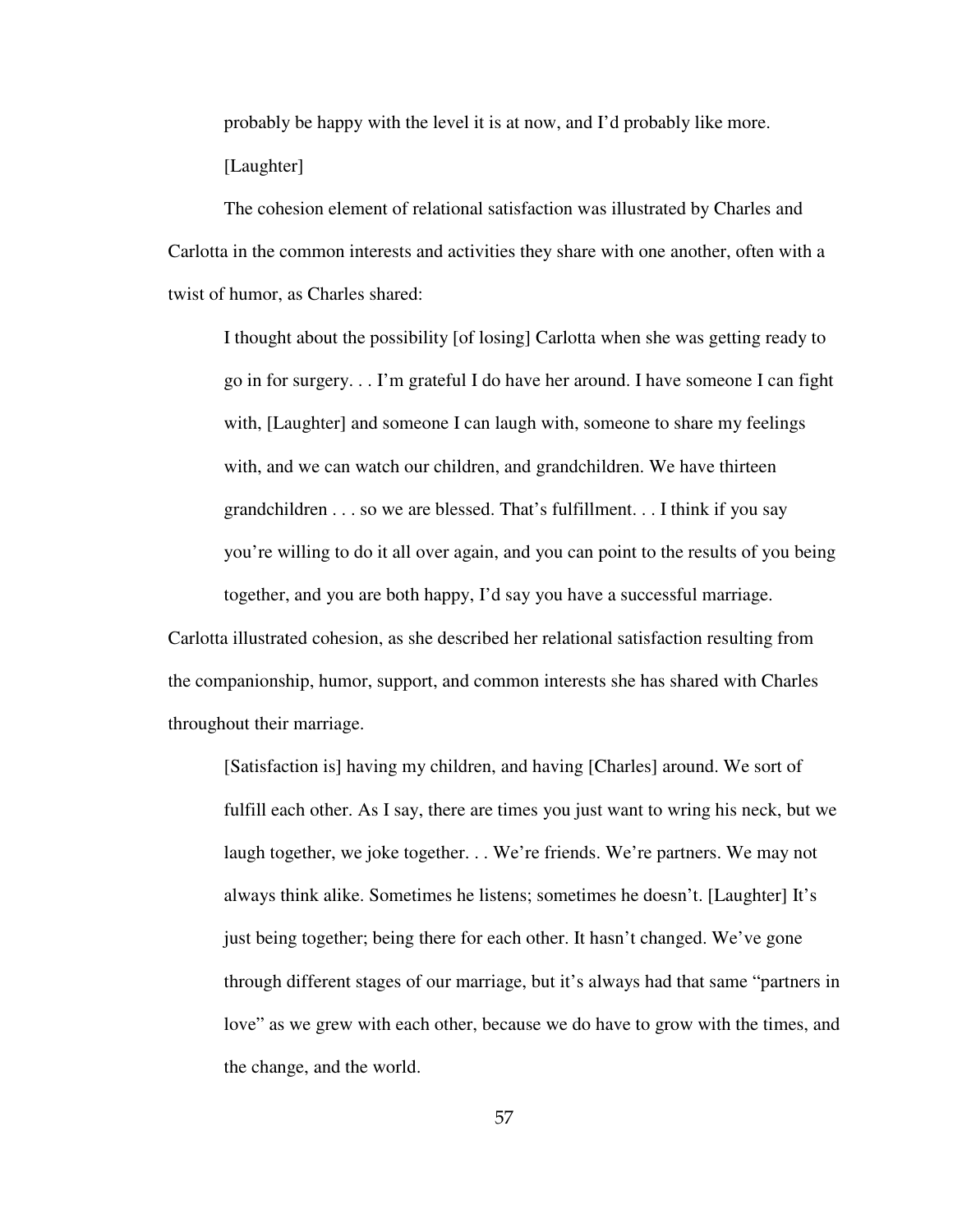probably be happy with the level it is at now, and I'd probably like more.

[Laughter]

The cohesion element of relational satisfaction was illustrated by Charles and Carlotta in the common interests and activities they share with one another, often with a twist of humor, as Charles shared:

> I thought about the possibility [of losing] Carlotta when she was getting ready to go in for surgery. . . I'm grateful I do have her around. I have someone I can fight with, [Laughter] and someone I can laugh with, someone to share my feelings with, and we can watch our children, and grandchildren. We have thirteen grandchildren . . . so we are blessed. That's fulfillment. . . I think if you say you're willing to do it all over again, and you can point to the results of you being together, and you are both happy, I'd say you have a successful marriage.

Carlotta illustrated cohesion, as she described her relational satisfaction resulting from the companionship, humor, support, and common interests she has shared with Charles throughout their marriage.

> [Satisfaction is] having my children, and having [Charles] around. We sort of fulfill each other. As I say, there are times you just want to wring his neck, but we laugh together, we joke together. . . We're friends. We're partners. We may not always think alike. Sometimes he listens; sometimes he doesn't. [Laughter] It's just being together; being there for each other. It hasn't changed. We've gone through different stages of our marriage, but it's always had that same "partners in love" as we grew with each other, because we do have to grow with the times, and the change, and the world.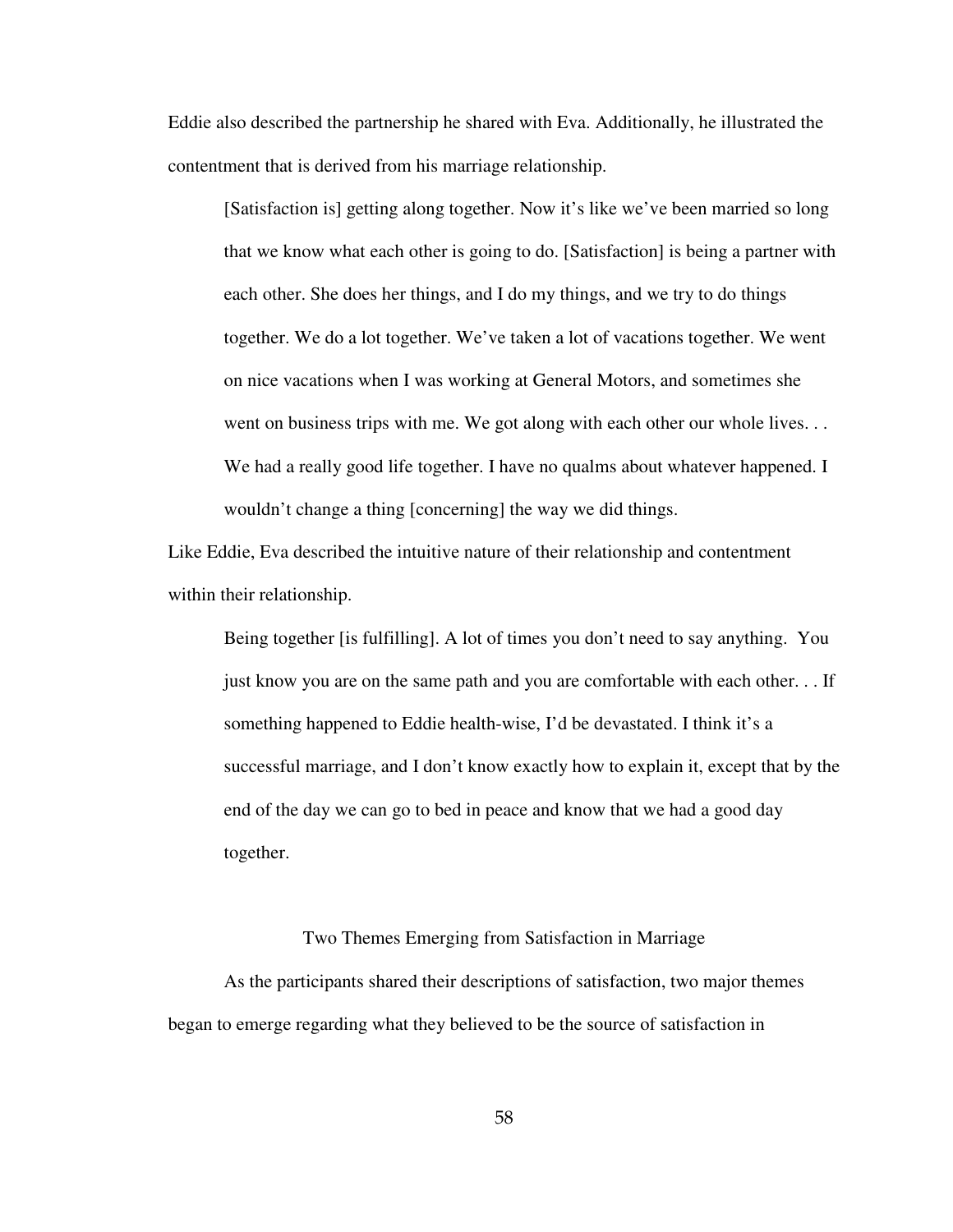Eddie also described the partnership he shared with Eva. Additionally, he illustrated the contentment that is derived from his marriage relationship.

> [Satisfaction is] getting along together. Now it's like we've been married so long that we know what each other is going to do. [Satisfaction] is being a partner with each other. She does her things, and I do my things, and we try to do things together. We do a lot together. We've taken a lot of vacations together. We went on nice vacations when I was working at General Motors, and sometimes she went on business trips with me. We got along with each other our whole lives. . . We had a really good life together. I have no qualms about whatever happened. I wouldn't change a thing [concerning] the way we did things.

Like Eddie, Eva described the intuitive nature of their relationship and contentment within their relationship.

> Being together [is fulfilling]. A lot of times you don't need to say anything. You just know you are on the same path and you are comfortable with each other. . . If something happened to Eddie health-wise, I'd be devastated. I think it's a successful marriage, and I don't know exactly how to explain it, except that by the end of the day we can go to bed in peace and know that we had a good day together.

## Two Themes Emerging from Satisfaction in Marriage

As the participants shared their descriptions of satisfaction, two major themes began to emerge regarding what they believed to be the source of satisfaction in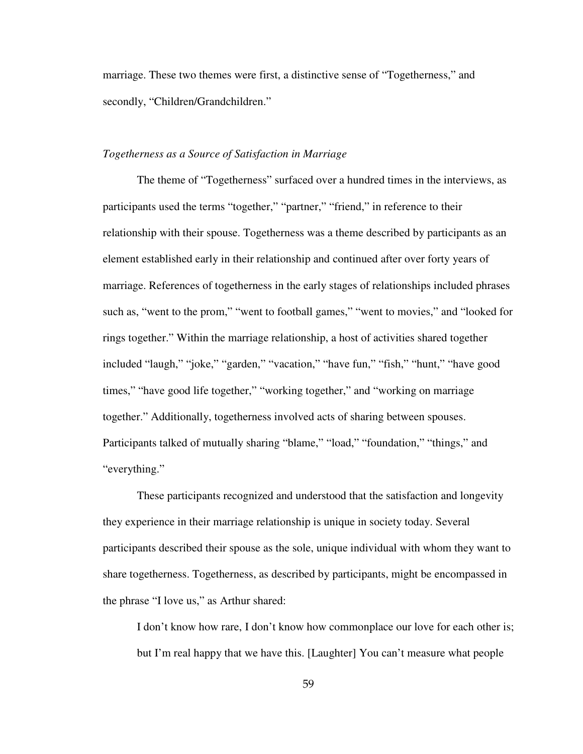marriage. These two themes were first, a distinctive sense of "Togetherness," and secondly, "Children/Grandchildren."

*Togetherness as a Source of Satisfaction in Marriage*

The theme of "Togetherness" surfaced over a hundred times in the interviews, as participants used the terms "together," "partner," "friend," in reference to their relationship with their spouse. Togetherness was a theme described by participants as an element established early in their relationship and continued after over forty years of marriage. References of togetherness in the early stages of relationships included phrases such as, "went to the prom," "went to football games," "went to movies," and "looked for rings together." Within the marriage relationship, a host of activities shared together included "laugh," "joke," "garden," "vacation," "have fun," "fish," "hunt," "have good times," "have good life together," "working together," and "working on marriage together." Additionally, togetherness involved acts of sharing between spouses. Participants talked of mutually sharing "blame," "load," "foundation," "things," and "everything."

These participants recognized and understood that the satisfaction and longevity they experience in their marriage relationship is unique in society today. Several participants described their spouse as the sole, unique individual with whom they want to share togetherness. Togetherness, as described by participants, might be encompassed in the phrase "I love us," as Arthur shared:

> I don't know how rare, I don't know how commonplace our love for each other is; but I'm real happy that we have this. [Laughter] You can't measure what people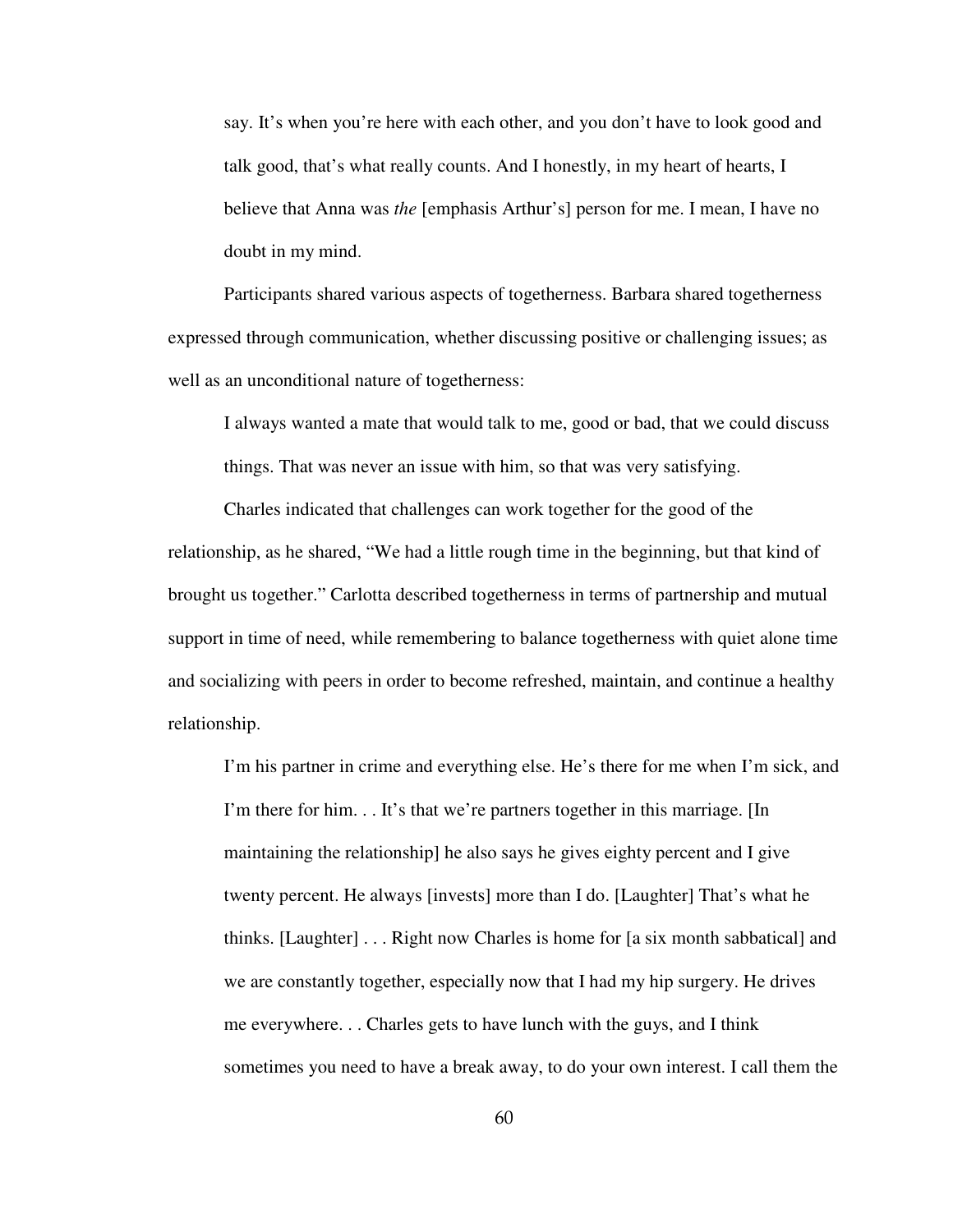> say. It's when you're here with each other, and you don't have to look good and talk good, that's what really counts. And I honestly, in my heart of hearts, I believe that Anna was *the* [emphasis Arthur's] person for me. I mean, I have no doubt in my mind.

Participants shared various aspects of togetherness. Barbara shared togetherness expressed through communication, whether discussing positive or challenging issues; as well as an unconditional nature of togetherness:

> I always wanted a mate that would talk to me, good or bad, that we could discuss things. That was never an issue with him, so that was very satisfying.

Charles indicated that challenges can work together for the good of the relationship, as he shared, "We had a little rough time in the beginning, but that kind of brought us together." Carlotta described togetherness in terms of partnership and mutual support in time of need, while remembering to balance togetherness with quiet alone time and socializing with peers in order to become refreshed, maintain, and continue a healthy relationship.

> I'm his partner in crime and everything else. He's there for me when I'm sick, and I'm there for him. . . It's that we're partners together in this marriage. [In maintaining the relationship] he also says he gives eighty percent and I give twenty percent. He always [invests] more than I do. [Laughter] That's what he thinks. [Laughter] . . . Right now Charles is home for [a six month sabbatical] and we are constantly together, especially now that I had my hip surgery. He drives me everywhere. . . Charles gets to have lunch with the guys, and I think sometimes you need to have a break away, to do your own interest. I call them the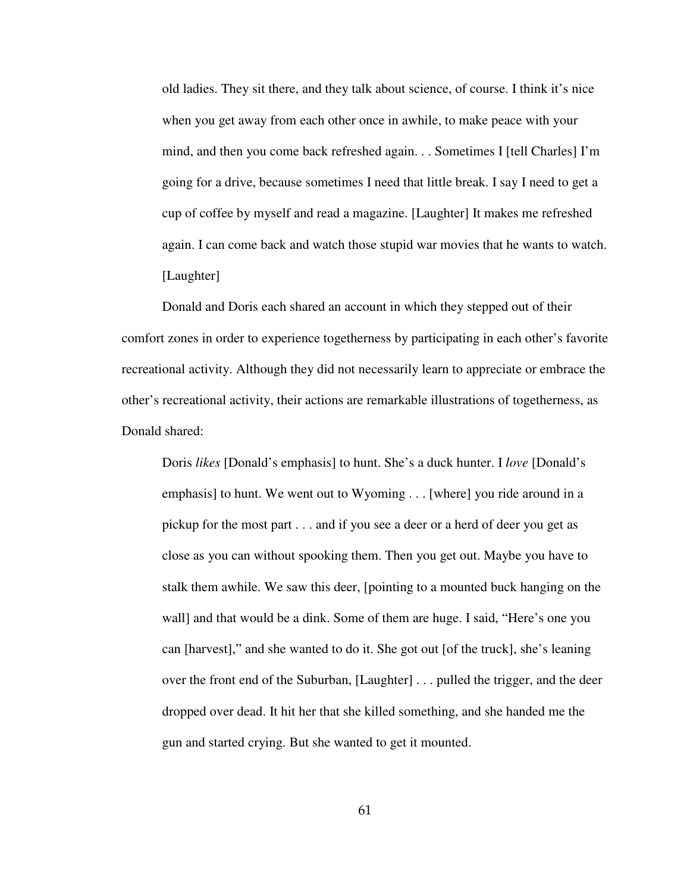> old ladies. They sit there, and they talk about science, of course. I think it's nice when you get away from each other once in awhile, to make peace with your mind, and then you come back refreshed again. . . Sometimes I [tell Charles] I'm going for a drive, because sometimes I need that little break. I say I need to get a cup of coffee by myself and read a magazine. [Laughter] It makes me refreshed again. I can come back and watch those stupid war movies that he wants to watch. [Laughter]

Donald and Doris each shared an account in which they stepped out of their comfort zones in order to experience togetherness by participating in each other's favorite recreational activity. Although they did not necessarily learn to appreciate or embrace the other's recreational activity, their actions are remarkable illustrations of togetherness, as Donald shared:

> Doris *likes* [Donald's emphasis] to hunt. She's a duck hunter. I *love* [Donald's emphasis] to hunt. We went out to Wyoming . . . [where] you ride around in a pickup for the most part . . . and if you see a deer or a herd of deer you get as close as you can without spooking them. Then you get out. Maybe you have to stalk them awhile. We saw this deer, [pointing to a mounted buck hanging on the wall] and that would be a dink. Some of them are huge. I said, "Here's one you can [harvest]," and she wanted to do it. She got out [of the truck], she's leaning over the front end of the Suburban, [Laughter] . . . pulled the trigger, and the deer dropped over dead. It hit her that she killed something, and she handed me the gun and started crying. But she wanted to get it mounted.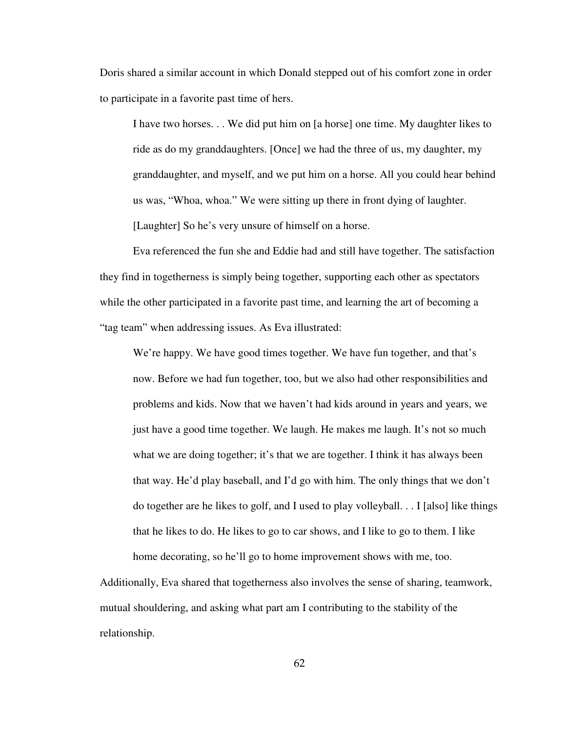Doris shared a similar account in which Donald stepped out of his comfort zone in order to participate in a favorite past time of hers.

> I have two horses. . . We did put him on [a horse] one time. My daughter likes to ride as do my granddaughters. [Once] we had the three of us, my daughter, my granddaughter, and myself, and we put him on a horse. All you could hear behind us was, "Whoa, whoa." We were sitting up there in front dying of laughter. [Laughter] So he's very unsure of himself on a horse.

Eva referenced the fun she and Eddie had and still have together. The satisfaction they find in togetherness is simply being together, supporting each other as spectators while the other participated in a favorite past time, and learning the art of becoming a "tag team" when addressing issues. As Eva illustrated:

> We're happy. We have good times together. We have fun together, and that's now. Before we had fun together, too, but we also had other responsibilities and problems and kids. Now that we haven't had kids around in years and years, we just have a good time together. We laugh. He makes me laugh. It's not so much what we are doing together; it's that we are together. I think it has always been that way. He'd play baseball, and I'd go with him. The only things that we don't do together are he likes to golf, and I used to play volleyball. . . I [also] like things that he likes to do. He likes to go to car shows, and I like to go to them. I like home decorating, so he'll go to home improvement shows with me, too.

Additionally, Eva shared that togetherness also involves the sense of sharing, teamwork, mutual shouldering, and asking what part am I contributing to the stability of the relationship.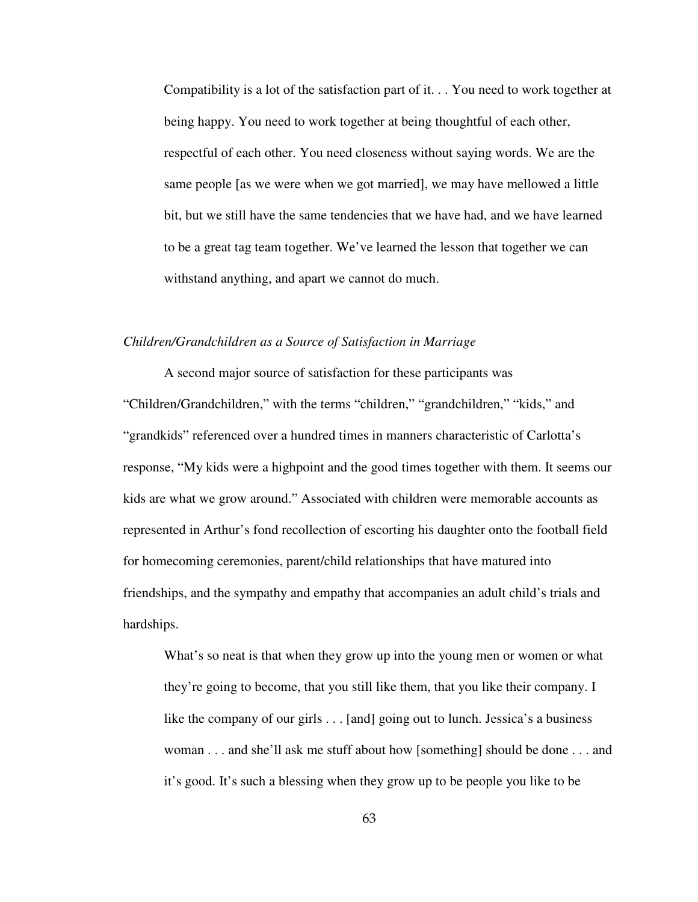> Compatibility is a lot of the satisfaction part of it. . . You need to work together at being happy. You need to work together at being thoughtful of each other, respectful of each other. You need closeness without saying words. We are the same people [as we were when we got married], we may have mellowed a little bit, but we still have the same tendencies that we have had, and we have learned to be a great tag team together. We've learned the lesson that together we can withstand anything, and apart we cannot do much.

*Children/Grandchildren as a Source of Satisfaction in Marriage*

A second major source of satisfaction for these participants was "Children/Grandchildren," with the terms "children," "grandchildren," "kids," and "grandkids" referenced over a hundred times in manners characteristic of Carlotta's response, "My kids were a highpoint and the good times together with them. It seems our kids are what we grow around." Associated with children were memorable accounts as represented in Arthur's fond recollection of escorting his daughter onto the football field for homecoming ceremonies, parent/child relationships that have matured into friendships, and the sympathy and empathy that accompanies an adult child's trials and hardships.

> What's so neat is that when they grow up into the young men or women or what they're going to become, that you still like them, that you like their company. I like the company of our girls . . . [and] going out to lunch. Jessica's a business woman . . . and she'll ask me stuff about how [something] should be done . . . and it's good. It's such a blessing when they grow up to be people you like to be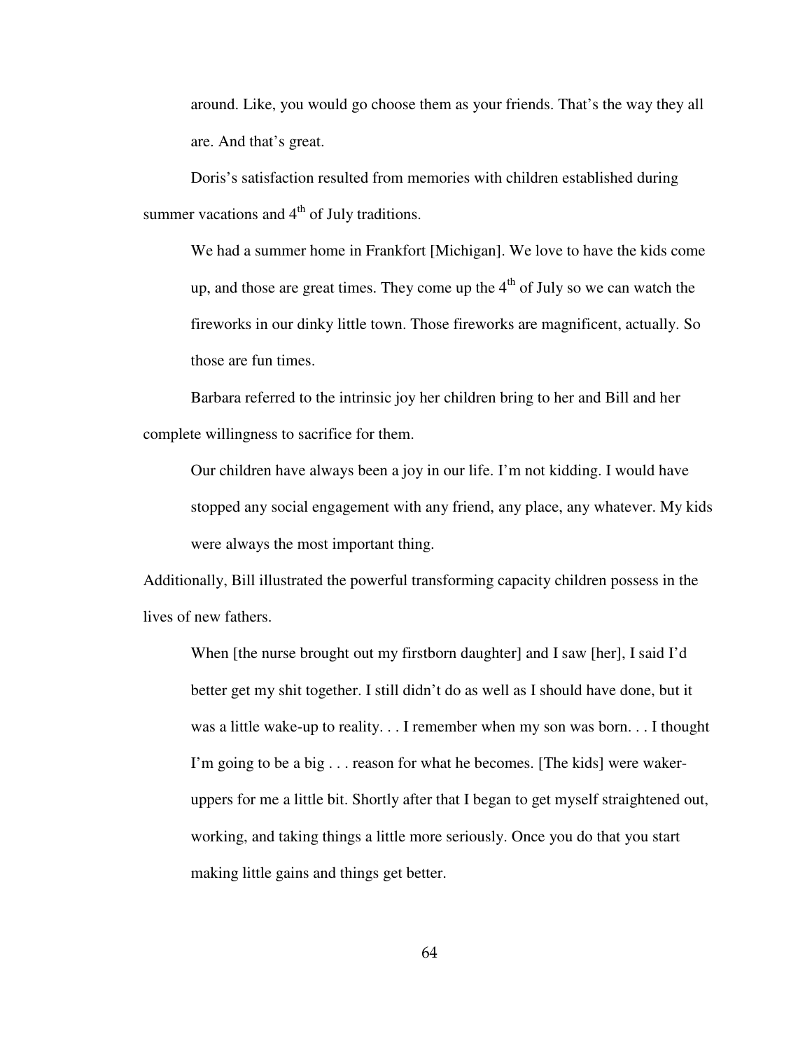> around. Like, you would go choose them as your friends. That's the way they all are. And that's great.

Doris's satisfaction resulted from memories with children established during summer vacations and 4th of July traditions.

> We had a summer home in Frankfort [Michigan]. We love to have the kids come up, and those are great times. They come up the 4th of July so we can watch the fireworks in our dinky little town. Those fireworks are magnificent, actually. So those are fun times.

Barbara referred to the intrinsic joy her children bring to her and Bill and her complete willingness to sacrifice for them.

> Our children have always been a joy in our life. I'm not kidding. I would have stopped any social engagement with any friend, any place, any whatever. My kids were always the most important thing.

Additionally, Bill illustrated the powerful transforming capacity children possess in the lives of new fathers.

> When [the nurse brought out my firstborn daughter] and I saw [her], I said I'd better get my shit together. I still didn't do as well as I should have done, but it was a little wake-up to reality. . . I remember when my son was born. . . I thought I'm going to be a big . . . reason for what he becomes. [The kids] were waker-uppers for me a little bit. Shortly after that I began to get myself straightened out, working, and taking things a little more seriously. Once you do that you start making little gains and things get better.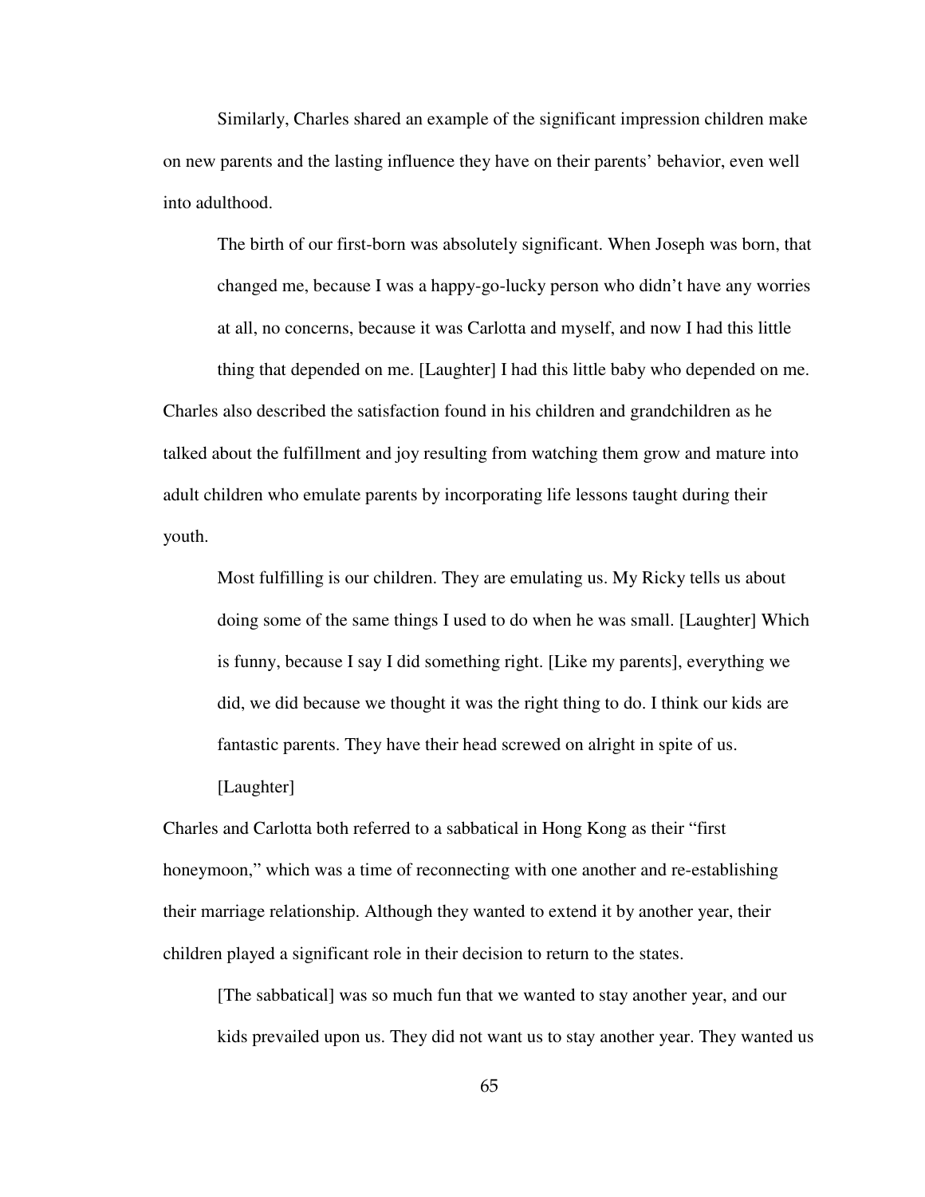Similarly, Charles shared an example of the significant impression children make on new parents and the lasting influence they have on their parents' behavior, even well into adulthood.

> The birth of our first-born was absolutely significant. When Joseph was born, that changed me, because I was a happy-go-lucky person who didn't have any worries at all, no concerns, because it was Carlotta and myself, and now I had this little thing that depended on me. [Laughter] I had this little baby who depended on me.

Charles also described the satisfaction found in his children and grandchildren as he talked about the fulfillment and joy resulting from watching them grow and mature into adult children who emulate parents by incorporating life lessons taught during their youth.

> Most fulfilling is our children. They are emulating us. My Ricky tells us about doing some of the same things I used to do when he was small. [Laughter] Which is funny, because I say I did something right. [Like my parents], everything we did, we did because we thought it was the right thing to do. I think our kids are fantastic parents. They have their head screwed on alright in spite of us. [Laughter]

Charles and Carlotta both referred to a sabbatical in Hong Kong as their "first honeymoon," which was a time of reconnecting with one another and re-establishing their marriage relationship. Although they wanted to extend it by another year, their children played a significant role in their decision to return to the states.

> [The sabbatical] was so much fun that we wanted to stay another year, and our kids prevailed upon us. They did not want us to stay another year. They wanted us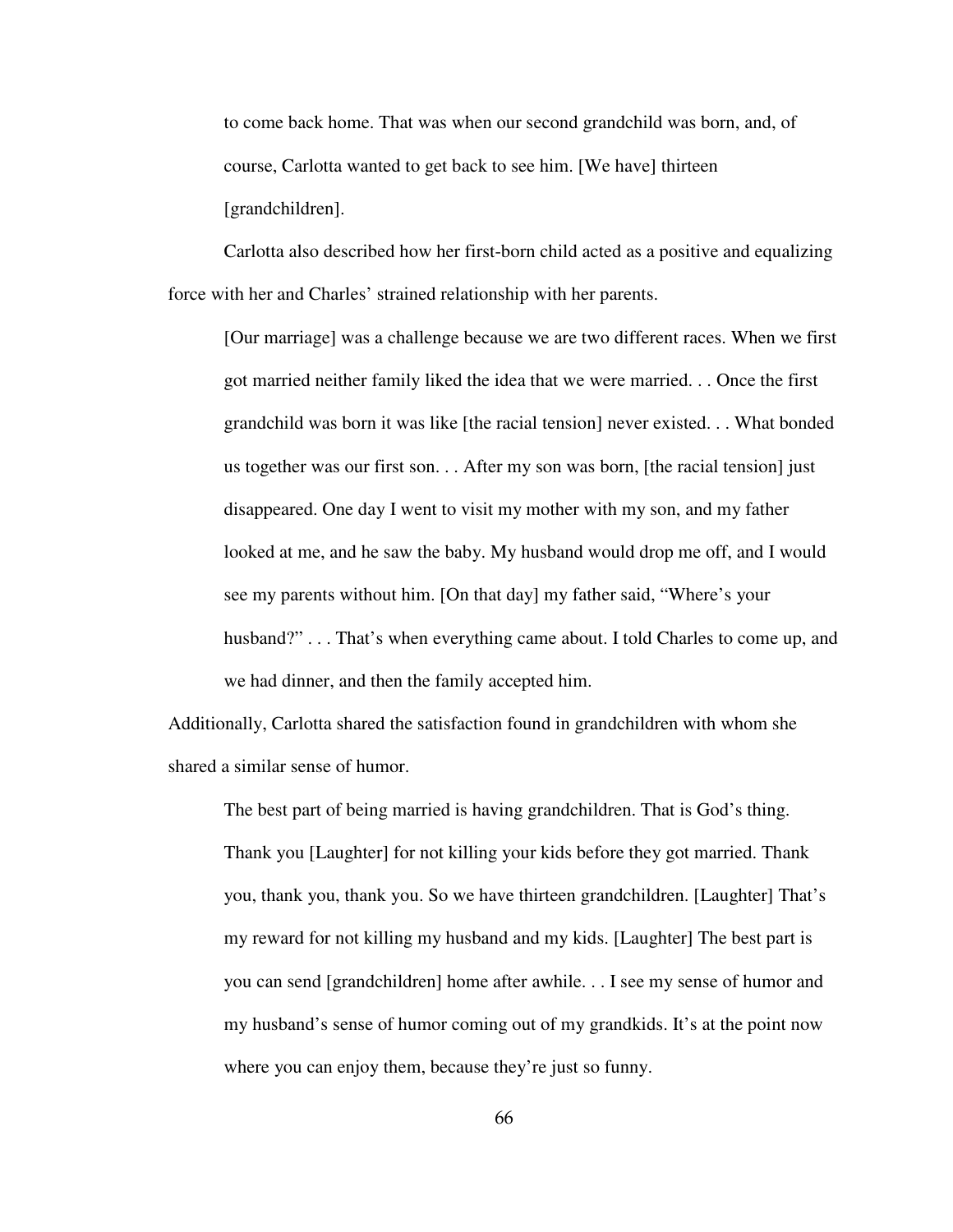> to come back home. That was when our second grandchild was born, and, of course, Carlotta wanted to get back to see him. [We have] thirteen [grandchildren].

Carlotta also described how her first-born child acted as a positive and equalizing force with her and Charles' strained relationship with her parents.

> [Our marriage] was a challenge because we are two different races. When we first got married neither family liked the idea that we were married. . . Once the first grandchild was born it was like [the racial tension] never existed. . . What bonded us together was our first son. . . After my son was born, [the racial tension] just disappeared. One day I went to visit my mother with my son, and my father looked at me, and he saw the baby. My husband would drop me off, and I would see my parents without him. [On that day] my father said, "Where's your husband?" . . . That's when everything came about. I told Charles to come up, and we had dinner, and then the family accepted him.

Additionally, Carlotta shared the satisfaction found in grandchildren with whom she shared a similar sense of humor.

> The best part of being married is having grandchildren. That is God's thing. Thank you [Laughter] for not killing your kids before they got married. Thank you, thank you, thank you. So we have thirteen grandchildren. [Laughter] That's my reward for not killing my husband and my kids. [Laughter] The best part is you can send [grandchildren] home after awhile. . . I see my sense of humor and my husband's sense of humor coming out of my grandkids. It's at the point now where you can enjoy them, because they're just so funny.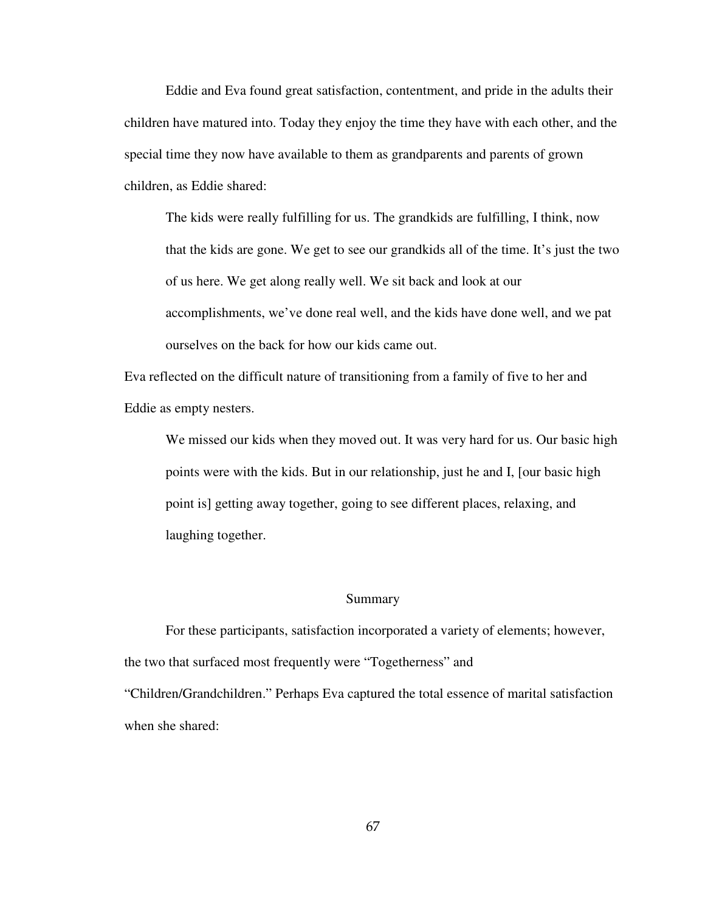Eddie and Eva found great satisfaction, contentment, and pride in the adults their children have matured into. Today they enjoy the time they have with each other, and the special time they now have available to them as grandparents and parents of grown children, as Eddie shared:

> The kids were really fulfilling for us. The grandkids are fulfilling, I think, now that the kids are gone. We get to see our grandkids all of the time. It's just the two of us here. We get along really well. We sit back and look at our accomplishments, we've done real well, and the kids have done well, and we pat ourselves on the back for how our kids came out.

Eva reflected on the difficult nature of transitioning from a family of five to her and Eddie as empty nesters.

> We missed our kids when they moved out. It was very hard for us. Our basic high points were with the kids. But in our relationship, just he and I, [our basic high point is] getting away together, going to see different places, relaxing, and laughing together.

## Summary

For these participants, satisfaction incorporated a variety of elements; however, the two that surfaced most frequently were "Togetherness" and "Children/Grandchildren." Perhaps Eva captured the total essence of marital satisfaction when she shared: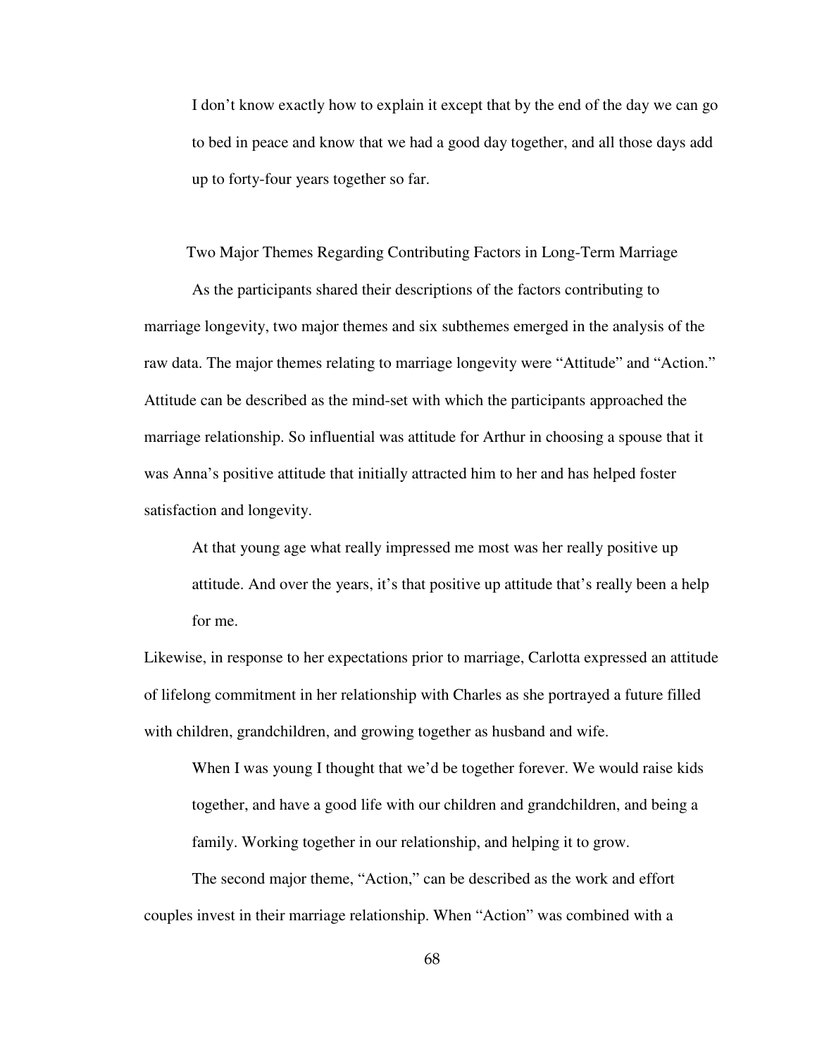> I don't know exactly how to explain it except that by the end of the day we can go to bed in peace and know that we had a good day together, and all those days add up to forty-four years together so far.

## Two Major Themes Regarding Contributing Factors in Long-Term Marriage

As the participants shared their descriptions of the factors contributing to marriage longevity, two major themes and six subthemes emerged in the analysis of the raw data. The major themes relating to marriage longevity were "Attitude" and "Action." Attitude can be described as the mind-set with which the participants approached the marriage relationship. So influential was attitude for Arthur in choosing a spouse that it was Anna's positive attitude that initially attracted him to her and has helped foster satisfaction and longevity.

> At that young age what really impressed me most was her really positive up attitude. And over the years, it's that positive up attitude that's really been a help for me.

Likewise, in response to her expectations prior to marriage, Carlotta expressed an attitude of lifelong commitment in her relationship with Charles as she portrayed a future filled with children, grandchildren, and growing together as husband and wife.

> When I was young I thought that we'd be together forever. We would raise kids together, and have a good life with our children and grandchildren, and being a family. Working together in our relationship, and helping it to grow.

The second major theme, "Action," can be described as the work and effort couples invest in their marriage relationship. When "Action" was combined with a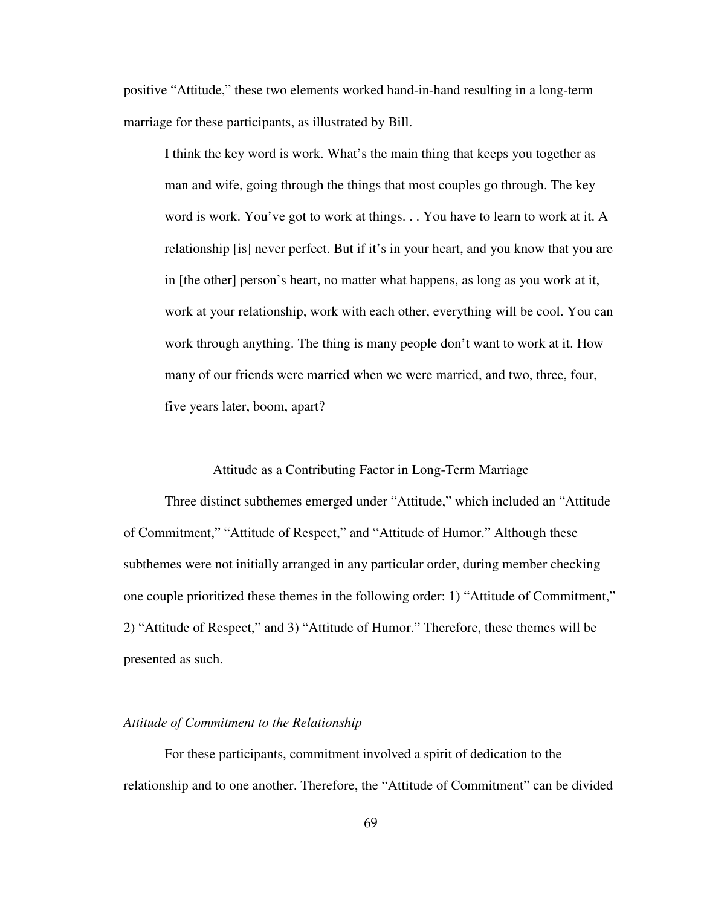positive “Attitude,” these two elements worked hand-in-hand resulting in a long-term marriage for these participants, as illustrated by Bill.

> I think the key word is work. What’s the main thing that keeps you together as man and wife, going through the things that most couples go through. The key word is work. You’ve got to work at things. . . You have to learn to work at it. A relationship [is] never perfect. But if it’s in your heart, and you know that you are in [the other] person’s heart, no matter what happens, as long as you work at it, work at your relationship, work with each other, everything will be cool. You can work through anything. The thing is many people don’t want to work at it. How many of our friends were married when we were married, and two, three, four, five years later, boom, apart?

## Attitude as a Contributing Factor in Long-Term Marriage

Three distinct subthemes emerged under “Attitude,” which included an “Attitude of Commitment,” “Attitude of Respect,” and “Attitude of Humor.” Although these subthemes were not initially arranged in any particular order, during member checking one couple prioritized these themes in the following order: 1) “Attitude of Commitment,” 2) “Attitude of Respect,” and 3) “Attitude of Humor.” Therefore, these themes will be presented as such.

### *Attitude of Commitment to the Relationship*

For these participants, commitment involved a spirit of dedication to the relationship and to one another. Therefore, the “Attitude of Commitment” can be divided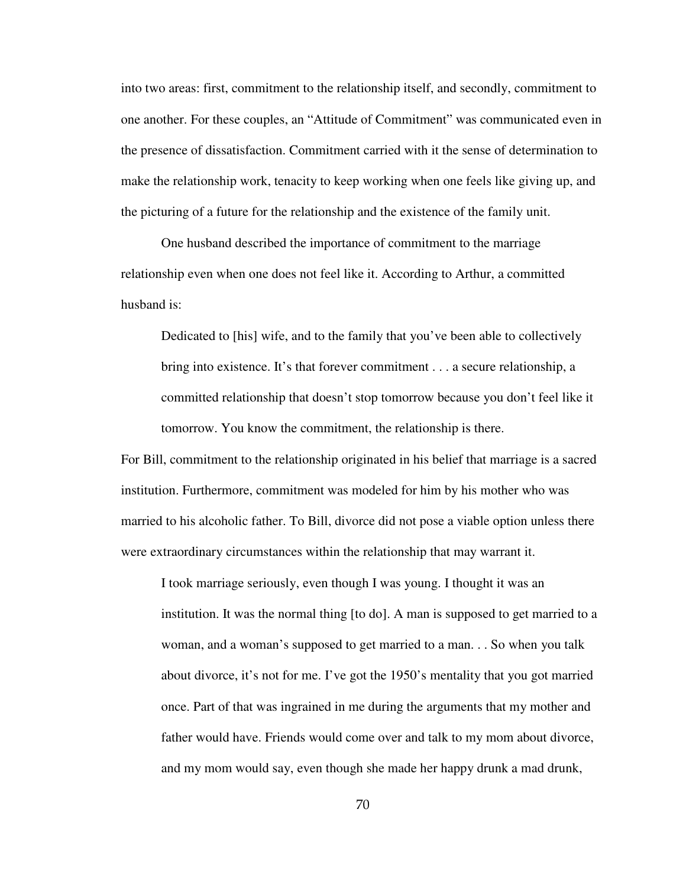into two areas: first, commitment to the relationship itself, and secondly, commitment to one another. For these couples, an "Attitude of Commitment" was communicated even in the presence of dissatisfaction. Commitment carried with it the sense of determination to make the relationship work, tenacity to keep working when one feels like giving up, and the picturing of a future for the relationship and the existence of the family unit.

One husband described the importance of commitment to the marriage relationship even when one does not feel like it. According to Arthur, a committed husband is:

> Dedicated to [his] wife, and to the family that you've been able to collectively bring into existence. It's that forever commitment . . . a secure relationship, a committed relationship that doesn't stop tomorrow because you don't feel like it tomorrow. You know the commitment, the relationship is there.

For Bill, commitment to the relationship originated in his belief that marriage is a sacred institution. Furthermore, commitment was modeled for him by his mother who was married to his alcoholic father. To Bill, divorce did not pose a viable option unless there were extraordinary circumstances within the relationship that may warrant it.

> I took marriage seriously, even though I was young. I thought it was an institution. It was the normal thing [to do]. A man is supposed to get married to a woman, and a woman's supposed to get married to a man. . . So when you talk about divorce, it's not for me. I've got the 1950's mentality that you got married once. Part of that was ingrained in me during the arguments that my mother and father would have. Friends would come over and talk to my mom about divorce, and my mom would say, even though she made her happy drunk a mad drunk,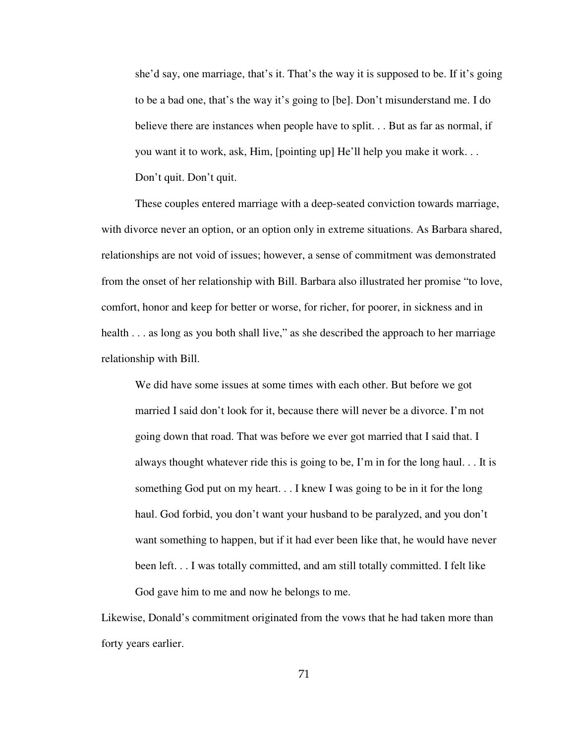> she'd say, one marriage, that's it. That's the way it is supposed to be. If it's going to be a bad one, that's the way it's going to [be]. Don't misunderstand me. I do believe there are instances when people have to split. . . But as far as normal, if you want it to work, ask, Him, [pointing up] He'll help you make it work. . . Don't quit. Don't quit.

These couples entered marriage with a deep-seated conviction towards marriage, with divorce never an option, or an option only in extreme situations. As Barbara shared, relationships are not void of issues; however, a sense of commitment was demonstrated from the onset of her relationship with Bill. Barbara also illustrated her promise "to love, comfort, honor and keep for better or worse, for richer, for poorer, in sickness and in health . . . as long as you both shall live," as she described the approach to her marriage relationship with Bill.

> We did have some issues at some times with each other. But before we got married I said don't look for it, because there will never be a divorce. I'm not going down that road. That was before we ever got married that I said that. I always thought whatever ride this is going to be, I'm in for the long haul. . . It is something God put on my heart. . . I knew I was going to be in it for the long haul. God forbid, you don't want your husband to be paralyzed, and you don't want something to happen, but if it had ever been like that, he would have never been left. . . I was totally committed, and am still totally committed. I felt like God gave him to me and now he belongs to me.

Likewise, Donald's commitment originated from the vows that he had taken more than forty years earlier.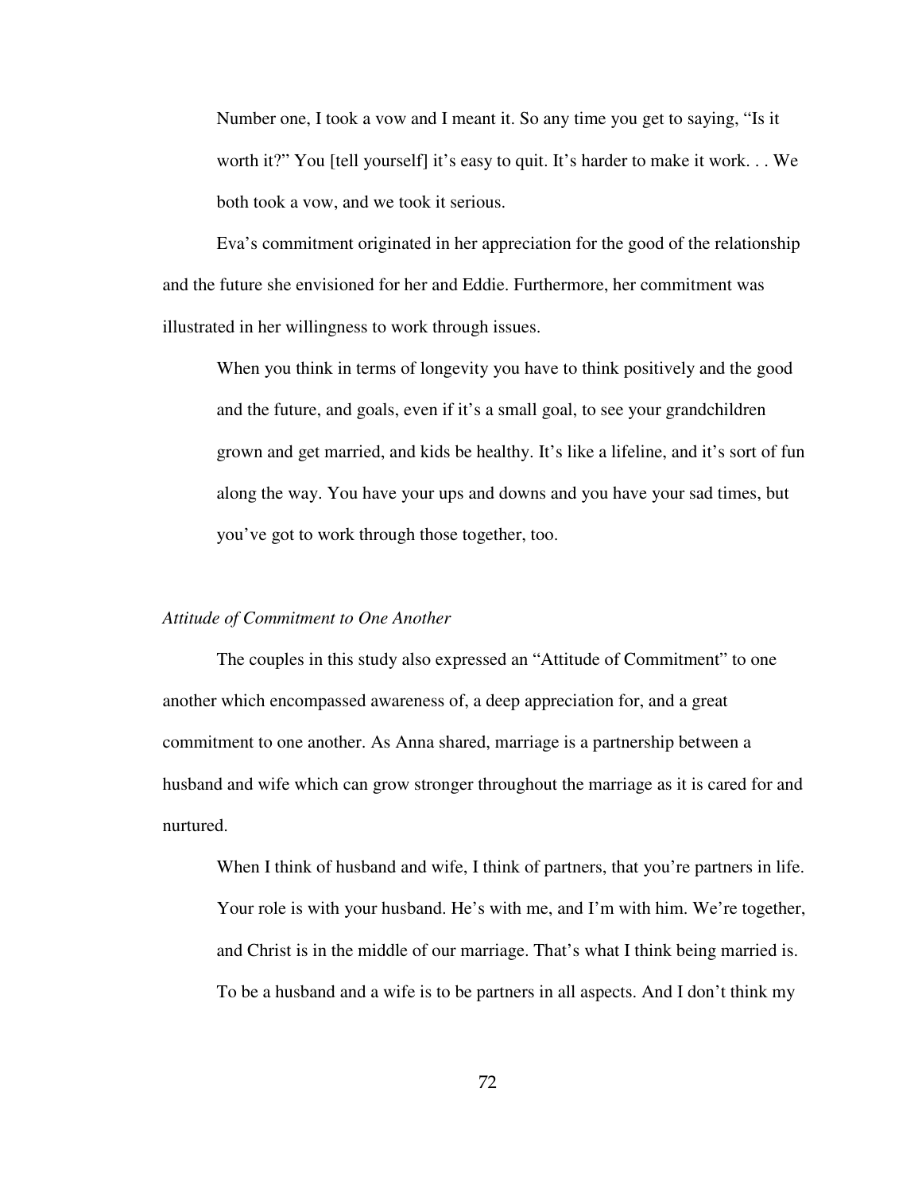> Number one, I took a vow and I meant it. So any time you get to saying, "Is it worth it?" You [tell yourself] it's easy to quit. It's harder to make it work. . . We both took a vow, and we took it serious.

Eva's commitment originated in her appreciation for the good of the relationship and the future she envisioned for her and Eddie. Furthermore, her commitment was illustrated in her willingness to work through issues.

> When you think in terms of longevity you have to think positively and the good and the future, and goals, even if it's a small goal, to see your grandchildren grown and get married, and kids be healthy. It's like a lifeline, and it's sort of fun along the way. You have your ups and downs and you have your sad times, but you've got to work through those together, too.

*Attitude of Commitment to One Another*

The couples in this study also expressed an "Attitude of Commitment" to one another which encompassed awareness of, a deep appreciation for, and a great commitment to one another. As Anna shared, marriage is a partnership between a husband and wife which can grow stronger throughout the marriage as it is cared for and nurtured.

> When I think of husband and wife, I think of partners, that you're partners in life. Your role is with your husband. He's with me, and I'm with him. We're together, and Christ is in the middle of our marriage. That's what I think being married is. To be a husband and a wife is to be partners in all aspects. And I don't think my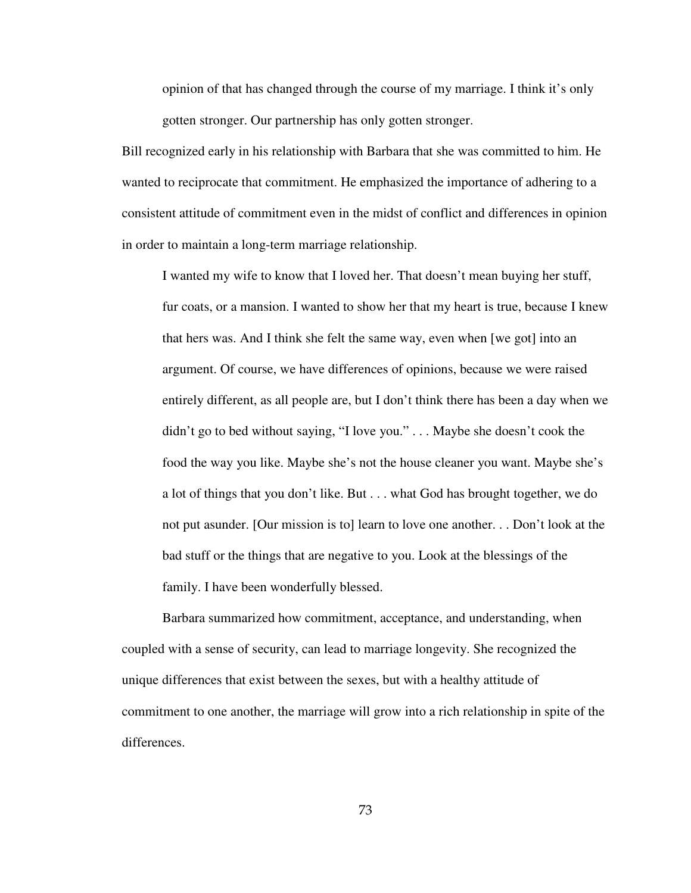> opinion of that has changed through the course of my marriage. I think it's only gotten stronger. Our partnership has only gotten stronger.

Bill recognized early in his relationship with Barbara that she was committed to him. He wanted to reciprocate that commitment. He emphasized the importance of adhering to a consistent attitude of commitment even in the midst of conflict and differences in opinion in order to maintain a long-term marriage relationship.

> I wanted my wife to know that I loved her. That doesn't mean buying her stuff, fur coats, or a mansion. I wanted to show her that my heart is true, because I knew that hers was. And I think she felt the same way, even when [we got] into an argument. Of course, we have differences of opinions, because we were raised entirely different, as all people are, but I don't think there has been a day when we didn't go to bed without saying, "I love you." . . . Maybe she doesn't cook the food the way you like. Maybe she's not the house cleaner you want. Maybe she's a lot of things that you don't like. But . . . what God has brought together, we do not put asunder. [Our mission is to] learn to love one another. . . Don't look at the bad stuff or the things that are negative to you. Look at the blessings of the family. I have been wonderfully blessed.

Barbara summarized how commitment, acceptance, and understanding, when coupled with a sense of security, can lead to marriage longevity. She recognized the unique differences that exist between the sexes, but with a healthy attitude of commitment to one another, the marriage will grow into a rich relationship in spite of the differences.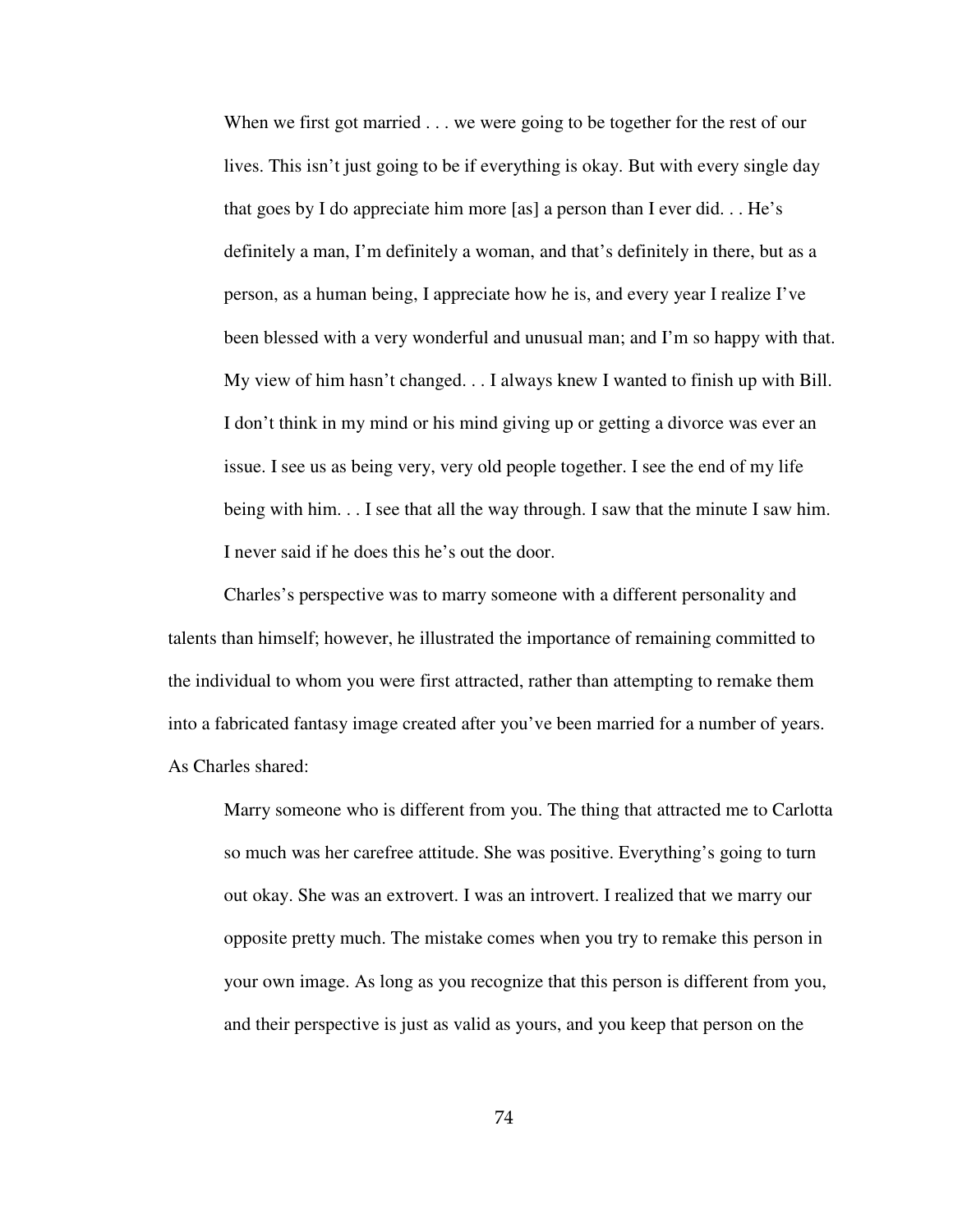> When we first got married . . . we were going to be together for the rest of our lives. This isn't just going to be if everything is okay. But with every single day that goes by I do appreciate him more [as] a person than I ever did. . . He's definitely a man, I'm definitely a woman, and that's definitely in there, but as a person, as a human being, I appreciate how he is, and every year I realize I've been blessed with a very wonderful and unusual man; and I'm so happy with that. My view of him hasn't changed. . . I always knew I wanted to finish up with Bill. I don't think in my mind or his mind giving up or getting a divorce was ever an issue. I see us as being very, very old people together. I see the end of my life being with him. . . I see that all the way through. I saw that the minute I saw him. I never said if he does this he's out the door.

Charles's perspective was to marry someone with a different personality and talents than himself; however, he illustrated the importance of remaining committed to the individual to whom you were first attracted, rather than attempting to remake them into a fabricated fantasy image created after you've been married for a number of years. As Charles shared:

> Marry someone who is different from you. The thing that attracted me to Carlotta so much was her carefree attitude. She was positive. Everything's going to turn out okay. She was an extrovert. I was an introvert. I realized that we marry our opposite pretty much. The mistake comes when you try to remake this person in your own image. As long as you recognize that this person is different from you, and their perspective is just as valid as yours, and you keep that person on the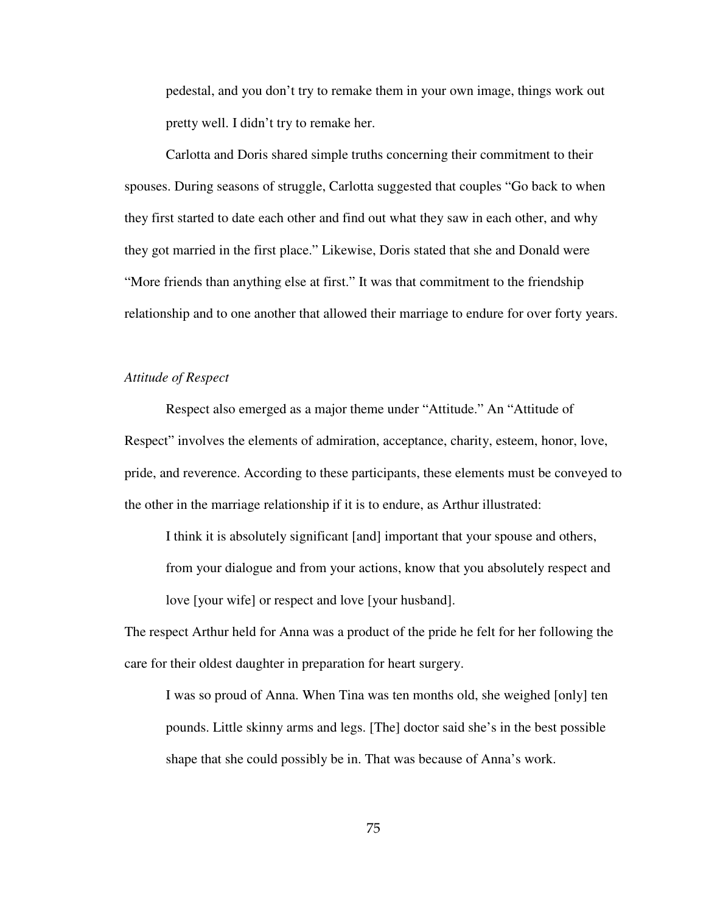> pedestal, and you don't try to remake them in your own image, things work out pretty well. I didn't try to remake her.

Carlotta and Doris shared simple truths concerning their commitment to their spouses. During seasons of struggle, Carlotta suggested that couples "Go back to when they first started to date each other and find out what they saw in each other, and why they got married in the first place." Likewise, Doris stated that she and Donald were "More friends than anything else at first." It was that commitment to the friendship relationship and to one another that allowed their marriage to endure for over forty years.

### *Attitude of Respect*

Respect also emerged as a major theme under "Attitude." An "Attitude of Respect" involves the elements of admiration, acceptance, charity, esteem, honor, love, pride, and reverence. According to these participants, these elements must be conveyed to the other in the marriage relationship if it is to endure, as Arthur illustrated:

> I think it is absolutely significant [and] important that your spouse and others, from your dialogue and from your actions, know that you absolutely respect and love [your wife] or respect and love [your husband].

The respect Arthur held for Anna was a product of the pride he felt for her following the care for their oldest daughter in preparation for heart surgery.

> I was so proud of Anna. When Tina was ten months old, she weighed [only] ten pounds. Little skinny arms and legs. [The] doctor said she's in the best possible shape that she could possibly be in. That was because of Anna's work.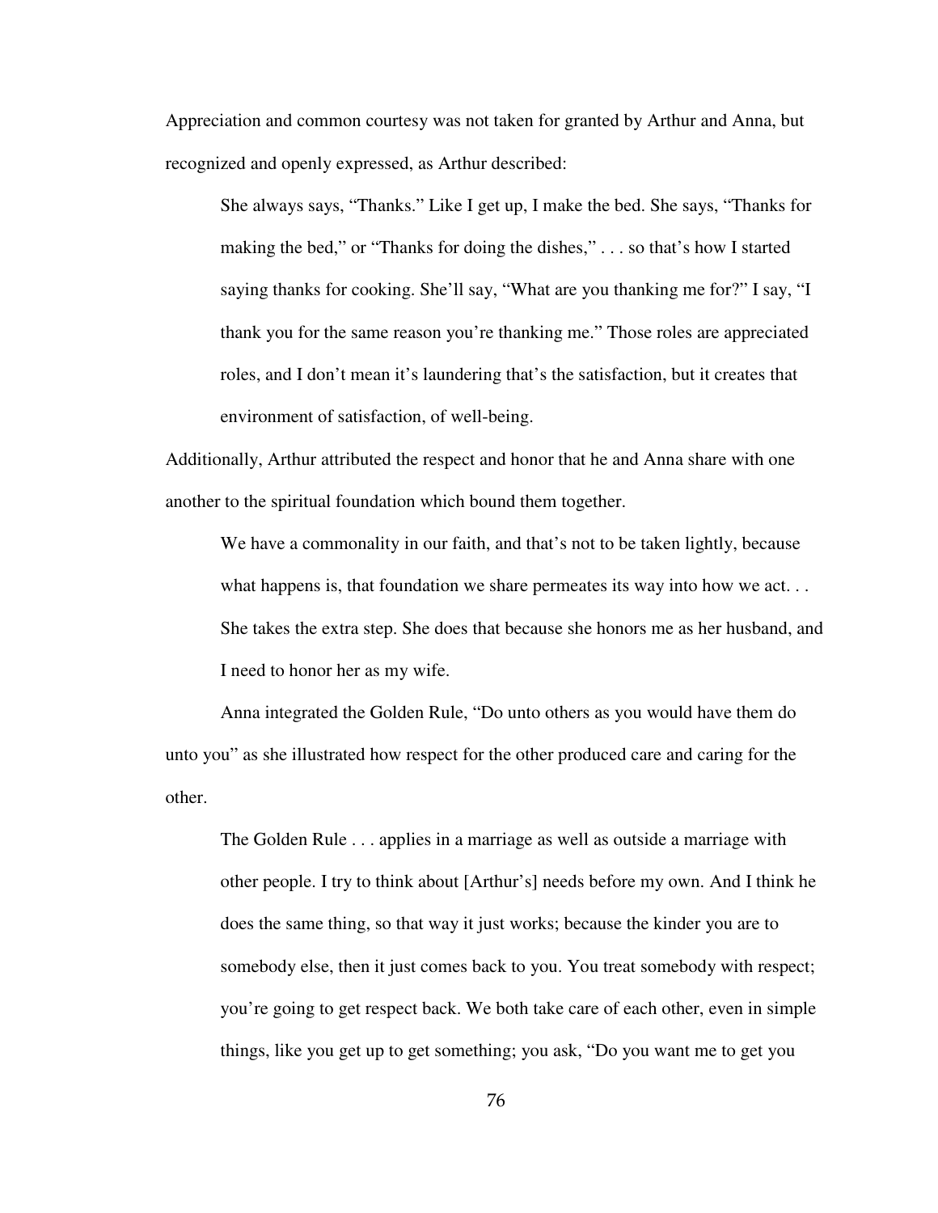Appreciation and common courtesy was not taken for granted by Arthur and Anna, but recognized and openly expressed, as Arthur described:

> She always says, "Thanks." Like I get up, I make the bed. She says, "Thanks for making the bed," or "Thanks for doing the dishes," . . . so that's how I started saying thanks for cooking. She'll say, "What are you thanking me for?" I say, "I thank you for the same reason you're thanking me." Those roles are appreciated roles, and I don't mean it's laundering that's the satisfaction, but it creates that environment of satisfaction, of well-being.

Additionally, Arthur attributed the respect and honor that he and Anna share with one another to the spiritual foundation which bound them together.

> We have a commonality in our faith, and that's not to be taken lightly, because what happens is, that foundation we share permeates its way into how we act. . . She takes the extra step. She does that because she honors me as her husband, and I need to honor her as my wife.

Anna integrated the Golden Rule, "Do unto others as you would have them do unto you" as she illustrated how respect for the other produced care and caring for the other.

> The Golden Rule . . . applies in a marriage as well as outside a marriage with other people. I try to think about [Arthur's] needs before my own. And I think he does the same thing, so that way it just works; because the kinder you are to somebody else, then it just comes back to you. You treat somebody with respect; you're going to get respect back. We both take care of each other, even in simple things, like you get up to get something; you ask, "Do you want me to get you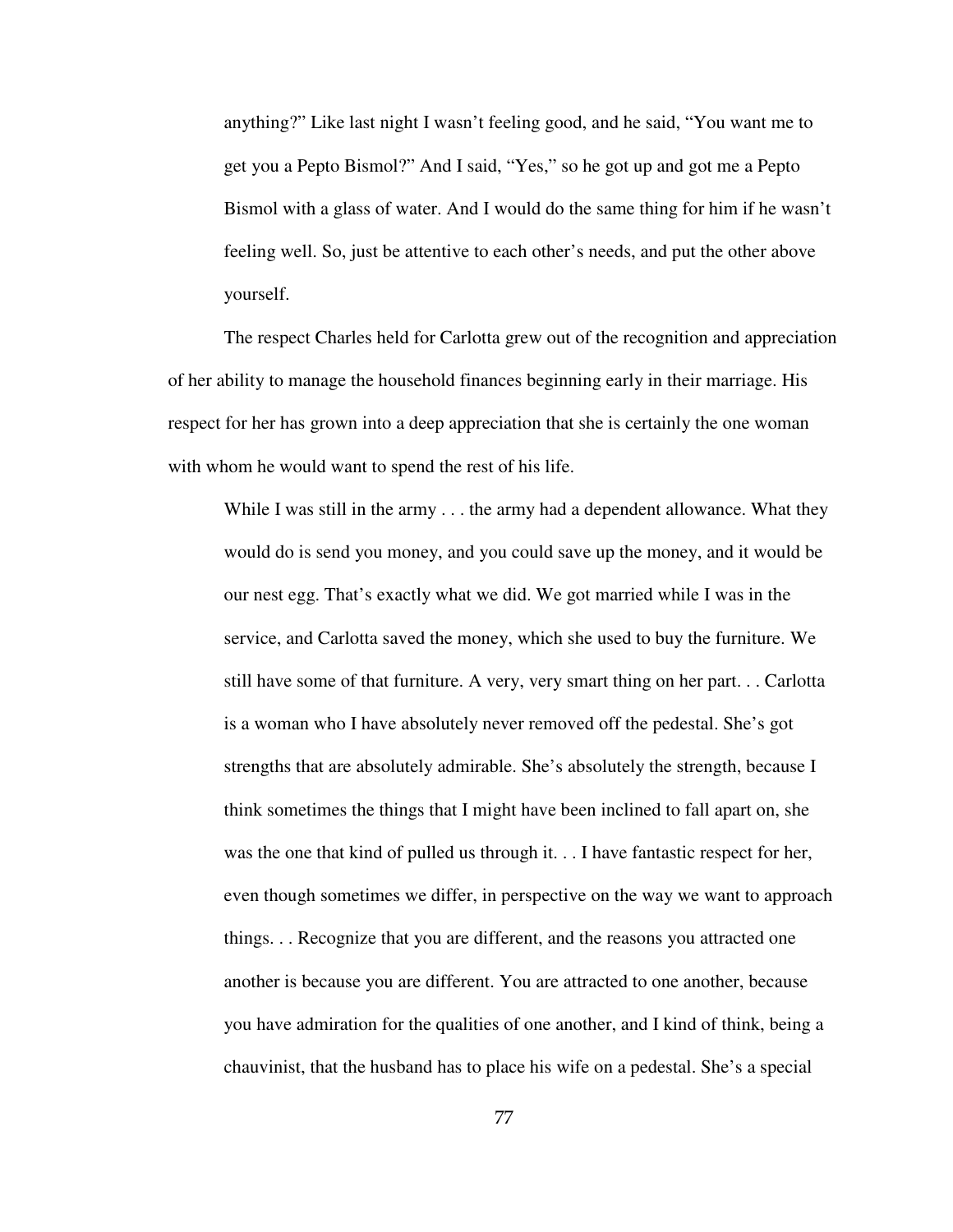> anything?" Like last night I wasn't feeling good, and he said, "You want me to get you a Pepto Bismol?" And I said, "Yes," so he got up and got me a Pepto Bismol with a glass of water. And I would do the same thing for him if he wasn't feeling well. So, just be attentive to each other's needs, and put the other above yourself.

The respect Charles held for Carlotta grew out of the recognition and appreciation of her ability to manage the household finances beginning early in their marriage. His respect for her has grown into a deep appreciation that she is certainly the one woman with whom he would want to spend the rest of his life.

> While I was still in the army . . . the army had a dependent allowance. What they would do is send you money, and you could save up the money, and it would be our nest egg. That's exactly what we did. We got married while I was in the service, and Carlotta saved the money, which she used to buy the furniture. We still have some of that furniture. A very, very smart thing on her part. . . Carlotta is a woman who I have absolutely never removed off the pedestal. She's got strengths that are absolutely admirable. She's absolutely the strength, because I think sometimes the things that I might have been inclined to fall apart on, she was the one that kind of pulled us through it. . . I have fantastic respect for her, even though sometimes we differ, in perspective on the way we want to approach things. . . Recognize that you are different, and the reasons you attracted one another is because you are different. You are attracted to one another, because you have admiration for the qualities of one another, and I kind of think, being a chauvinist, that the husband has to place his wife on a pedestal. She's a special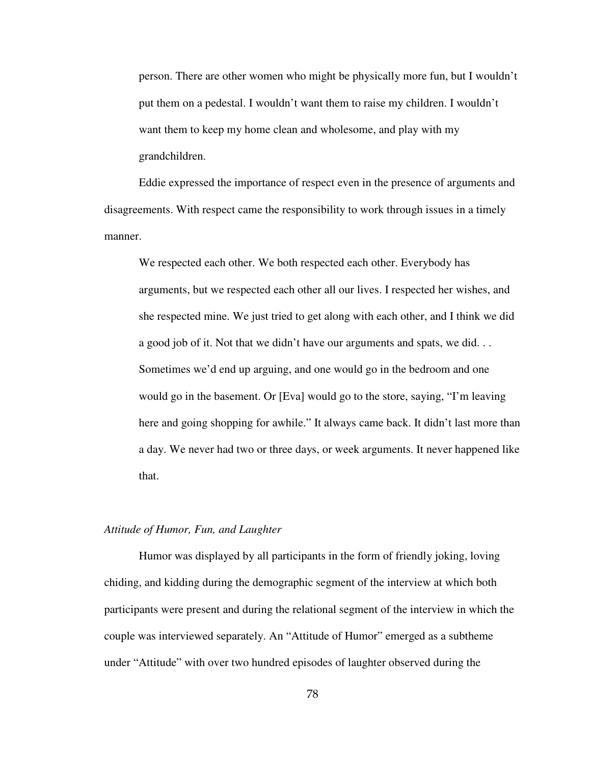person. There are other women who might be physically more fun, but I wouldn't put them on a pedestal. I wouldn't want them to raise my children. I wouldn't want them to keep my home clean and wholesome, and play with my grandchildren.

Eddie expressed the importance of respect even in the presence of arguments and disagreements. With respect came the responsibility to work through issues in a timely manner.

> We respected each other. We both respected each other. Everybody has arguments, but we respected each other all our lives. I respected her wishes, and she respected mine. We just tried to get along with each other, and I think we did a good job of it. Not that we didn't have our arguments and spats, we did. . . Sometimes we'd end up arguing, and one would go in the bedroom and one would go in the basement. Or [Eva] would go to the store, saying, "I'm leaving here and going shopping for awhile." It always came back. It didn't last more than a day. We never had two or three days, or week arguments. It never happened like that.

### *Attitude of Humor, Fun, and Laughter*

Humor was displayed by all participants in the form of friendly joking, loving chiding, and kidding during the demographic segment of the interview at which both participants were present and during the relational segment of the interview in which the couple was interviewed separately. An "Attitude of Humor" emerged as a subtheme under "Attitude" with over two hundred episodes of laughter observed during the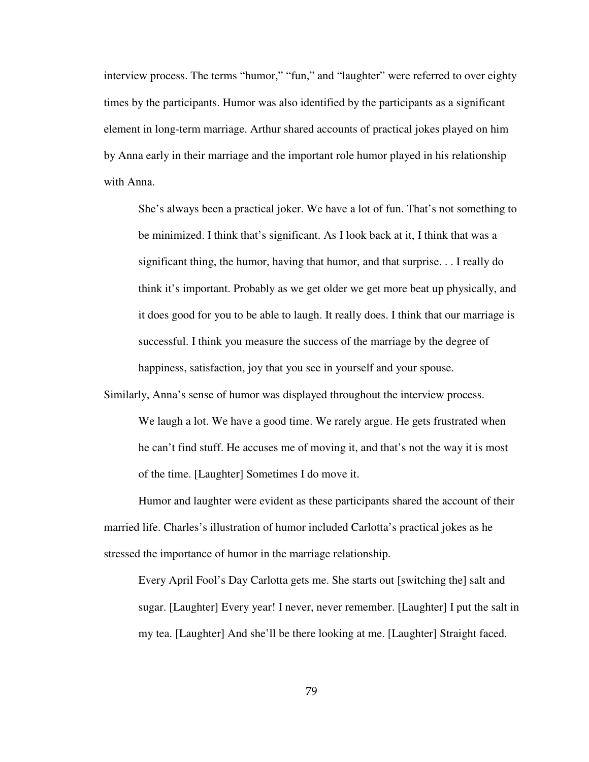interview process. The terms "humor," "fun," and "laughter" were referred to over eighty times by the participants. Humor was also identified by the participants as a significant element in long-term marriage. Arthur shared accounts of practical jokes played on him by Anna early in their marriage and the important role humor played in his relationship with Anna.

> She's always been a practical joker. We have a lot of fun. That's not something to be minimized. I think that's significant. As I look back at it, I think that was a significant thing, the humor, having that humor, and that surprise. . . I really do think it's important. Probably as we get older we get more beat up physically, and it does good for you to be able to laugh. It really does. I think that our marriage is successful. I think you measure the success of the marriage by the degree of happiness, satisfaction, joy that you see in yourself and your spouse.

Similarly, Anna's sense of humor was displayed throughout the interview process.

> We laugh a lot. We have a good time. We rarely argue. He gets frustrated when he can't find stuff. He accuses me of moving it, and that's not the way it is most of the time. [Laughter] Sometimes I do move it.

Humor and laughter were evident as these participants shared the account of their married life. Charles's illustration of humor included Carlotta's practical jokes as he stressed the importance of humor in the marriage relationship.

> Every April Fool's Day Carlotta gets me. She starts out [switching the] salt and sugar. [Laughter] Every year! I never, never remember. [Laughter] I put the salt in my tea. [Laughter] And she'll be there looking at me. [Laughter] Straight faced.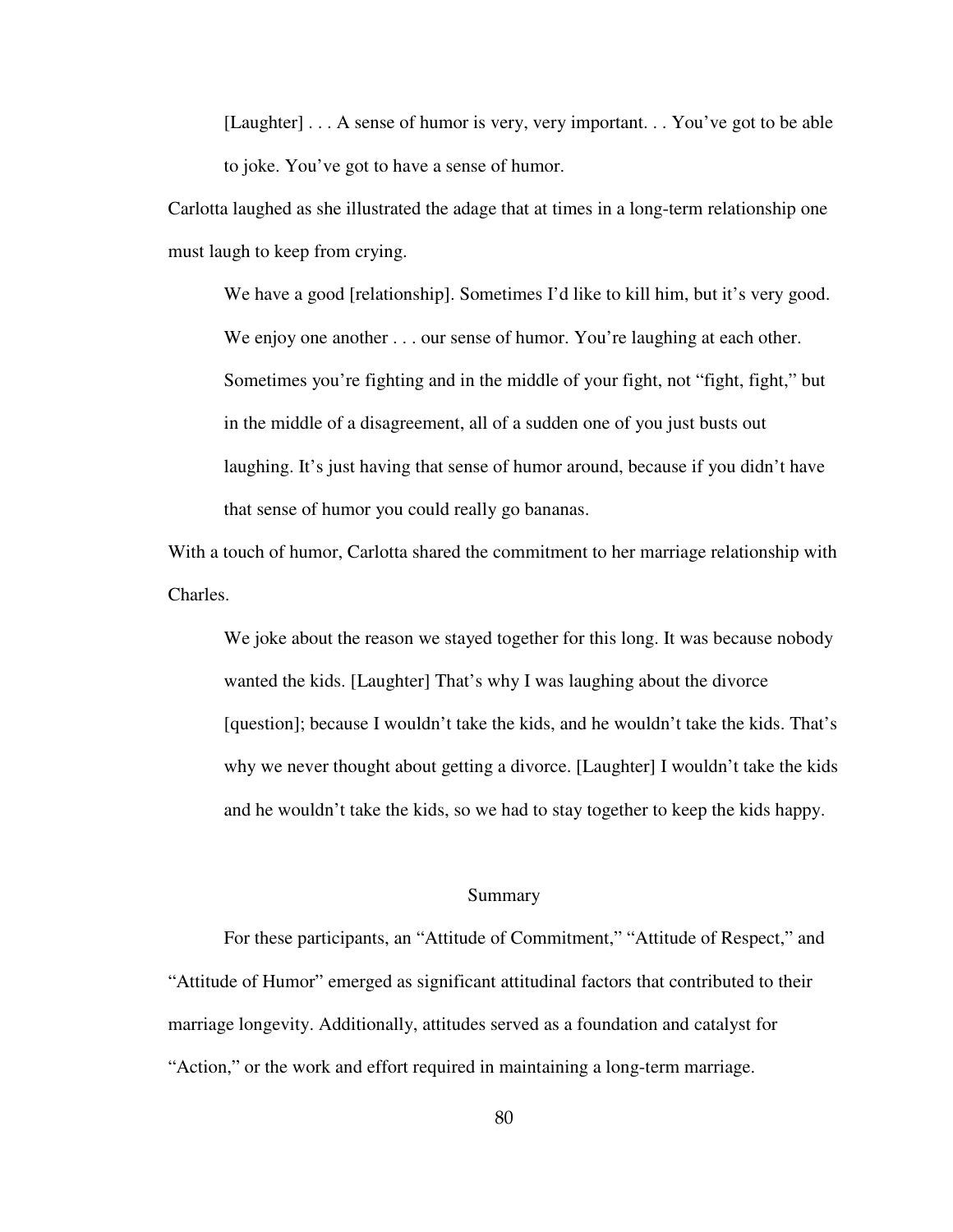> [Laughter] . . . A sense of humor is very, very important. . . You've got to be able to joke. You've got to have a sense of humor.

Carlotta laughed as she illustrated the adage that at times in a long-term relationship one must laugh to keep from crying.

> We have a good [relationship]. Sometimes I'd like to kill him, but it's very good. We enjoy one another . . . our sense of humor. You're laughing at each other. Sometimes you're fighting and in the middle of your fight, not "fight, fight," but in the middle of a disagreement, all of a sudden one of you just busts out laughing. It's just having that sense of humor around, because if you didn't have that sense of humor you could really go bananas.

With a touch of humor, Carlotta shared the commitment to her marriage relationship with Charles.

> We joke about the reason we stayed together for this long. It was because nobody wanted the kids. [Laughter] That's why I was laughing about the divorce [question]; because I wouldn't take the kids, and he wouldn't take the kids. That's why we never thought about getting a divorce. [Laughter] I wouldn't take the kids and he wouldn't take the kids, so we had to stay together to keep the kids happy.

## Summary

For these participants, an "Attitude of Commitment," "Attitude of Respect," and "Attitude of Humor" emerged as significant attitudinal factors that contributed to their marriage longevity. Additionally, attitudes served as a foundation and catalyst for "Action," or the work and effort required in maintaining a long-term marriage.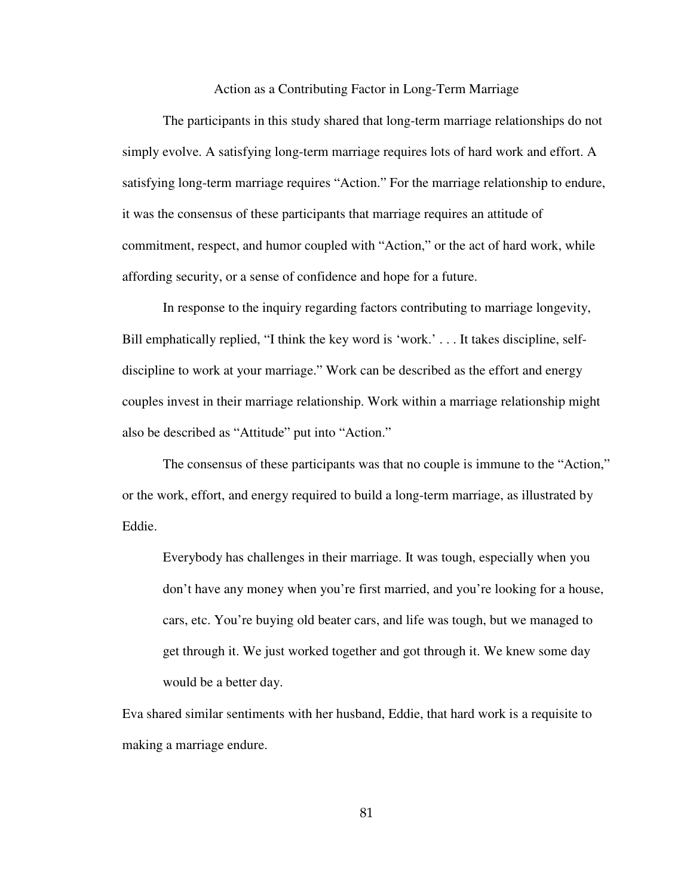## Action as a Contributing Factor in Long-Term Marriage

The participants in this study shared that long-term marriage relationships do not simply evolve. A satisfying long-term marriage requires lots of hard work and effort. A satisfying long-term marriage requires "Action." For the marriage relationship to endure, it was the consensus of these participants that marriage requires an attitude of commitment, respect, and humor coupled with "Action," or the act of hard work, while affording security, or a sense of confidence and hope for a future.

In response to the inquiry regarding factors contributing to marriage longevity, Bill emphatically replied, "I think the key word is 'work.' . . . It takes discipline, self-discipline to work at your marriage." Work can be described as the effort and energy couples invest in their marriage relationship. Work within a marriage relationship might also be described as "Attitude" put into "Action."

The consensus of these participants was that no couple is immune to the "Action," or the work, effort, and energy required to build a long-term marriage, as illustrated by Eddie.

> Everybody has challenges in their marriage. It was tough, especially when you don't have any money when you're first married, and you're looking for a house, cars, etc. You're buying old beater cars, and life was tough, but we managed to get through it. We just worked together and got through it. We knew some day would be a better day.

Eva shared similar sentiments with her husband, Eddie, that hard work is a requisite to making a marriage endure.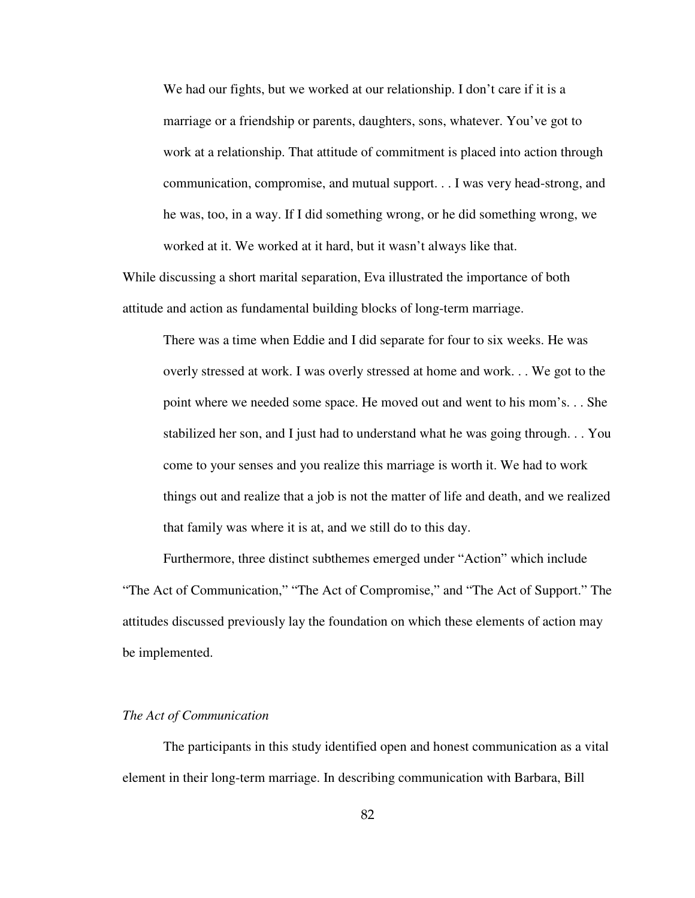> We had our fights, but we worked at our relationship. I don't care if it is a marriage or a friendship or parents, daughters, sons, whatever. You've got to work at a relationship. That attitude of commitment is placed into action through communication, compromise, and mutual support. . . I was very head-strong, and he was, too, in a way. If I did something wrong, or he did something wrong, we worked at it. We worked at it hard, but it wasn't always like that.

While discussing a short marital separation, Eva illustrated the importance of both attitude and action as fundamental building blocks of long-term marriage.

> There was a time when Eddie and I did separate for four to six weeks. He was overly stressed at work. I was overly stressed at home and work. . . We got to the point where we needed some space. He moved out and went to his mom's. . . She stabilized her son, and I just had to understand what he was going through. . . You come to your senses and you realize this marriage is worth it. We had to work things out and realize that a job is not the matter of life and death, and we realized that family was where it is at, and we still do to this day.

Furthermore, three distinct subthemes emerged under "Action" which include "The Act of Communication," "The Act of Compromise," and "The Act of Support." The attitudes discussed previously lay the foundation on which these elements of action may be implemented.

### *The Act of Communication*

The participants in this study identified open and honest communication as a vital element in their long-term marriage. In describing communication with Barbara, Bill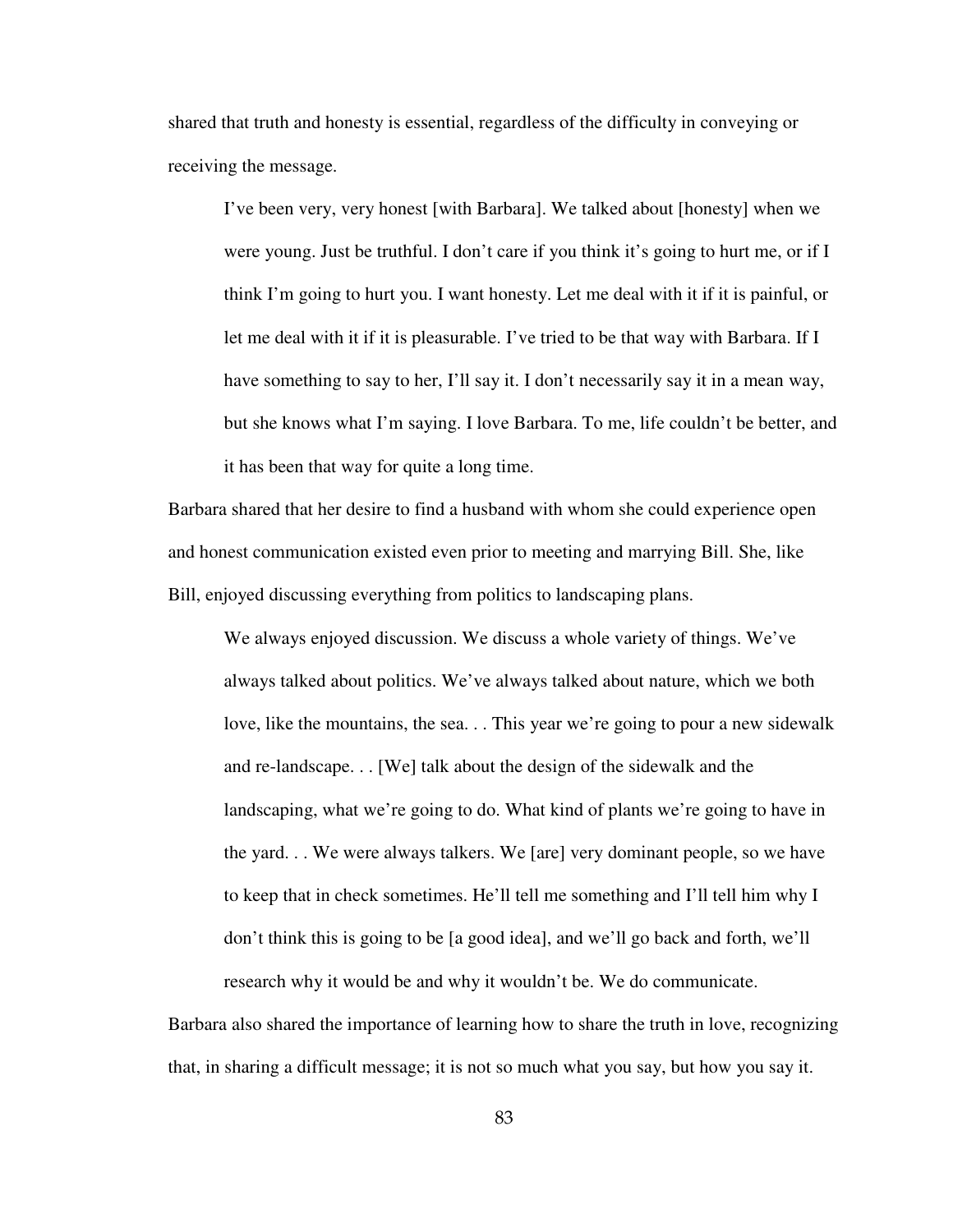shared that truth and honesty is essential, regardless of the difficulty in conveying or receiving the message.

> I've been very, very honest [with Barbara]. We talked about [honesty] when we were young. Just be truthful. I don't care if you think it's going to hurt me, or if I think I'm going to hurt you. I want honesty. Let me deal with it if it is painful, or let me deal with it if it is pleasurable. I've tried to be that way with Barbara. If I have something to say to her, I'll say it. I don't necessarily say it in a mean way, but she knows what I'm saying. I love Barbara. To me, life couldn't be better, and it has been that way for quite a long time.

Barbara shared that her desire to find a husband with whom she could experience open and honest communication existed even prior to meeting and marrying Bill. She, like Bill, enjoyed discussing everything from politics to landscaping plans.

> We always enjoyed discussion. We discuss a whole variety of things. We've always talked about politics. We've always talked about nature, which we both love, like the mountains, the sea. . . This year we're going to pour a new sidewalk and re-landscape. . . [We] talk about the design of the sidewalk and the landscaping, what we're going to do. What kind of plants we're going to have in the yard. . . We were always talkers. We [are] very dominant people, so we have to keep that in check sometimes. He'll tell me something and I'll tell him why I don't think this is going to be [a good idea], and we'll go back and forth, we'll research why it would be and why it wouldn't be. We do communicate.

Barbara also shared the importance of learning how to share the truth in love, recognizing that, in sharing a difficult message; it is not so much what you say, but how you say it.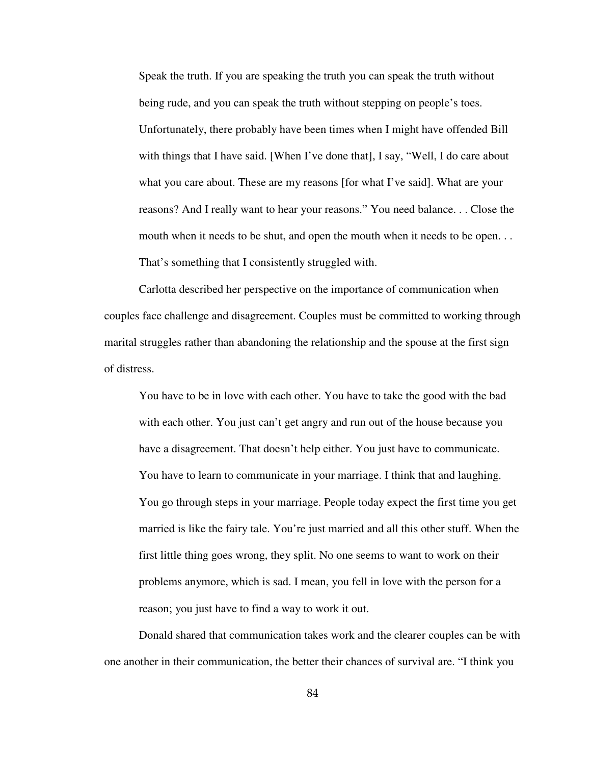> Speak the truth. If you are speaking the truth you can speak the truth without being rude, and you can speak the truth without stepping on people's toes. Unfortunately, there probably have been times when I might have offended Bill with things that I have said. [When I've done that], I say, "Well, I do care about what you care about. These are my reasons [for what I've said]. What are your reasons? And I really want to hear your reasons." You need balance. . . Close the mouth when it needs to be shut, and open the mouth when it needs to be open. . . That's something that I consistently struggled with.

Carlotta described her perspective on the importance of communication when couples face challenge and disagreement. Couples must be committed to working through marital struggles rather than abandoning the relationship and the spouse at the first sign of distress.

> You have to be in love with each other. You have to take the good with the bad with each other. You just can't get angry and run out of the house because you have a disagreement. That doesn't help either. You just have to communicate. You have to learn to communicate in your marriage. I think that and laughing. You go through steps in your marriage. People today expect the first time you get married is like the fairy tale. You're just married and all this other stuff. When the first little thing goes wrong, they split. No one seems to want to work on their problems anymore, which is sad. I mean, you fell in love with the person for a reason; you just have to find a way to work it out.

Donald shared that communication takes work and the clearer couples can be with one another in their communication, the better their chances of survival are. "I think you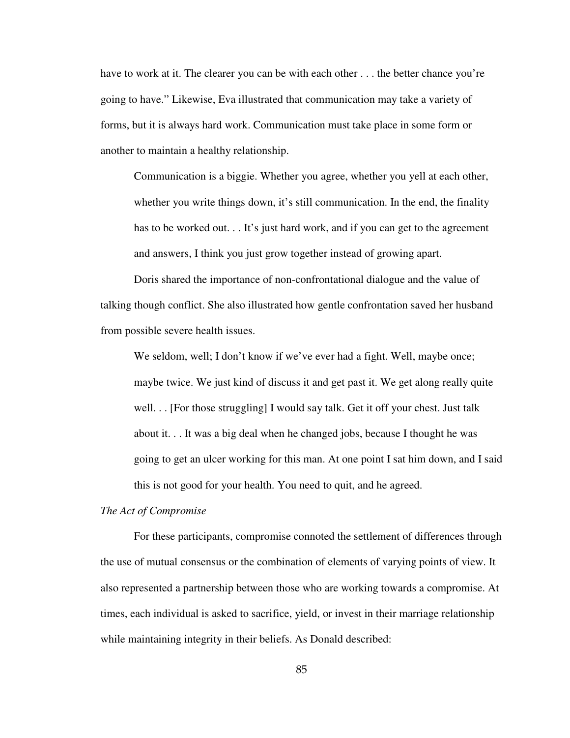have to work at it. The clearer you can be with each other . . . the better chance you're going to have." Likewise, Eva illustrated that communication may take a variety of forms, but it is always hard work. Communication must take place in some form or another to maintain a healthy relationship.

> Communication is a biggie. Whether you agree, whether you yell at each other, whether you write things down, it's still communication. In the end, the finality has to be worked out. . . It's just hard work, and if you can get to the agreement and answers, I think you just grow together instead of growing apart.

Doris shared the importance of non-confrontational dialogue and the value of talking though conflict. She also illustrated how gentle confrontation saved her husband from possible severe health issues.

> We seldom, well; I don't know if we've ever had a fight. Well, maybe once; maybe twice. We just kind of discuss it and get past it. We get along really quite well. . . [For those struggling] I would say talk. Get it off your chest. Just talk about it. . . It was a big deal when he changed jobs, because I thought he was going to get an ulcer working for this man. At one point I sat him down, and I said this is not good for your health. You need to quit, and he agreed.

*The Act of Compromise*

For these participants, compromise connoted the settlement of differences through the use of mutual consensus or the combination of elements of varying points of view. It also represented a partnership between those who are working towards a compromise. At times, each individual is asked to sacrifice, yield, or invest in their marriage relationship while maintaining integrity in their beliefs. As Donald described: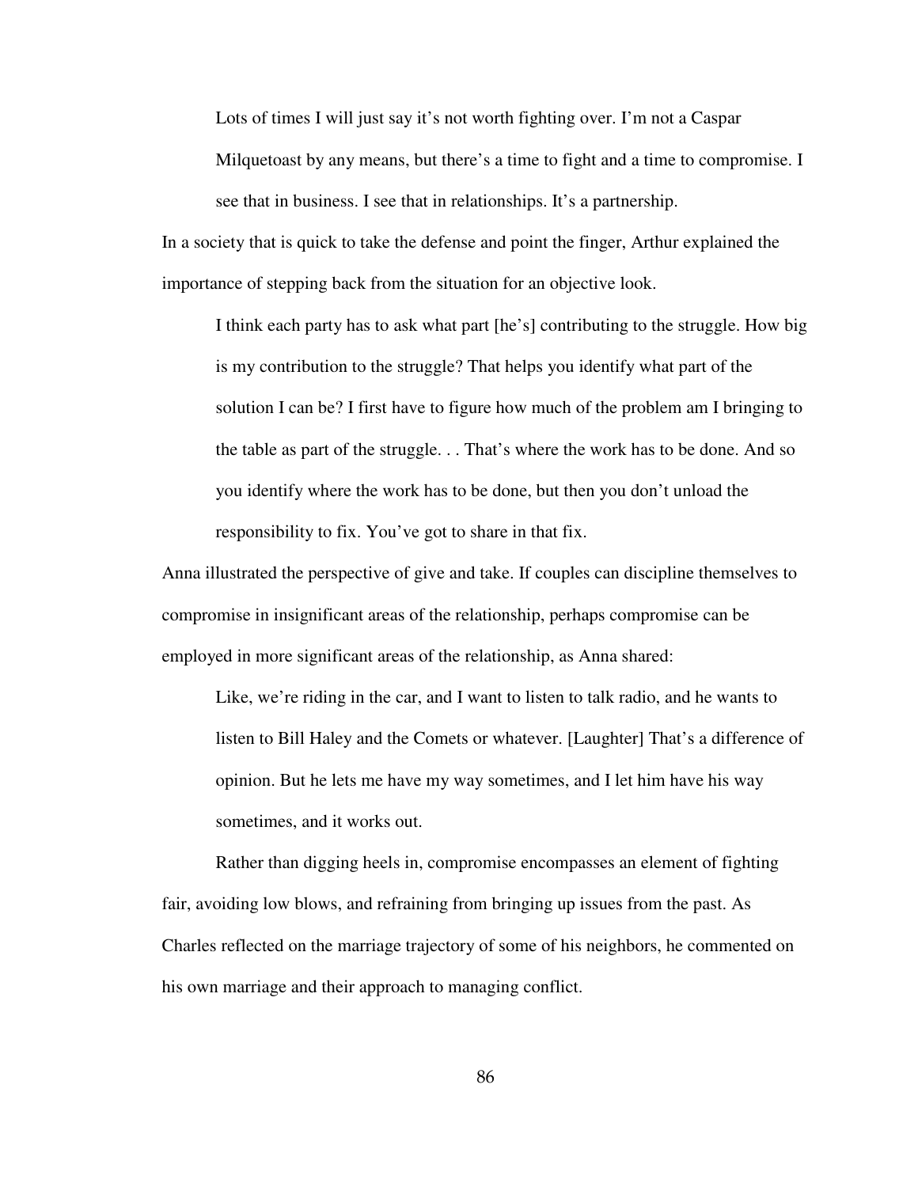> Lots of times I will just say it's not worth fighting over. I'm not a Caspar Milquetoast by any means, but there's a time to fight and a time to compromise. I see that in business. I see that in relationships. It's a partnership.

In a society that is quick to take the defense and point the finger, Arthur explained the importance of stepping back from the situation for an objective look.

> I think each party has to ask what part [he's] contributing to the struggle. How big is my contribution to the struggle? That helps you identify what part of the solution I can be? I first have to figure how much of the problem am I bringing to the table as part of the struggle. . . That's where the work has to be done. And so you identify where the work has to be done, but then you don't unload the responsibility to fix. You've got to share in that fix.

Anna illustrated the perspective of give and take. If couples can discipline themselves to compromise in insignificant areas of the relationship, perhaps compromise can be employed in more significant areas of the relationship, as Anna shared:

> Like, we're riding in the car, and I want to listen to talk radio, and he wants to listen to Bill Haley and the Comets or whatever. [Laughter] That's a difference of opinion. But he lets me have my way sometimes, and I let him have his way sometimes, and it works out.

Rather than digging heels in, compromise encompasses an element of fighting fair, avoiding low blows, and refraining from bringing up issues from the past. As Charles reflected on the marriage trajectory of some of his neighbors, he commented on his own marriage and their approach to managing conflict.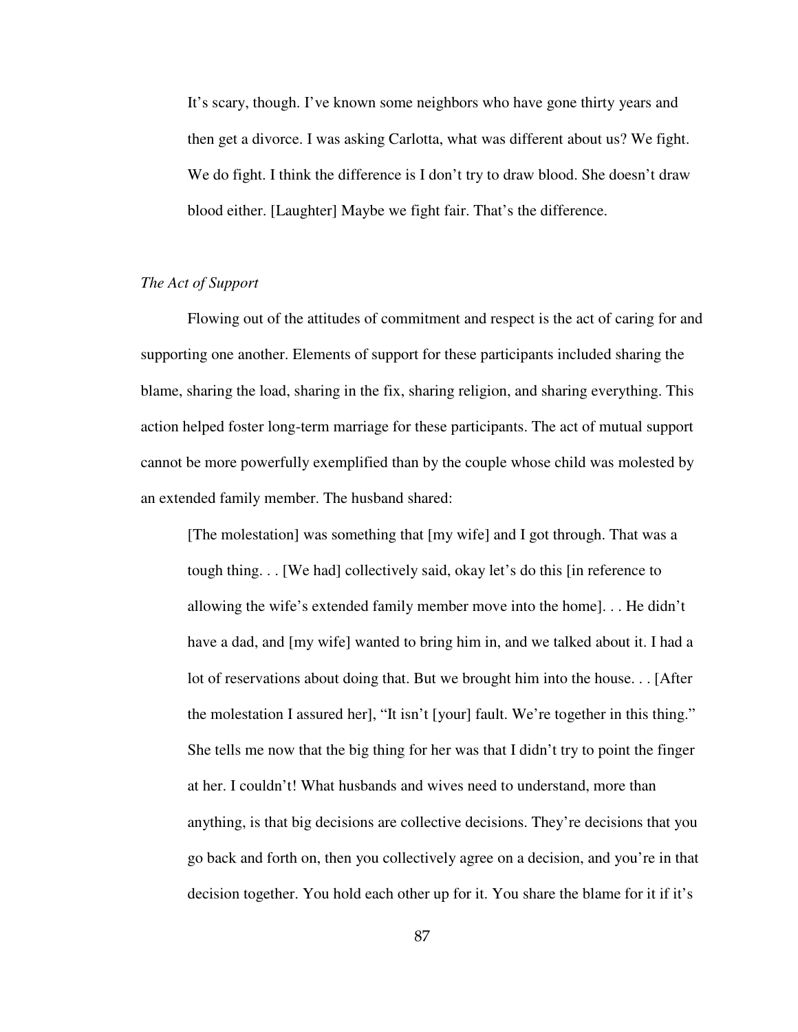> It's scary, though. I've known some neighbors who have gone thirty years and then get a divorce. I was asking Carlotta, what was different about us? We fight. We do fight. I think the difference is I don't try to draw blood. She doesn't draw blood either. [Laughter] Maybe we fight fair. That's the difference.

*The Act of Support*

Flowing out of the attitudes of commitment and respect is the act of caring for and supporting one another. Elements of support for these participants included sharing the blame, sharing the load, sharing in the fix, sharing religion, and sharing everything. This action helped foster long-term marriage for these participants. The act of mutual support cannot be more powerfully exemplified than by the couple whose child was molested by an extended family member. The husband shared:

> [The molestation] was something that [my wife] and I got through. That was a tough thing. . . [We had] collectively said, okay let's do this [in reference to allowing the wife's extended family member move into the home]. . . He didn't have a dad, and [my wife] wanted to bring him in, and we talked about it. I had a lot of reservations about doing that. But we brought him into the house. . . [After the molestation I assured her], "It isn't [your] fault. We're together in this thing." She tells me now that the big thing for her was that I didn't try to point the finger at her. I couldn't! What husbands and wives need to understand, more than anything, is that big decisions are collective decisions. They're decisions that you go back and forth on, then you collectively agree on a decision, and you're in that decision together. You hold each other up for it. You share the blame for it if it's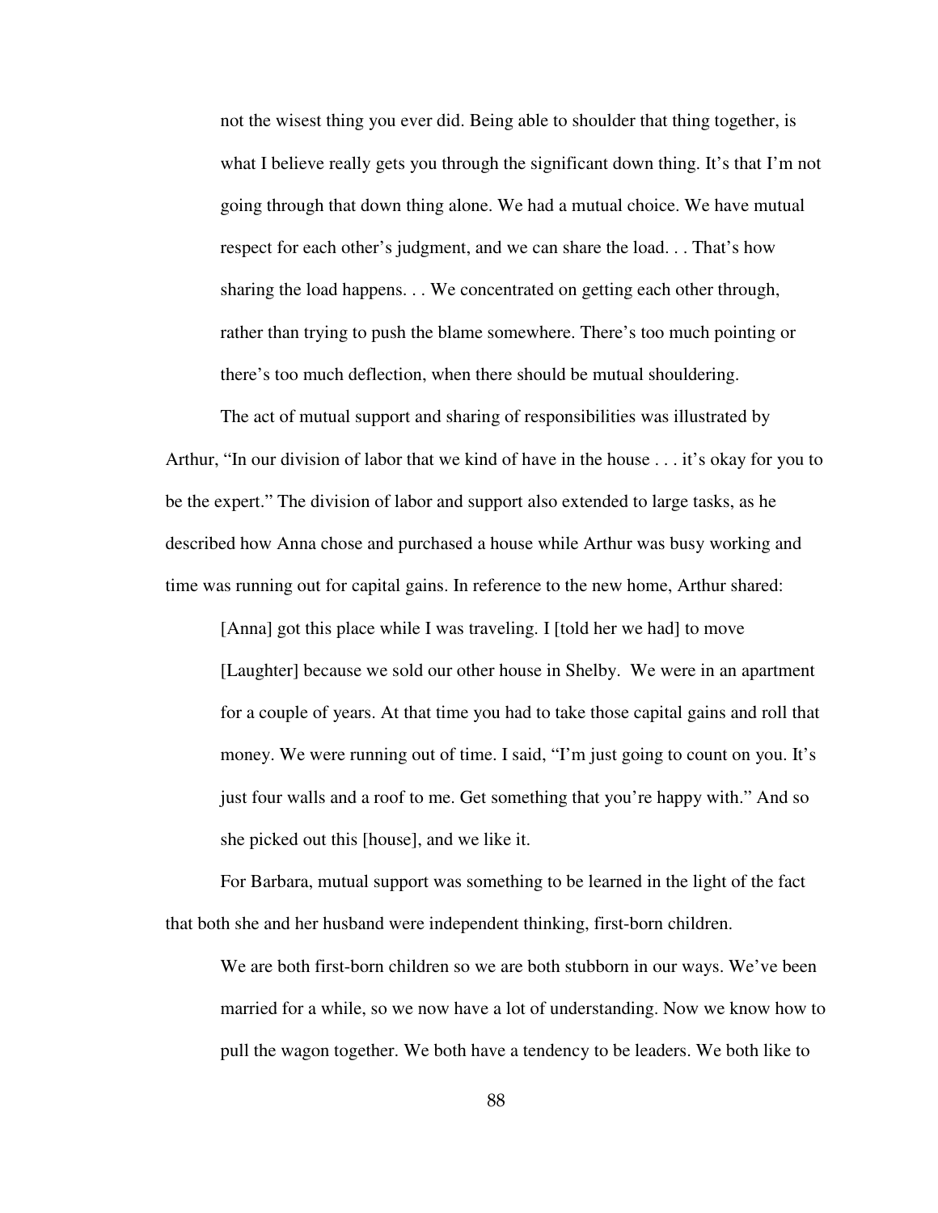> not the wisest thing you ever did. Being able to shoulder that thing together, is what I believe really gets you through the significant down thing. It's that I'm not going through that down thing alone. We had a mutual choice. We have mutual respect for each other's judgment, and we can share the load. . . That's how sharing the load happens. . . We concentrated on getting each other through, rather than trying to push the blame somewhere. There's too much pointing or there's too much deflection, when there should be mutual shouldering.

The act of mutual support and sharing of responsibilities was illustrated by Arthur, "In our division of labor that we kind of have in the house . . . it's okay for you to be the expert." The division of labor and support also extended to large tasks, as he described how Anna chose and purchased a house while Arthur was busy working and time was running out for capital gains. In reference to the new home, Arthur shared:

> [Anna] got this place while I was traveling. I [told her we had] to move [Laughter] because we sold our other house in Shelby. We were in an apartment for a couple of years. At that time you had to take those capital gains and roll that money. We were running out of time. I said, "I'm just going to count on you. It's just four walls and a roof to me. Get something that you're happy with." And so she picked out this [house], and we like it.

For Barbara, mutual support was something to be learned in the light of the fact that both she and her husband were independent thinking, first-born children.

> We are both first-born children so we are both stubborn in our ways. We've been married for a while, so we now have a lot of understanding. Now we know how to pull the wagon together. We both have a tendency to be leaders. We both like to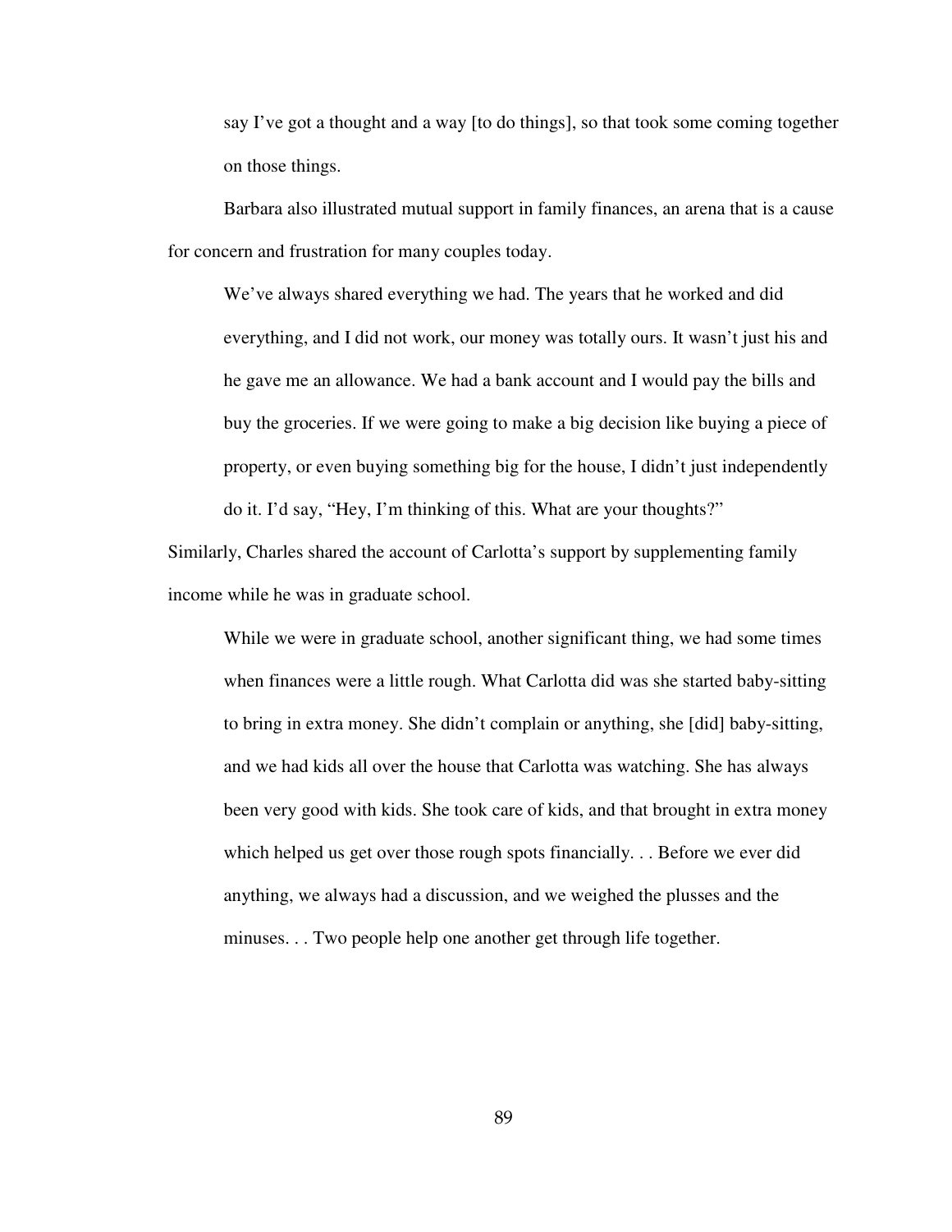> say I've got a thought and a way [to do things], so that took some coming together on those things.

Barbara also illustrated mutual support in family finances, an arena that is a cause for concern and frustration for many couples today.

> We've always shared everything we had. The years that he worked and did everything, and I did not work, our money was totally ours. It wasn't just his and he gave me an allowance. We had a bank account and I would pay the bills and buy the groceries. If we were going to make a big decision like buying a piece of property, or even buying something big for the house, I didn't just independently do it. I'd say, "Hey, I'm thinking of this. What are your thoughts?"

Similarly, Charles shared the account of Carlotta's support by supplementing family income while he was in graduate school.

> While we were in graduate school, another significant thing, we had some times when finances were a little rough. What Carlotta did was she started baby-sitting to bring in extra money. She didn't complain or anything, she [did] baby-sitting, and we had kids all over the house that Carlotta was watching. She has always been very good with kids. She took care of kids, and that brought in extra money which helped us get over those rough spots financially. . . Before we ever did anything, we always had a discussion, and we weighed the plusses and the minuses. . . Two people help one another get through life together.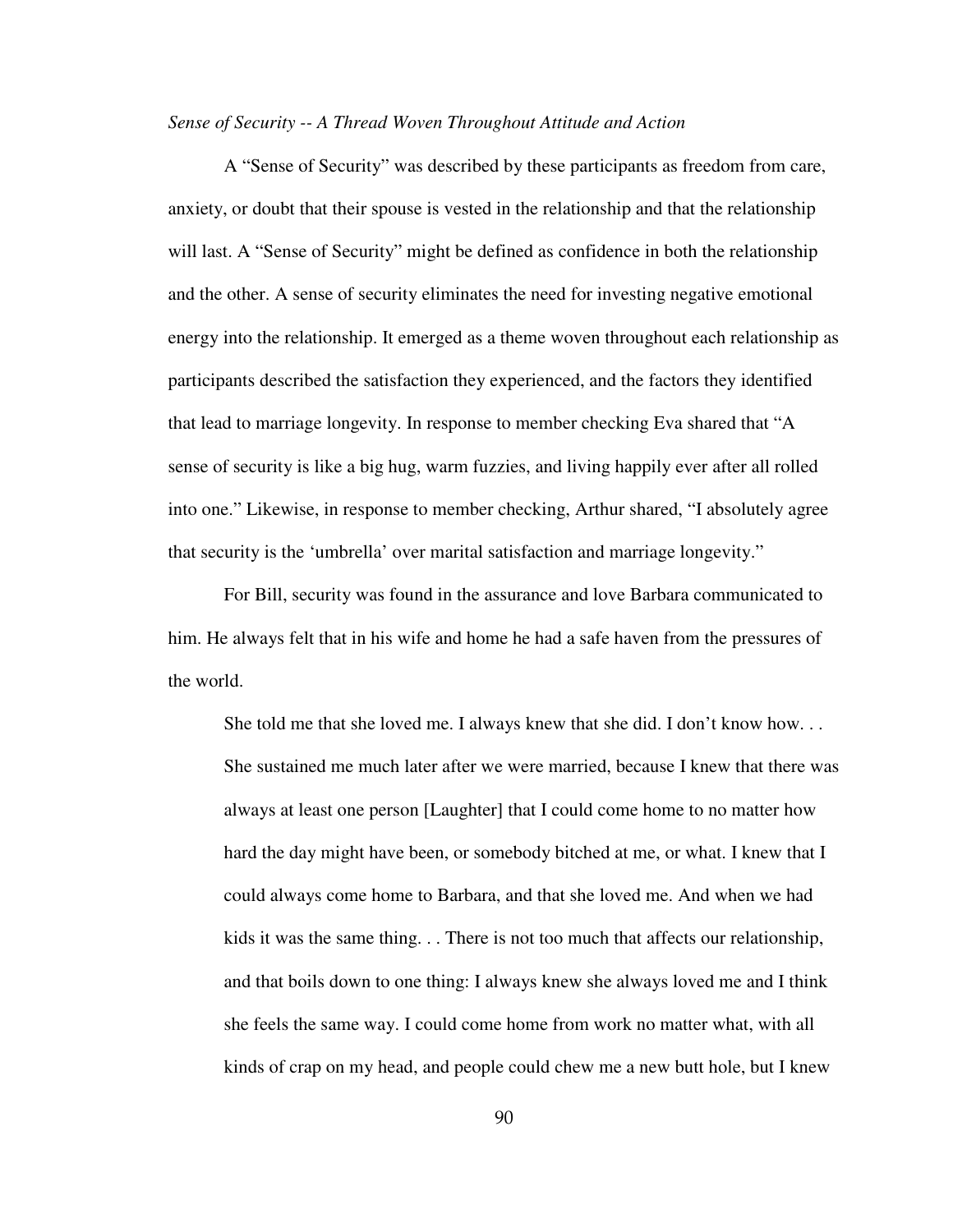*Sense of Security -- A Thread Woven Throughout Attitude and Action*

A "Sense of Security" was described by these participants as freedom from care, anxiety, or doubt that their spouse is vested in the relationship and that the relationship will last. A "Sense of Security" might be defined as confidence in both the relationship and the other. A sense of security eliminates the need for investing negative emotional energy into the relationship. It emerged as a theme woven throughout each relationship as participants described the satisfaction they experienced, and the factors they identified that lead to marriage longevity. In response to member checking Eva shared that "A sense of security is like a big hug, warm fuzzies, and living happily ever after all rolled into one." Likewise, in response to member checking, Arthur shared, "I absolutely agree that security is the 'umbrella' over marital satisfaction and marriage longevity."

For Bill, security was found in the assurance and love Barbara communicated to him. He always felt that in his wife and home he had a safe haven from the pressures of the world.

> She told me that she loved me. I always knew that she did. I don't know how. . . She sustained me much later after we were married, because I knew that there was always at least one person [Laughter] that I could come home to no matter how hard the day might have been, or somebody bitched at me, or what. I knew that I could always come home to Barbara, and that she loved me. And when we had kids it was the same thing. . . There is not too much that affects our relationship, and that boils down to one thing: I always knew she always loved me and I think she feels the same way. I could come home from work no matter what, with all kinds of crap on my head, and people could chew me a new butt hole, but I knew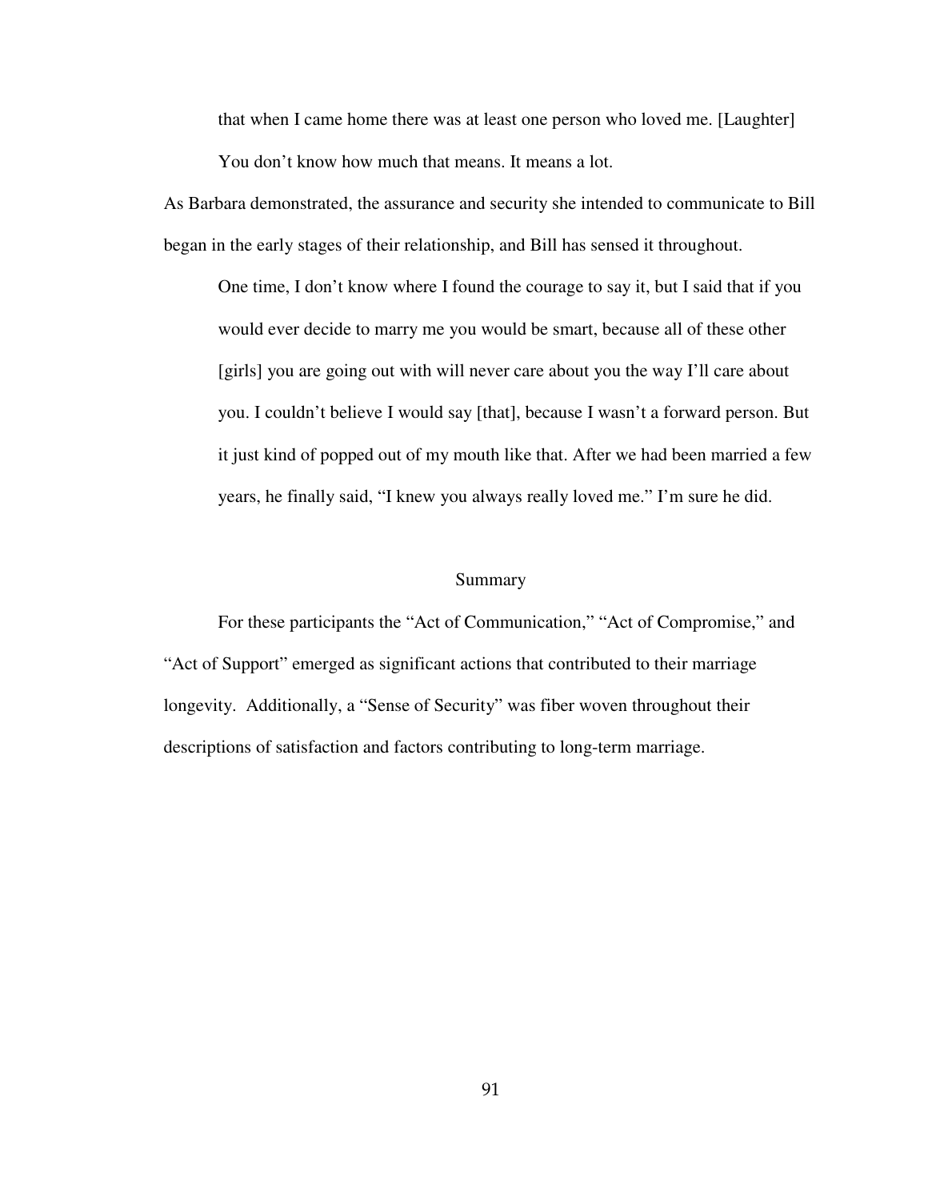that when I came home there was at least one person who loved me. [Laughter] You don't know how much that means. It means a lot.

As Barbara demonstrated, the assurance and security she intended to communicate to Bill began in the early stages of their relationship, and Bill has sensed it throughout.

> One time, I don't know where I found the courage to say it, but I said that if you would ever decide to marry me you would be smart, because all of these other [girls] you are going out with will never care about you the way I'll care about you. I couldn't believe I would say [that], because I wasn't a forward person. But it just kind of popped out of my mouth like that. After we had been married a few years, he finally said, "I knew you always really loved me." I'm sure he did.

## Summary

For these participants the "Act of Communication," "Act of Compromise," and "Act of Support" emerged as significant actions that contributed to their marriage longevity. Additionally, a "Sense of Security" was fiber woven throughout their descriptions of satisfaction and factors contributing to long-term marriage.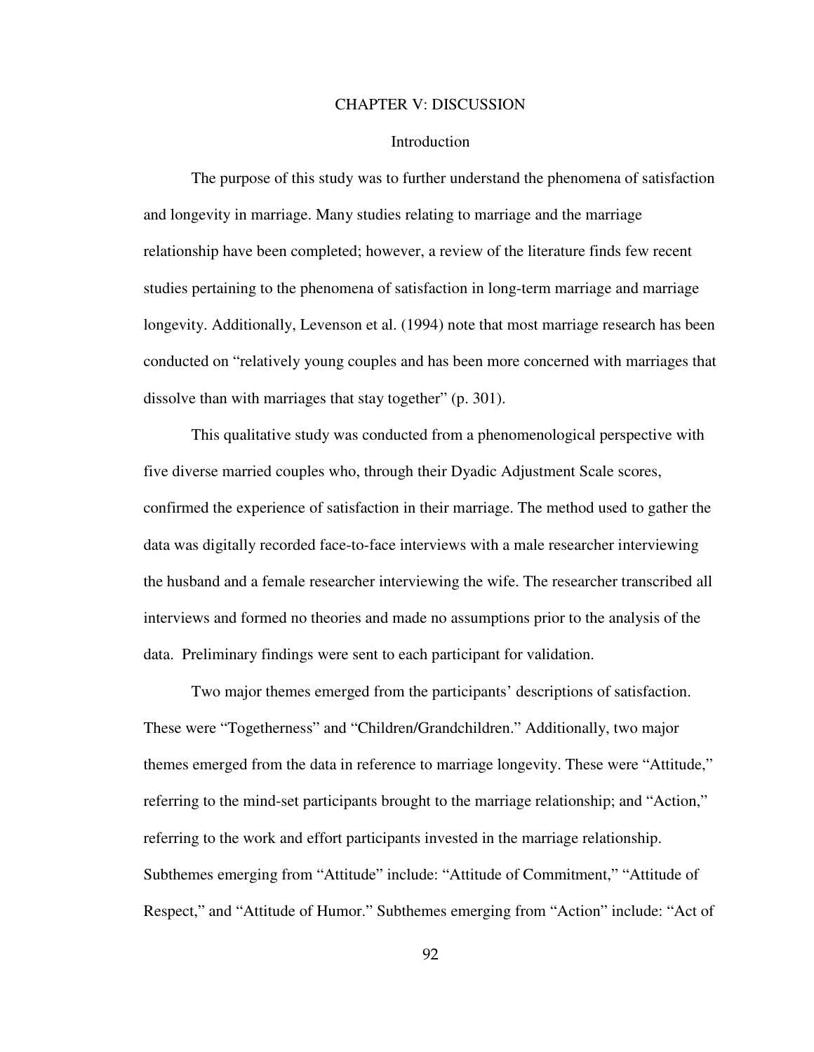# CHAPTER V: DISCUSSION

## Introduction

The purpose of this study was to further understand the phenomena of satisfaction and longevity in marriage. Many studies relating to marriage and the marriage relationship have been completed; however, a review of the literature finds few recent studies pertaining to the phenomena of satisfaction in long-term marriage and marriage longevity. Additionally, Levenson et al. (1994) note that most marriage research has been conducted on "relatively young couples and has been more concerned with marriages that dissolve than with marriages that stay together" (p. 301).

This qualitative study was conducted from a phenomenological perspective with five diverse married couples who, through their Dyadic Adjustment Scale scores, confirmed the experience of satisfaction in their marriage. The method used to gather the data was digitally recorded face-to-face interviews with a male researcher interviewing the husband and a female researcher interviewing the wife. The researcher transcribed all interviews and formed no theories and made no assumptions prior to the analysis of the data. Preliminary findings were sent to each participant for validation.

Two major themes emerged from the participants' descriptions of satisfaction. These were "Togetherness" and "Children/Grandchildren." Additionally, two major themes emerged from the data in reference to marriage longevity. These were "Attitude," referring to the mind-set participants brought to the marriage relationship; and "Action," referring to the work and effort participants invested in the marriage relationship. Subthemes emerging from "Attitude" include: "Attitude of Commitment," "Attitude of Respect," and "Attitude of Humor." Subthemes emerging from "Action" include: "Act of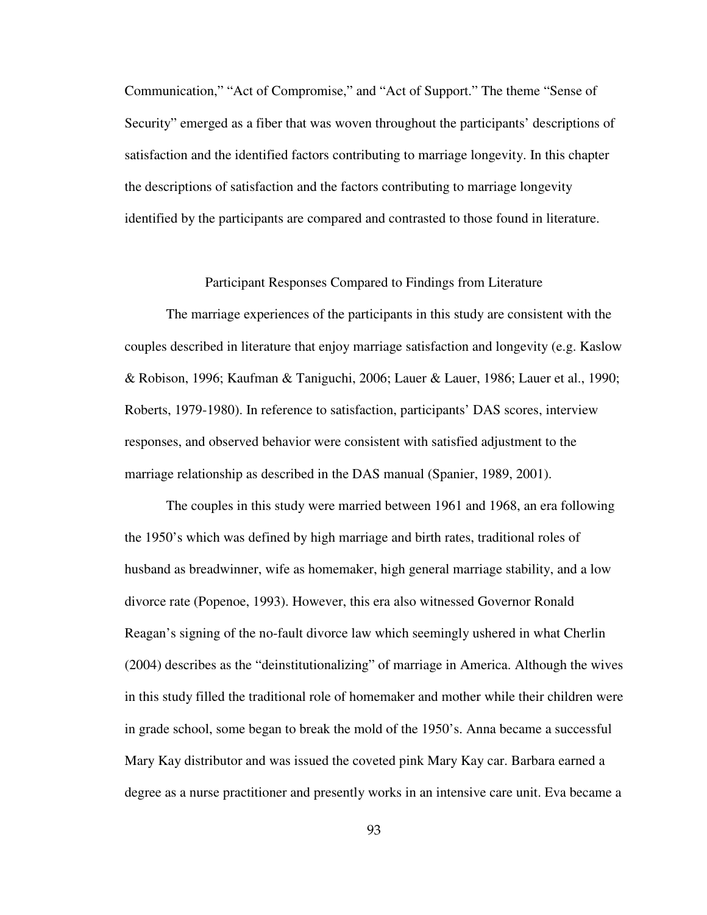Communication," "Act of Compromise," and "Act of Support." The theme "Sense of Security" emerged as a fiber that was woven throughout the participants' descriptions of satisfaction and the identified factors contributing to marriage longevity. In this chapter the descriptions of satisfaction and the factors contributing to marriage longevity identified by the participants are compared and contrasted to those found in literature.

## Participant Responses Compared to Findings from Literature

The marriage experiences of the participants in this study are consistent with the couples described in literature that enjoy marriage satisfaction and longevity (e.g. Kaslow & Robison, 1996; Kaufman & Taniguchi, 2006; Lauer & Lauer, 1986; Lauer et al., 1990; Roberts, 1979-1980). In reference to satisfaction, participants' DAS scores, interview responses, and observed behavior were consistent with satisfied adjustment to the marriage relationship as described in the DAS manual (Spanier, 1989, 2001).

The couples in this study were married between 1961 and 1968, an era following the 1950's which was defined by high marriage and birth rates, traditional roles of husband as breadwinner, wife as homemaker, high general marriage stability, and a low divorce rate (Popenoe, 1993). However, this era also witnessed Governor Ronald Reagan's signing of the no-fault divorce law which seemingly ushered in what Cherlin (2004) describes as the "deinstitutionalizing" of marriage in America. Although the wives in this study filled the traditional role of homemaker and mother while their children were in grade school, some began to break the mold of the 1950's. Anna became a successful Mary Kay distributor and was issued the coveted pink Mary Kay car. Barbara earned a degree as a nurse practitioner and presently works in an intensive care unit. Eva became a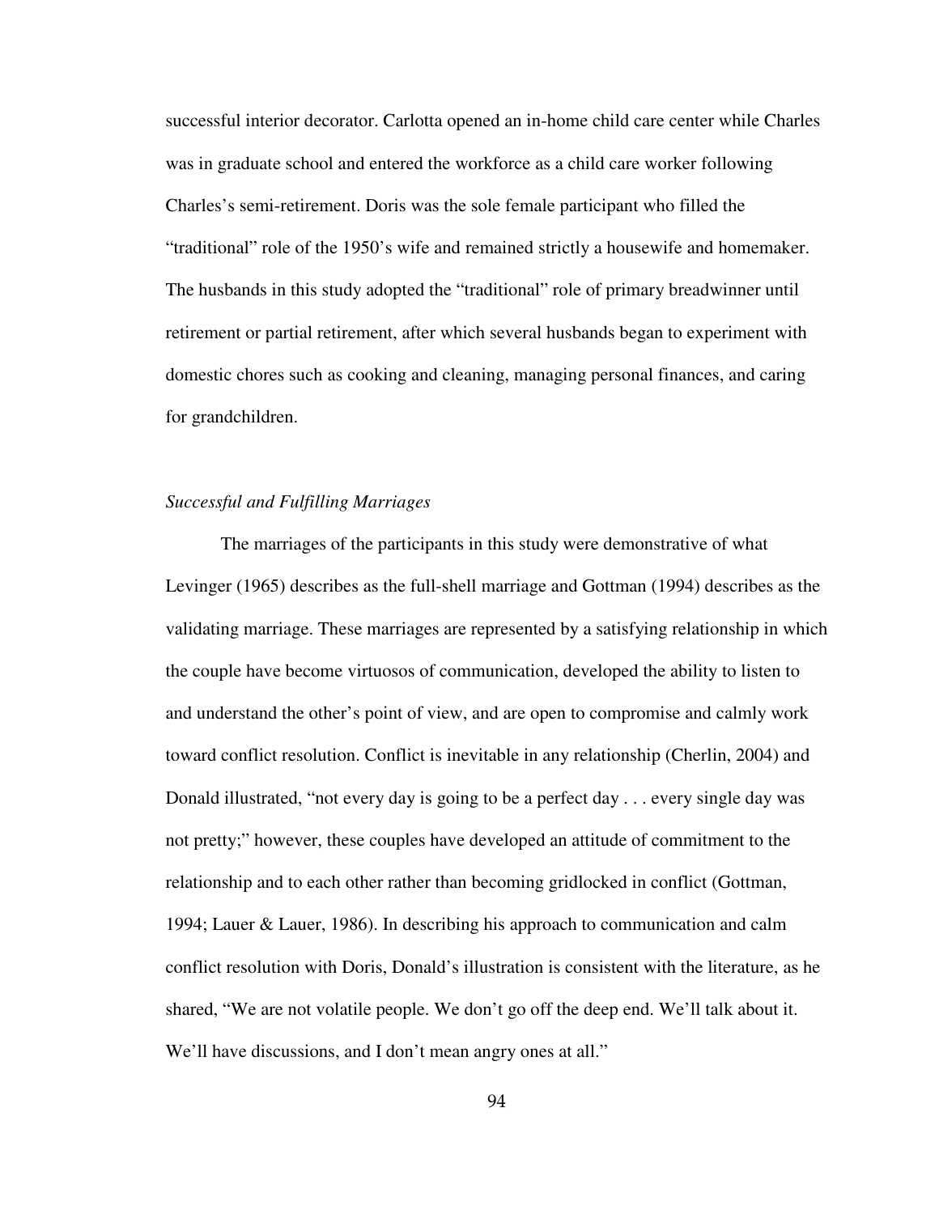successful interior decorator. Carlotta opened an in-home child care center while Charles was in graduate school and entered the workforce as a child care worker following Charles's semi-retirement. Doris was the sole female participant who filled the "traditional" role of the 1950's wife and remained strictly a housewife and homemaker. The husbands in this study adopted the "traditional" role of primary breadwinner until retirement or partial retirement, after which several husbands began to experiment with domestic chores such as cooking and cleaning, managing personal finances, and caring for grandchildren.

### *Successful and Fulfilling Marriages*

The marriages of the participants in this study were demonstrative of what Levinger (1965) describes as the full-shell marriage and Gottman (1994) describes as the validating marriage. These marriages are represented by a satisfying relationship in which the couple have become virtuosos of communication, developed the ability to listen to and understand the other's point of view, and are open to compromise and calmly work toward conflict resolution. Conflict is inevitable in any relationship (Cherlin, 2004) and Donald illustrated, "not every day is going to be a perfect day . . . every single day was not pretty;" however, these couples have developed an attitude of commitment to the relationship and to each other rather than becoming gridlocked in conflict (Gottman, 1994; Lauer & Lauer, 1986). In describing his approach to communication and calm conflict resolution with Doris, Donald's illustration is consistent with the literature, as he shared, "We are not volatile people. We don't go off the deep end. We'll talk about it. We'll have discussions, and I don't mean angry ones at all."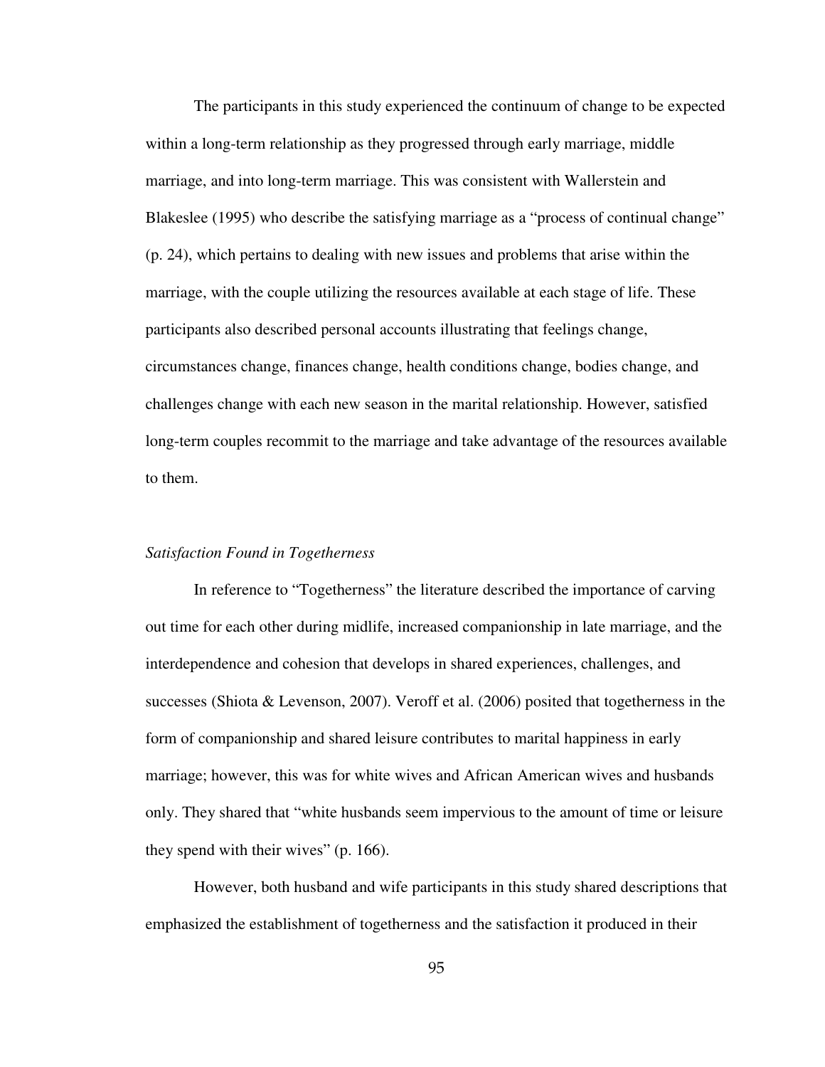The participants in this study experienced the continuum of change to be expected within a long-term relationship as they progressed through early marriage, middle marriage, and into long-term marriage. This was consistent with Wallerstein and Blakeslee (1995) who describe the satisfying marriage as a "process of continual change" (p. 24), which pertains to dealing with new issues and problems that arise within the marriage, with the couple utilizing the resources available at each stage of life. These participants also described personal accounts illustrating that feelings change, circumstances change, finances change, health conditions change, bodies change, and challenges change with each new season in the marital relationship. However, satisfied long-term couples recommit to the marriage and take advantage of the resources available to them.

### *Satisfaction Found in Togetherness*

In reference to "Togetherness" the literature described the importance of carving out time for each other during midlife, increased companionship in late marriage, and the interdependence and cohesion that develops in shared experiences, challenges, and successes (Shiota & Levenson, 2007). Veroff et al. (2006) posited that togetherness in the form of companionship and shared leisure contributes to marital happiness in early marriage; however, this was for white wives and African American wives and husbands only. They shared that "white husbands seem impervious to the amount of time or leisure they spend with their wives" (p. 166).

However, both husband and wife participants in this study shared descriptions that emphasized the establishment of togetherness and the satisfaction it produced in their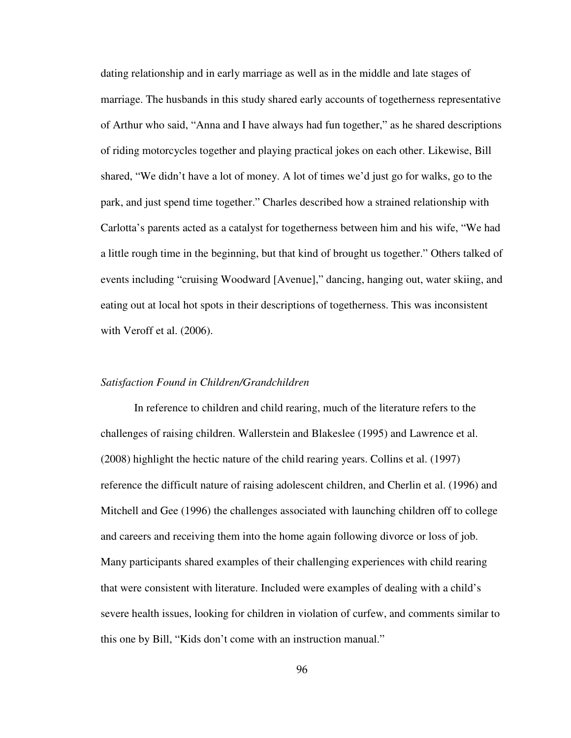dating relationship and in early marriage as well as in the middle and late stages of marriage. The husbands in this study shared early accounts of togetherness representative of Arthur who said, "Anna and I have always had fun together," as he shared descriptions of riding motorcycles together and playing practical jokes on each other. Likewise, Bill shared, "We didn't have a lot of money. A lot of times we'd just go for walks, go to the park, and just spend time together." Charles described how a strained relationship with Carlotta's parents acted as a catalyst for togetherness between him and his wife, "We had a little rough time in the beginning, but that kind of brought us together." Others talked of events including "cruising Woodward [Avenue]," dancing, hanging out, water skiing, and eating out at local hot spots in their descriptions of togetherness. This was inconsistent with Veroff et al. (2006).

*Satisfaction Found in Children/Grandchildren*

In reference to children and child rearing, much of the literature refers to the challenges of raising children. Wallerstein and Blakeslee (1995) and Lawrence et al. (2008) highlight the hectic nature of the child rearing years. Collins et al. (1997) reference the difficult nature of raising adolescent children, and Cherlin et al. (1996) and Mitchell and Gee (1996) the challenges associated with launching children off to college and careers and receiving them into the home again following divorce or loss of job. Many participants shared examples of their challenging experiences with child rearing that were consistent with literature. Included were examples of dealing with a child's severe health issues, looking for children in violation of curfew, and comments similar to this one by Bill, "Kids don't come with an instruction manual."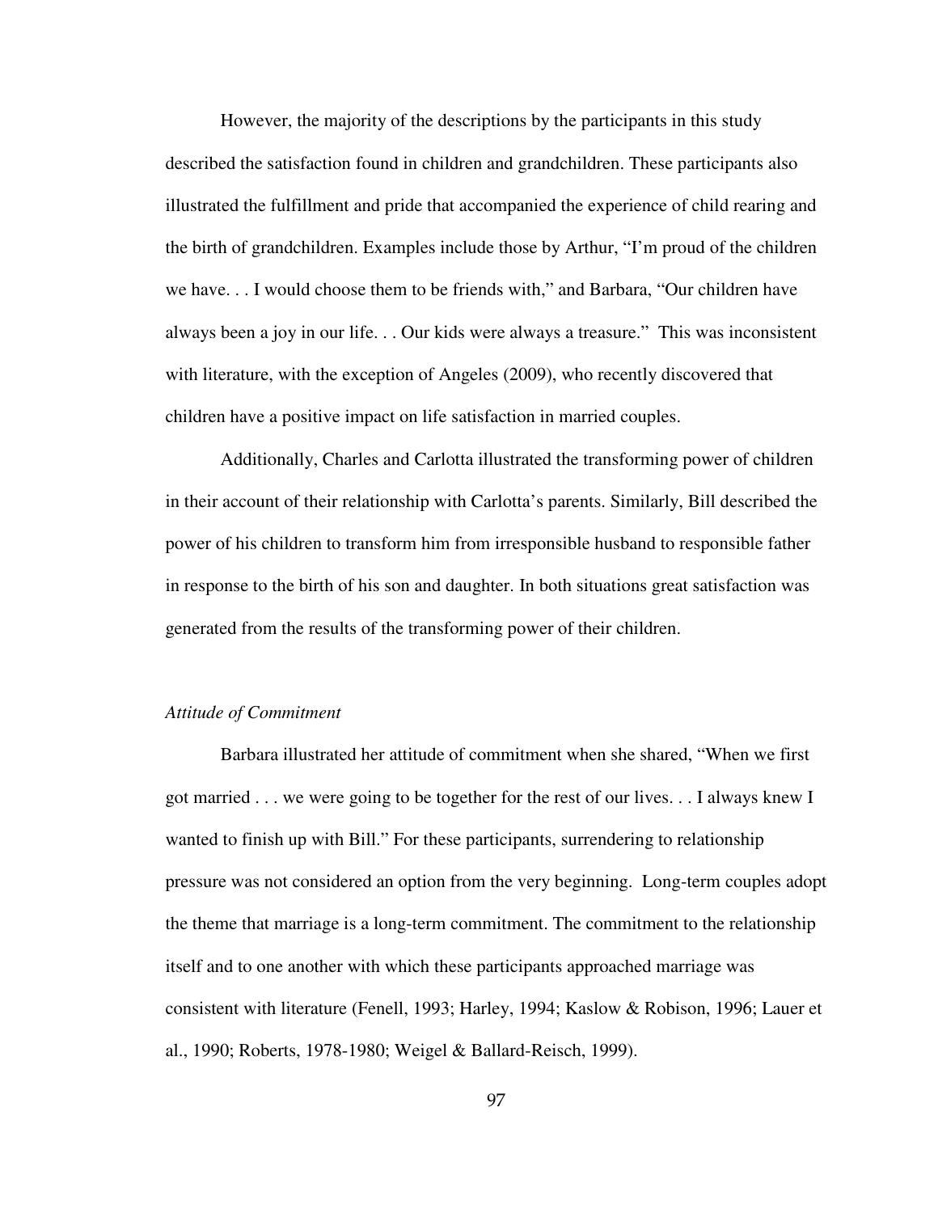However, the majority of the descriptions by the participants in this study described the satisfaction found in children and grandchildren. These participants also illustrated the fulfillment and pride that accompanied the experience of child rearing and the birth of grandchildren. Examples include those by Arthur, "I'm proud of the children we have. . . I would choose them to be friends with," and Barbara, "Our children have always been a joy in our life. . . Our kids were always a treasure." This was inconsistent with literature, with the exception of Angeles (2009), who recently discovered that children have a positive impact on life satisfaction in married couples.

Additionally, Charles and Carlotta illustrated the transforming power of children in their account of their relationship with Carlotta's parents. Similarly, Bill described the power of his children to transform him from irresponsible husband to responsible father in response to the birth of his son and daughter. In both situations great satisfaction was generated from the results of the transforming power of their children.

*Attitude of Commitment*

Barbara illustrated her attitude of commitment when she shared, "When we first got married . . . we were going to be together for the rest of our lives. . . I always knew I wanted to finish up with Bill." For these participants, surrendering to relationship pressure was not considered an option from the very beginning. Long-term couples adopt the theme that marriage is a long-term commitment. The commitment to the relationship itself and to one another with which these participants approached marriage was consistent with literature (Fenell, 1993; Harley, 1994; Kaslow & Robison, 1996; Lauer et al., 1990; Roberts, 1978-1980; Weigel & Ballard-Reisch, 1999).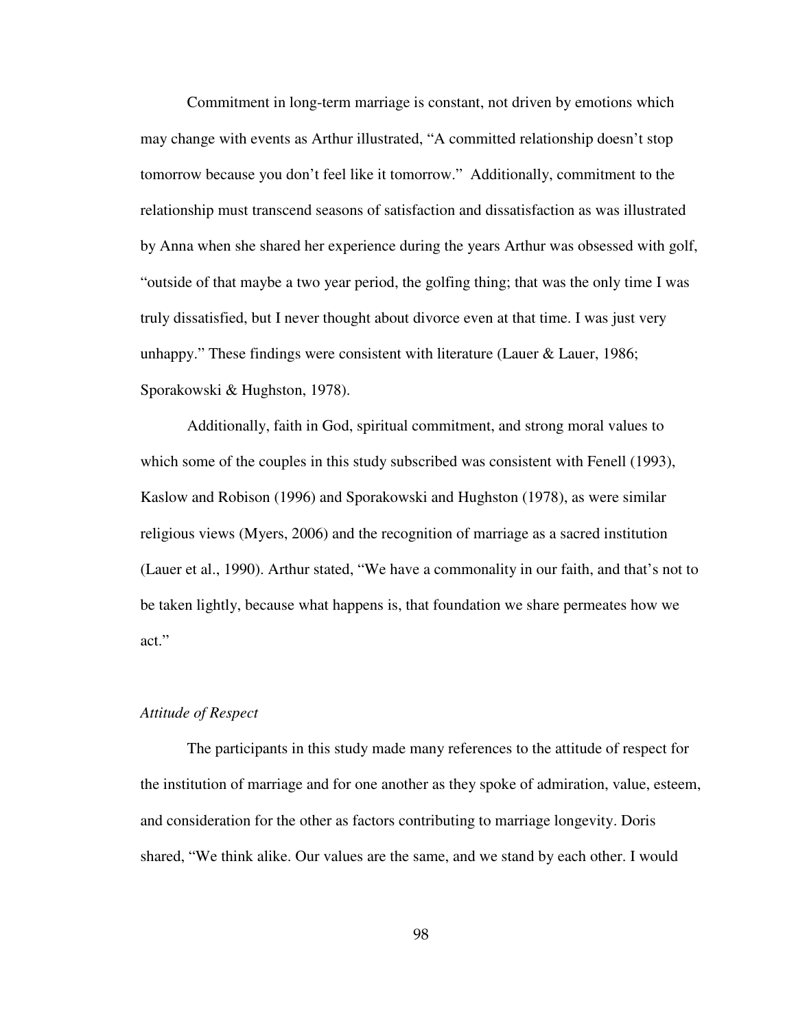Commitment in long-term marriage is constant, not driven by emotions which may change with events as Arthur illustrated, “A committed relationship doesn’t stop tomorrow because you don’t feel like it tomorrow.” Additionally, commitment to the relationship must transcend seasons of satisfaction and dissatisfaction as was illustrated by Anna when she shared her experience during the years Arthur was obsessed with golf, “outside of that maybe a two year period, the golfing thing; that was the only time I was truly dissatisfied, but I never thought about divorce even at that time. I was just very unhappy.” These findings were consistent with literature (Lauer & Lauer, 1986; Sporakowski & Hughston, 1978).

Additionally, faith in God, spiritual commitment, and strong moral values to which some of the couples in this study subscribed was consistent with Fenell (1993), Kaslow and Robison (1996) and Sporakowski and Hughston (1978), as were similar religious views (Myers, 2006) and the recognition of marriage as a sacred institution (Lauer et al., 1990). Arthur stated, “We have a commonality in our faith, and that’s not to be taken lightly, because what happens is, that foundation we share permeates how we act.”

*Attitude of Respect*

The participants in this study made many references to the attitude of respect for the institution of marriage and for one another as they spoke of admiration, value, esteem, and consideration for the other as factors contributing to marriage longevity. Doris shared, “We think alike. Our values are the same, and we stand by each other. I would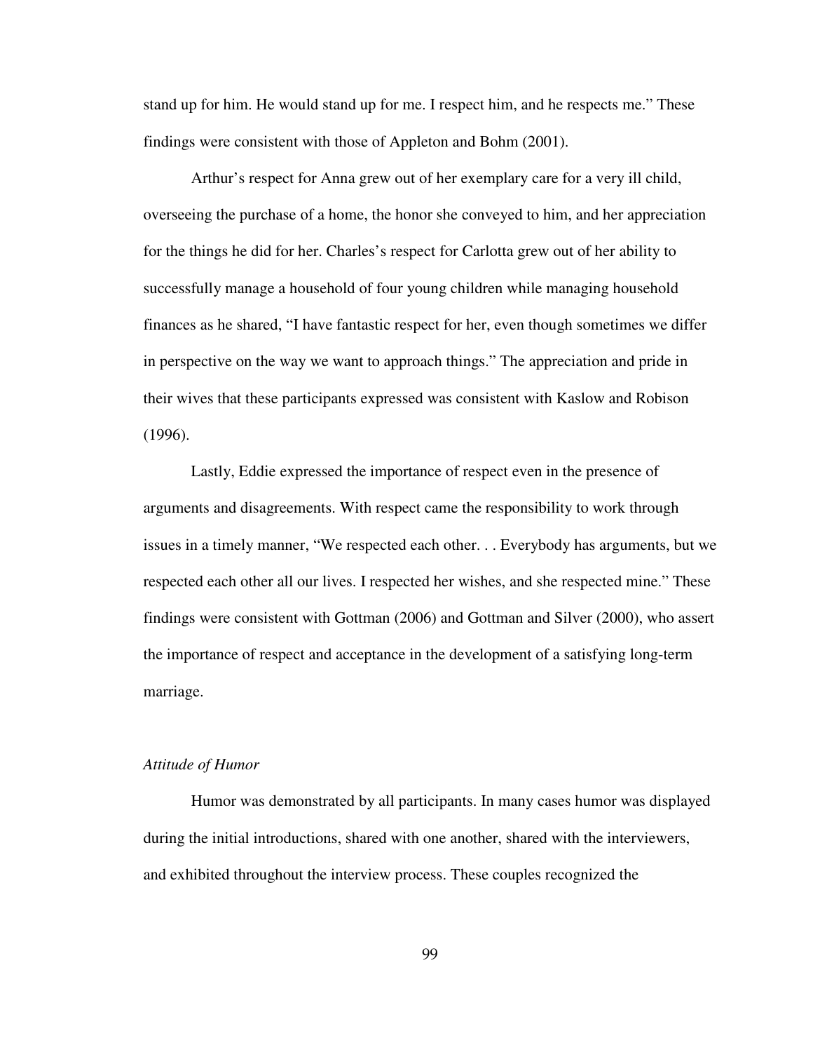stand up for him. He would stand up for me. I respect him, and he respects me." These findings were consistent with those of Appleton and Bohm (2001).

Arthur's respect for Anna grew out of her exemplary care for a very ill child, overseeing the purchase of a home, the honor she conveyed to him, and her appreciation for the things he did for her. Charles's respect for Carlotta grew out of her ability to successfully manage a household of four young children while managing household finances as he shared, "I have fantastic respect for her, even though sometimes we differ in perspective on the way we want to approach things." The appreciation and pride in their wives that these participants expressed was consistent with Kaslow and Robison (1996).

Lastly, Eddie expressed the importance of respect even in the presence of arguments and disagreements. With respect came the responsibility to work through issues in a timely manner, "We respected each other. . . Everybody has arguments, but we respected each other all our lives. I respected her wishes, and she respected mine." These findings were consistent with Gottman (2006) and Gottman and Silver (2000), who assert the importance of respect and acceptance in the development of a satisfying long-term marriage.

*Attitude of Humor*

Humor was demonstrated by all participants. In many cases humor was displayed during the initial introductions, shared with one another, shared with the interviewers, and exhibited throughout the interview process. These couples recognized the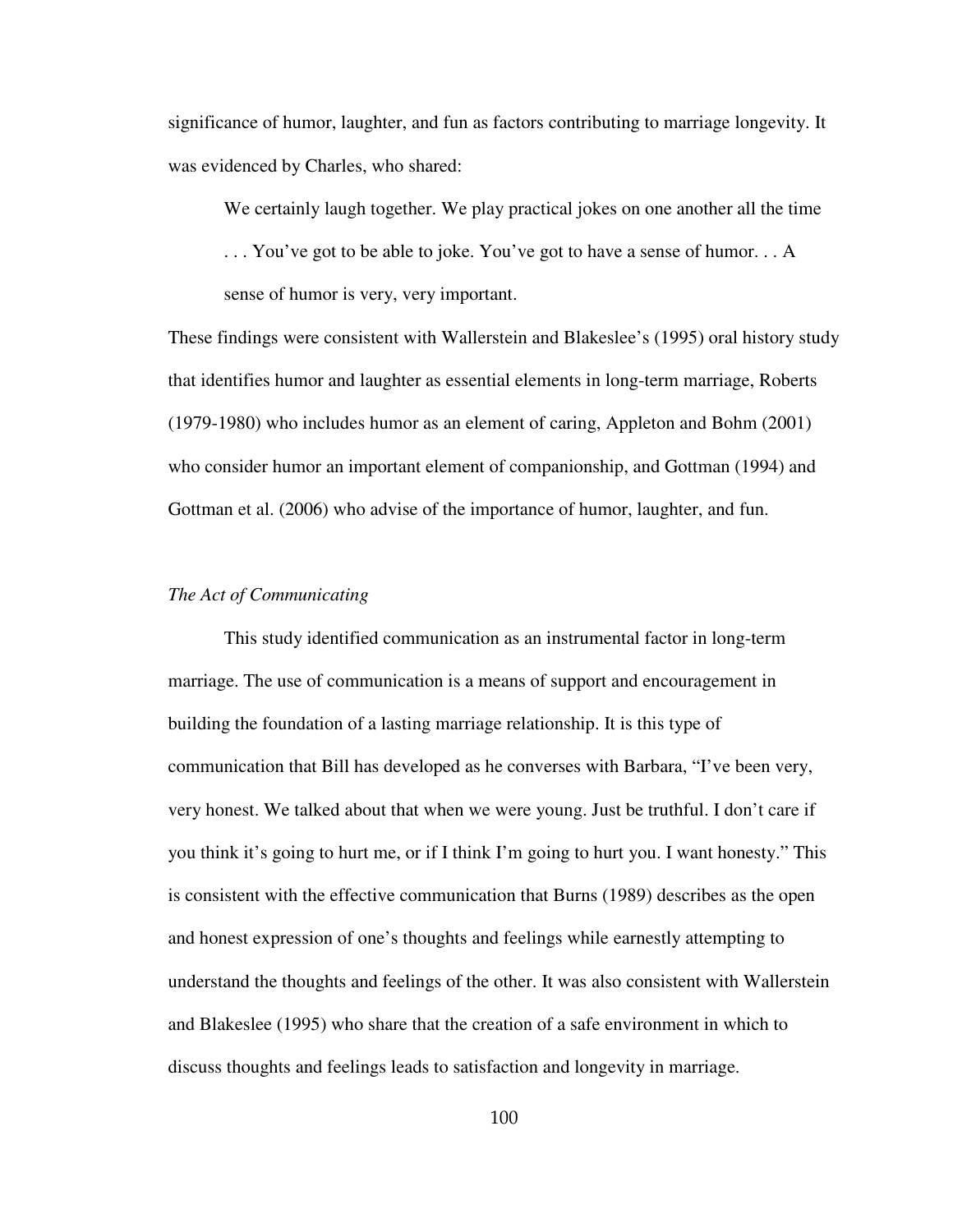significance of humor, laughter, and fun as factors contributing to marriage longevity. It was evidenced by Charles, who shared:

> We certainly laugh together. We play practical jokes on one another all the time . . . You've got to be able to joke. You've got to have a sense of humor. . . A sense of humor is very, very important.

These findings were consistent with Wallerstein and Blakeslee's (1995) oral history study that identifies humor and laughter as essential elements in long-term marriage, Roberts (1979-1980) who includes humor as an element of caring, Appleton and Bohm (2001) who consider humor an important element of companionship, and Gottman (1994) and Gottman et al. (2006) who advise of the importance of humor, laughter, and fun.

### *The Act of Communicating*

This study identified communication as an instrumental factor in long-term marriage. The use of communication is a means of support and encouragement in building the foundation of a lasting marriage relationship. It is this type of communication that Bill has developed as he converses with Barbara, "I've been very, very honest. We talked about that when we were young. Just be truthful. I don't care if you think it's going to hurt me, or if I think I'm going to hurt you. I want honesty." This is consistent with the effective communication that Burns (1989) describes as the open and honest expression of one's thoughts and feelings while earnestly attempting to understand the thoughts and feelings of the other. It was also consistent with Wallerstein and Blakeslee (1995) who share that the creation of a safe environment in which to discuss thoughts and feelings leads to satisfaction and longevity in marriage.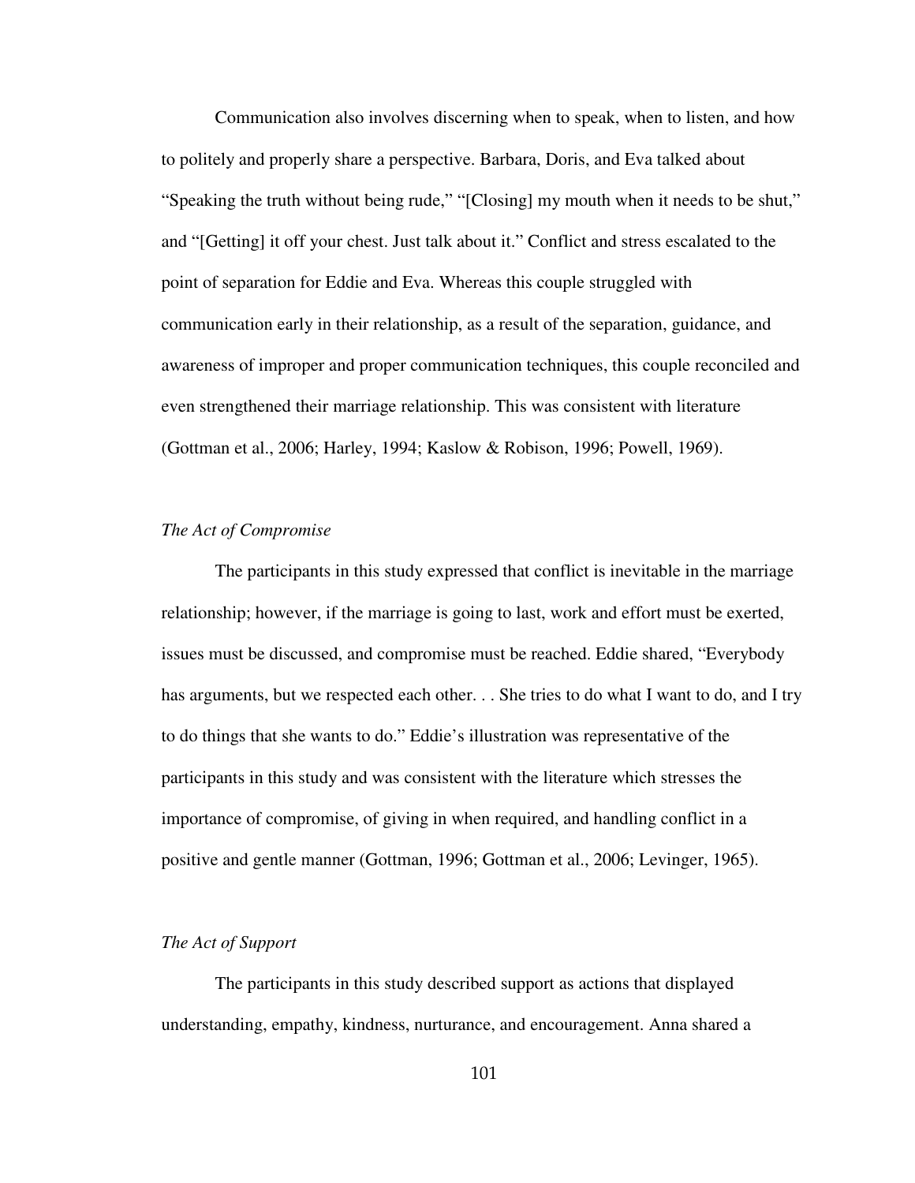Communication also involves discerning when to speak, when to listen, and how to politely and properly share a perspective. Barbara, Doris, and Eva talked about "Speaking the truth without being rude," "[Closing] my mouth when it needs to be shut," and "[Getting] it off your chest. Just talk about it." Conflict and stress escalated to the point of separation for Eddie and Eva. Whereas this couple struggled with communication early in their relationship, as a result of the separation, guidance, and awareness of improper and proper communication techniques, this couple reconciled and even strengthened their marriage relationship. This was consistent with literature (Gottman et al., 2006; Harley, 1994; Kaslow & Robison, 1996; Powell, 1969).

### *The Act of Compromise*

The participants in this study expressed that conflict is inevitable in the marriage relationship; however, if the marriage is going to last, work and effort must be exerted, issues must be discussed, and compromise must be reached. Eddie shared, "Everybody has arguments, but we respected each other. . . She tries to do what I want to do, and I try to do things that she wants to do." Eddie's illustration was representative of the participants in this study and was consistent with the literature which stresses the importance of compromise, of giving in when required, and handling conflict in a positive and gentle manner (Gottman, 1996; Gottman et al., 2006; Levinger, 1965).

### *The Act of Support*

The participants in this study described support as actions that displayed understanding, empathy, kindness, nurturance, and encouragement. Anna shared a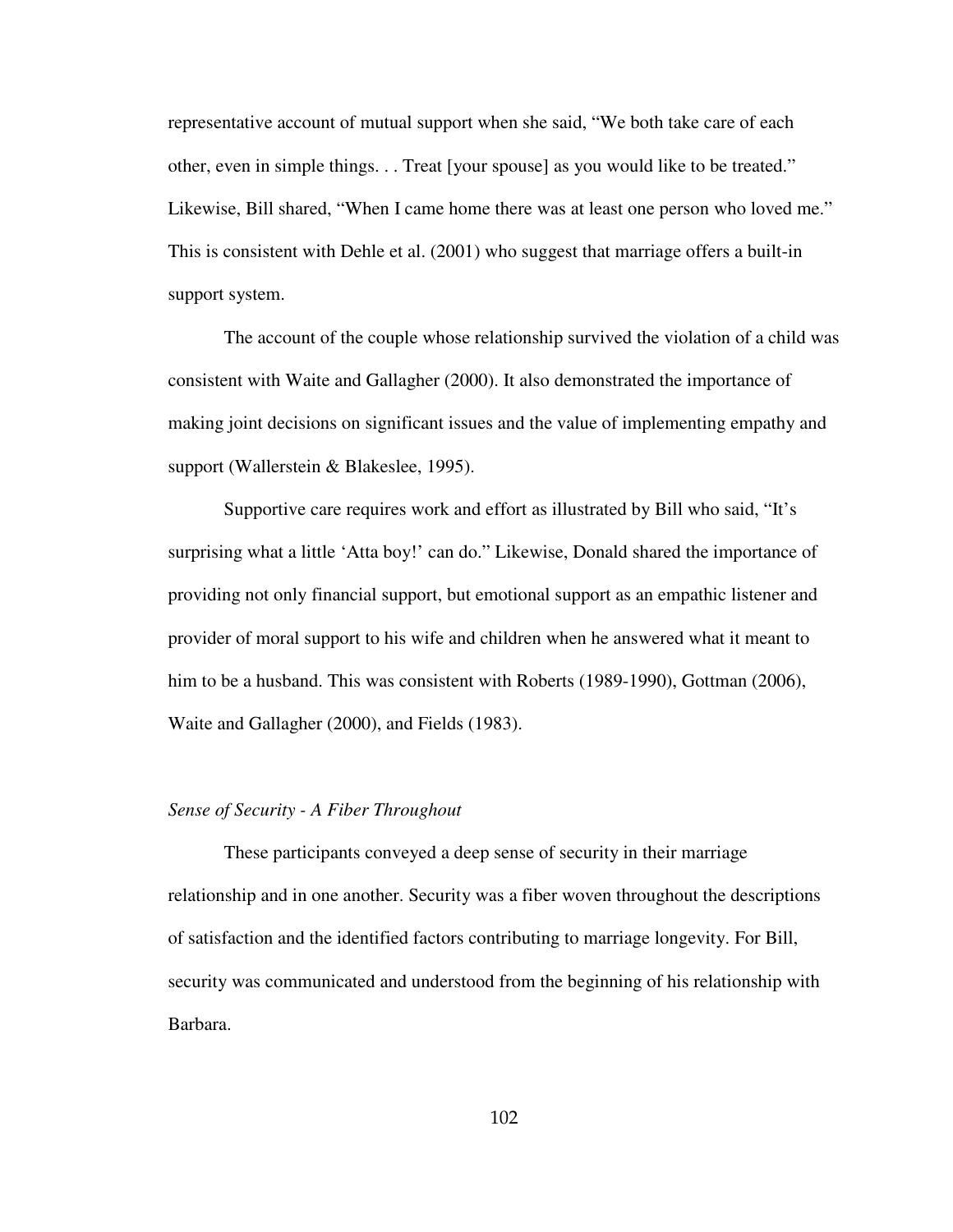representative account of mutual support when she said, "We both take care of each other, even in simple things. . . Treat [your spouse] as you would like to be treated." Likewise, Bill shared, "When I came home there was at least one person who loved me." This is consistent with Dehle et al. (2001) who suggest that marriage offers a built-in support system.

The account of the couple whose relationship survived the violation of a child was consistent with Waite and Gallagher (2000). It also demonstrated the importance of making joint decisions on significant issues and the value of implementing empathy and support (Wallerstein & Blakeslee, 1995).

Supportive care requires work and effort as illustrated by Bill who said, "It's surprising what a little 'Atta boy!' can do." Likewise, Donald shared the importance of providing not only financial support, but emotional support as an empathic listener and provider of moral support to his wife and children when he answered what it meant to him to be a husband. This was consistent with Roberts (1989-1990), Gottman (2006), Waite and Gallagher (2000), and Fields (1983).

*Sense of Security - A Fiber Throughout*

These participants conveyed a deep sense of security in their marriage relationship and in one another. Security was a fiber woven throughout the descriptions of satisfaction and the identified factors contributing to marriage longevity. For Bill, security was communicated and understood from the beginning of his relationship with Barbara.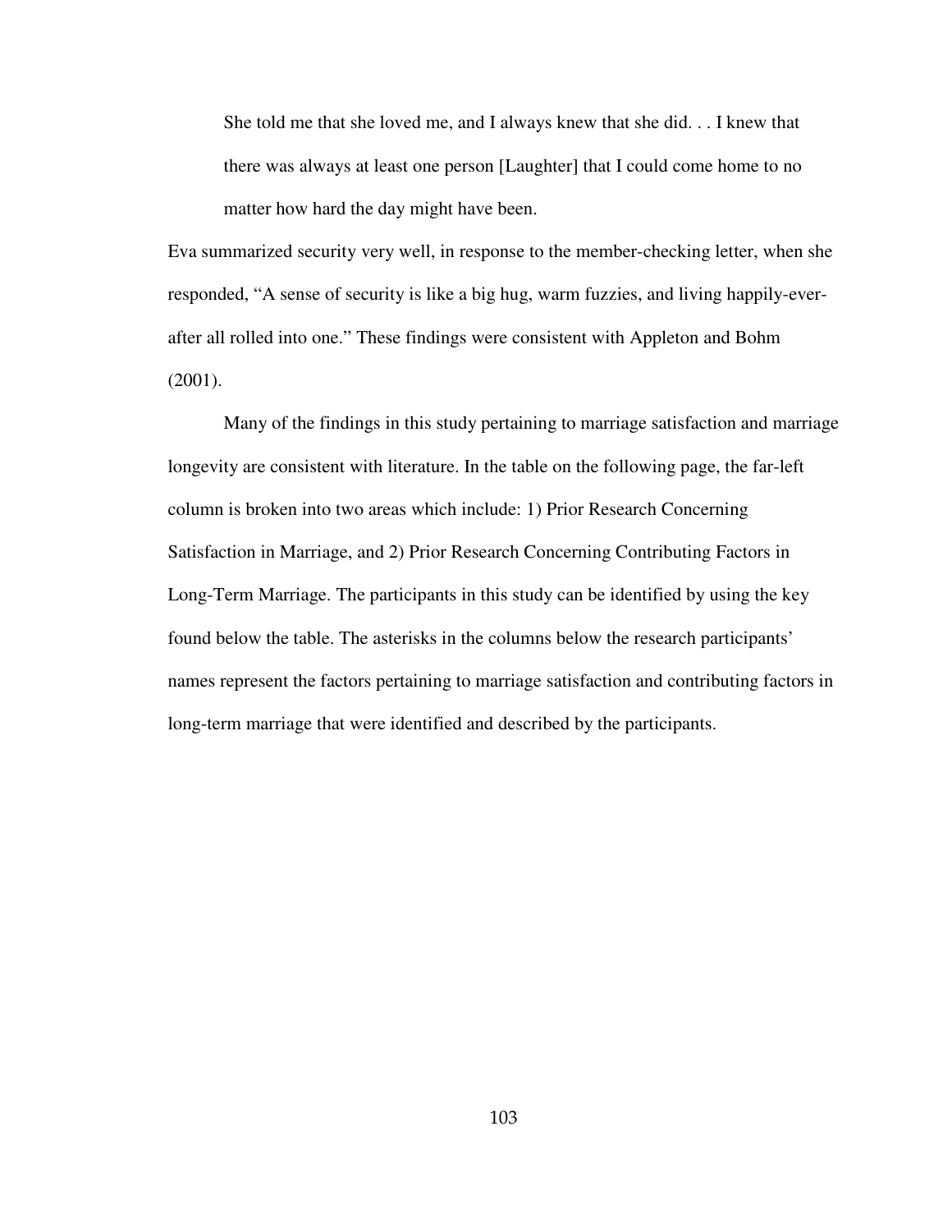> She told me that she loved me, and I always knew that she did. . . I knew that there was always at least one person [Laughter] that I could come home to no matter how hard the day might have been.

Eva summarized security very well, in response to the member-checking letter, when she responded, “A sense of security is like a big hug, warm fuzzies, and living happily-ever-after all rolled into one.” These findings were consistent with Appleton and Bohm (2001).

Many of the findings in this study pertaining to marriage satisfaction and marriage longevity are consistent with literature. In the table on the following page, the far-left column is broken into two areas which include: 1) Prior Research Concerning Satisfaction in Marriage, and 2) Prior Research Concerning Contributing Factors in Long-Term Marriage. The participants in this study can be identified by using the key found below the table. The asterisks in the columns below the research participants’ names represent the factors pertaining to marriage satisfaction and contributing factors in long-term marriage that were identified and described by the participants.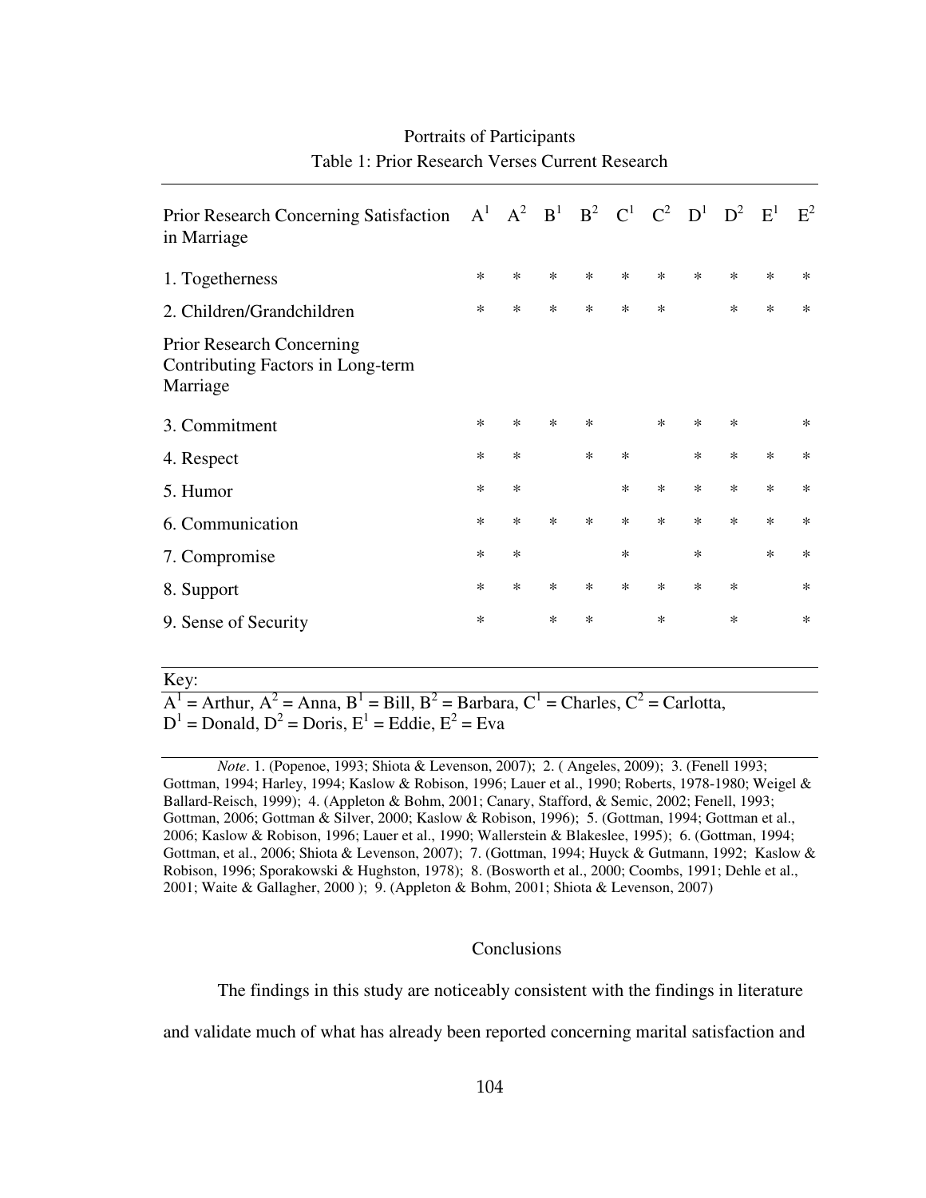Portraits of Participants

Table 1: Prior Research Verses Current Research

| Prior Research Concerning Satisfaction in Marriage | $A^1$ | $A^2$ | $B^1$ | $B^2$ | $C^1$ | $C^2$ | $D^1$ | $D^2$ | $E^1$ | $E^2$ |
|---|---|---|---|---|---|---|---|---|---|---|
| 1. Togetherness | * | * | * | * | * | * | * | * | * | * |
| 2. Children/Grandchildren | * | * | * | * | * | * | | * | * | * |
| Prior Research Concerning Contributing Factors in Long-term Marriage | | | | | | | | | | |
| 3. Commitment | * | * | * | * | | * | * | * | | * |
| 4. Respect | * | * | | * | * | | * | * | * | * |
| 5. Humor | * | * | | | * | * | * | * | * | * |
| 6. Communication | * | * | * | * | * | * | * | * | * | * |
| 7. Compromise | * | * | | | * | | * | | * | * |
| 8. Support | * | * | * | * | * | * | * | * | | * |
| 9. Sense of Security | * | | * | * | | * | | * | | * |

Key:
$A^1$ = Arthur, $A^2$ = Anna, $B^1$ = Bill, $B^2$ = Barbara, $C^1$ = Charles, $C^2$ = Carlotta, $D^1$ = Donald, $D^2$ = Doris, $E^1$ = Eddie, $E^2$ = Eva

*Note*. 1. (Popenoe, 1993; Shiota & Levenson, 2007); 2. ( Angeles, 2009); 3. (Fenell 1993; Gottman, 1994; Harley, 1994; Kaslow & Robison, 1996; Lauer et al., 1990; Roberts, 1978-1980; Weigel & Ballard-Reisch, 1999); 4. (Appleton & Bohm, 2001; Canary, Stafford, & Semic, 2002; Fenell, 1993; Gottman, 2006; Gottman & Silver, 2000; Kaslow & Robison, 1996); 5. (Gottman, 1994; Gottman et al., 2006; Kaslow & Robison, 1996; Lauer et al., 1990; Wallerstein & Blakeslee, 1995); 6. (Gottman, 1994; Gottman, et al., 2006; Shiota & Levenson, 2007); 7. (Gottman, 1994; Huyck & Gutmann, 1992; Kaslow & Robison, 1996; Sporakowski & Hughston, 1978); 8. (Bosworth et al., 2000; Coombs, 1991; Dehle et al., 2001; Waite & Gallagher, 2000 ); 9. (Appleton & Bohm, 2001; Shiota & Levenson, 2007)

## Conclusions

The findings in this study are noticeably consistent with the findings in literature and validate much of what has already been reported concerning marital satisfaction and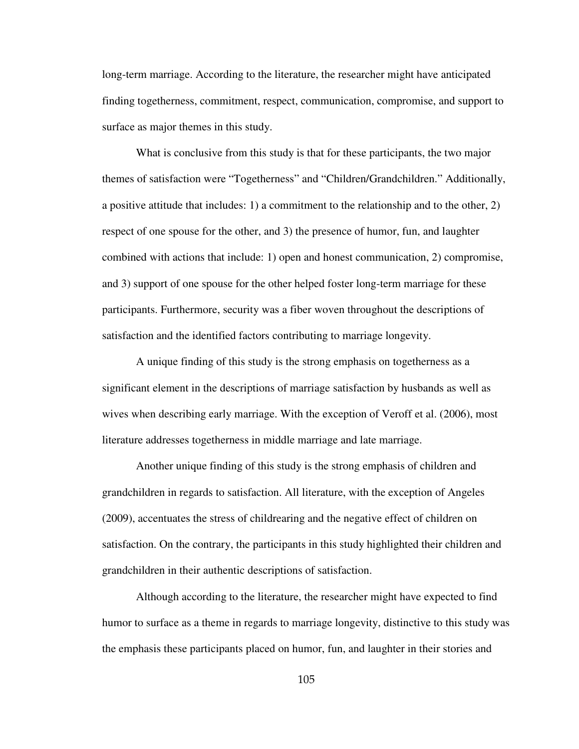long-term marriage. According to the literature, the researcher might have anticipated finding togetherness, commitment, respect, communication, compromise, and support to surface as major themes in this study.

What is conclusive from this study is that for these participants, the two major themes of satisfaction were "Togetherness" and "Children/Grandchildren." Additionally, a positive attitude that includes: 1) a commitment to the relationship and to the other, 2) respect of one spouse for the other, and 3) the presence of humor, fun, and laughter combined with actions that include: 1) open and honest communication, 2) compromise, and 3) support of one spouse for the other helped foster long-term marriage for these participants. Furthermore, security was a fiber woven throughout the descriptions of satisfaction and the identified factors contributing to marriage longevity.

A unique finding of this study is the strong emphasis on togetherness as a significant element in the descriptions of marriage satisfaction by husbands as well as wives when describing early marriage. With the exception of Veroff et al. (2006), most literature addresses togetherness in middle marriage and late marriage.

Another unique finding of this study is the strong emphasis of children and grandchildren in regards to satisfaction. All literature, with the exception of Angeles (2009), accentuates the stress of childrearing and the negative effect of children on satisfaction. On the contrary, the participants in this study highlighted their children and grandchildren in their authentic descriptions of satisfaction.

Although according to the literature, the researcher might have expected to find humor to surface as a theme in regards to marriage longevity, distinctive to this study was the emphasis these participants placed on humor, fun, and laughter in their stories and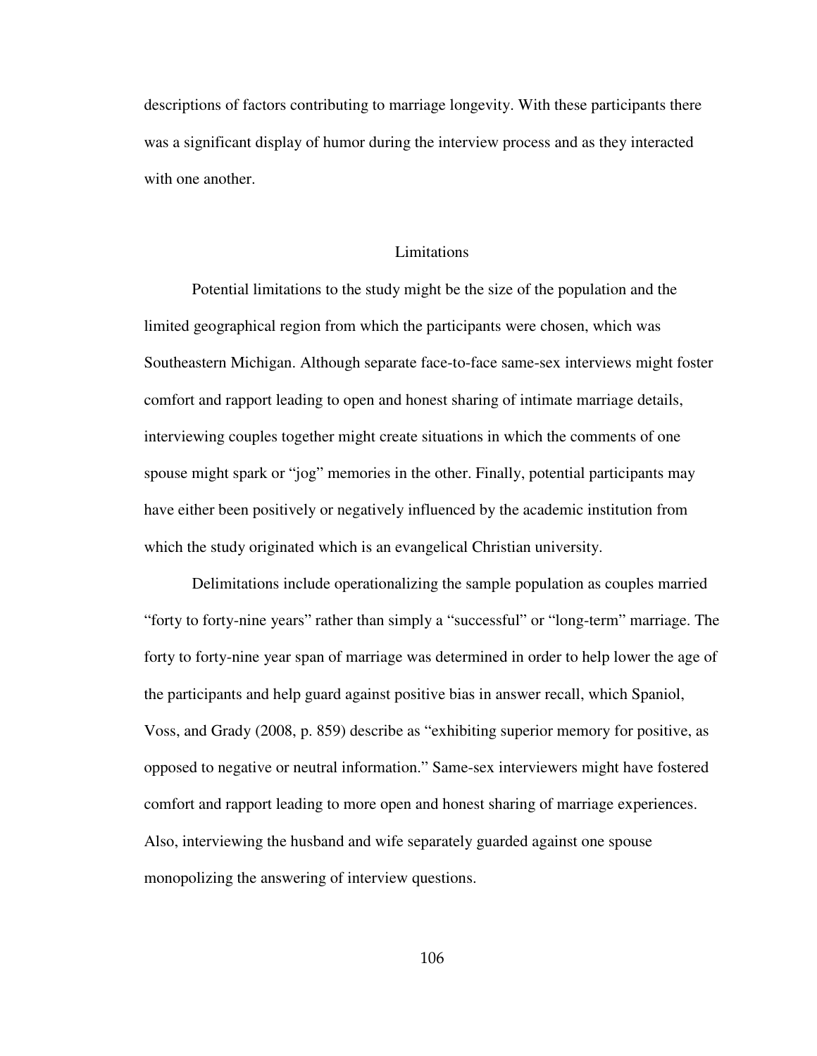descriptions of factors contributing to marriage longevity. With these participants there was a significant display of humor during the interview process and as they interacted with one another.

## Limitations

Potential limitations to the study might be the size of the population and the limited geographical region from which the participants were chosen, which was Southeastern Michigan. Although separate face-to-face same-sex interviews might foster comfort and rapport leading to open and honest sharing of intimate marriage details, interviewing couples together might create situations in which the comments of one spouse might spark or "jog" memories in the other. Finally, potential participants may have either been positively or negatively influenced by the academic institution from which the study originated which is an evangelical Christian university.

Delimitations include operationalizing the sample population as couples married "forty to forty-nine years" rather than simply a "successful" or "long-term" marriage. The forty to forty-nine year span of marriage was determined in order to help lower the age of the participants and help guard against positive bias in answer recall, which Spaniol, Voss, and Grady (2008, p. 859) describe as "exhibiting superior memory for positive, as opposed to negative or neutral information." Same-sex interviewers might have fostered comfort and rapport leading to more open and honest sharing of marriage experiences. Also, interviewing the husband and wife separately guarded against one spouse monopolizing the answering of interview questions.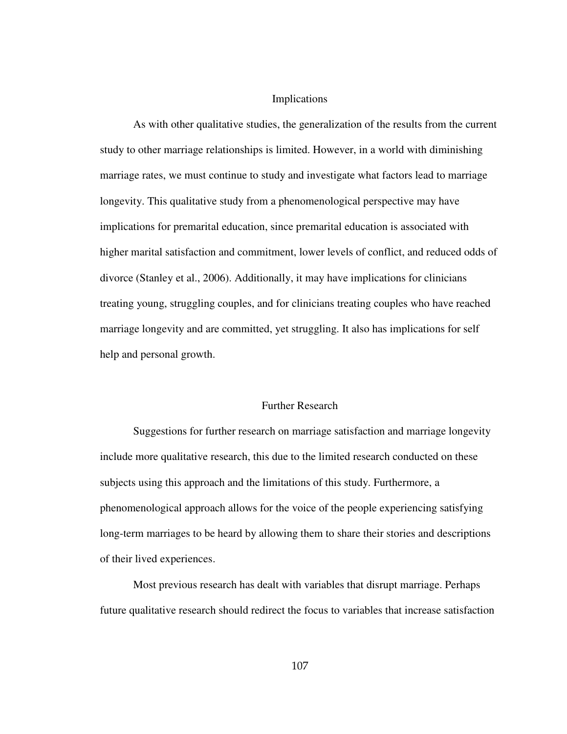## Implications

As with other qualitative studies, the generalization of the results from the current study to other marriage relationships is limited. However, in a world with diminishing marriage rates, we must continue to study and investigate what factors lead to marriage longevity. This qualitative study from a phenomenological perspective may have implications for premarital education, since premarital education is associated with higher marital satisfaction and commitment, lower levels of conflict, and reduced odds of divorce (Stanley et al., 2006). Additionally, it may have implications for clinicians treating young, struggling couples, and for clinicians treating couples who have reached marriage longevity and are committed, yet struggling. It also has implications for self help and personal growth.

## Further Research

Suggestions for further research on marriage satisfaction and marriage longevity include more qualitative research, this due to the limited research conducted on these subjects using this approach and the limitations of this study. Furthermore, a phenomenological approach allows for the voice of the people experiencing satisfying long-term marriages to be heard by allowing them to share their stories and descriptions of their lived experiences.

Most previous research has dealt with variables that disrupt marriage. Perhaps future qualitative research should redirect the focus to variables that increase satisfaction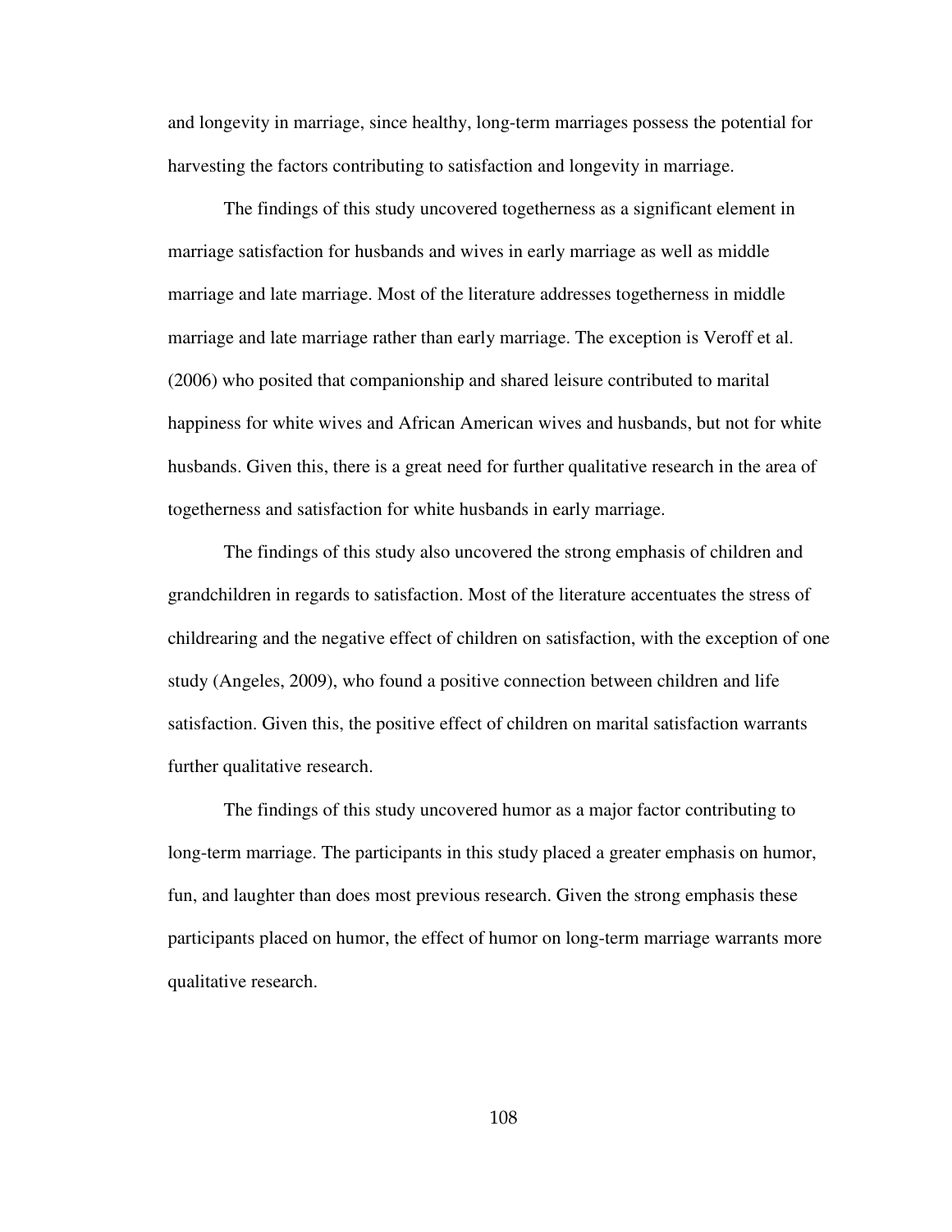and longevity in marriage, since healthy, long-term marriages possess the potential for harvesting the factors contributing to satisfaction and longevity in marriage.

The findings of this study uncovered togetherness as a significant element in marriage satisfaction for husbands and wives in early marriage as well as middle marriage and late marriage. Most of the literature addresses togetherness in middle marriage and late marriage rather than early marriage. The exception is Veroff et al. (2006) who posited that companionship and shared leisure contributed to marital happiness for white wives and African American wives and husbands, but not for white husbands. Given this, there is a great need for further qualitative research in the area of togetherness and satisfaction for white husbands in early marriage.

The findings of this study also uncovered the strong emphasis of children and grandchildren in regards to satisfaction. Most of the literature accentuates the stress of childrearing and the negative effect of children on satisfaction, with the exception of one study (Angeles, 2009), who found a positive connection between children and life satisfaction. Given this, the positive effect of children on marital satisfaction warrants further qualitative research.

The findings of this study uncovered humor as a major factor contributing to long-term marriage. The participants in this study placed a greater emphasis on humor, fun, and laughter than does most previous research. Given the strong emphasis these participants placed on humor, the effect of humor on long-term marriage warrants more qualitative research.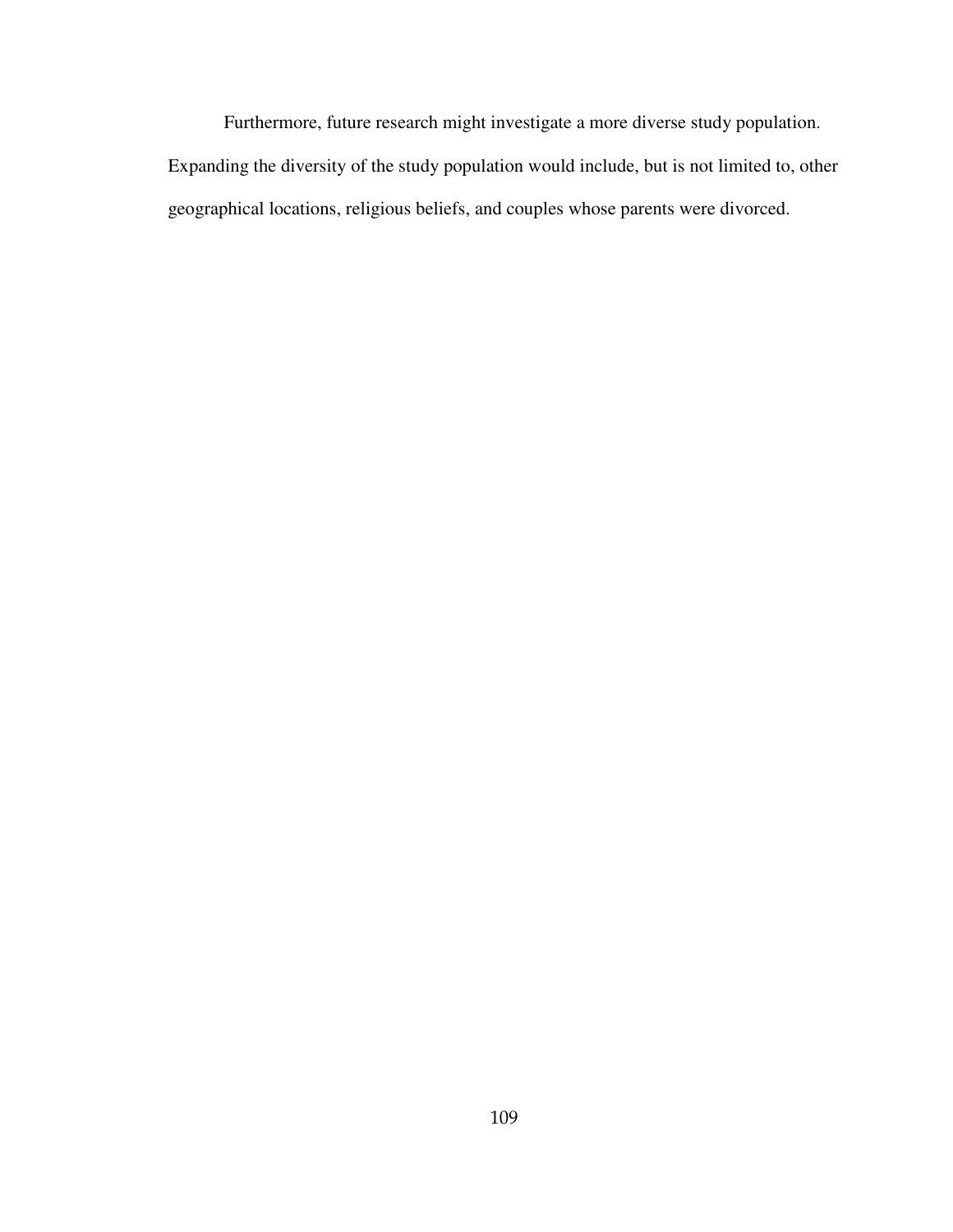Furthermore, future research might investigate a more diverse study population. Expanding the diversity of the study population would include, but is not limited to, other geographical locations, religious beliefs, and couples whose parents were divorced.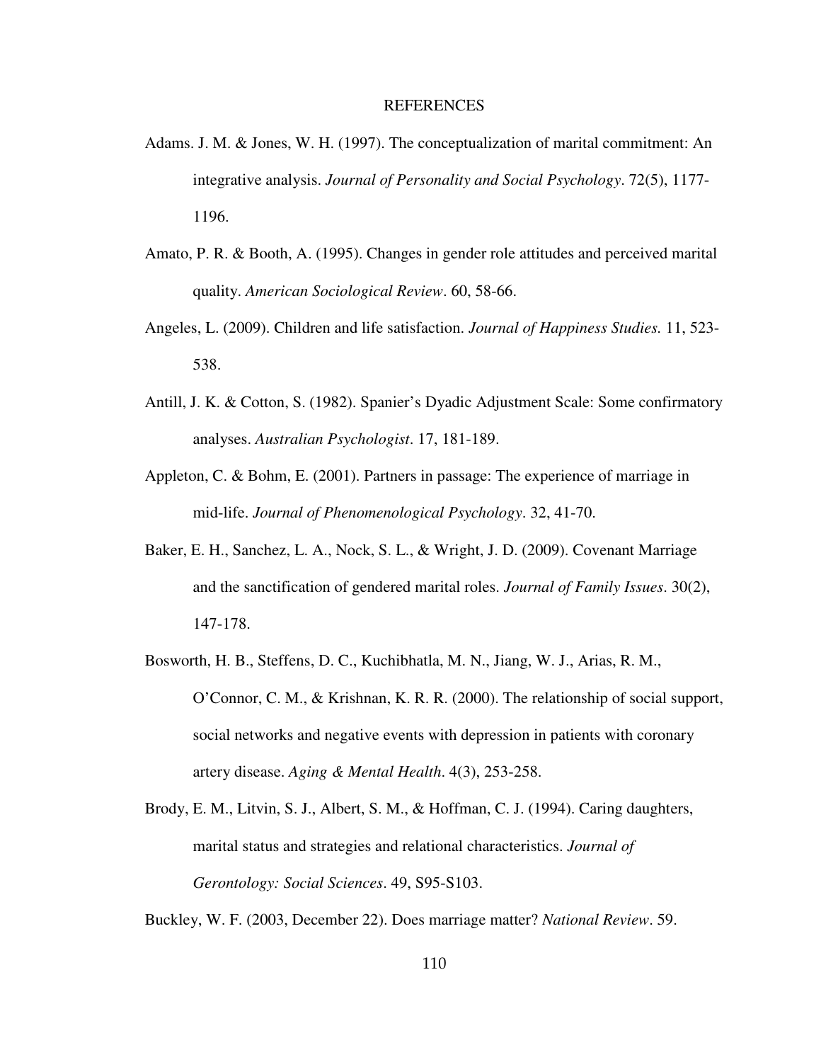# REFERENCES

Adams. J. M. & Jones, W. H. (1997). The conceptualization of marital commitment: An integrative analysis. *Journal of Personality and Social Psychology*. 72(5), 1177-1196.

Amato, P. R. & Booth, A. (1995). Changes in gender role attitudes and perceived marital quality. *American Sociological Review*. 60, 58-66.

Angeles, L. (2009). Children and life satisfaction. *Journal of Happiness Studies.* 11, 523-538.

Antill, J. K. & Cotton, S. (1982). Spanier's Dyadic Adjustment Scale: Some confirmatory analyses. *Australian Psychologist*. 17, 181-189.

Appleton, C. & Bohm, E. (2001). Partners in passage: The experience of marriage in mid-life. *Journal of Phenomenological Psychology*. 32, 41-70.

Baker, E. H., Sanchez, L. A., Nock, S. L., & Wright, J. D. (2009). Covenant Marriage and the sanctification of gendered marital roles. *Journal of Family Issues*. 30(2), 147-178.

Bosworth, H. B., Steffens, D. C., Kuchibhatla, M. N., Jiang, W. J., Arias, R. M., O'Connor, C. M., & Krishnan, K. R. R. (2000). The relationship of social support, social networks and negative events with depression in patients with coronary artery disease. *Aging & Mental Health*. 4(3), 253-258.

Brody, E. M., Litvin, S. J., Albert, S. M., & Hoffman, C. J. (1994). Caring daughters, marital status and strategies and relational characteristics. *Journal of Gerontology: Social Sciences*. 49, S95-S103.

Buckley, W. F. (2003, December 22). Does marriage matter? *National Review*. 59.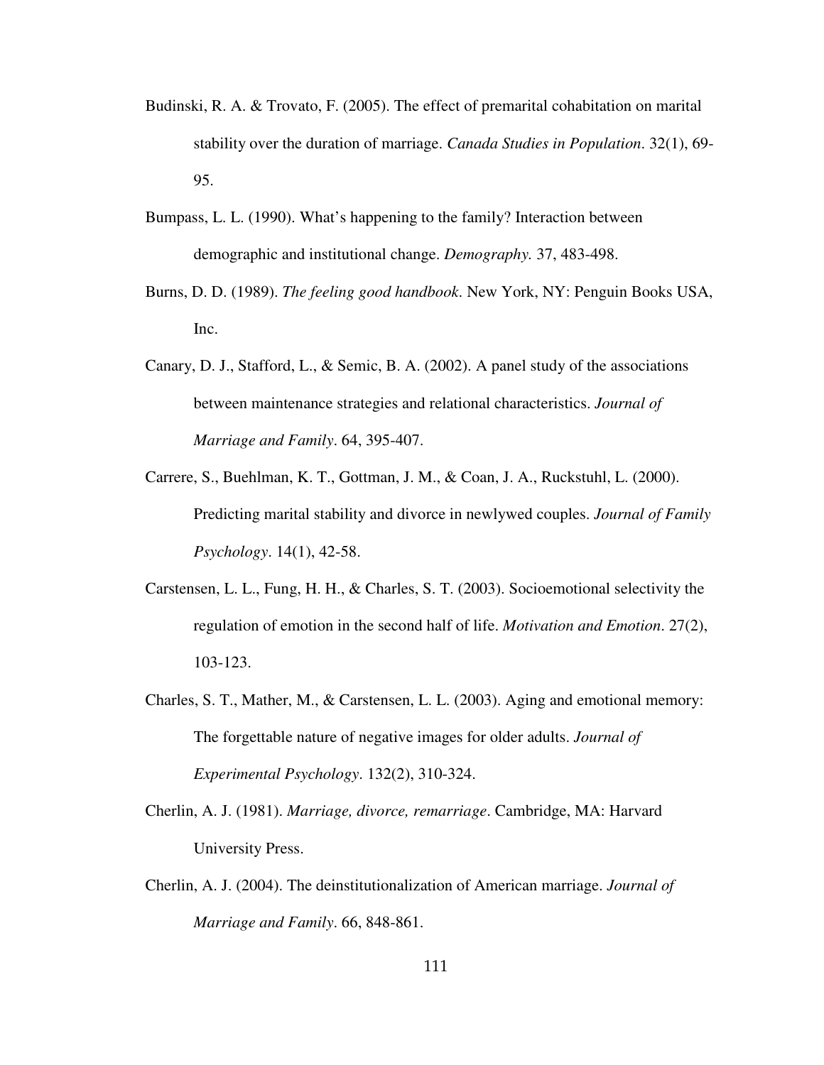Budinski, R. A. & Trovato, F. (2005). The effect of premarital cohabitation on marital stability over the duration of marriage. *Canada Studies in Population*. 32(1), 69-95.

Bumpass, L. L. (1990). What's happening to the family? Interaction between demographic and institutional change. *Demography.* 37, 483-498.

Burns, D. D. (1989). *The feeling good handbook*. New York, NY: Penguin Books USA, Inc.

Canary, D. J., Stafford, L., & Semic, B. A. (2002). A panel study of the associations between maintenance strategies and relational characteristics. *Journal of Marriage and Family*. 64, 395-407.

Carrere, S., Buehlman, K. T., Gottman, J. M., & Coan, J. A., Ruckstuhl, L. (2000). Predicting marital stability and divorce in newlywed couples. *Journal of Family Psychology*. 14(1), 42-58.

Carstensen, L. L., Fung, H. H., & Charles, S. T. (2003). Socioemotional selectivity the regulation of emotion in the second half of life. *Motivation and Emotion*. 27(2), 103-123.

Charles, S. T., Mather, M., & Carstensen, L. L. (2003). Aging and emotional memory: The forgettable nature of negative images for older adults. *Journal of Experimental Psychology*. 132(2), 310-324.

Cherlin, A. J. (1981). *Marriage, divorce, remarriage*. Cambridge, MA: Harvard University Press.

Cherlin, A. J. (2004). The deinstitutionalization of American marriage. *Journal of Marriage and Family*. 66, 848-861.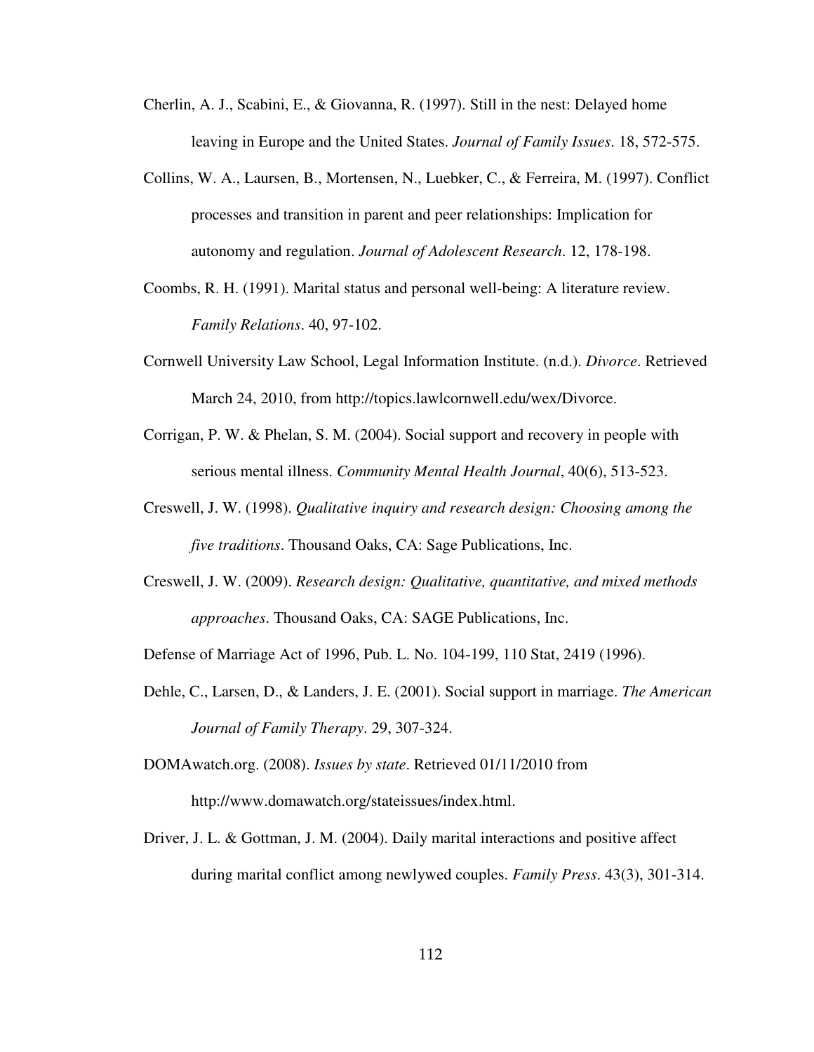Cherlin, A. J., Scabini, E., & Giovanna, R. (1997). Still in the nest: Delayed home leaving in Europe and the United States. *Journal of Family Issues*. 18, 572-575.

Collins, W. A., Laursen, B., Mortensen, N., Luebker, C., & Ferreira, M. (1997). Conflict processes and transition in parent and peer relationships: Implication for autonomy and regulation. *Journal of Adolescent Research*. 12, 178-198.

Coombs, R. H. (1991). Marital status and personal well-being: A literature review. *Family Relations*. 40, 97-102.

Cornwell University Law School, Legal Information Institute. (n.d.). *Divorce*. Retrieved March 24, 2010, from http://topics.lawlcornwell.edu/wex/Divorce.

Corrigan, P. W. & Phelan, S. M. (2004). Social support and recovery in people with serious mental illness. *Community Mental Health Journal*, 40(6), 513-523.

Creswell, J. W. (1998). *Qualitative inquiry and research design: Choosing among the five traditions*. Thousand Oaks, CA: Sage Publications, Inc.

Creswell, J. W. (2009). *Research design: Qualitative, quantitative, and mixed methods approaches*. Thousand Oaks, CA: SAGE Publications, Inc.

Defense of Marriage Act of 1996, Pub. L. No. 104-199, 110 Stat, 2419 (1996).

Dehle, C., Larsen, D., & Landers, J. E. (2001). Social support in marriage. *The American Journal of Family Therapy*. 29, 307-324.

DOMAwatch.org. (2008). *Issues by state*. Retrieved 01/11/2010 from http://www.domawatch.org/stateissues/index.html.

Driver, J. L. & Gottman, J. M. (2004). Daily marital interactions and positive affect during marital conflict among newlywed couples. *Family Press*. 43(3), 301-314.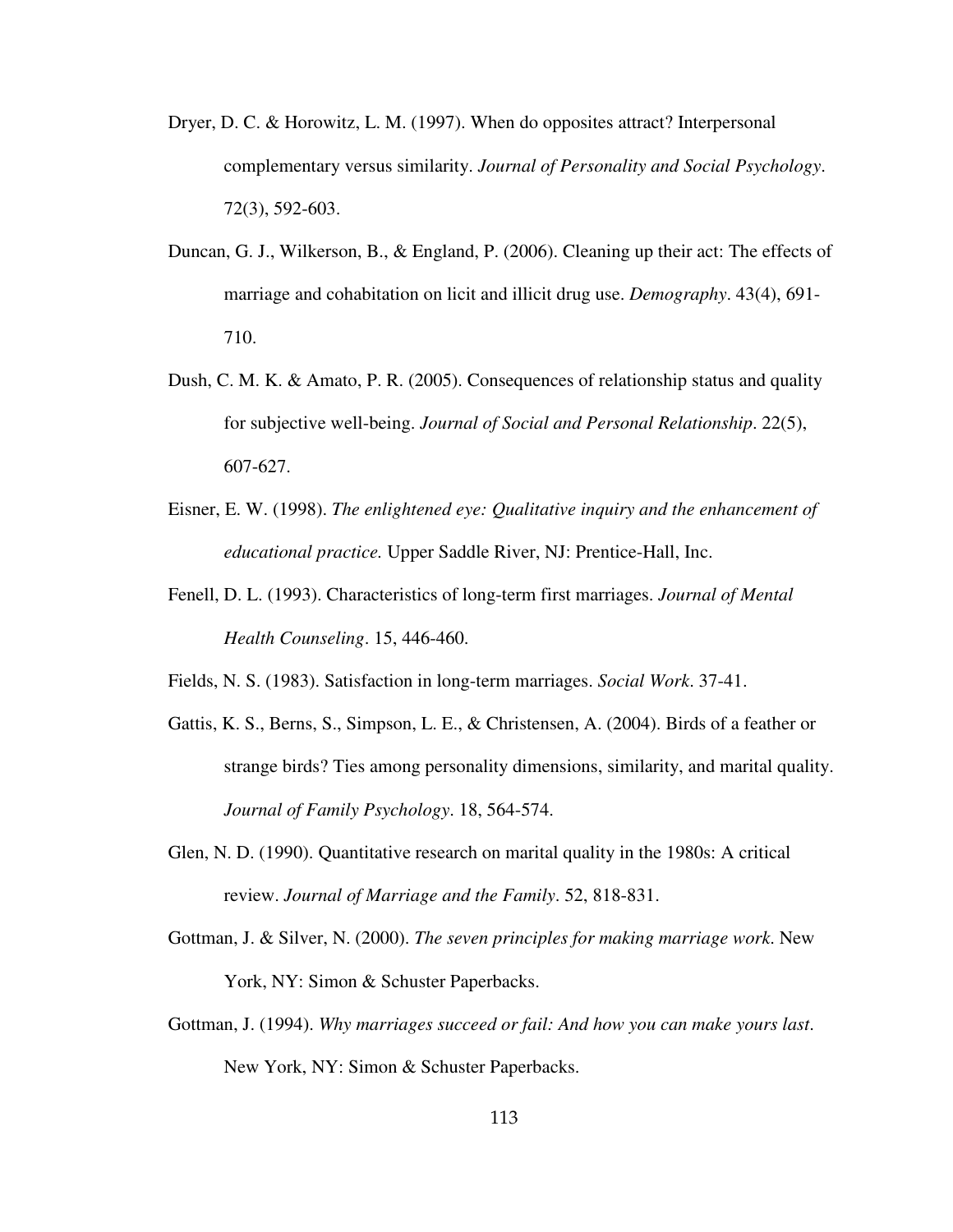Dryer, D. C. & Horowitz, L. M. (1997). When do opposites attract? Interpersonal complementary versus similarity. *Journal of Personality and Social Psychology*. 72(3), 592-603.

Duncan, G. J., Wilkerson, B., & England, P. (2006). Cleaning up their act: The effects of marriage and cohabitation on licit and illicit drug use. *Demography*. 43(4), 691-710.

Dush, C. M. K. & Amato, P. R. (2005). Consequences of relationship status and quality for subjective well-being. *Journal of Social and Personal Relationship*. 22(5), 607-627.

Eisner, E. W. (1998). *The enlightened eye: Qualitative inquiry and the enhancement of educational practice.* Upper Saddle River, NJ: Prentice-Hall, Inc.

Fenell, D. L. (1993). Characteristics of long-term first marriages. *Journal of Mental Health Counseling*. 15, 446-460.

Fields, N. S. (1983). Satisfaction in long-term marriages. *Social Work*. 37-41.

Gattis, K. S., Berns, S., Simpson, L. E., & Christensen, A. (2004). Birds of a feather or strange birds? Ties among personality dimensions, similarity, and marital quality. *Journal of Family Psychology*. 18, 564-574.

Glen, N. D. (1990). Quantitative research on marital quality in the 1980s: A critical review. *Journal of Marriage and the Family*. 52, 818-831.

Gottman, J. & Silver, N. (2000). *The seven principles for making marriage work.* New York, NY: Simon & Schuster Paperbacks.

Gottman, J. (1994). *Why marriages succeed or fail: And how you can make yours last.* New York, NY: Simon & Schuster Paperbacks.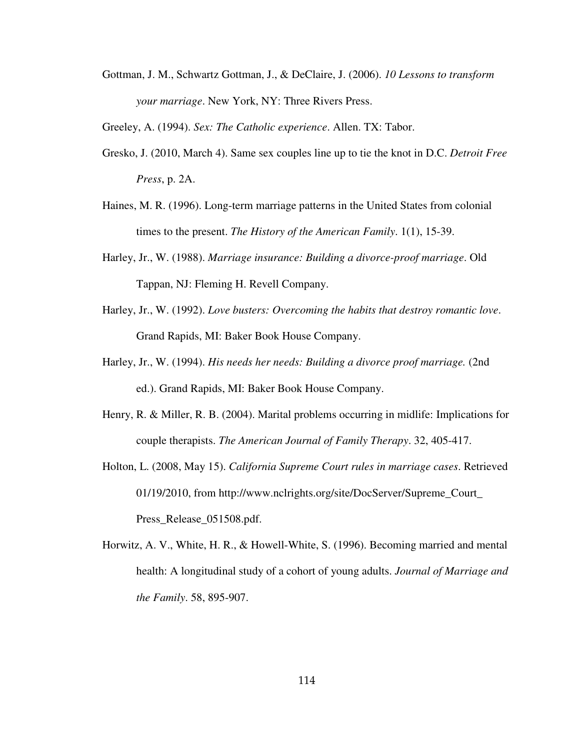Gottman, J. M., Schwartz Gottman, J., & DeClaire, J. (2006). *10 Lessons to transform your marriage*. New York, NY: Three Rivers Press.

Greeley, A. (1994). *Sex: The Catholic experience*. Allen. TX: Tabor.

Gresko, J. (2010, March 4). Same sex couples line up to tie the knot in D.C. *Detroit Free Press*, p. 2A.

Haines, M. R. (1996). Long-term marriage patterns in the United States from colonial times to the present. *The History of the American Family*. 1(1), 15-39.

Harley, Jr., W. (1988). *Marriage insurance: Building a divorce-proof marriage*. Old Tappan, NJ: Fleming H. Revell Company.

Harley, Jr., W. (1992). *Love busters: Overcoming the habits that destroy romantic love*. Grand Rapids, MI: Baker Book House Company.

Harley, Jr., W. (1994). *His needs her needs: Building a divorce proof marriage.* (2nd ed.). Grand Rapids, MI: Baker Book House Company.

Henry, R. & Miller, R. B. (2004). Marital problems occurring in midlife: Implications for couple therapists. *The American Journal of Family Therapy*. 32, 405-417.

Holton, L. (2008, May 15). *California Supreme Court rules in marriage cases*. Retrieved 01/19/2010, from http://www.nclrights.org/site/DocServer/Supreme_Court_Press_Release_051508.pdf.

Horwitz, A. V., White, H. R., & Howell-White, S. (1996). Becoming married and mental health: A longitudinal study of a cohort of young adults. *Journal of Marriage and the Family*. 58, 895-907.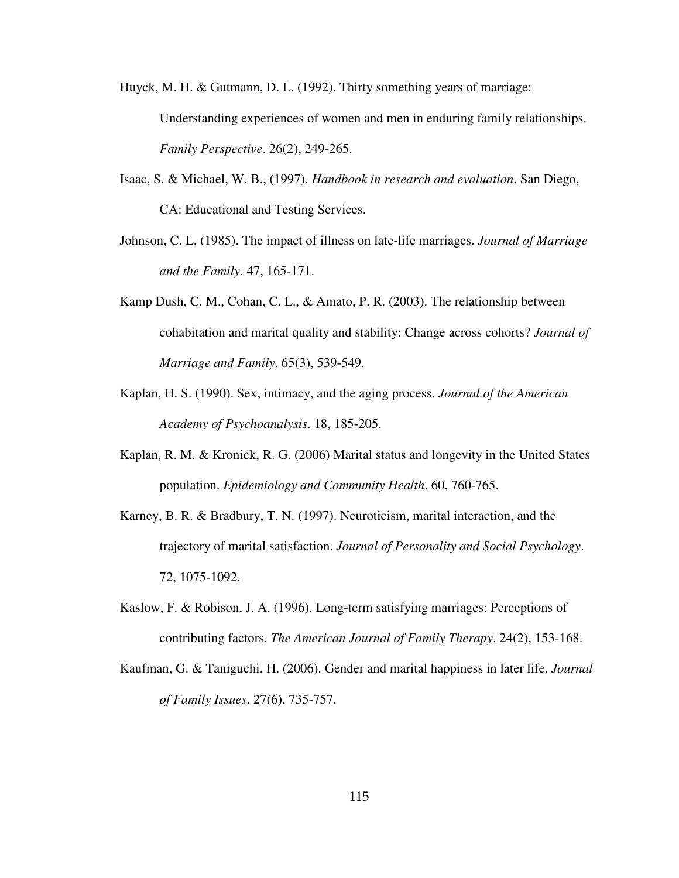Huyck, M. H. & Gutmann, D. L. (1992). Thirty something years of marriage: Understanding experiences of women and men in enduring family relationships. *Family Perspective*. 26(2), 249-265.

Isaac, S. & Michael, W. B., (1997). *Handbook in research and evaluation*. San Diego, CA: Educational and Testing Services.

Johnson, C. L. (1985). The impact of illness on late-life marriages. *Journal of Marriage and the Family*. 47, 165-171.

Kamp Dush, C. M., Cohan, C. L., & Amato, P. R. (2003). The relationship between cohabitation and marital quality and stability: Change across cohorts? *Journal of Marriage and Family*. 65(3), 539-549.

Kaplan, H. S. (1990). Sex, intimacy, and the aging process. *Journal of the American Academy of Psychoanalysis*. 18, 185-205.

Kaplan, R. M. & Kronick, R. G. (2006) Marital status and longevity in the United States population. *Epidemiology and Community Health*. 60, 760-765.

Karney, B. R. & Bradbury, T. N. (1997). Neuroticism, marital interaction, and the trajectory of marital satisfaction. *Journal of Personality and Social Psychology*. 72, 1075-1092.

Kaslow, F. & Robison, J. A. (1996). Long-term satisfying marriages: Perceptions of contributing factors. *The American Journal of Family Therapy*. 24(2), 153-168.

Kaufman, G. & Taniguchi, H. (2006). Gender and marital happiness in later life. *Journal of Family Issues*. 27(6), 735-757.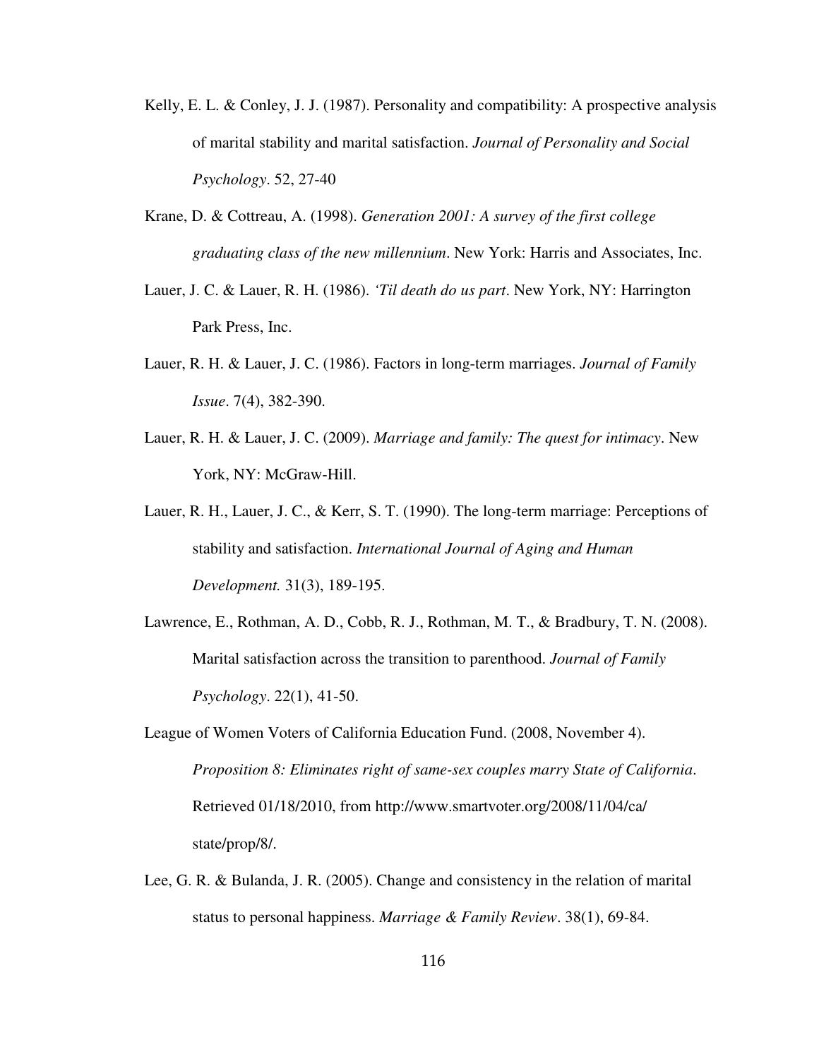Kelly, E. L. & Conley, J. J. (1987). Personality and compatibility: A prospective analysis of marital stability and marital satisfaction. *Journal of Personality and Social Psychology*. 52, 27-40

Krane, D. & Cottreau, A. (1998). *Generation 2001: A survey of the first college graduating class of the new millennium*. New York: Harris and Associates, Inc.

Lauer, J. C. & Lauer, R. H. (1986). *'Til death do us part*. New York, NY: Harrington Park Press, Inc.

Lauer, R. H. & Lauer, J. C. (1986). Factors in long-term marriages. *Journal of Family Issue*. 7(4), 382-390.

Lauer, R. H. & Lauer, J. C. (2009). *Marriage and family: The quest for intimacy*. New York, NY: McGraw-Hill.

Lauer, R. H., Lauer, J. C., & Kerr, S. T. (1990). The long-term marriage: Perceptions of stability and satisfaction. *International Journal of Aging and Human Development.* 31(3), 189-195.

Lawrence, E., Rothman, A. D., Cobb, R. J., Rothman, M. T., & Bradbury, T. N. (2008). Marital satisfaction across the transition to parenthood. *Journal of Family Psychology*. 22(1), 41-50.

League of Women Voters of California Education Fund. (2008, November 4). *Proposition 8: Eliminates right of same-sex couples marry State of California*. Retrieved 01/18/2010, from http://www.smartvoter.org/2008/11/04/ca/state/prop/8/.

Lee, G. R. & Bulanda, J. R. (2005). Change and consistency in the relation of marital status to personal happiness. *Marriage & Family Review*. 38(1), 69-84.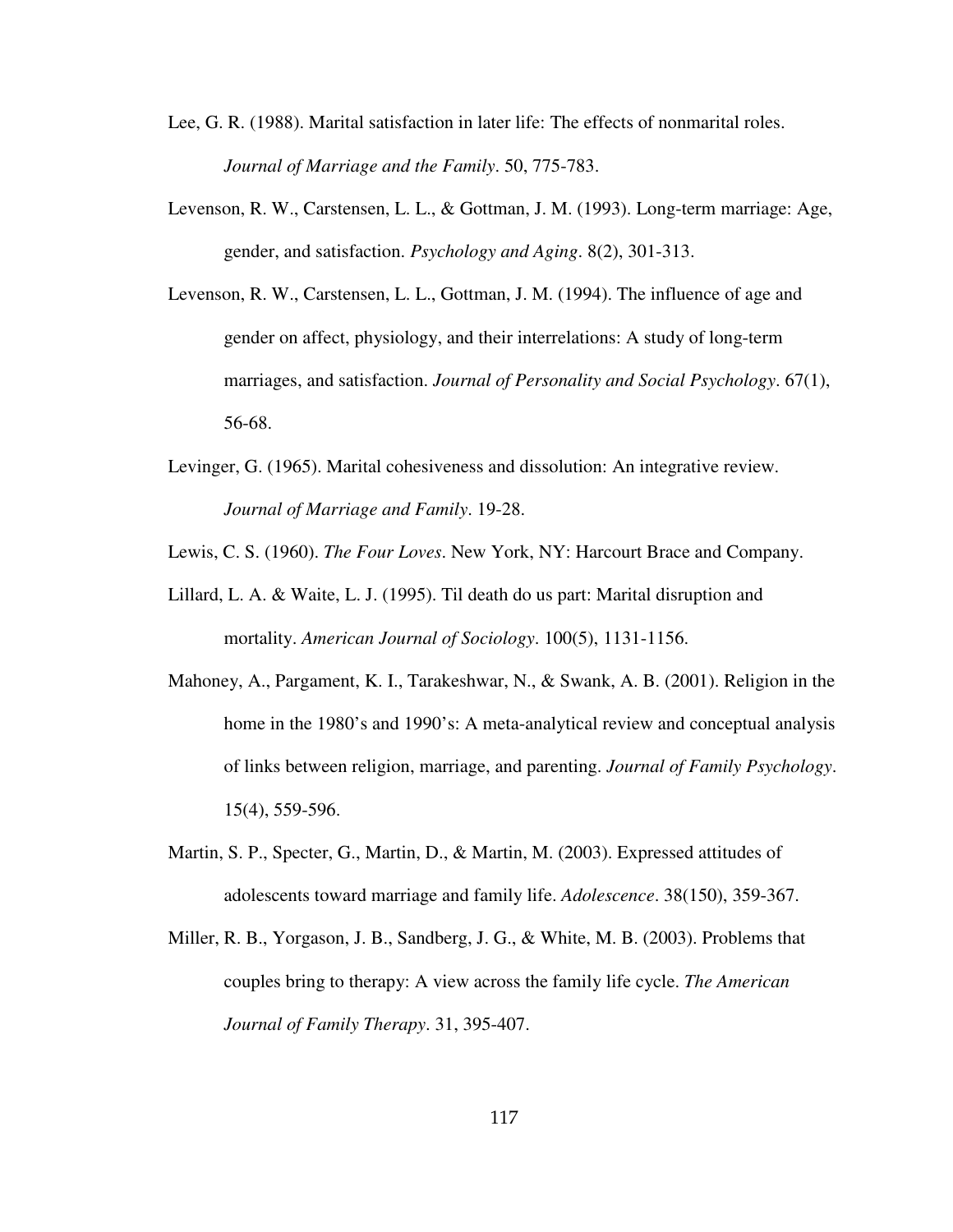Lee, G. R. (1988). Marital satisfaction in later life: The effects of nonmarital roles. *Journal of Marriage and the Family*. 50, 775-783.

Levenson, R. W., Carstensen, L. L., & Gottman, J. M. (1993). Long-term marriage: Age, gender, and satisfaction. *Psychology and Aging*. 8(2), 301-313.

Levenson, R. W., Carstensen, L. L., Gottman, J. M. (1994). The influence of age and gender on affect, physiology, and their interrelations: A study of long-term marriages, and satisfaction. *Journal of Personality and Social Psychology*. 67(1), 56-68.

Levinger, G. (1965). Marital cohesiveness and dissolution: An integrative review. *Journal of Marriage and Family*. 19-28.

Lewis, C. S. (1960). *The Four Loves*. New York, NY: Harcourt Brace and Company.

Lillard, L. A. & Waite, L. J. (1995). Til death do us part: Marital disruption and mortality. *American Journal of Sociology*. 100(5), 1131-1156.

Mahoney, A., Pargament, K. I., Tarakeshwar, N., & Swank, A. B. (2001). Religion in the home in the 1980's and 1990's: A meta-analytical review and conceptual analysis of links between religion, marriage, and parenting. *Journal of Family Psychology*. 15(4), 559-596.

Martin, S. P., Specter, G., Martin, D., & Martin, M. (2003). Expressed attitudes of adolescents toward marriage and family life. *Adolescence*. 38(150), 359-367.

Miller, R. B., Yorgason, J. B., Sandberg, J. G., & White, M. B. (2003). Problems that couples bring to therapy: A view across the family life cycle. *The American Journal of Family Therapy*. 31, 395-407.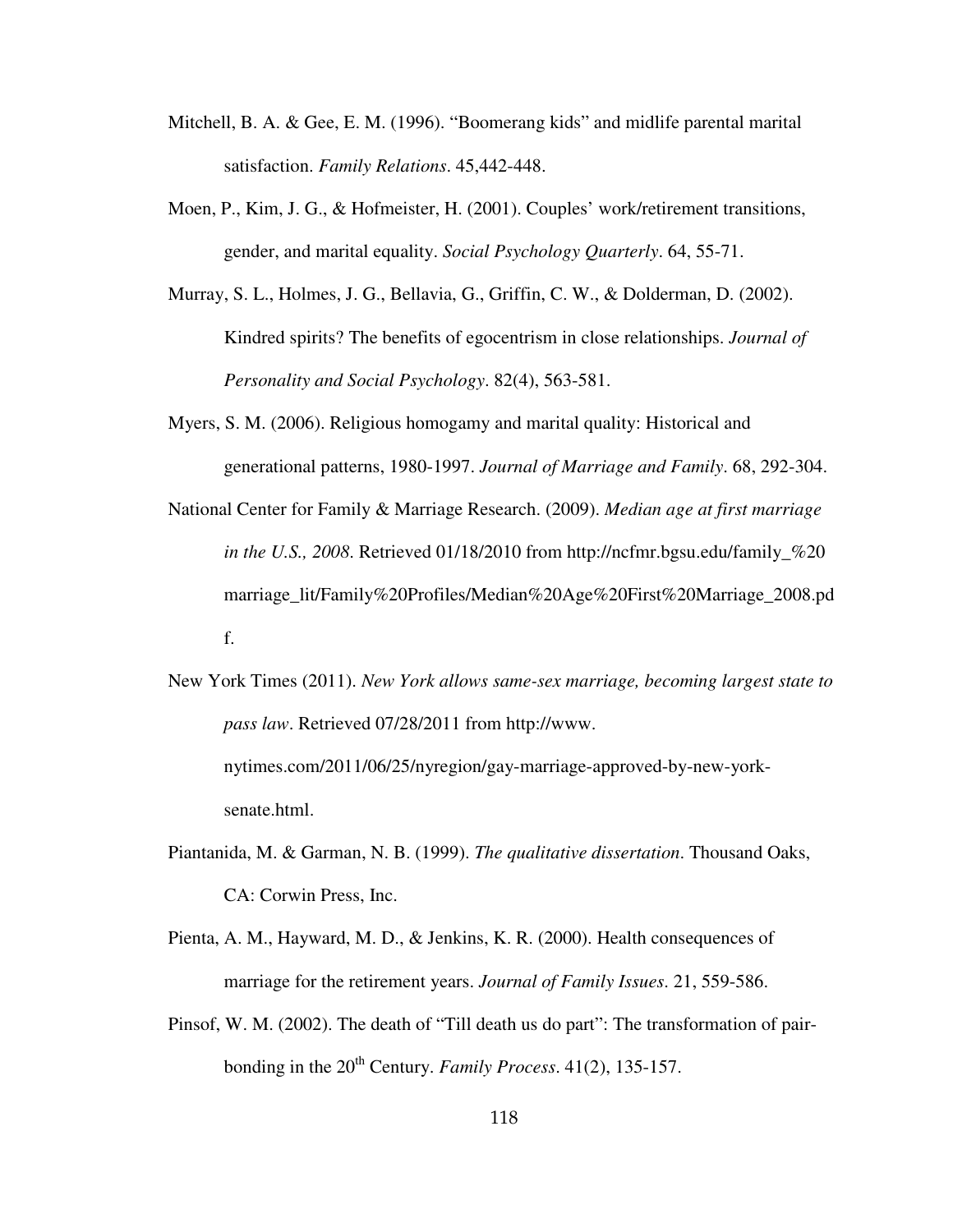Mitchell, B. A. & Gee, E. M. (1996). "Boomerang kids" and midlife parental marital satisfaction. *Family Relations*. 45,442-448.

Moen, P., Kim, J. G., & Hofmeister, H. (2001). Couples' work/retirement transitions, gender, and marital equality. *Social Psychology Quarterly*. 64, 55-71.

Murray, S. L., Holmes, J. G., Bellavia, G., Griffin, C. W., & Dolderman, D. (2002). Kindred spirits? The benefits of egocentrism in close relationships. *Journal of Personality and Social Psychology*. 82(4), 563-581.

Myers, S. M. (2006). Religious homogamy and marital quality: Historical and generational patterns, 1980-1997. *Journal of Marriage and Family*. 68, 292-304.

National Center for Family & Marriage Research. (2009). *Median age at first marriage in the U.S., 2008*. Retrieved 01/18/2010 from http://ncfmr.bgsu.edu/family_%20 marriage_lit/Family%20Profiles/Median%20Age%20First%20Marriage_2008.pdf.

New York Times (2011). *New York allows same-sex marriage, becoming largest state to pass law*. Retrieved 07/28/2011 from http://www.nytimes.com/2011/06/25/nyregion/gay-marriage-approved-by-new-york-senate.html.

Piantanida, M. & Garman, N. B. (1999). *The qualitative dissertation*. Thousand Oaks, CA: Corwin Press, Inc.

Pienta, A. M., Hayward, M. D., & Jenkins, K. R. (2000). Health consequences of marriage for the retirement years. *Journal of Family Issues*. 21, 559-586.

Pinsof, W. M. (2002). The death of "Till death us do part": The transformation of pair-bonding in the 20th Century. *Family Process*. 41(2), 135-157.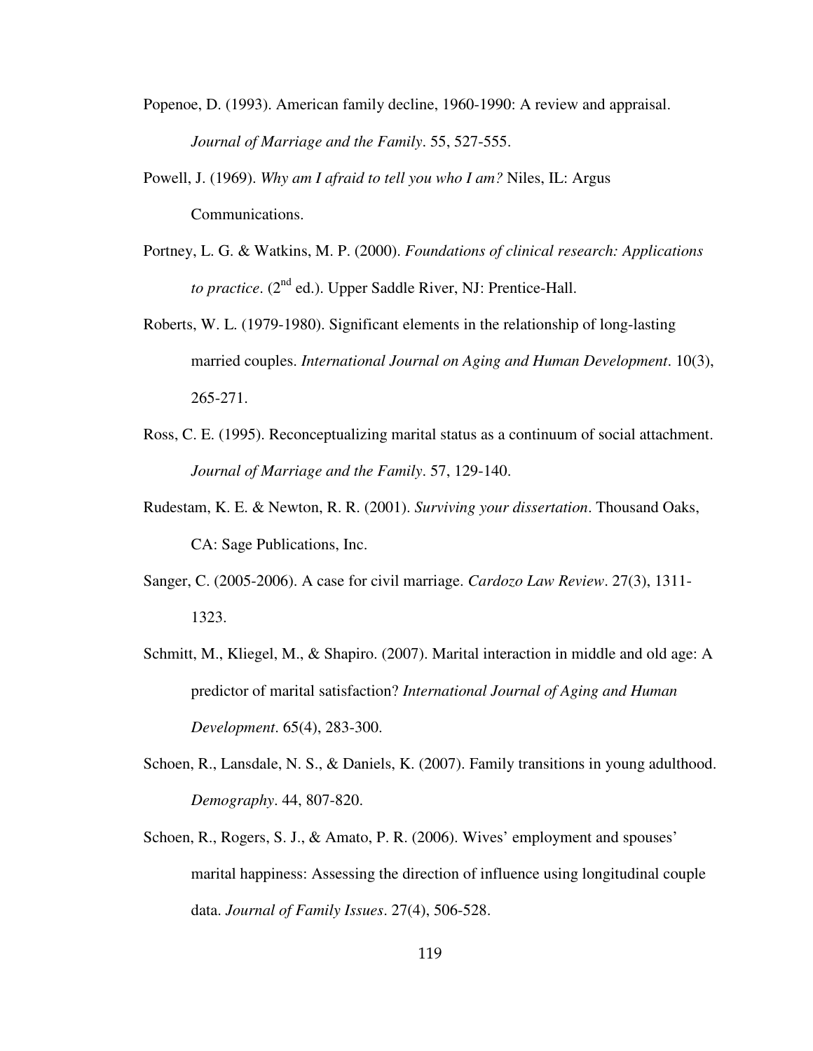Popenoe, D. (1993). American family decline, 1960-1990: A review and appraisal. *Journal of Marriage and the Family*. 55, 527-555.

Powell, J. (1969). *Why am I afraid to tell you who I am?* Niles, IL: Argus Communications.

Portney, L. G. & Watkins, M. P. (2000). *Foundations of clinical research: Applications to practice*. (2nd ed.). Upper Saddle River, NJ: Prentice-Hall.

Roberts, W. L. (1979-1980). Significant elements in the relationship of long-lasting married couples. *International Journal on Aging and Human Development*. 10(3), 265-271.

Ross, C. E. (1995). Reconceptualizing marital status as a continuum of social attachment. *Journal of Marriage and the Family*. 57, 129-140.

Rudestam, K. E. & Newton, R. R. (2001). *Surviving your dissertation*. Thousand Oaks, CA: Sage Publications, Inc.

Sanger, C. (2005-2006). A case for civil marriage. *Cardozo Law Review*. 27(3), 1311-1323.

Schmitt, M., Kliegel, M., & Shapiro. (2007). Marital interaction in middle and old age: A predictor of marital satisfaction? *International Journal of Aging and Human Development*. 65(4), 283-300.

Schoen, R., Lansdale, N. S., & Daniels, K. (2007). Family transitions in young adulthood. *Demography*. 44, 807-820.

Schoen, R., Rogers, S. J., & Amato, P. R. (2006). Wives' employment and spouses' marital happiness: Assessing the direction of influence using longitudinal couple data. *Journal of Family Issues*. 27(4), 506-528.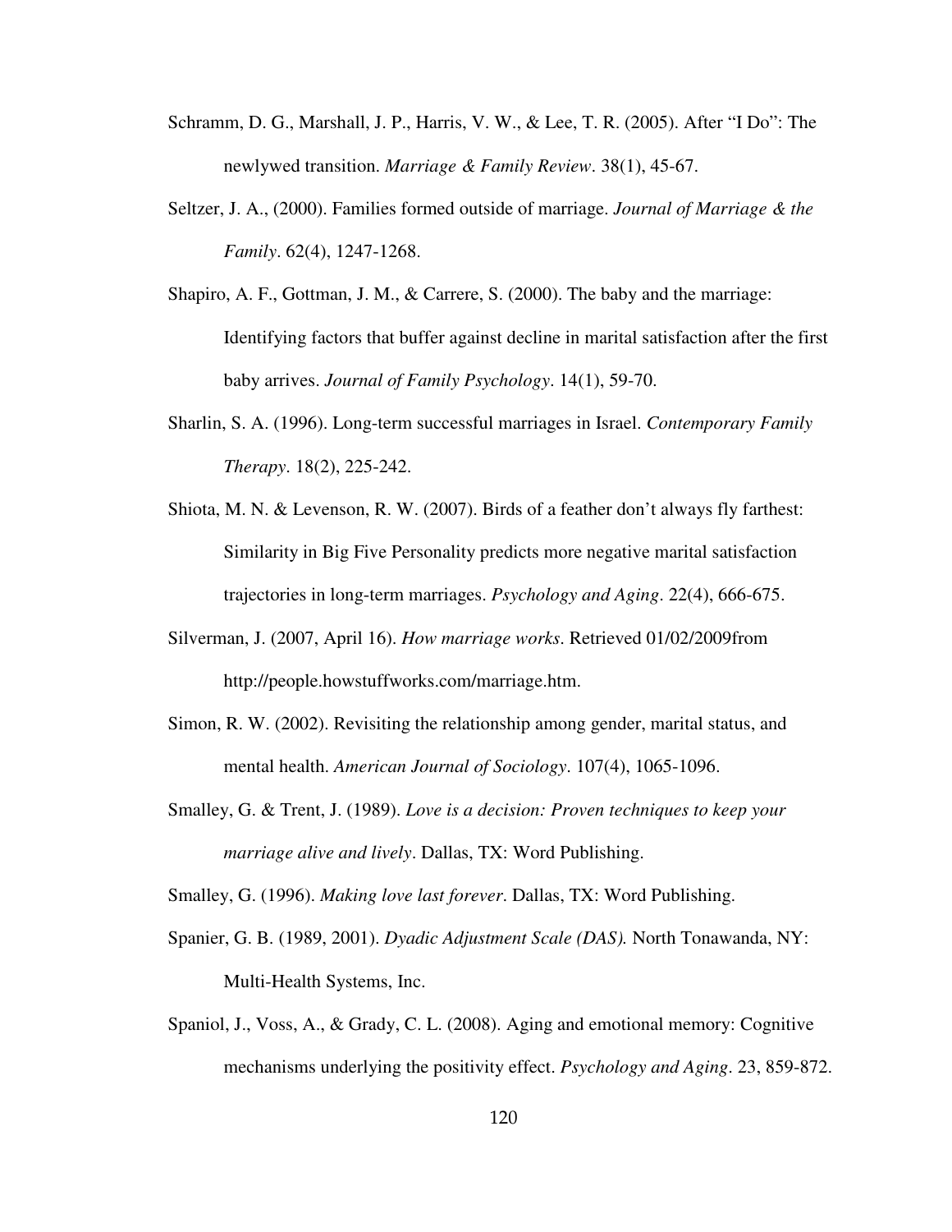Schramm, D. G., Marshall, J. P., Harris, V. W., & Lee, T. R. (2005). After "I Do": The newlywed transition. *Marriage & Family Review*. 38(1), 45-67.

Seltzer, J. A., (2000). Families formed outside of marriage. *Journal of Marriage & the Family*. 62(4), 1247-1268.

Shapiro, A. F., Gottman, J. M., & Carrere, S. (2000). The baby and the marriage: Identifying factors that buffer against decline in marital satisfaction after the first baby arrives. *Journal of Family Psychology*. 14(1), 59-70.

Sharlin, S. A. (1996). Long-term successful marriages in Israel. *Contemporary Family Therapy*. 18(2), 225-242.

Shiota, M. N. & Levenson, R. W. (2007). Birds of a feather don't always fly farthest: Similarity in Big Five Personality predicts more negative marital satisfaction trajectories in long-term marriages. *Psychology and Aging*. 22(4), 666-675.

Silverman, J. (2007, April 16). *How marriage works*. Retrieved 01/02/2009from http://people.howstuffworks.com/marriage.htm.

Simon, R. W. (2002). Revisiting the relationship among gender, marital status, and mental health. *American Journal of Sociology*. 107(4), 1065-1096.

Smalley, G. & Trent, J. (1989). *Love is a decision: Proven techniques to keep your marriage alive and lively*. Dallas, TX: Word Publishing.

Smalley, G. (1996). *Making love last forever*. Dallas, TX: Word Publishing.

Spanier, G. B. (1989, 2001). *Dyadic Adjustment Scale (DAS).* North Tonawanda, NY: Multi-Health Systems, Inc.

Spaniol, J., Voss, A., & Grady, C. L. (2008). Aging and emotional memory: Cognitive mechanisms underlying the positivity effect. *Psychology and Aging*. 23, 859-872.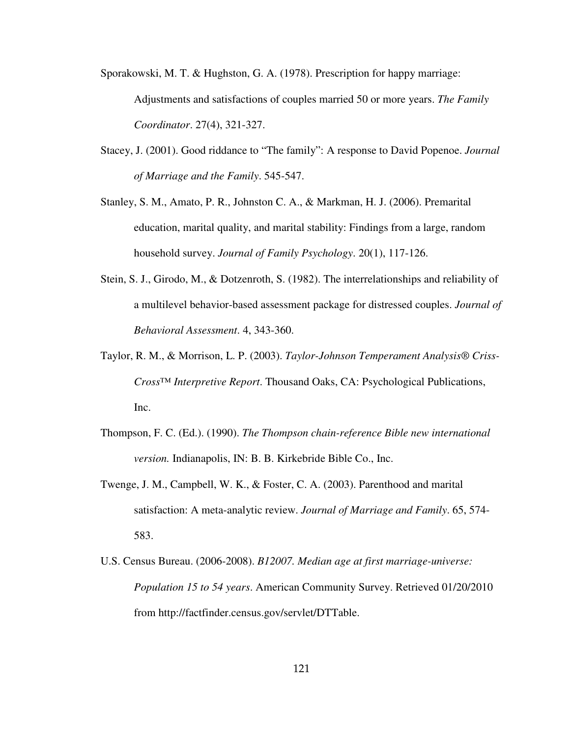Sporakowski, M. T. & Hughston, G. A. (1978). Prescription for happy marriage: Adjustments and satisfactions of couples married 50 or more years. *The Family Coordinator*. 27(4), 321-327.

Stacey, J. (2001). Good riddance to "The family": A response to David Popenoe. *Journal of Marriage and the Family*. 545-547.

Stanley, S. M., Amato, P. R., Johnston C. A., & Markman, H. J. (2006). Premarital education, marital quality, and marital stability: Findings from a large, random household survey. *Journal of Family Psychology*. 20(1), 117-126.

Stein, S. J., Girodo, M., & Dotzenroth, S. (1982). The interrelationships and reliability of a multilevel behavior-based assessment package for distressed couples. *Journal of Behavioral Assessment*. 4, 343-360.

Taylor, R. M., & Morrison, L. P. (2003). *Taylor-Johnson Temperament Analysis® Criss-Cross™ Interpretive Report*. Thousand Oaks, CA: Psychological Publications, Inc.

Thompson, F. C. (Ed.). (1990). *The Thompson chain-reference Bible new international version.* Indianapolis, IN: B. B. Kirkebride Bible Co., Inc.

Twenge, J. M., Campbell, W. K., & Foster, C. A. (2003). Parenthood and marital satisfaction: A meta-analytic review. *Journal of Marriage and Family*. 65, 574-583.

U.S. Census Bureau. (2006-2008). *B12007. Median age at first marriage-universe: Population 15 to 54 years*. American Community Survey. Retrieved 01/20/2010 from http://factfinder.census.gov/servlet/DTTable.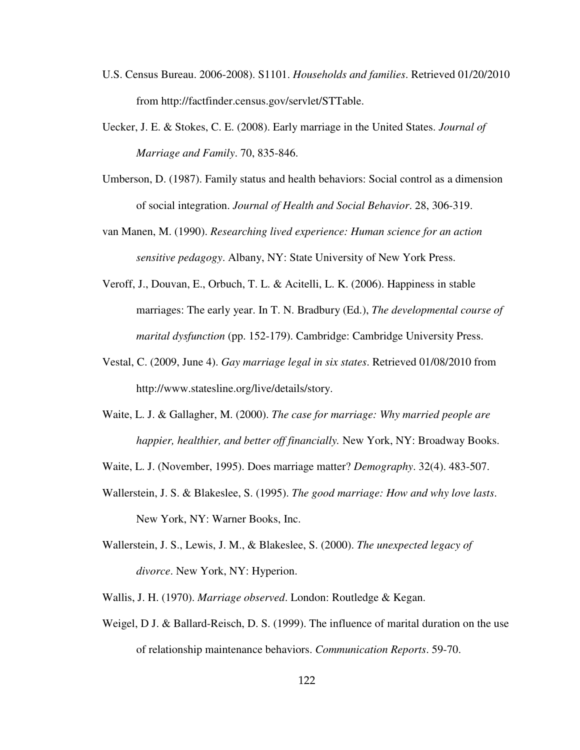U.S. Census Bureau. 2006-2008). S1101. *Households and families*. Retrieved 01/20/2010 from http://factfinder.census.gov/servlet/STTable.

Uecker, J. E. & Stokes, C. E. (2008). Early marriage in the United States. *Journal of Marriage and Family*. 70, 835-846.

Umberson, D. (1987). Family status and health behaviors: Social control as a dimension of social integration. *Journal of Health and Social Behavior*. 28, 306-319.

van Manen, M. (1990). *Researching lived experience: Human science for an action sensitive pedagogy*. Albany, NY: State University of New York Press.

Veroff, J., Douvan, E., Orbuch, T. L. & Acitelli, L. K. (2006). Happiness in stable marriages: The early year. In T. N. Bradbury (Ed.), *The developmental course of marital dysfunction* (pp. 152-179). Cambridge: Cambridge University Press.

Vestal, C. (2009, June 4). *Gay marriage legal in six states*. Retrieved 01/08/2010 from http://www.statesline.org/live/details/story.

Waite, L. J. & Gallagher, M. (2000). *The case for marriage: Why married people are happier, healthier, and better off financially.* New York, NY: Broadway Books.

Waite, L. J. (November, 1995). Does marriage matter? *Demography*. 32(4). 483-507.

Wallerstein, J. S. & Blakeslee, S. (1995). *The good marriage: How and why love lasts*. New York, NY: Warner Books, Inc.

Wallerstein, J. S., Lewis, J. M., & Blakeslee, S. (2000). *The unexpected legacy of divorce*. New York, NY: Hyperion.

Wallis, J. H. (1970). *Marriage observed*. London: Routledge & Kegan.

Weigel, D J. & Ballard-Reisch, D. S. (1999). The influence of marital duration on the use of relationship maintenance behaviors. *Communication Reports*. 59-70.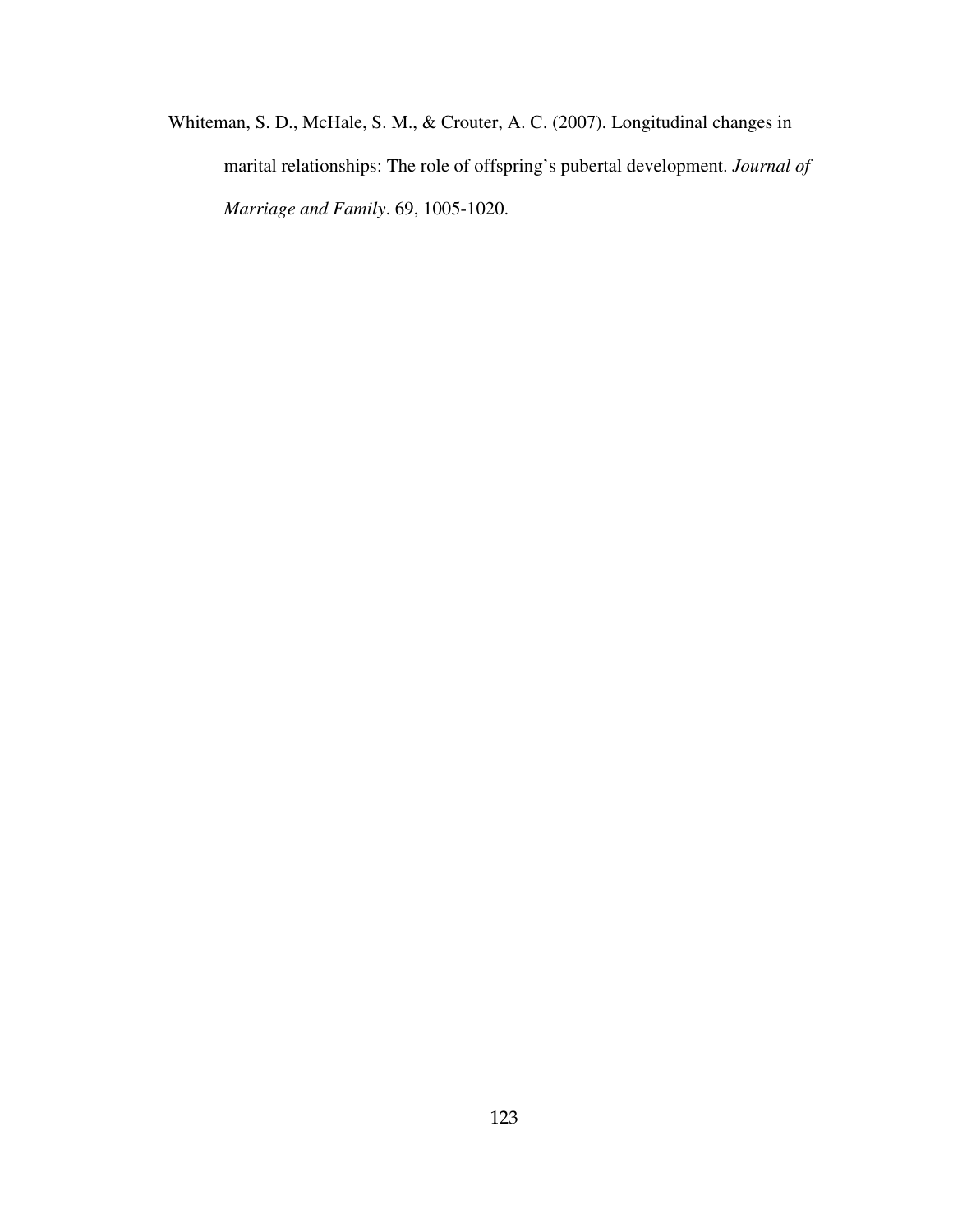Whiteman, S. D., McHale, S. M., & Crouter, A. C. (2007). Longitudinal changes in marital relationships: The role of offspring's pubertal development. *Journal of Marriage and Family*. 69, 1005-1020.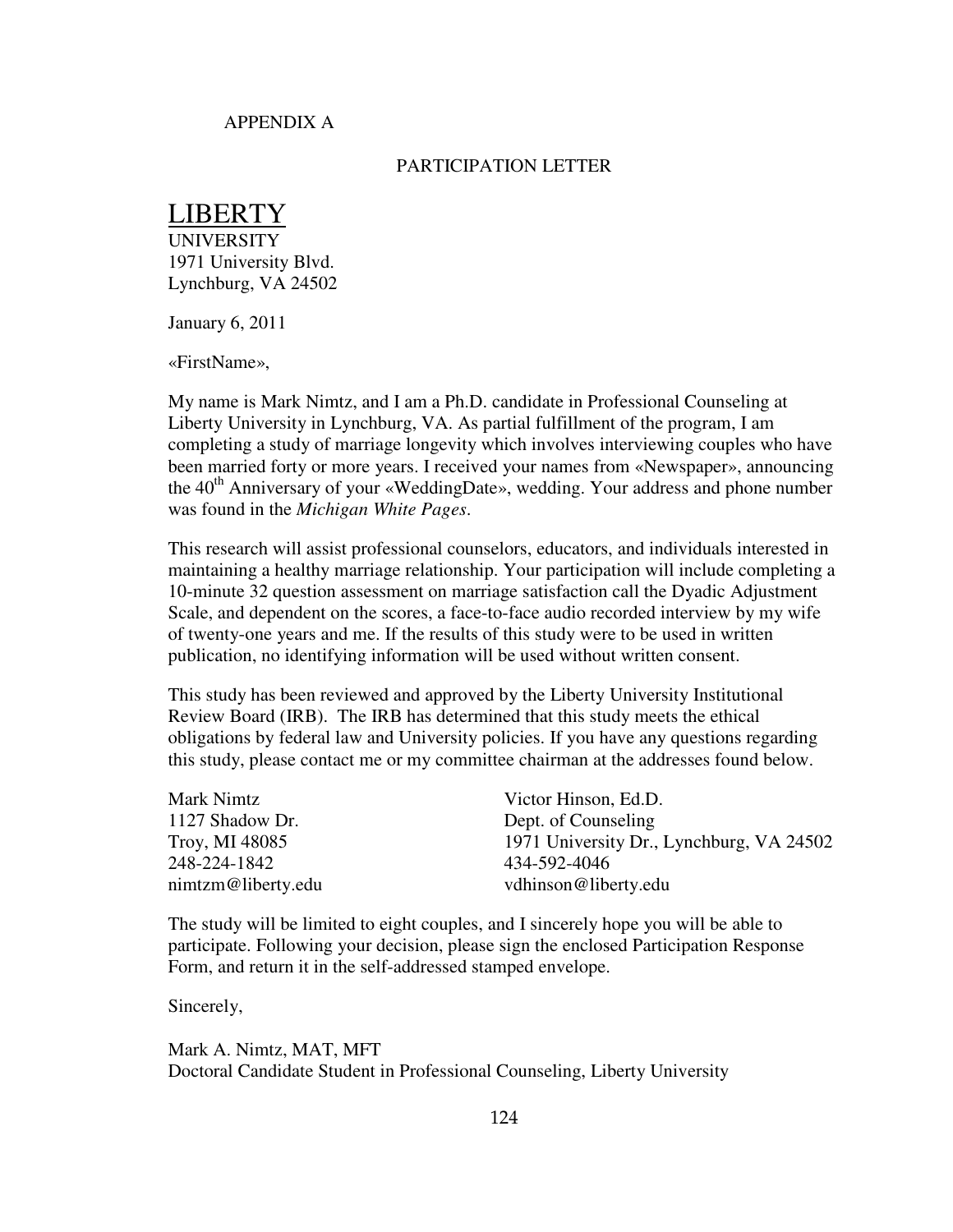APPENDIX A

PARTICIPATION LETTER

LIBERTY
UNIVERSITY
1971 University Blvd.
Lynchburg, VA 24502

January 6, 2011

«FirstName»,

My name is Mark Nimtz, and I am a Ph.D. candidate in Professional Counseling at Liberty University in Lynchburg, VA. As partial fulfillment of the program, I am completing a study of marriage longevity which involves interviewing couples who have been married forty or more years. I received your names from «Newspaper», announcing the 40th Anniversary of your «WeddingDate», wedding. Your address and phone number was found in the *Michigan White Pages*.

This research will assist professional counselors, educators, and individuals interested in maintaining a healthy marriage relationship. Your participation will include completing a 10-minute 32 question assessment on marriage satisfaction call the Dyadic Adjustment Scale, and dependent on the scores, a face-to-face audio recorded interview by my wife of twenty-one years and me. If the results of this study were to be used in written publication, no identifying information will be used without written consent.

This study has been reviewed and approved by the Liberty University Institutional Review Board (IRB). The IRB has determined that this study meets the ethical obligations by federal law and University policies. If you have any questions regarding this study, please contact me or my committee chairman at the addresses found below.

Mark Nimtz
1127 Shadow Dr.
Troy, MI 48085
248-224-1842
nimtzm@liberty.edu

Victor Hinson, Ed.D.
Dept. of Counseling
1971 University Dr., Lynchburg, VA 24502
434-592-4046
vdhinson@liberty.edu

The study will be limited to eight couples, and I sincerely hope you will be able to participate. Following your decision, please sign the enclosed Participation Response Form, and return it in the self-addressed stamped envelope.

Sincerely,

Mark A. Nimtz, MAT, MFT
Doctoral Candidate Student in Professional Counseling, Liberty University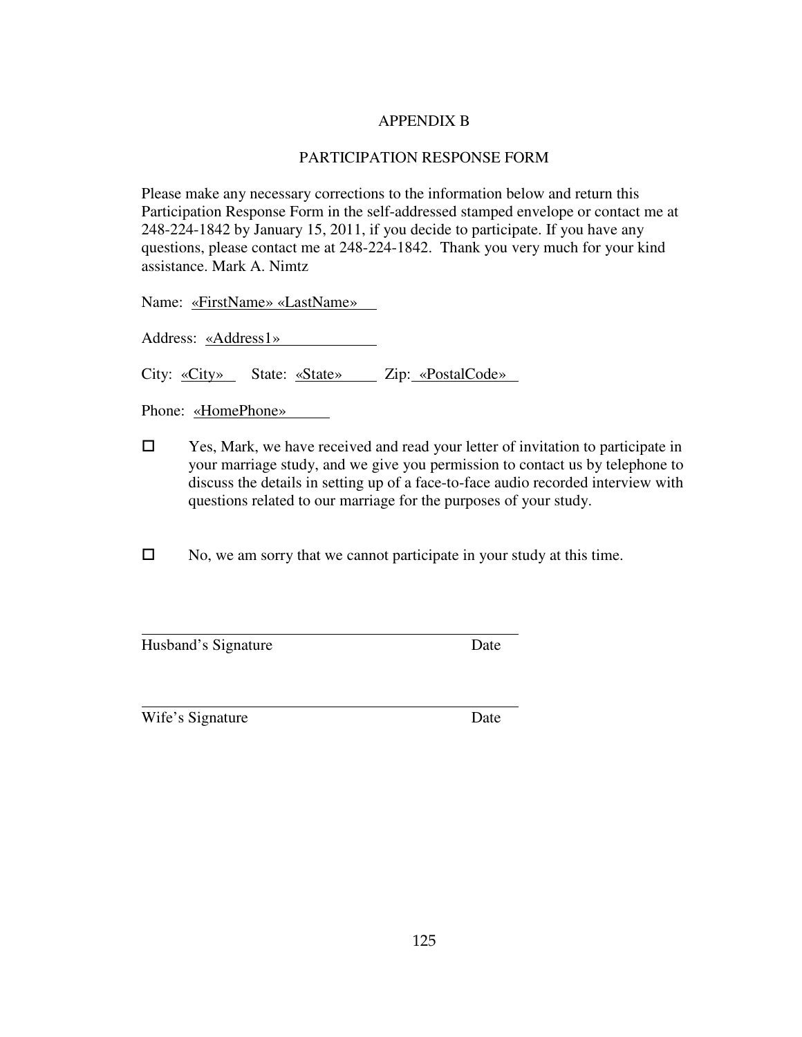# APPENDIX B

## PARTICIPATION RESPONSE FORM

Please make any necessary corrections to the information below and return this Participation Response Form in the self-addressed stamped envelope or contact me at 248-224-1842 by January 15, 2011, if you decide to participate. If you have any questions, please contact me at 248-224-1842. Thank you very much for your kind assistance. Mark A. Nimtz

Name: «FirstName» «LastName»

Address: «Address1»

City: «City» State: «State» Zip: «PostalCode»

Phone: «HomePhone»

☐ Yes, Mark, we have received and read your letter of invitation to participate in your marriage study, and we give you permission to contact us by telephone to discuss the details in setting up of a face-to-face audio recorded interview with questions related to our marriage for the purposes of your study.

☐ No, we am sorry that we cannot participate in your study at this time.

\_\_\_\_\_\_\_\_\_\_\_\_\_\_\_\_\_\_\_\_\_\_\_\_\_\_\_\_\_\_\_\_\_\_\_\_\_\_\_\_\_\_\_\_

Husband's Signature Date

\_\_\_\_\_\_\_\_\_\_\_\_\_\_\_\_\_\_\_\_\_\_\_\_\_\_\_\_\_\_\_\_\_\_\_\_\_\_\_\_\_\_\_\_

Wife's Signature Date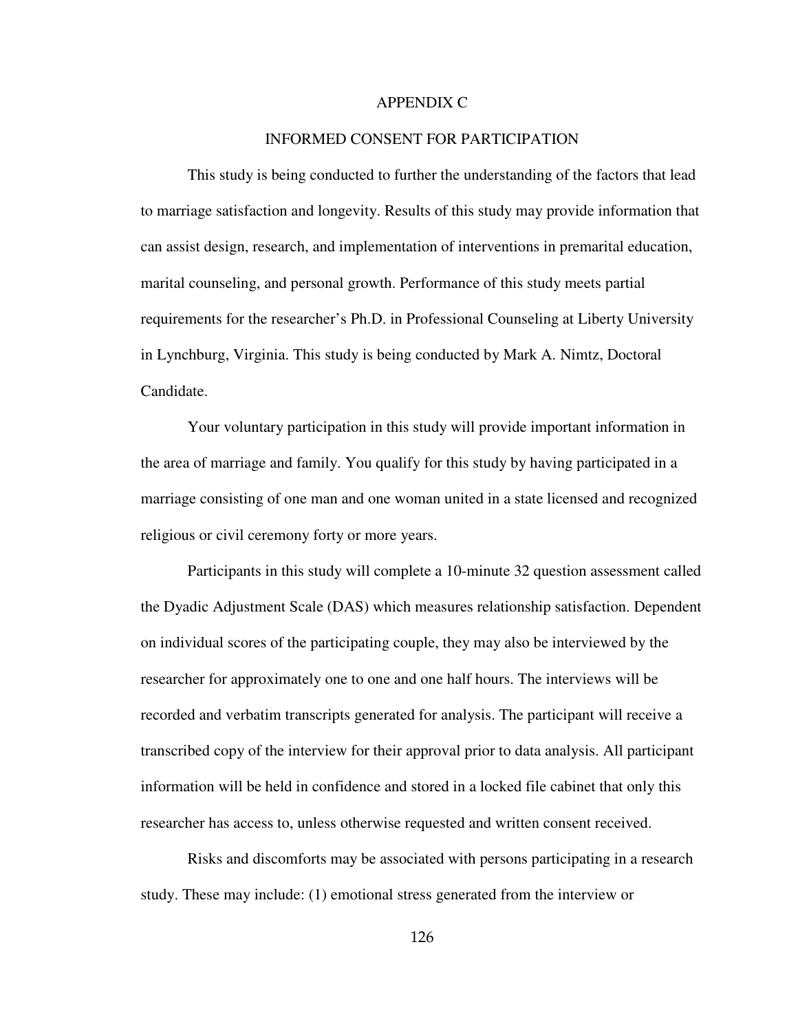# APPENDIX C

## INFORMED CONSENT FOR PARTICIPATION

This study is being conducted to further the understanding of the factors that lead to marriage satisfaction and longevity. Results of this study may provide information that can assist design, research, and implementation of interventions in premarital education, marital counseling, and personal growth. Performance of this study meets partial requirements for the researcher's Ph.D. in Professional Counseling at Liberty University in Lynchburg, Virginia. This study is being conducted by Mark A. Nimtz, Doctoral Candidate.

Your voluntary participation in this study will provide important information in the area of marriage and family. You qualify for this study by having participated in a marriage consisting of one man and one woman united in a state licensed and recognized religious or civil ceremony forty or more years.

Participants in this study will complete a 10-minute 32 question assessment called the Dyadic Adjustment Scale (DAS) which measures relationship satisfaction. Dependent on individual scores of the participating couple, they may also be interviewed by the researcher for approximately one to one and one half hours. The interviews will be recorded and verbatim transcripts generated for analysis. The participant will receive a transcribed copy of the interview for their approval prior to data analysis. All participant information will be held in confidence and stored in a locked file cabinet that only this researcher has access to, unless otherwise requested and written consent received.

Risks and discomforts may be associated with persons participating in a research study. These may include: (1) emotional stress generated from the interview or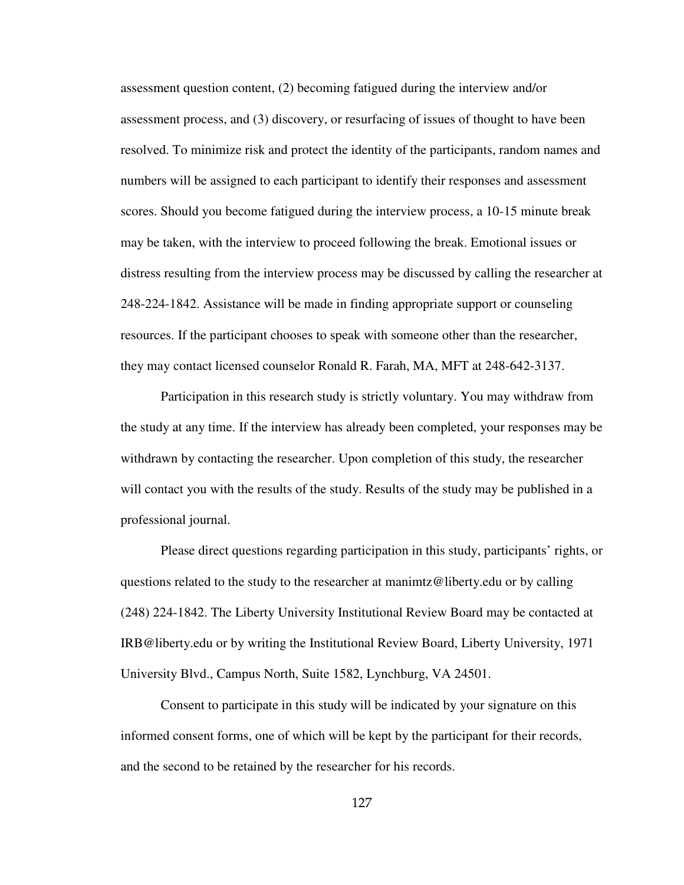assessment question content, (2) becoming fatigued during the interview and/or assessment process, and (3) discovery, or resurfacing of issues of thought to have been resolved. To minimize risk and protect the identity of the participants, random names and numbers will be assigned to each participant to identify their responses and assessment scores. Should you become fatigued during the interview process, a 10-15 minute break may be taken, with the interview to proceed following the break. Emotional issues or distress resulting from the interview process may be discussed by calling the researcher at 248-224-1842. Assistance will be made in finding appropriate support or counseling resources. If the participant chooses to speak with someone other than the researcher, they may contact licensed counselor Ronald R. Farah, MA, MFT at 248-642-3137.

Participation in this research study is strictly voluntary. You may withdraw from the study at any time. If the interview has already been completed, your responses may be withdrawn by contacting the researcher. Upon completion of this study, the researcher will contact you with the results of the study. Results of the study may be published in a professional journal.

Please direct questions regarding participation in this study, participants' rights, or questions related to the study to the researcher at manimtz@liberty.edu or by calling (248) 224-1842. The Liberty University Institutional Review Board may be contacted at IRB@liberty.edu or by writing the Institutional Review Board, Liberty University, 1971 University Blvd., Campus North, Suite 1582, Lynchburg, VA 24501.

Consent to participate in this study will be indicated by your signature on this informed consent forms, one of which will be kept by the participant for their records, and the second to be retained by the researcher for his records.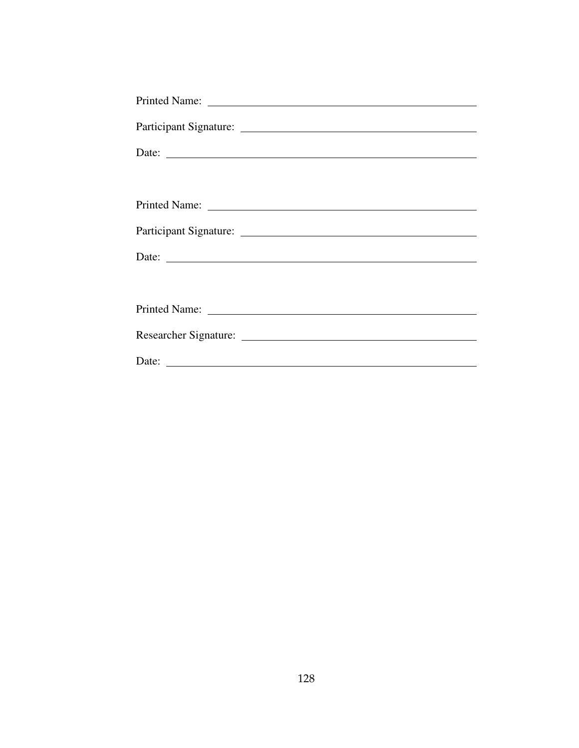Printed Name: ______________________________________________

Participant Signature: ________________________________________

Date: ____________________________________________________

Printed Name: ______________________________________________

Participant Signature: ________________________________________

Date: ____________________________________________________

Printed Name: ______________________________________________

Researcher Signature: ________________________________________

Date: ____________________________________________________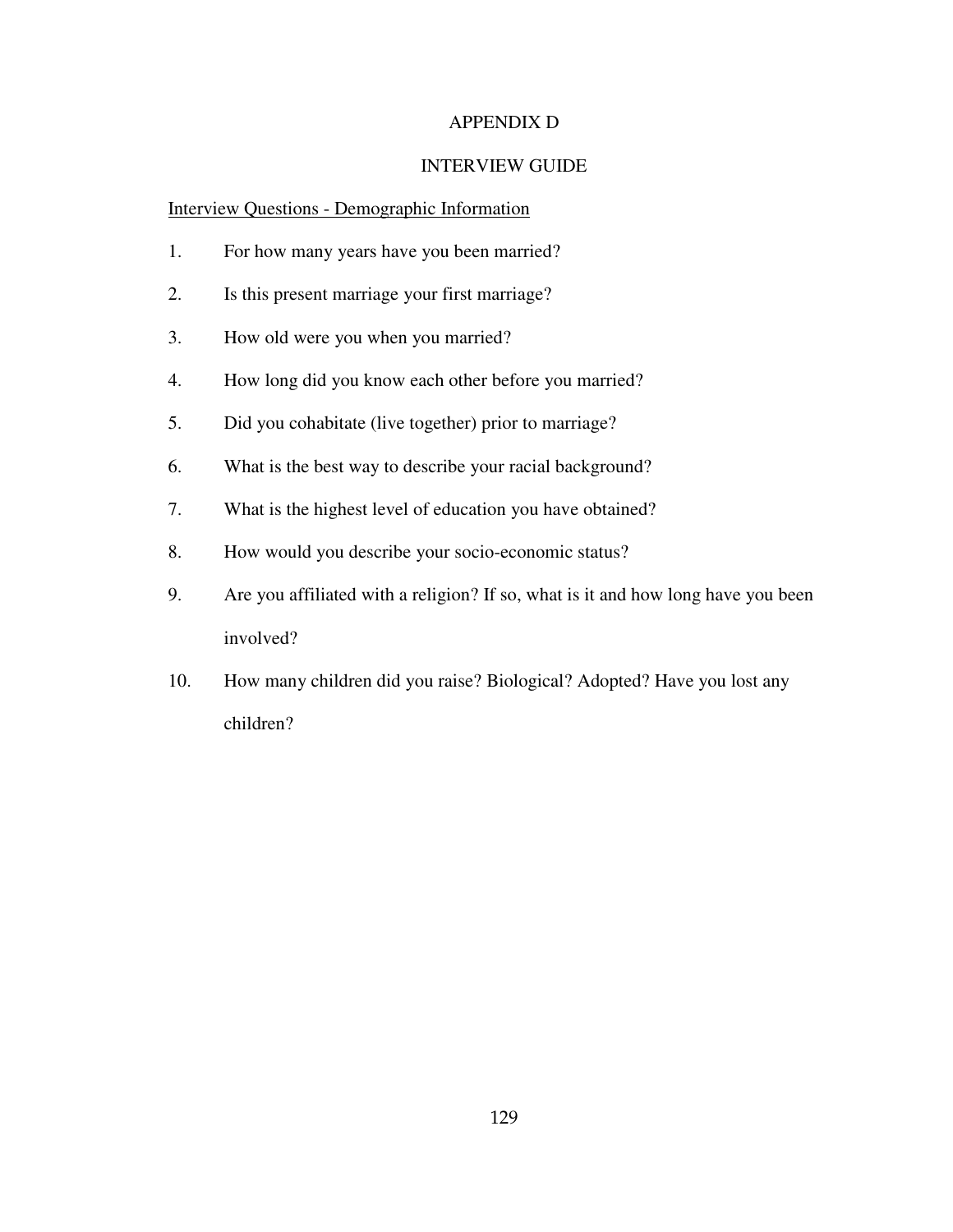# APPENDIX D

## INTERVIEW GUIDE

<u>Interview Questions - Demographic Information</u>

1. For how many years have you been married?
2. Is this present marriage your first marriage?
3. How old were you when you married?
4. How long did you know each other before you married?
5. Did you cohabitate (live together) prior to marriage?
6. What is the best way to describe your racial background?
7. What is the highest level of education you have obtained?
8. How would you describe your socio-economic status?
9. Are you affiliated with a religion? If so, what is it and how long have you been involved?
10. How many children did you raise? Biological? Adopted? Have you lost any children?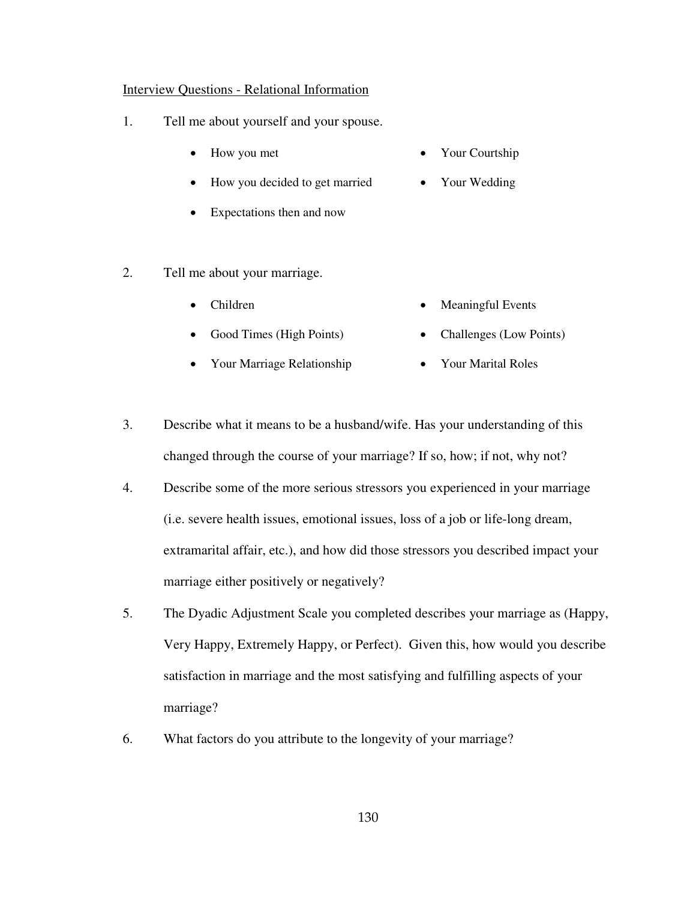Interview Questions - Relational Information

1. Tell me about yourself and your spouse.
   - How you met
   - Your Courtship
   - How you decided to get married
   - Your Wedding
   - Expectations then and now

2. Tell me about your marriage.
   - Children
   - Meaningful Events
   - Good Times (High Points)
   - Challenges (Low Points)
   - Your Marriage Relationship
   - Your Marital Roles

3. Describe what it means to be a husband/wife. Has your understanding of this changed through the course of your marriage? If so, how; if not, why not?

4. Describe some of the more serious stressors you experienced in your marriage (i.e. severe health issues, emotional issues, loss of a job or life-long dream, extramarital affair, etc.), and how did those stressors you described impact your marriage either positively or negatively?

5. The Dyadic Adjustment Scale you completed describes your marriage as (Happy, Very Happy, Extremely Happy, or Perfect). Given this, how would you describe satisfaction in marriage and the most satisfying and fulfilling aspects of your marriage?

6. What factors do you attribute to the longevity of your marriage?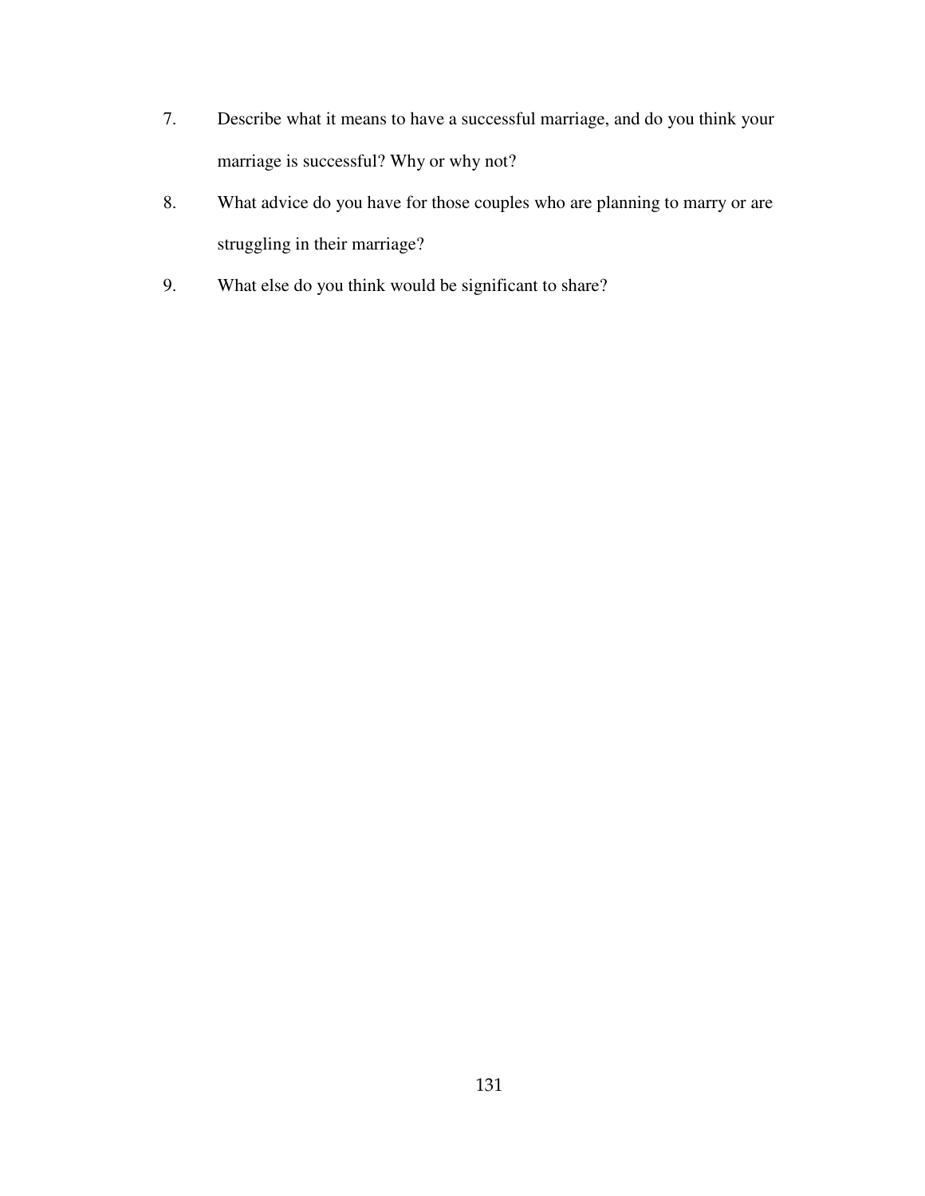7. Describe what it means to have a successful marriage, and do you think your marriage is successful? Why or why not?
8. What advice do you have for those couples who are planning to marry or are struggling in their marriage?
9. What else do you think would be significant to share?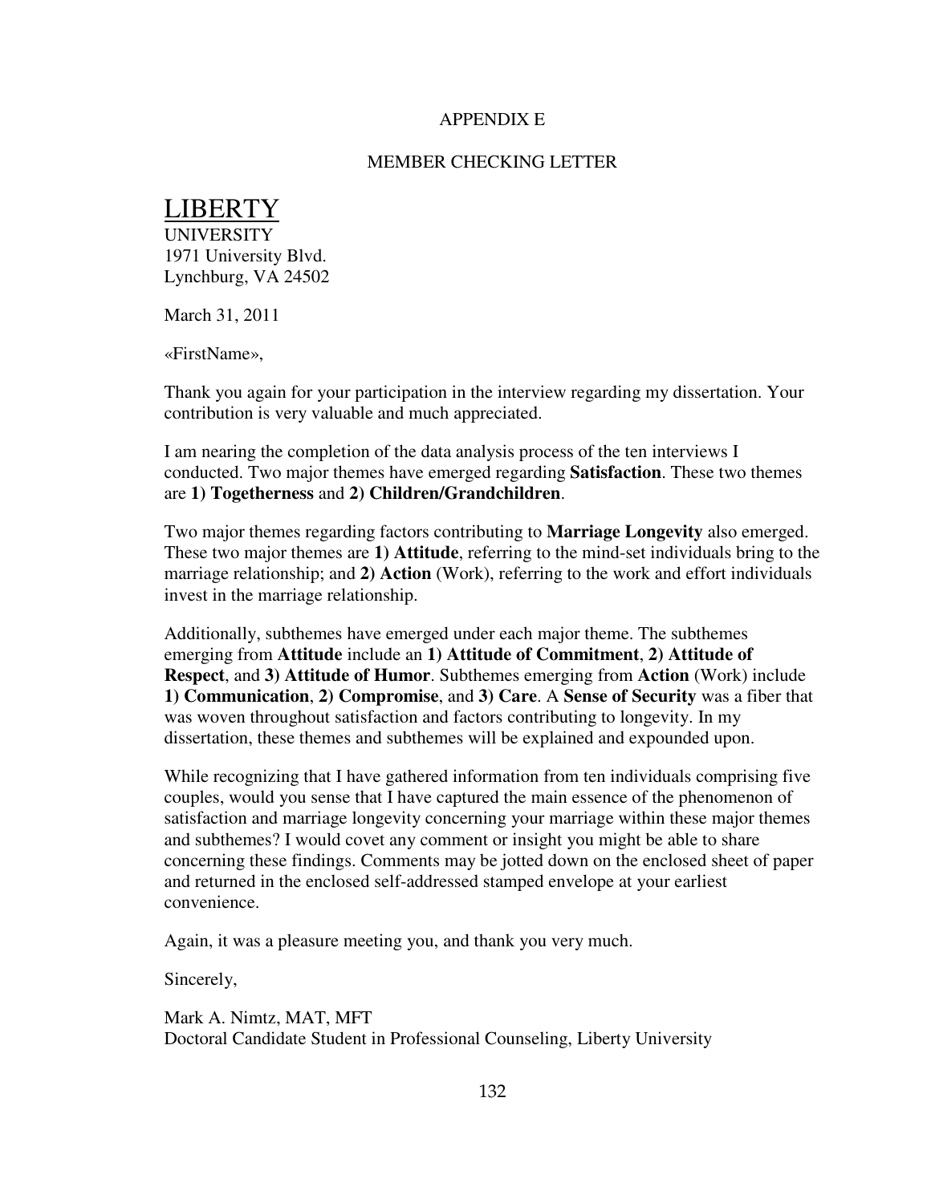APPENDIX E

MEMBER CHECKING LETTER

LIBERTY
UNIVERSITY
1971 University Blvd.
Lynchburg, VA 24502

March 31, 2011

«FirstName»,

Thank you again for your participation in the interview regarding my dissertation. Your contribution is very valuable and much appreciated.

I am nearing the completion of the data analysis process of the ten interviews I conducted. Two major themes have emerged regarding **Satisfaction**. These two themes are **1) Togetherness** and **2) Children/Grandchildren**.

Two major themes regarding factors contributing to **Marriage Longevity** also emerged. These two major themes are **1) Attitude**, referring to the mind-set individuals bring to the marriage relationship; and **2) Action** (Work), referring to the work and effort individuals invest in the marriage relationship.

Additionally, subthemes have emerged under each major theme. The subthemes emerging from **Attitude** include an **1) Attitude of Commitment**, **2) Attitude of Respect**, and **3) Attitude of Humor**. Subthemes emerging from **Action** (Work) include **1) Communication**, **2) Compromise**, and **3) Care**. A **Sense of Security** was a fiber that was woven throughout satisfaction and factors contributing to longevity. In my dissertation, these themes and subthemes will be explained and expounded upon.

While recognizing that I have gathered information from ten individuals comprising five couples, would you sense that I have captured the main essence of the phenomenon of satisfaction and marriage longevity concerning your marriage within these major themes and subthemes? I would covet any comment or insight you might be able to share concerning these findings. Comments may be jotted down on the enclosed sheet of paper and returned in the enclosed self-addressed stamped envelope at your earliest convenience.

Again, it was a pleasure meeting you, and thank you very much.

Sincerely,

Mark A. Nimtz, MAT, MFT
Doctoral Candidate Student in Professional Counseling, Liberty University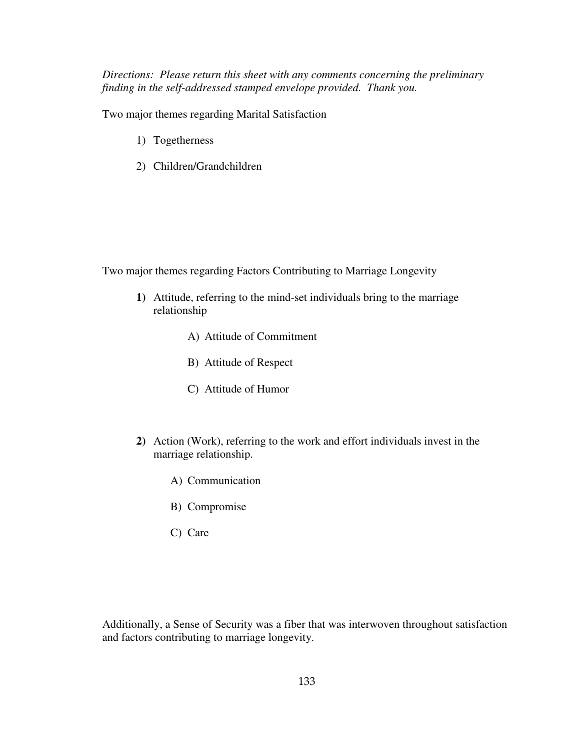*Directions: Please return this sheet with any comments concerning the preliminary finding in the self-addressed stamped envelope provided. Thank you.*

Two major themes regarding Marital Satisfaction

1) Togetherness
2) Children/Grandchildren

Two major themes regarding Factors Contributing to Marriage Longevity

**1)** Attitude, referring to the mind-set individuals bring to the marriage relationship

   A) Attitude of Commitment

   B) Attitude of Respect

   C) Attitude of Humor

**2)** Action (Work), referring to the work and effort individuals invest in the marriage relationship.

   A) Communication

   B) Compromise

   C) Care

Additionally, a Sense of Security was a fiber that was interwoven throughout satisfaction and factors contributing to marriage longevity.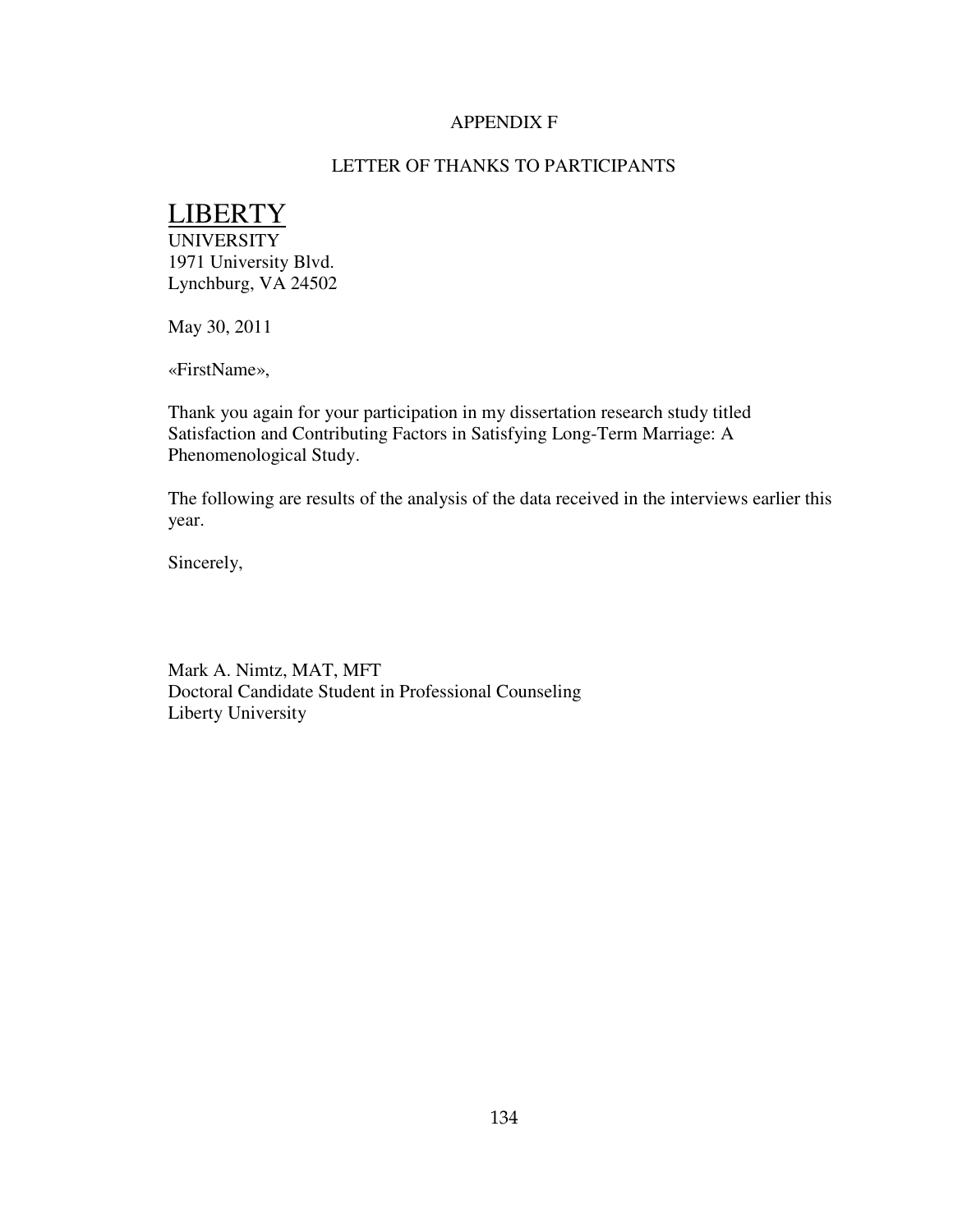APPENDIX F

LETTER OF THANKS TO PARTICIPANTS

LIBERTY
UNIVERSITY
1971 University Blvd.
Lynchburg, VA 24502

May 30, 2011

«FirstName»,

Thank you again for your participation in my dissertation research study titled Satisfaction and Contributing Factors in Satisfying Long-Term Marriage: A Phenomenological Study.

The following are results of the analysis of the data received in the interviews earlier this year.

Sincerely,

Mark A. Nimtz, MAT, MFT
Doctoral Candidate Student in Professional Counseling
Liberty University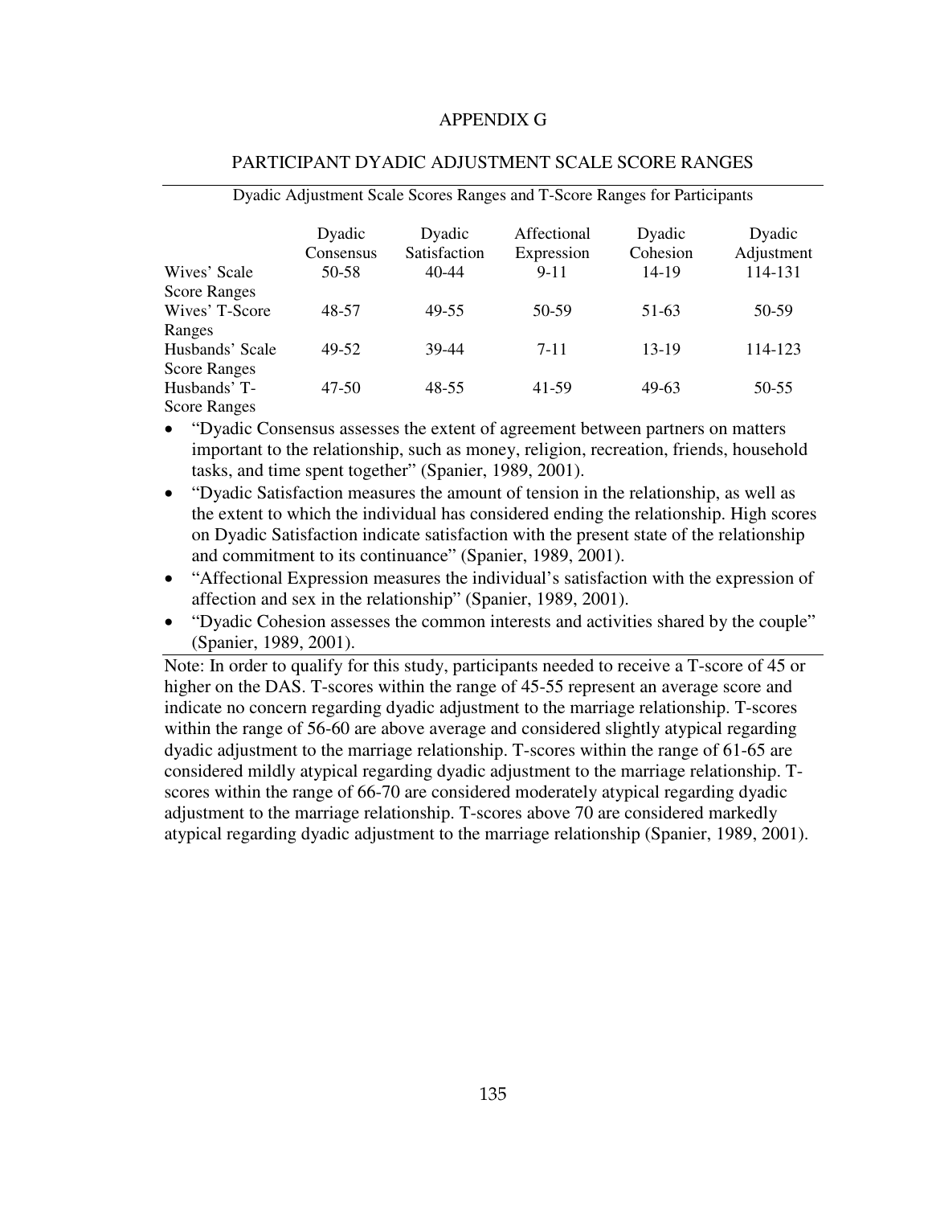# APPENDIX G

## PARTICIPANT DYADIC ADJUSTMENT SCALE SCORE RANGES

Dyadic Adjustment Scale Scores Ranges and T-Score Ranges for Participants

| | Dyadic Consensus | Dyadic Satisfaction | Affectional Expression | Dyadic Cohesion | Dyadic Adjustment |
|---|---|---|---|---|---|
| Wives' Scale Score Ranges | 50-58 | 40-44 | 9-11 | 14-19 | 114-131 |
| Wives' T-Score Ranges | 48-57 | 49-55 | 50-59 | 51-63 | 50-59 |
| Husbands' Scale Score Ranges | 49-52 | 39-44 | 7-11 | 13-19 | 114-123 |
| Husbands' T-Score Ranges | 47-50 | 48-55 | 41-59 | 49-63 | 50-55 |

- "Dyadic Consensus assesses the extent of agreement between partners on matters important to the relationship, such as money, religion, recreation, friends, household tasks, and time spent together" (Spanier, 1989, 2001).
- "Dyadic Satisfaction measures the amount of tension in the relationship, as well as the extent to which the individual has considered ending the relationship. High scores on Dyadic Satisfaction indicate satisfaction with the present state of the relationship and commitment to its continuance" (Spanier, 1989, 2001).
- "Affectional Expression measures the individual's satisfaction with the expression of affection and sex in the relationship" (Spanier, 1989, 2001).
- "Dyadic Cohesion assesses the common interests and activities shared by the couple" (Spanier, 1989, 2001).

Note: In order to qualify for this study, participants needed to receive a T-score of 45 or higher on the DAS. T-scores within the range of 45-55 represent an average score and indicate no concern regarding dyadic adjustment to the marriage relationship. T-scores within the range of 56-60 are above average and considered slightly atypical regarding dyadic adjustment to the marriage relationship. T-scores within the range of 61-65 are considered mildly atypical regarding dyadic adjustment to the marriage relationship. T-scores within the range of 66-70 are considered moderately atypical regarding dyadic adjustment to the marriage relationship. T-scores above 70 are considered markedly atypical regarding dyadic adjustment to the marriage relationship (Spanier, 1989, 2001).